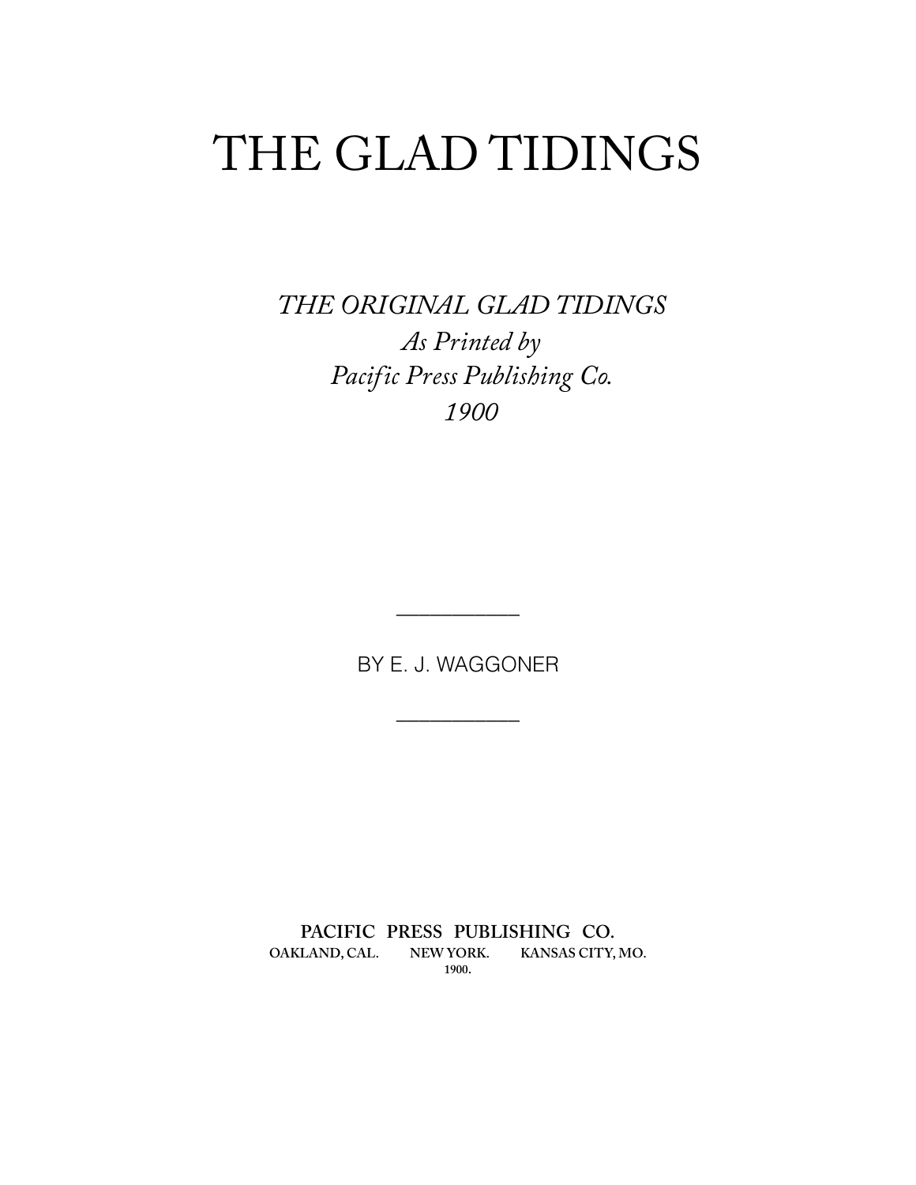# THE GLAD TIDINGS

*THE ORIGINAL GLAD TIDINGS*
*As Printed by*
*Pacific Press Publishing Co.*
*1900*

---

BY E. J. WAGGONER

---

**PACIFIC PRESS PUBLISHING CO.**
**OAKLAND, CAL. NEW YORK. KANSAS CITY, MO.**
**1900.**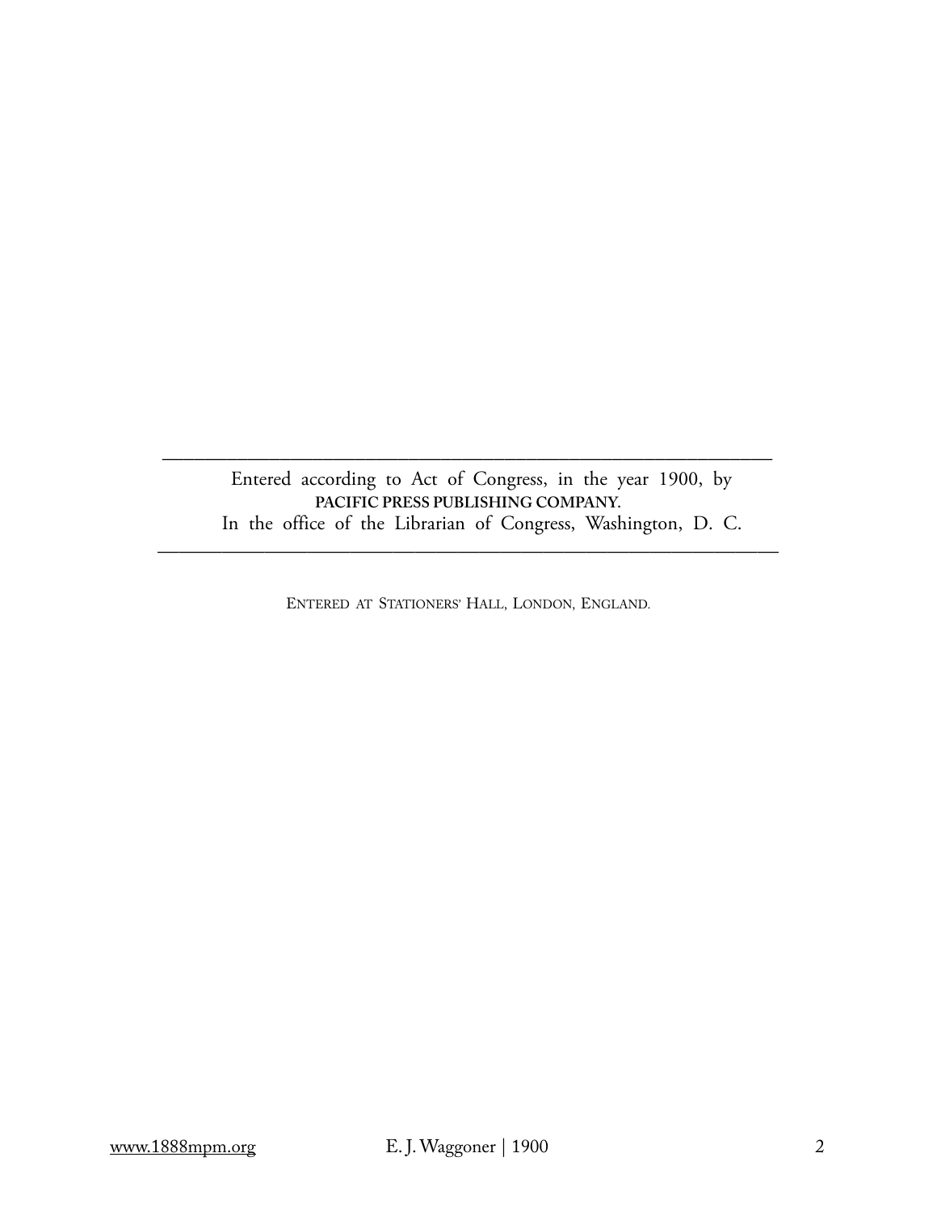---

Entered according to Act of Congress, in the year 1900, by
**PACIFIC PRESS PUBLISHING COMPANY.**
In the office of the Librarian of Congress, Washington, D. C.

---

ENTERED AT STATIONERS' HALL, LONDON, ENGLAND.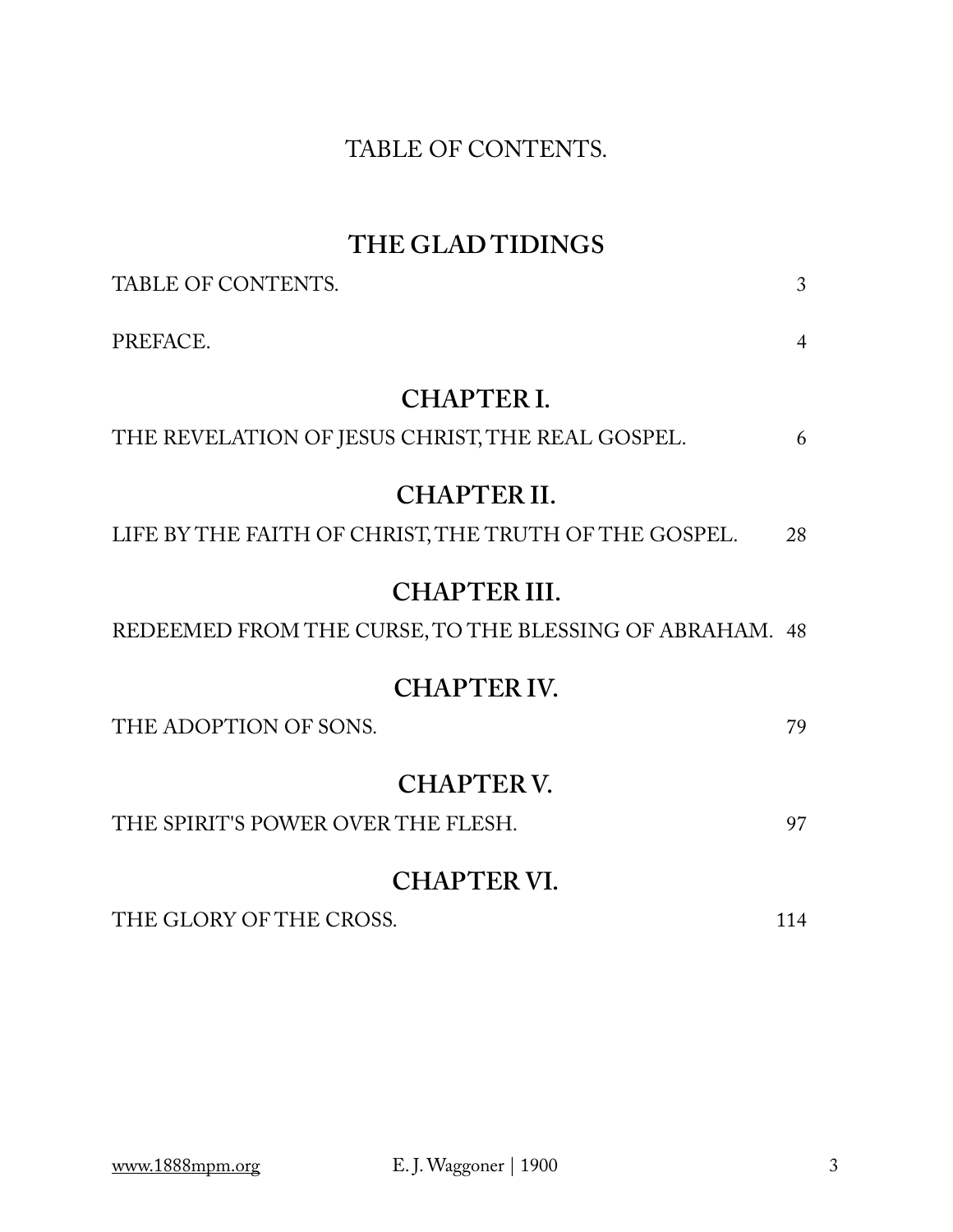TABLE OF CONTENTS.

# THE GLAD TIDINGS

| | |
|---|---|
| TABLE OF CONTENTS. | 3 |
| PREFACE. | 4 |

## CHAPTER I.

| | |
|---|---|
| THE REVELATION OF JESUS CHRIST, THE REAL GOSPEL. | 6 |

## CHAPTER II.

| | |
|---|---|
| LIFE BY THE FAITH OF CHRIST, THE TRUTH OF THE GOSPEL. | 28 |

## CHAPTER III.

| | |
|---|---|
| REDEEMED FROM THE CURSE, TO THE BLESSING OF ABRAHAM. | 48 |

## CHAPTER IV.

| | |
|---|---|
| THE ADOPTION OF SONS. | 79 |

## CHAPTER V.

| | |
|---|---|
| THE SPIRIT'S POWER OVER THE FLESH. | 97 |

## CHAPTER VI.

| | |
|---|---|
| THE GLORY OF THE CROSS. | 114 |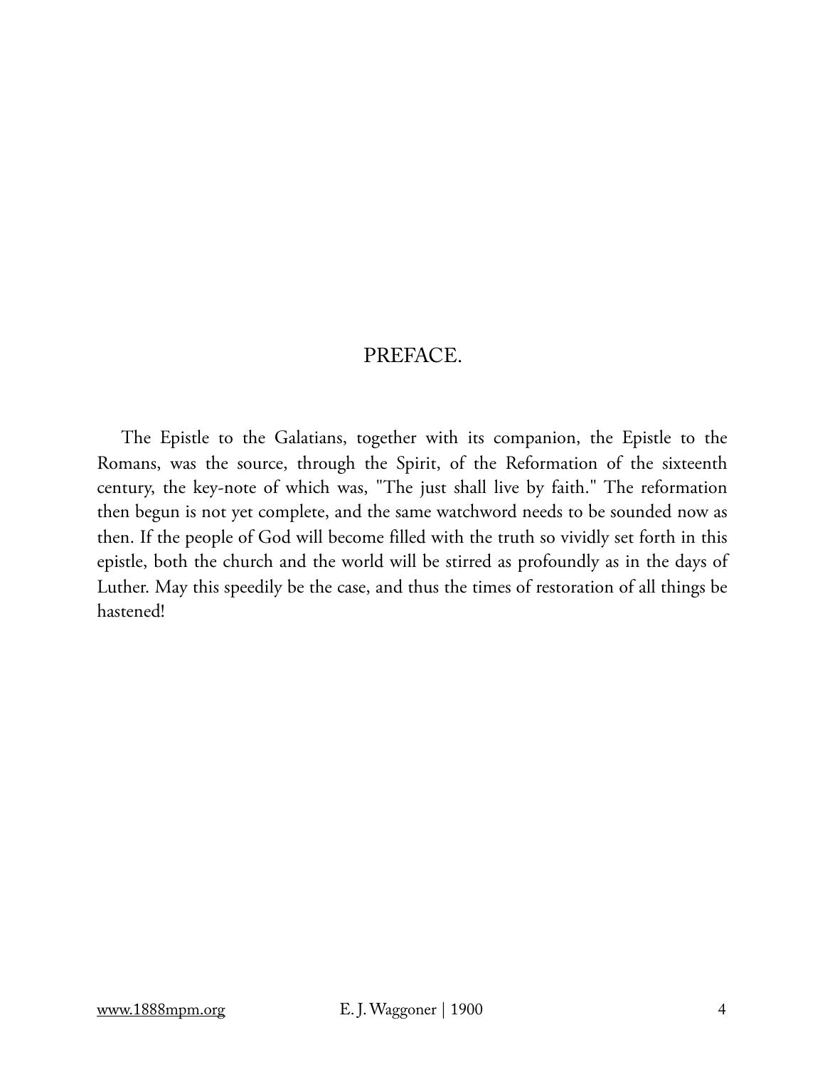## PREFACE.

The Epistle to the Galatians, together with its companion, the Epistle to the Romans, was the source, through the Spirit, of the Reformation of the sixteenth century, the key-note of which was, "The just shall live by faith." The reformation then begun is not yet complete, and the same watchword needs to be sounded now as then. If the people of God will become filled with the truth so vividly set forth in this epistle, both the church and the world will be stirred as profoundly as in the days of Luther. May this speedily be the case, and thus the times of restoration of all things be hastened!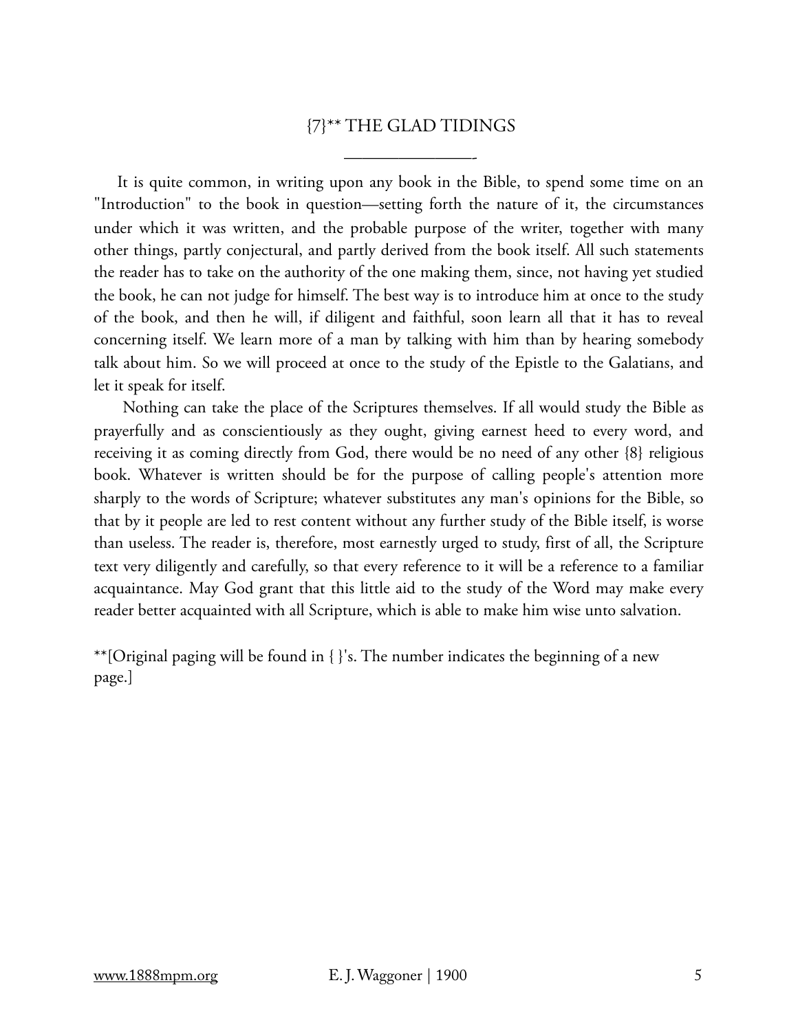# {7}** THE GLAD TIDINGS

It is quite common, in writing upon any book in the Bible, to spend some time on an "Introduction" to the book in question—setting forth the nature of it, the circumstances under which it was written, and the probable purpose of the writer, together with many other things, partly conjectural, and partly derived from the book itself. All such statements the reader has to take on the authority of the one making them, since, not having yet studied the book, he can not judge for himself. The best way is to introduce him at once to the study of the book, and then he will, if diligent and faithful, soon learn all that it has to reveal concerning itself. We learn more of a man by talking with him than by hearing somebody talk about him. So we will proceed at once to the study of the Epistle to the Galatians, and let it speak for itself.

Nothing can take the place of the Scriptures themselves. If all would study the Bible as prayerfully and as conscientiously as they ought, giving earnest heed to every word, and receiving it as coming directly from God, there would be no need of any other {8} religious book. Whatever is written should be for the purpose of calling people's attention more sharply to the words of Scripture; whatever substitutes any man's opinions for the Bible, so that by it people are led to rest content without any further study of the Bible itself, is worse than useless. The reader is, therefore, most earnestly urged to study, first of all, the Scripture text very diligently and carefully, so that every reference to it will be a reference to a familiar acquaintance. May God grant that this little aid to the study of the Word may make every reader better acquainted with all Scripture, which is able to make him wise unto salvation.

**[Original paging will be found in { }'s. The number indicates the beginning of a new page.]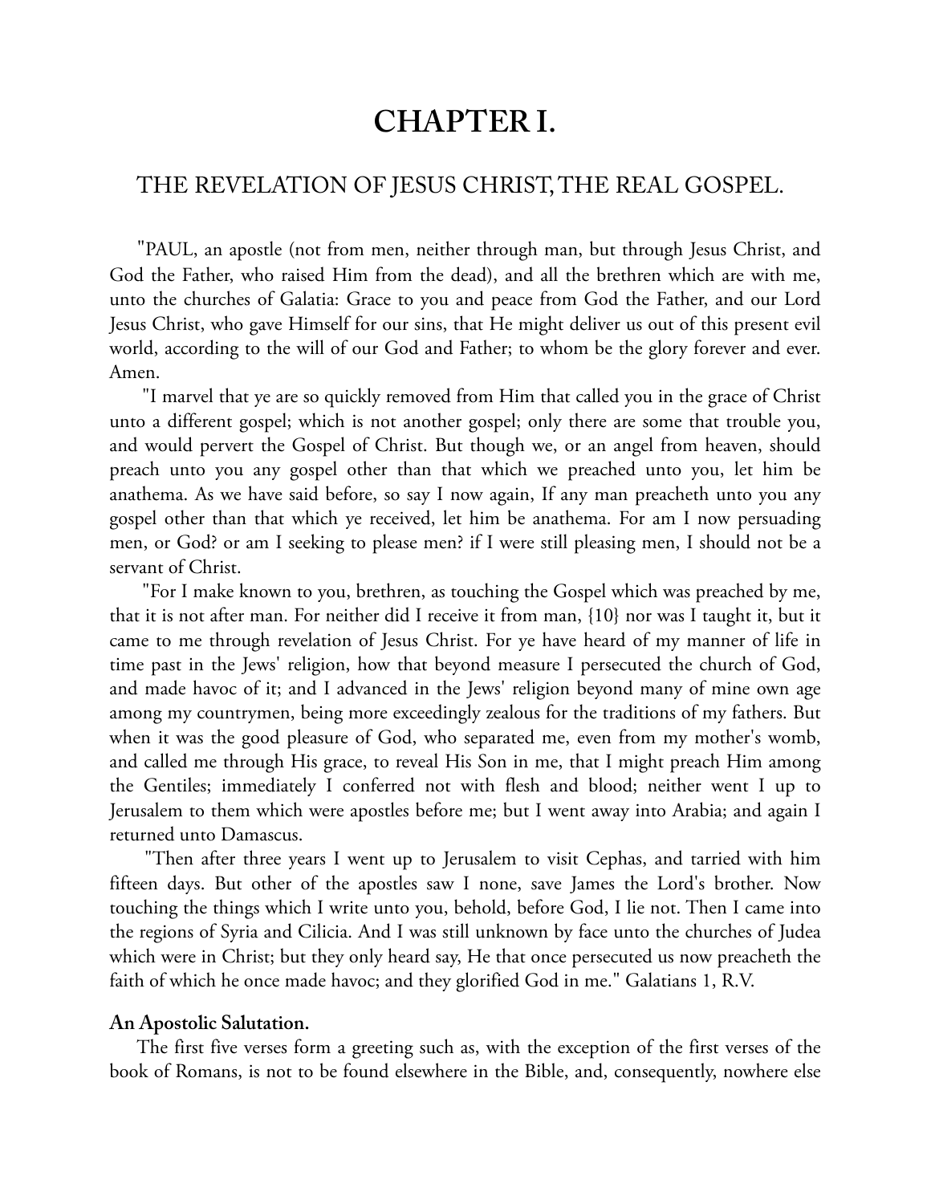# CHAPTER I.

## THE REVELATION OF JESUS CHRIST, THE REAL GOSPEL.

"PAUL, an apostle (not from men, neither through man, but through Jesus Christ, and God the Father, who raised Him from the dead), and all the brethren which are with me, unto the churches of Galatia: Grace to you and peace from God the Father, and our Lord Jesus Christ, who gave Himself for our sins, that He might deliver us out of this present evil world, according to the will of our God and Father; to whom be the glory forever and ever. Amen.

"I marvel that ye are so quickly removed from Him that called you in the grace of Christ unto a different gospel; which is not another gospel; only there are some that trouble you, and would pervert the Gospel of Christ. But though we, or an angel from heaven, should preach unto you any gospel other than that which we preached unto you, let him be anathema. As we have said before, so say I now again, If any man preacheth unto you any gospel other than that which ye received, let him be anathema. For am I now persuading men, or God? or am I seeking to please men? if I were still pleasing men, I should not be a servant of Christ.

"For I make known to you, brethren, as touching the Gospel which was preached by me, that it is not after man. For neither did I receive it from man, {10} nor was I taught it, but it came to me through revelation of Jesus Christ. For ye have heard of my manner of life in time past in the Jews' religion, how that beyond measure I persecuted the church of God, and made havoc of it; and I advanced in the Jews' religion beyond many of mine own age among my countrymen, being more exceedingly zealous for the traditions of my fathers. But when it was the good pleasure of God, who separated me, even from my mother's womb, and called me through His grace, to reveal His Son in me, that I might preach Him among the Gentiles; immediately I conferred not with flesh and blood; neither went I up to Jerusalem to them which were apostles before me; but I went away into Arabia; and again I returned unto Damascus.

"Then after three years I went up to Jerusalem to visit Cephas, and tarried with him fifteen days. But other of the apostles saw I none, save James the Lord's brother. Now touching the things which I write unto you, behold, before God, I lie not. Then I came into the regions of Syria and Cilicia. And I was still unknown by face unto the churches of Judea which were in Christ; but they only heard say, He that once persecuted us now preacheth the faith of which he once made havoc; and they glorified God in me." Galatians 1, R.V.

**An Apostolic Salutation.**

The first five verses form a greeting such as, with the exception of the first verses of the book of Romans, is not to be found elsewhere in the Bible, and, consequently, nowhere else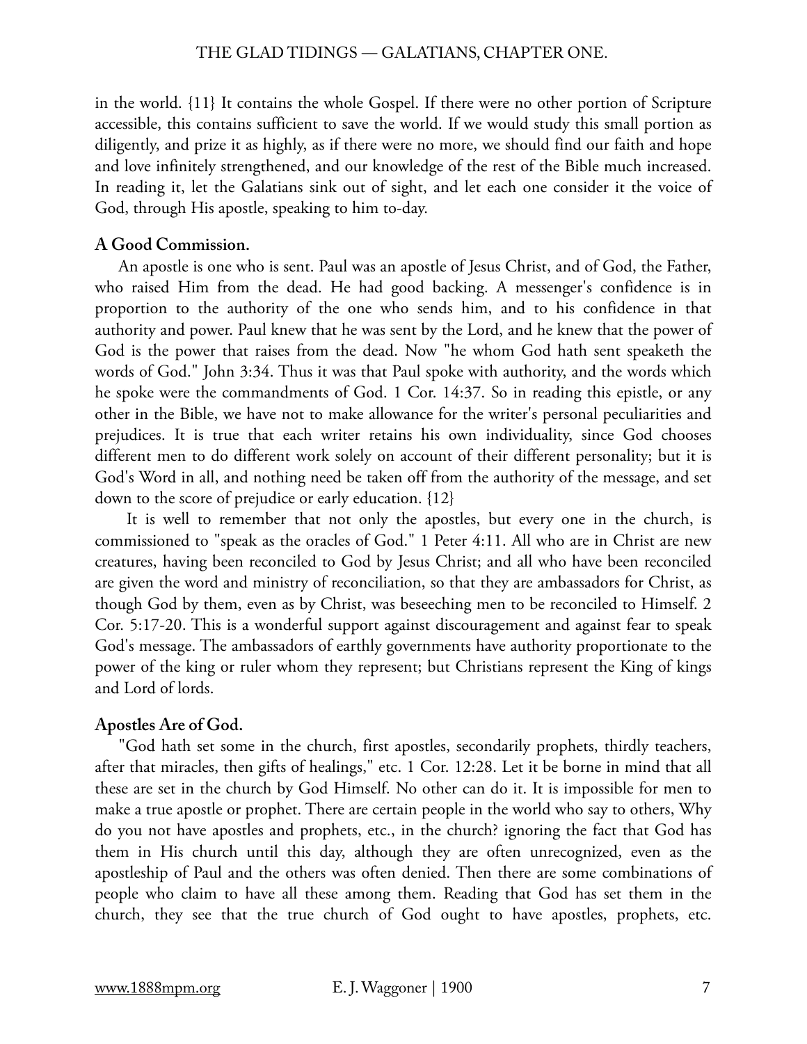in the world. {11} It contains the whole Gospel. If there were no other portion of Scripture accessible, this contains sufficient to save the world. If we would study this small portion as diligently, and prize it as highly, as if there were no more, we should find our faith and hope and love infinitely strengthened, and our knowledge of the rest of the Bible much increased. In reading it, let the Galatians sink out of sight, and let each one consider it the voice of God, through His apostle, speaking to him to-day.

**A Good Commission.**

An apostle is one who is sent. Paul was an apostle of Jesus Christ, and of God, the Father, who raised Him from the dead. He had good backing. A messenger's confidence is in proportion to the authority of the one who sends him, and to his confidence in that authority and power. Paul knew that he was sent by the Lord, and he knew that the power of God is the power that raises from the dead. Now "he whom God hath sent speaketh the words of God." John 3:34. Thus it was that Paul spoke with authority, and the words which he spoke were the commandments of God. 1 Cor. 14:37. So in reading this epistle, or any other in the Bible, we have not to make allowance for the writer's personal peculiarities and prejudices. It is true that each writer retains his own individuality, since God chooses different men to do different work solely on account of their different personality; but it is God's Word in all, and nothing need be taken off from the authority of the message, and set down to the score of prejudice or early education. {12}

It is well to remember that not only the apostles, but every one in the church, is commissioned to "speak as the oracles of God." 1 Peter 4:11. All who are in Christ are new creatures, having been reconciled to God by Jesus Christ; and all who have been reconciled are given the word and ministry of reconciliation, so that they are ambassadors for Christ, as though God by them, even as by Christ, was beseeching men to be reconciled to Himself. 2 Cor. 5:17-20. This is a wonderful support against discouragement and against fear to speak God's message. The ambassadors of earthly governments have authority proportionate to the power of the king or ruler whom they represent; but Christians represent the King of kings and Lord of lords.

**Apostles Are of God.**

"God hath set some in the church, first apostles, secondarily prophets, thirdly teachers, after that miracles, then gifts of healings," etc. 1 Cor. 12:28. Let it be borne in mind that all these are set in the church by God Himself. No other can do it. It is impossible for men to make a true apostle or prophet. There are certain people in the world who say to others, Why do you not have apostles and prophets, etc., in the church? ignoring the fact that God has them in His church until this day, although they are often unrecognized, even as the apostleship of Paul and the others was often denied. Then there are some combinations of people who claim to have all these among them. Reading that God has set them in the church, they see that the true church of God ought to have apostles, prophets, etc.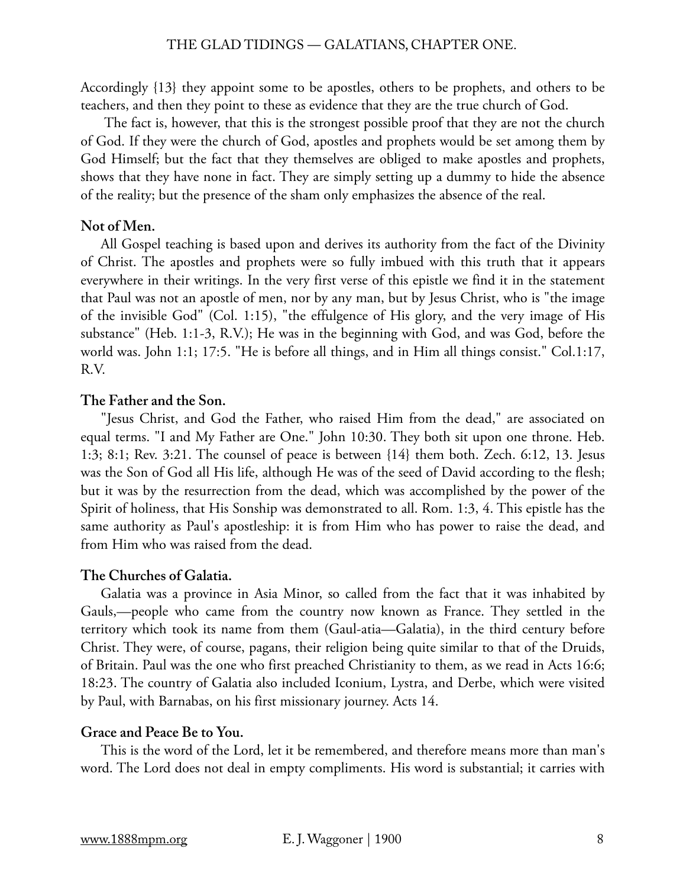Accordingly {13} they appoint some to be apostles, others to be prophets, and others to be teachers, and then they point to these as evidence that they are the true church of God.

The fact is, however, that this is the strongest possible proof that they are not the church of God. If they were the church of God, apostles and prophets would be set among them by God Himself; but the fact that they themselves are obliged to make apostles and prophets, shows that they have none in fact. They are simply setting up a dummy to hide the absence of the reality; but the presence of the sham only emphasizes the absence of the real.

**Not of Men.**

All Gospel teaching is based upon and derives its authority from the fact of the Divinity of Christ. The apostles and prophets were so fully imbued with this truth that it appears everywhere in their writings. In the very first verse of this epistle we find it in the statement that Paul was not an apostle of men, nor by any man, but by Jesus Christ, who is "the image of the invisible God" (Col. 1:15), "the effulgence of His glory, and the very image of His substance" (Heb. 1:1-3, R.V.); He was in the beginning with God, and was God, before the world was. John 1:1; 17:5. "He is before all things, and in Him all things consist." Col.1:17, R.V.

**The Father and the Son.**

"Jesus Christ, and God the Father, who raised Him from the dead," are associated on equal terms. "I and My Father are One." John 10:30. They both sit upon one throne. Heb. 1:3; 8:1; Rev. 3:21. The counsel of peace is between {14} them both. Zech. 6:12, 13. Jesus was the Son of God all His life, although He was of the seed of David according to the flesh; but it was by the resurrection from the dead, which was accomplished by the power of the Spirit of holiness, that His Sonship was demonstrated to all. Rom. 1:3, 4. This epistle has the same authority as Paul's apostleship: it is from Him who has power to raise the dead, and from Him who was raised from the dead.

**The Churches of Galatia.**

Galatia was a province in Asia Minor, so called from the fact that it was inhabited by Gauls,—people who came from the country now known as France. They settled in the territory which took its name from them (Gaul-atia—Galatia), in the third century before Christ. They were, of course, pagans, their religion being quite similar to that of the Druids, of Britain. Paul was the one who first preached Christianity to them, as we read in Acts 16:6; 18:23. The country of Galatia also included Iconium, Lystra, and Derbe, which were visited by Paul, with Barnabas, on his first missionary journey. Acts 14.

**Grace and Peace Be to You.**

This is the word of the Lord, let it be remembered, and therefore means more than man's word. The Lord does not deal in empty compliments. His word is substantial; it carries with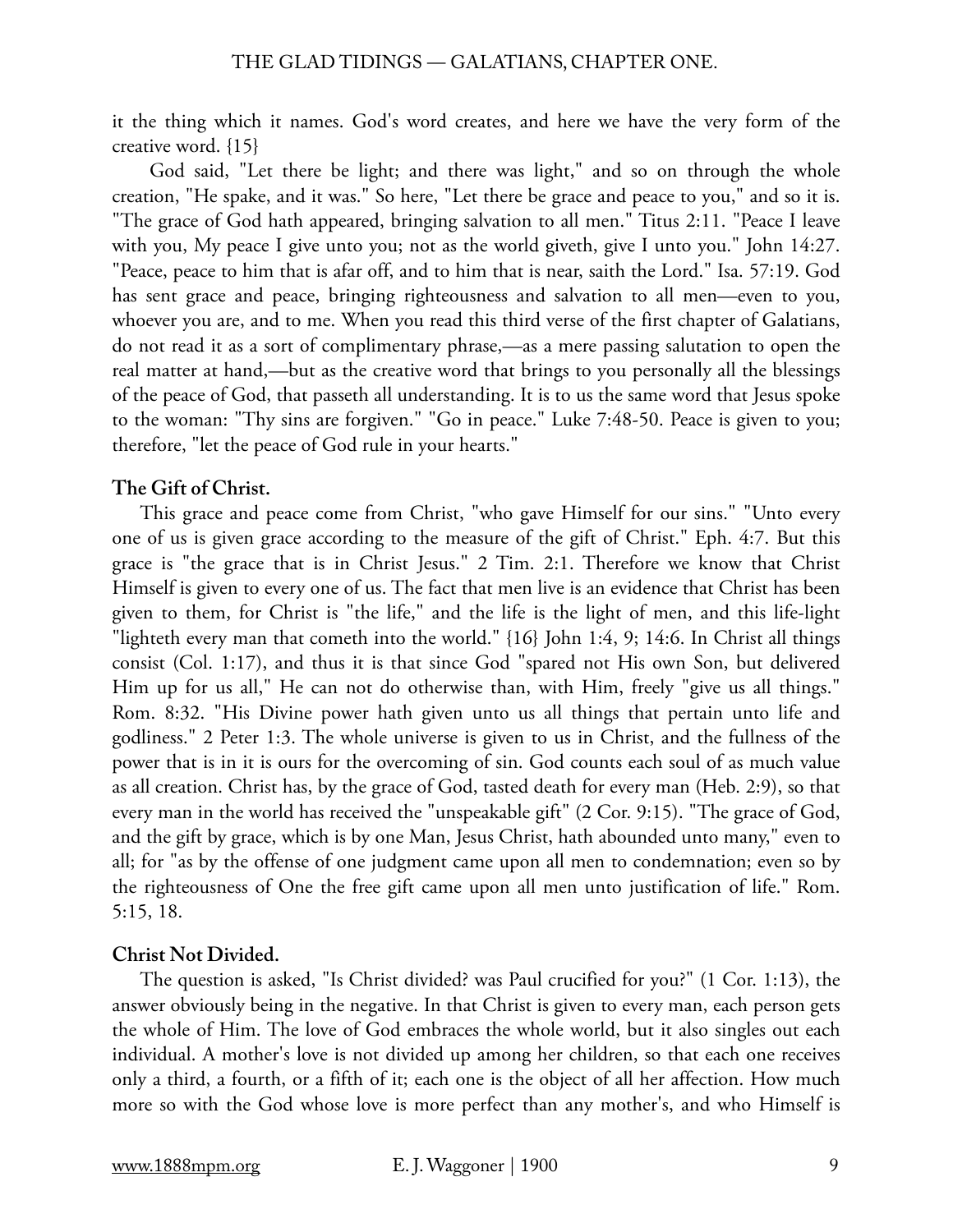it the thing which it names. God's word creates, and here we have the very form of the creative word. {15}

God said, "Let there be light; and there was light," and so on through the whole creation, "He spake, and it was." So here, "Let there be grace and peace to you," and so it is. "The grace of God hath appeared, bringing salvation to all men." Titus 2:11. "Peace I leave with you, My peace I give unto you; not as the world giveth, give I unto you." John 14:27. "Peace, peace to him that is afar off, and to him that is near, saith the Lord." Isa. 57:19. God has sent grace and peace, bringing righteousness and salvation to all men—even to you, whoever you are, and to me. When you read this third verse of the first chapter of Galatians, do not read it as a sort of complimentary phrase,—as a mere passing salutation to open the real matter at hand,—but as the creative word that brings to you personally all the blessings of the peace of God, that passeth all understanding. It is to us the same word that Jesus spoke to the woman: "Thy sins are forgiven." "Go in peace." Luke 7:48-50. Peace is given to you; therefore, "let the peace of God rule in your hearts."

**The Gift of Christ.**

This grace and peace come from Christ, "who gave Himself for our sins." "Unto every one of us is given grace according to the measure of the gift of Christ." Eph. 4:7. But this grace is "the grace that is in Christ Jesus." 2 Tim. 2:1. Therefore we know that Christ Himself is given to every one of us. The fact that men live is an evidence that Christ has been given to them, for Christ is "the life," and the life is the light of men, and this life-light "lighteth every man that cometh into the world." {16} John 1:4, 9; 14:6. In Christ all things consist (Col. 1:17), and thus it is that since God "spared not His own Son, but delivered Him up for us all," He can not do otherwise than, with Him, freely "give us all things." Rom. 8:32. "His Divine power hath given unto us all things that pertain unto life and godliness." 2 Peter 1:3. The whole universe is given to us in Christ, and the fullness of the power that is in it is ours for the overcoming of sin. God counts each soul of as much value as all creation. Christ has, by the grace of God, tasted death for every man (Heb. 2:9), so that every man in the world has received the "unspeakable gift" (2 Cor. 9:15). "The grace of God, and the gift by grace, which is by one Man, Jesus Christ, hath abounded unto many," even to all; for "as by the offense of one judgment came upon all men to condemnation; even so by the righteousness of One the free gift came upon all men unto justification of life." Rom. 5:15, 18.

**Christ Not Divided.**

The question is asked, "Is Christ divided? was Paul crucified for you?" (1 Cor. 1:13), the answer obviously being in the negative. In that Christ is given to every man, each person gets the whole of Him. The love of God embraces the whole world, but it also singles out each individual. A mother's love is not divided up among her children, so that each one receives only a third, a fourth, or a fifth of it; each one is the object of all her affection. How much more so with the God whose love is more perfect than any mother's, and who Himself is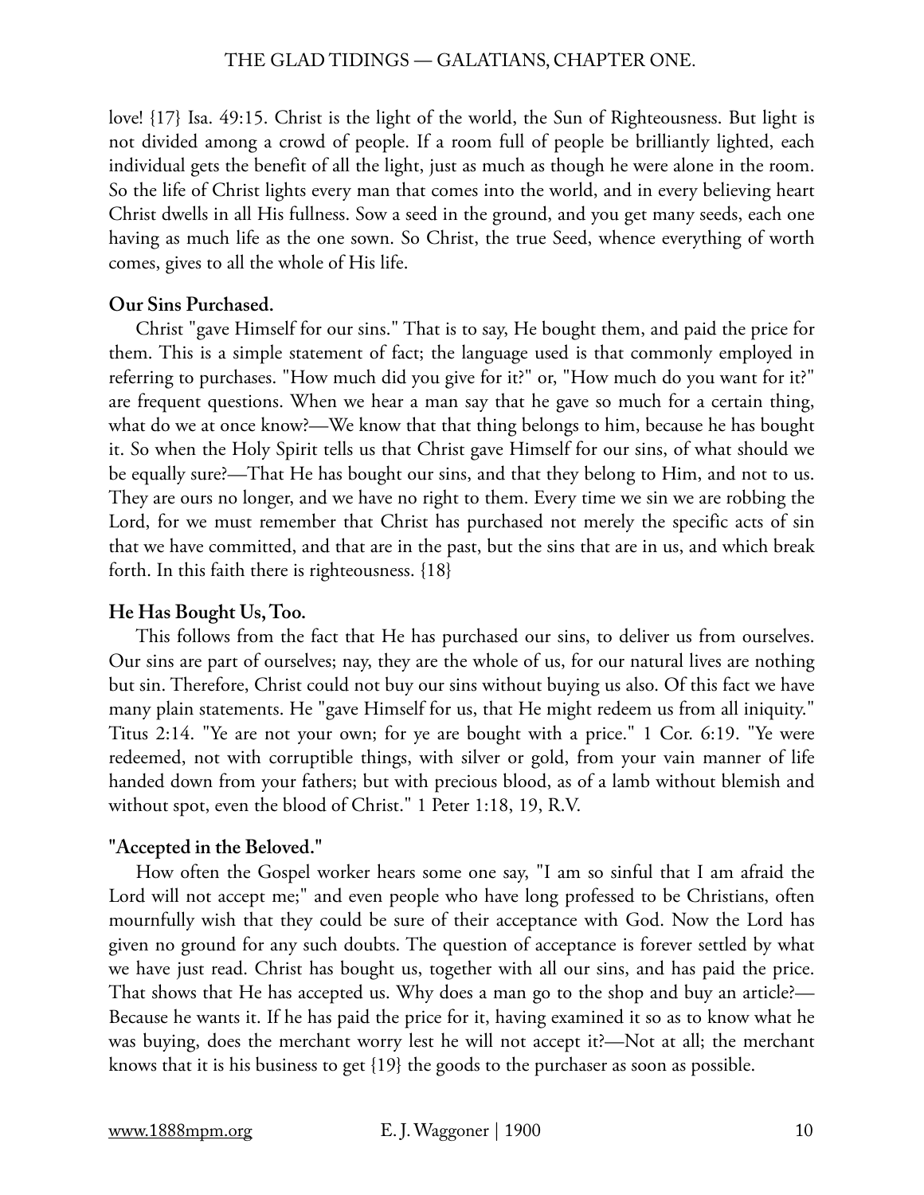love! {17} Isa. 49:15. Christ is the light of the world, the Sun of Righteousness. But light is not divided among a crowd of people. If a room full of people be brilliantly lighted, each individual gets the benefit of all the light, just as much as though he were alone in the room. So the life of Christ lights every man that comes into the world, and in every believing heart Christ dwells in all His fullness. Sow a seed in the ground, and you get many seeds, each one having as much life as the one sown. So Christ, the true Seed, whence everything of worth comes, gives to all the whole of His life.

**Our Sins Purchased.**

Christ "gave Himself for our sins." That is to say, He bought them, and paid the price for them. This is a simple statement of fact; the language used is that commonly employed in referring to purchases. "How much did you give for it?" or, "How much do you want for it?" are frequent questions. When we hear a man say that he gave so much for a certain thing, what do we at once know?—We know that that thing belongs to him, because he has bought it. So when the Holy Spirit tells us that Christ gave Himself for our sins, of what should we be equally sure?—That He has bought our sins, and that they belong to Him, and not to us. They are ours no longer, and we have no right to them. Every time we sin we are robbing the Lord, for we must remember that Christ has purchased not merely the specific acts of sin that we have committed, and that are in the past, but the sins that are in us, and which break forth. In this faith there is righteousness. {18}

**He Has Bought Us, Too.**

This follows from the fact that He has purchased our sins, to deliver us from ourselves. Our sins are part of ourselves; nay, they are the whole of us, for our natural lives are nothing but sin. Therefore, Christ could not buy our sins without buying us also. Of this fact we have many plain statements. He "gave Himself for us, that He might redeem us from all iniquity." Titus 2:14. "Ye are not your own; for ye are bought with a price." 1 Cor. 6:19. "Ye were redeemed, not with corruptible things, with silver or gold, from your vain manner of life handed down from your fathers; but with precious blood, as of a lamb without blemish and without spot, even the blood of Christ." 1 Peter 1:18, 19, R.V.

**"Accepted in the Beloved."**

How often the Gospel worker hears some one say, "I am so sinful that I am afraid the Lord will not accept me;" and even people who have long professed to be Christians, often mournfully wish that they could be sure of their acceptance with God. Now the Lord has given no ground for any such doubts. The question of acceptance is forever settled by what we have just read. Christ has bought us, together with all our sins, and has paid the price. That shows that He has accepted us. Why does a man go to the shop and buy an article?—Because he wants it. If he has paid the price for it, having examined it so as to know what he was buying, does the merchant worry lest he will not accept it?—Not at all; the merchant knows that it is his business to get {19} the goods to the purchaser as soon as possible.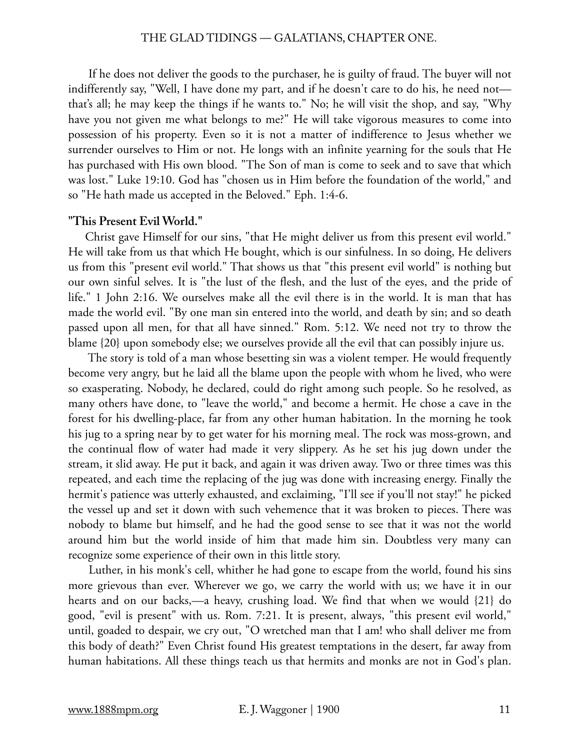If he does not deliver the goods to the purchaser, he is guilty of fraud. The buyer will not indifferently say, "Well, I have done my part, and if he doesn't care to do his, he need not—that's all; he may keep the things if he wants to." No; he will visit the shop, and say, "Why have you not given me what belongs to me?" He will take vigorous measures to come into possession of his property. Even so it is not a matter of indifference to Jesus whether we surrender ourselves to Him or not. He longs with an infinite yearning for the souls that He has purchased with His own blood. "The Son of man is come to seek and to save that which was lost." Luke 19:10. God has "chosen us in Him before the foundation of the world," and so "He hath made us accepted in the Beloved." Eph. 1:4-6.

**"This Present Evil World."**

Christ gave Himself for our sins, "that He might deliver us from this present evil world." He will take from us that which He bought, which is our sinfulness. In so doing, He delivers us from this "present evil world." That shows us that "this present evil world" is nothing but our own sinful selves. It is "the lust of the flesh, and the lust of the eyes, and the pride of life." 1 John 2:16. We ourselves make all the evil there is in the world. It is man that has made the world evil. "By one man sin entered into the world, and death by sin; and so death passed upon all men, for that all have sinned." Rom. 5:12. We need not try to throw the blame {20} upon somebody else; we ourselves provide all the evil that can possibly injure us.

The story is told of a man whose besetting sin was a violent temper. He would frequently become very angry, but he laid all the blame upon the people with whom he lived, who were so exasperating. Nobody, he declared, could do right among such people. So he resolved, as many others have done, to "leave the world," and become a hermit. He chose a cave in the forest for his dwelling-place, far from any other human habitation. In the morning he took his jug to a spring near by to get water for his morning meal. The rock was moss-grown, and the continual flow of water had made it very slippery. As he set his jug down under the stream, it slid away. He put it back, and again it was driven away. Two or three times was this repeated, and each time the replacing of the jug was done with increasing energy. Finally the hermit's patience was utterly exhausted, and exclaiming, "I'll see if you'll not stay!" he picked the vessel up and set it down with such vehemence that it was broken to pieces. There was nobody to blame but himself, and he had the good sense to see that it was not the world around him but the world inside of him that made him sin. Doubtless very many can recognize some experience of their own in this little story.

Luther, in his monk's cell, whither he had gone to escape from the world, found his sins more grievous than ever. Wherever we go, we carry the world with us; we have it in our hearts and on our backs,—a heavy, crushing load. We find that when we would {21} do good, "evil is present" with us. Rom. 7:21. It is present, always, "this present evil world," until, goaded to despair, we cry out, "O wretched man that I am! who shall deliver me from this body of death?" Even Christ found His greatest temptations in the desert, far away from human habitations. All these things teach us that hermits and monks are not in God's plan.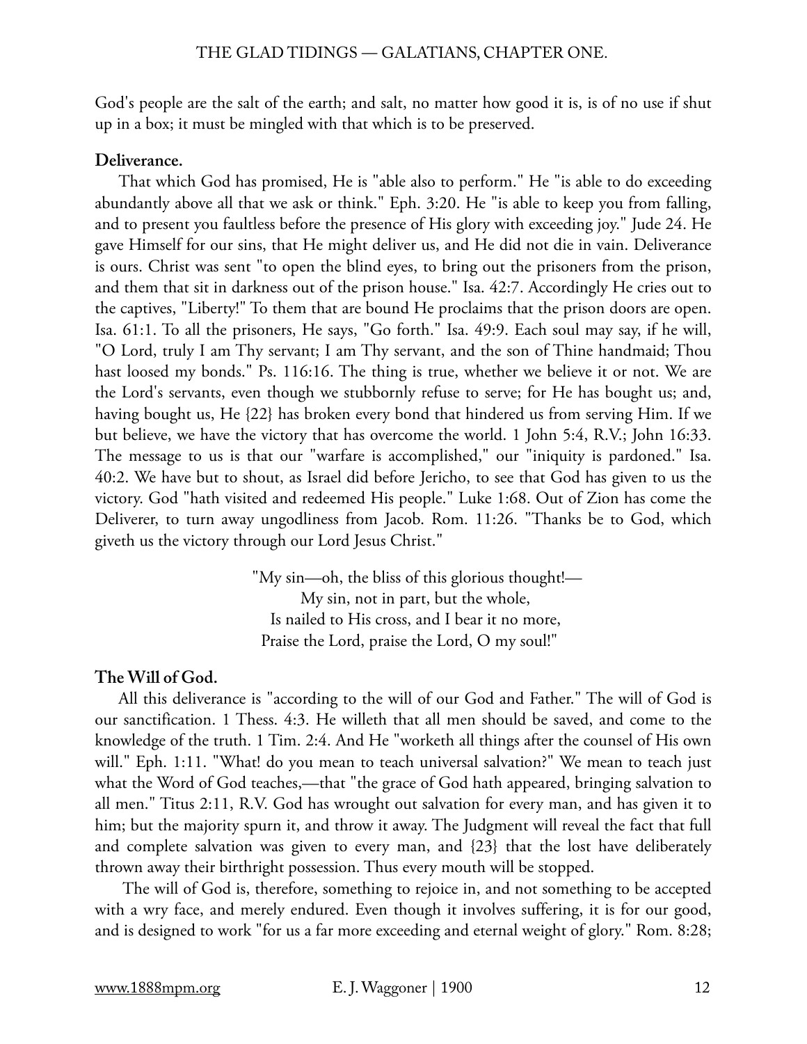God's people are the salt of the earth; and salt, no matter how good it is, is of no use if shut up in a box; it must be mingled with that which is to be preserved.

**Deliverance.**

That which God has promised, He is "able also to perform." He "is able to do exceeding abundantly above all that we ask or think." Eph. 3:20. He "is able to keep you from falling, and to present you faultless before the presence of His glory with exceeding joy." Jude 24. He gave Himself for our sins, that He might deliver us, and He did not die in vain. Deliverance is ours. Christ was sent "to open the blind eyes, to bring out the prisoners from the prison, and them that sit in darkness out of the prison house." Isa. 42:7. Accordingly He cries out to the captives, "Liberty!" To them that are bound He proclaims that the prison doors are open. Isa. 61:1. To all the prisoners, He says, "Go forth." Isa. 49:9. Each soul may say, if he will, "O Lord, truly I am Thy servant; I am Thy servant, and the son of Thine handmaid; Thou hast loosed my bonds." Ps. 116:16. The thing is true, whether we believe it or not. We are the Lord's servants, even though we stubbornly refuse to serve; for He has bought us; and, having bought us, He {22} has broken every bond that hindered us from serving Him. If we but believe, we have the victory that has overcome the world. 1 John 5:4, R.V.; John 16:33. The message to us is that our "warfare is accomplished," our "iniquity is pardoned." Isa. 40:2. We have but to shout, as Israel did before Jericho, to see that God has given to us the victory. God "hath visited and redeemed His people." Luke 1:68. Out of Zion has come the Deliverer, to turn away ungodliness from Jacob. Rom. 11:26. "Thanks be to God, which giveth us the victory through our Lord Jesus Christ."

"My sin—oh, the bliss of this glorious thought!—  
My sin, not in part, but the whole,  
Is nailed to His cross, and I bear it no more,  
Praise the Lord, praise the Lord, O my soul!"

**The Will of God.**

All this deliverance is "according to the will of our God and Father." The will of God is our sanctification. 1 Thess. 4:3. He willeth that all men should be saved, and come to the knowledge of the truth. 1 Tim. 2:4. And He "worketh all things after the counsel of His own will." Eph. 1:11. "What! do you mean to teach universal salvation?" We mean to teach just what the Word of God teaches,—that "the grace of God hath appeared, bringing salvation to all men." Titus 2:11, R.V. God has wrought out salvation for every man, and has given it to him; but the majority spurn it, and throw it away. The Judgment will reveal the fact that full and complete salvation was given to every man, and {23} that the lost have deliberately thrown away their birthright possession. Thus every mouth will be stopped.

The will of God is, therefore, something to rejoice in, and not something to be accepted with a wry face, and merely endured. Even though it involves suffering, it is for our good, and is designed to work "for us a far more exceeding and eternal weight of glory." Rom. 8:28;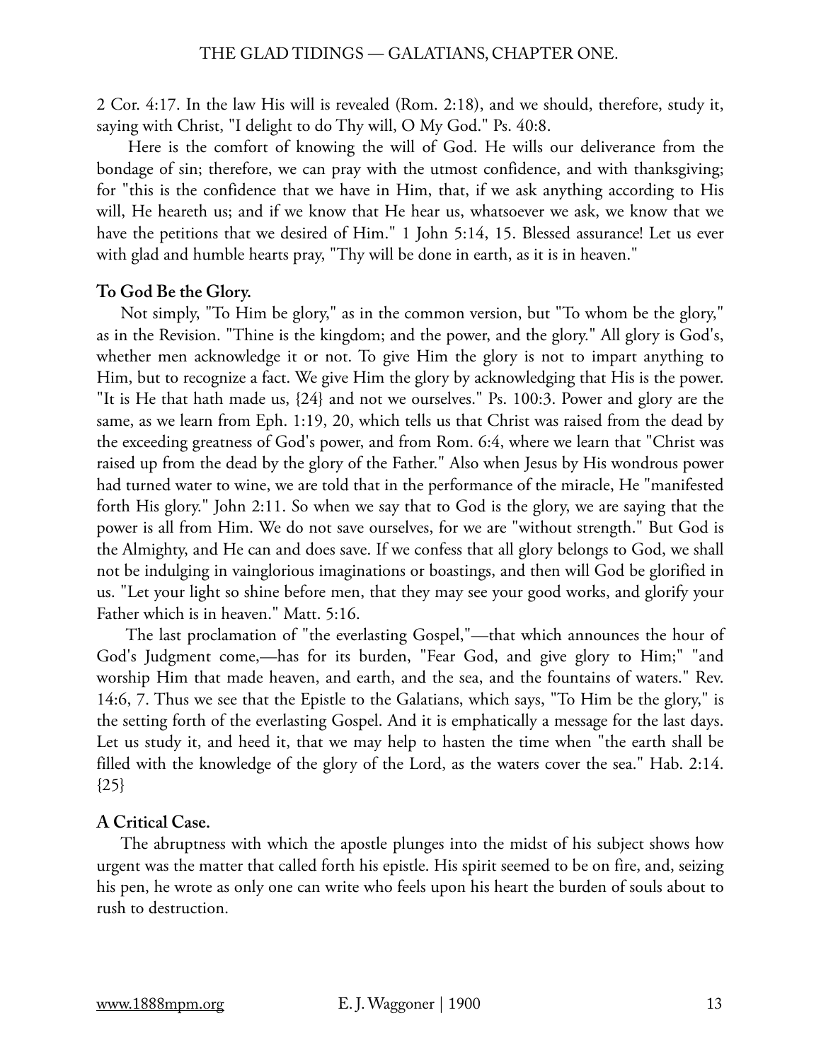2 Cor. 4:17. In the law His will is revealed (Rom. 2:18), and we should, therefore, study it, saying with Christ, "I delight to do Thy will, O My God." Ps. 40:8.

Here is the comfort of knowing the will of God. He wills our deliverance from the bondage of sin; therefore, we can pray with the utmost confidence, and with thanksgiving; for "this is the confidence that we have in Him, that, if we ask anything according to His will, He heareth us; and if we know that He hear us, whatsoever we ask, we know that we have the petitions that we desired of Him." 1 John 5:14, 15. Blessed assurance! Let us ever with glad and humble hearts pray, "Thy will be done in earth, as it is in heaven."

**To God Be the Glory.**

Not simply, "To Him be glory," as in the common version, but "To whom be the glory," as in the Revision. "Thine is the kingdom; and the power, and the glory." All glory is God's, whether men acknowledge it or not. To give Him the glory is not to impart anything to Him, but to recognize a fact. We give Him the glory by acknowledging that His is the power. "It is He that hath made us, {24} and not we ourselves." Ps. 100:3. Power and glory are the same, as we learn from Eph. 1:19, 20, which tells us that Christ was raised from the dead by the exceeding greatness of God's power, and from Rom. 6:4, where we learn that "Christ was raised up from the dead by the glory of the Father." Also when Jesus by His wondrous power had turned water to wine, we are told that in the performance of the miracle, He "manifested forth His glory." John 2:11. So when we say that to God is the glory, we are saying that the power is all from Him. We do not save ourselves, for we are "without strength." But God is the Almighty, and He can and does save. If we confess that all glory belongs to God, we shall not be indulging in vainglorious imaginations or boastings, and then will God be glorified in us. "Let your light so shine before men, that they may see your good works, and glorify your Father which is in heaven." Matt. 5:16.

The last proclamation of "the everlasting Gospel,"—that which announces the hour of God's Judgment come,—has for its burden, "Fear God, and give glory to Him;" "and worship Him that made heaven, and earth, and the sea, and the fountains of waters." Rev. 14:6, 7. Thus we see that the Epistle to the Galatians, which says, "To Him be the glory," is the setting forth of the everlasting Gospel. And it is emphatically a message for the last days. Let us study it, and heed it, that we may help to hasten the time when "the earth shall be filled with the knowledge of the glory of the Lord, as the waters cover the sea." Hab. 2:14. {25}

**A Critical Case.**

The abruptness with which the apostle plunges into the midst of his subject shows how urgent was the matter that called forth his epistle. His spirit seemed to be on fire, and, seizing his pen, he wrote as only one can write who feels upon his heart the burden of souls about to rush to destruction.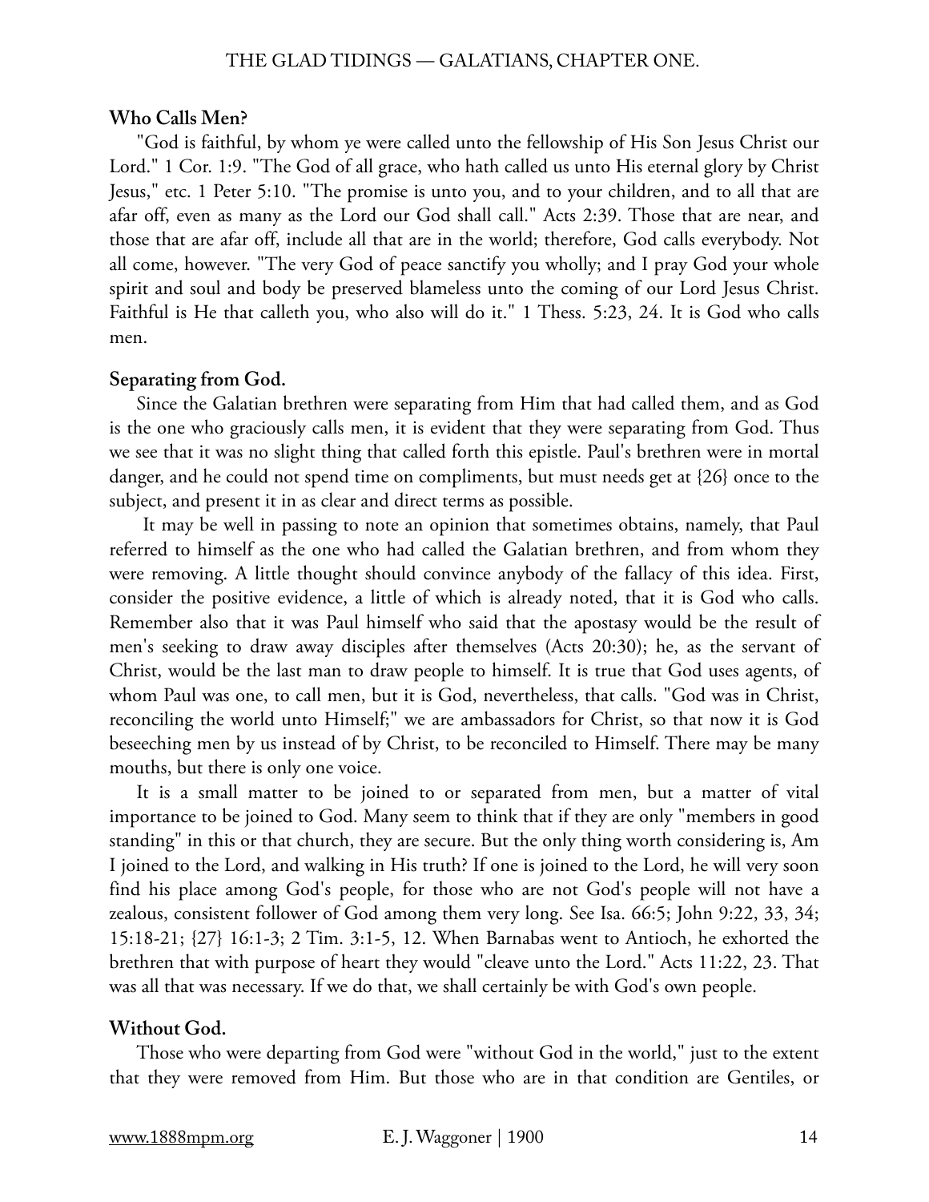**Who Calls Men?**

"God is faithful, by whom ye were called unto the fellowship of His Son Jesus Christ our Lord." 1 Cor. 1:9. "The God of all grace, who hath called us unto His eternal glory by Christ Jesus," etc. 1 Peter 5:10. "The promise is unto you, and to your children, and to all that are afar off, even as many as the Lord our God shall call." Acts 2:39. Those that are near, and those that are afar off, include all that are in the world; therefore, God calls everybody. Not all come, however. "The very God of peace sanctify you wholly; and I pray God your whole spirit and soul and body be preserved blameless unto the coming of our Lord Jesus Christ. Faithful is He that calleth you, who also will do it." 1 Thess. 5:23, 24. It is God who calls men.

**Separating from God.**

Since the Galatian brethren were separating from Him that had called them, and as God is the one who graciously calls men, it is evident that they were separating from God. Thus we see that it was no slight thing that called forth this epistle. Paul's brethren were in mortal danger, and he could not spend time on compliments, but must needs get at {26} once to the subject, and present it in as clear and direct terms as possible.

It may be well in passing to note an opinion that sometimes obtains, namely, that Paul referred to himself as the one who had called the Galatian brethren, and from whom they were removing. A little thought should convince anybody of the fallacy of this idea. First, consider the positive evidence, a little of which is already noted, that it is God who calls. Remember also that it was Paul himself who said that the apostasy would be the result of men's seeking to draw away disciples after themselves (Acts 20:30); he, as the servant of Christ, would be the last man to draw people to himself. It is true that God uses agents, of whom Paul was one, to call men, but it is God, nevertheless, that calls. "God was in Christ, reconciling the world unto Himself;" we are ambassadors for Christ, so that now it is God beseeching men by us instead of by Christ, to be reconciled to Himself. There may be many mouths, but there is only one voice.

It is a small matter to be joined to or separated from men, but a matter of vital importance to be joined to God. Many seem to think that if they are only "members in good standing" in this or that church, they are secure. But the only thing worth considering is, Am I joined to the Lord, and walking in His truth? If one is joined to the Lord, he will very soon find his place among God's people, for those who are not God's people will not have a zealous, consistent follower of God among them very long. See Isa. 66:5; John 9:22, 33, 34; 15:18-21; {27} 16:1-3; 2 Tim. 3:1-5, 12. When Barnabas went to Antioch, he exhorted the brethren that with purpose of heart they would "cleave unto the Lord." Acts 11:22, 23. That was all that was necessary. If we do that, we shall certainly be with God's own people.

**Without God.**

Those who were departing from God were "without God in the world," just to the extent that they were removed from Him. But those who are in that condition are Gentiles, or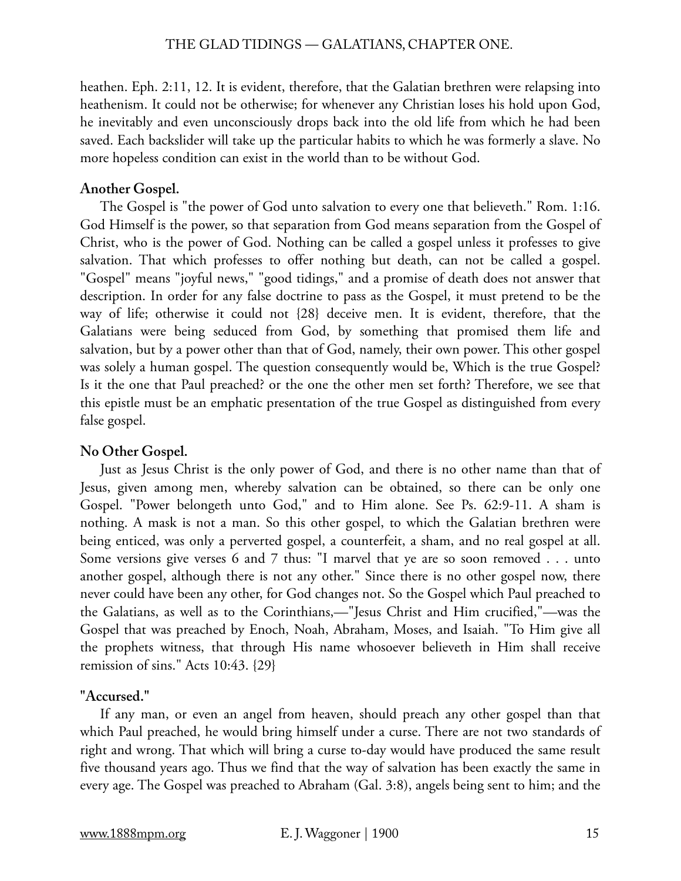heathen. Eph. 2:11, 12. It is evident, therefore, that the Galatian brethren were relapsing into heathenism. It could not be otherwise; for whenever any Christian loses his hold upon God, he inevitably and even unconsciously drops back into the old life from which he had been saved. Each backslider will take up the particular habits to which he was formerly a slave. No more hopeless condition can exist in the world than to be without God.

**Another Gospel.**

The Gospel is "the power of God unto salvation to every one that believeth." Rom. 1:16. God Himself is the power, so that separation from God means separation from the Gospel of Christ, who is the power of God. Nothing can be called a gospel unless it professes to give salvation. That which professes to offer nothing but death, can not be called a gospel. "Gospel" means "joyful news," "good tidings," and a promise of death does not answer that description. In order for any false doctrine to pass as the Gospel, it must pretend to be the way of life; otherwise it could not {28} deceive men. It is evident, therefore, that the Galatians were being seduced from God, by something that promised them life and salvation, but by a power other than that of God, namely, their own power. This other gospel was solely a human gospel. The question consequently would be, Which is the true Gospel? Is it the one that Paul preached? or the one the other men set forth? Therefore, we see that this epistle must be an emphatic presentation of the true Gospel as distinguished from every false gospel.

**No Other Gospel.**

Just as Jesus Christ is the only power of God, and there is no other name than that of Jesus, given among men, whereby salvation can be obtained, so there can be only one Gospel. "Power belongeth unto God," and to Him alone. See Ps. 62:9-11. A sham is nothing. A mask is not a man. So this other gospel, to which the Galatian brethren were being enticed, was only a perverted gospel, a counterfeit, a sham, and no real gospel at all. Some versions give verses 6 and 7 thus: "I marvel that ye are so soon removed . . . unto another gospel, although there is not any other." Since there is no other gospel now, there never could have been any other, for God changes not. So the Gospel which Paul preached to the Galatians, as well as to the Corinthians,—"Jesus Christ and Him crucified,"—was the Gospel that was preached by Enoch, Noah, Abraham, Moses, and Isaiah. "To Him give all the prophets witness, that through His name whosoever believeth in Him shall receive remission of sins." Acts 10:43. {29}

**"Accursed."**

If any man, or even an angel from heaven, should preach any other gospel than that which Paul preached, he would bring himself under a curse. There are not two standards of right and wrong. That which will bring a curse to-day would have produced the same result five thousand years ago. Thus we find that the way of salvation has been exactly the same in every age. The Gospel was preached to Abraham (Gal. 3:8), angels being sent to him; and the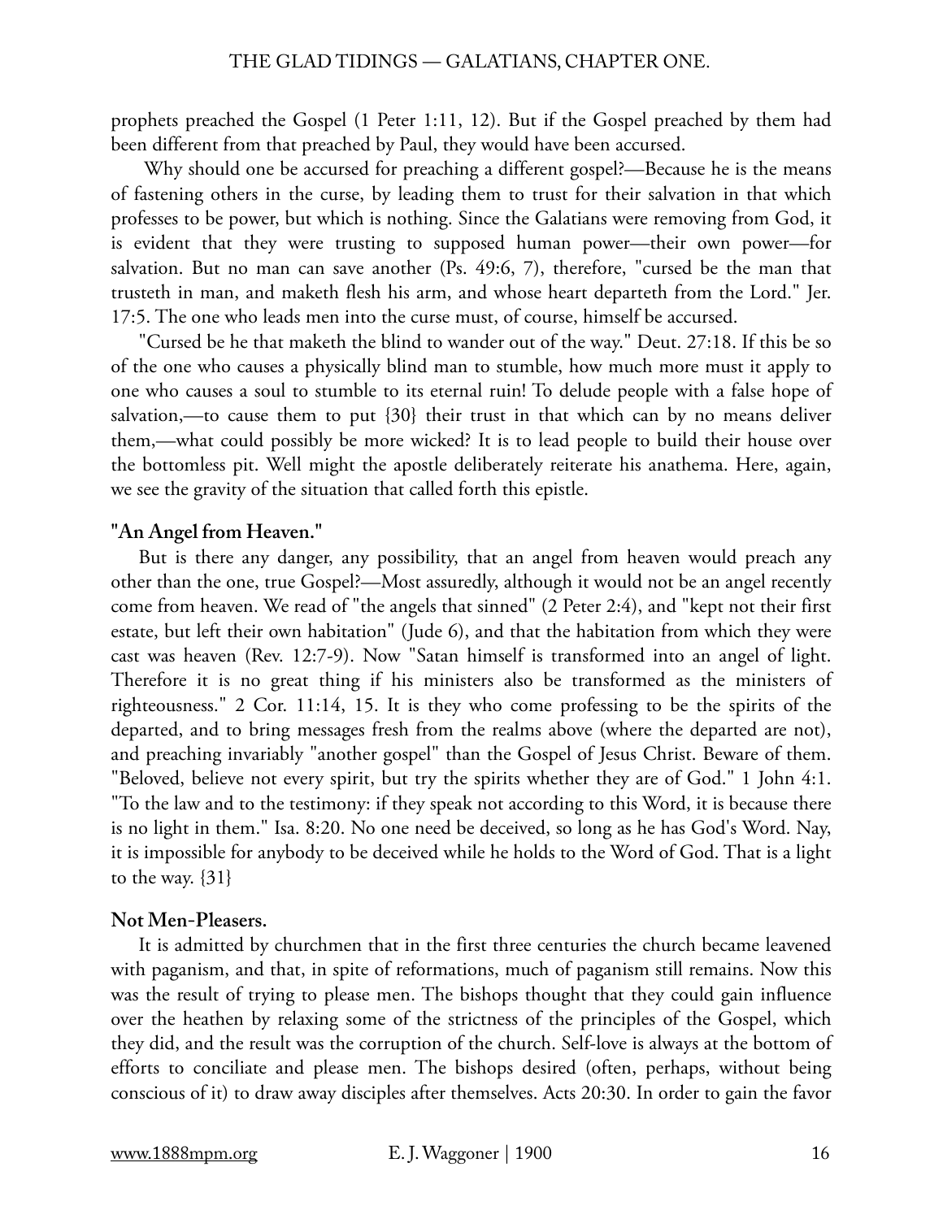prophets preached the Gospel (1 Peter 1:11, 12). But if the Gospel preached by them had been different from that preached by Paul, they would have been accursed.

Why should one be accursed for preaching a different gospel?—Because he is the means of fastening others in the curse, by leading them to trust for their salvation in that which professes to be power, but which is nothing. Since the Galatians were removing from God, it is evident that they were trusting to supposed human power—their own power—for salvation. But no man can save another (Ps. 49:6, 7), therefore, "cursed be the man that trusteth in man, and maketh flesh his arm, and whose heart departeth from the Lord." Jer. 17:5. The one who leads men into the curse must, of course, himself be accursed.

"Cursed be he that maketh the blind to wander out of the way." Deut. 27:18. If this be so of the one who causes a physically blind man to stumble, how much more must it apply to one who causes a soul to stumble to its eternal ruin! To delude people with a false hope of salvation,—to cause them to put {30} their trust in that which can by no means deliver them,—what could possibly be more wicked? It is to lead people to build their house over the bottomless pit. Well might the apostle deliberately reiterate his anathema. Here, again, we see the gravity of the situation that called forth this epistle.

**"An Angel from Heaven."**

But is there any danger, any possibility, that an angel from heaven would preach any other than the one, true Gospel?—Most assuredly, although it would not be an angel recently come from heaven. We read of "the angels that sinned" (2 Peter 2:4), and "kept not their first estate, but left their own habitation" (Jude 6), and that the habitation from which they were cast was heaven (Rev. 12:7-9). Now "Satan himself is transformed into an angel of light. Therefore it is no great thing if his ministers also be transformed as the ministers of righteousness." 2 Cor. 11:14, 15. It is they who come professing to be the spirits of the departed, and to bring messages fresh from the realms above (where the departed are not), and preaching invariably "another gospel" than the Gospel of Jesus Christ. Beware of them. "Beloved, believe not every spirit, but try the spirits whether they are of God." 1 John 4:1. "To the law and to the testimony: if they speak not according to this Word, it is because there is no light in them." Isa. 8:20. No one need be deceived, so long as he has God's Word. Nay, it is impossible for anybody to be deceived while he holds to the Word of God. That is a light to the way. {31}

**Not Men-Pleasers.**

It is admitted by churchmen that in the first three centuries the church became leavened with paganism, and that, in spite of reformations, much of paganism still remains. Now this was the result of trying to please men. The bishops thought that they could gain influence over the heathen by relaxing some of the strictness of the principles of the Gospel, which they did, and the result was the corruption of the church. Self-love is always at the bottom of efforts to conciliate and please men. The bishops desired (often, perhaps, without being conscious of it) to draw away disciples after themselves. Acts 20:30. In order to gain the favor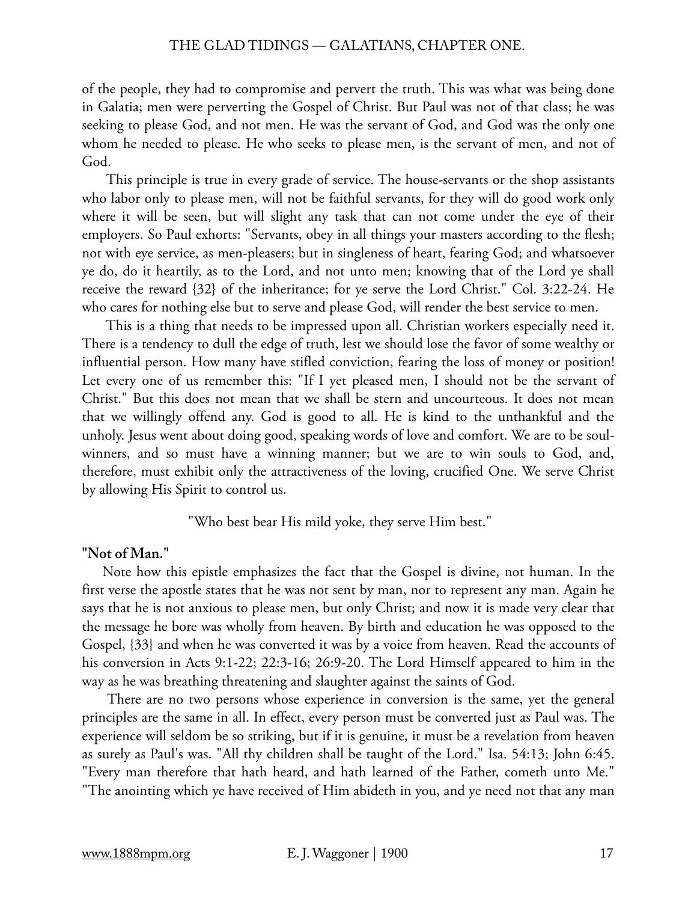of the people, they had to compromise and pervert the truth. This was what was being done in Galatia; men were perverting the Gospel of Christ. But Paul was not of that class; he was seeking to please God, and not men. He was the servant of God, and God was the only one whom he needed to please. He who seeks to please men, is the servant of men, and not of God.

This principle is true in every grade of service. The house-servants or the shop assistants who labor only to please men, will not be faithful servants, for they will do good work only where it will be seen, but will slight any task that can not come under the eye of their employers. So Paul exhorts: "Servants, obey in all things your masters according to the flesh; not with eye service, as men-pleasers; but in singleness of heart, fearing God; and whatsoever ye do, do it heartily, as to the Lord, and not unto men; knowing that of the Lord ye shall receive the reward {32} of the inheritance; for ye serve the Lord Christ." Col. 3:22-24. He who cares for nothing else but to serve and please God, will render the best service to men.

This is a thing that needs to be impressed upon all. Christian workers especially need it. There is a tendency to dull the edge of truth, lest we should lose the favor of some wealthy or influential person. How many have stifled conviction, fearing the loss of money or position! Let every one of us remember this: "If I yet pleased men, I should not be the servant of Christ." But this does not mean that we shall be stern and uncourteous. It does not mean that we willingly offend any. God is good to all. He is kind to the unthankful and the unholy. Jesus went about doing good, speaking words of love and comfort. We are to be soul-winners, and so must have a winning manner; but we are to win souls to God, and, therefore, must exhibit only the attractiveness of the loving, crucified One. We serve Christ by allowing His Spirit to control us.

"Who best bear His mild yoke, they serve Him best."

**"Not of Man."**

Note how this epistle emphasizes the fact that the Gospel is divine, not human. In the first verse the apostle states that he was not sent by man, nor to represent any man. Again he says that he is not anxious to please men, but only Christ; and now it is made very clear that the message he bore was wholly from heaven. By birth and education he was opposed to the Gospel, {33} and when he was converted it was by a voice from heaven. Read the accounts of his conversion in Acts 9:1-22; 22:3-16; 26:9-20. The Lord Himself appeared to him in the way as he was breathing threatening and slaughter against the saints of God.

There are no two persons whose experience in conversion is the same, yet the general principles are the same in all. In effect, every person must be converted just as Paul was. The experience will seldom be so striking, but if it is genuine, it must be a revelation from heaven as surely as Paul's was. "All thy children shall be taught of the Lord." Isa. 54:13; John 6:45. "Every man therefore that hath heard, and hath learned of the Father, cometh unto Me." "The anointing which ye have received of Him abideth in you, and ye need not that any man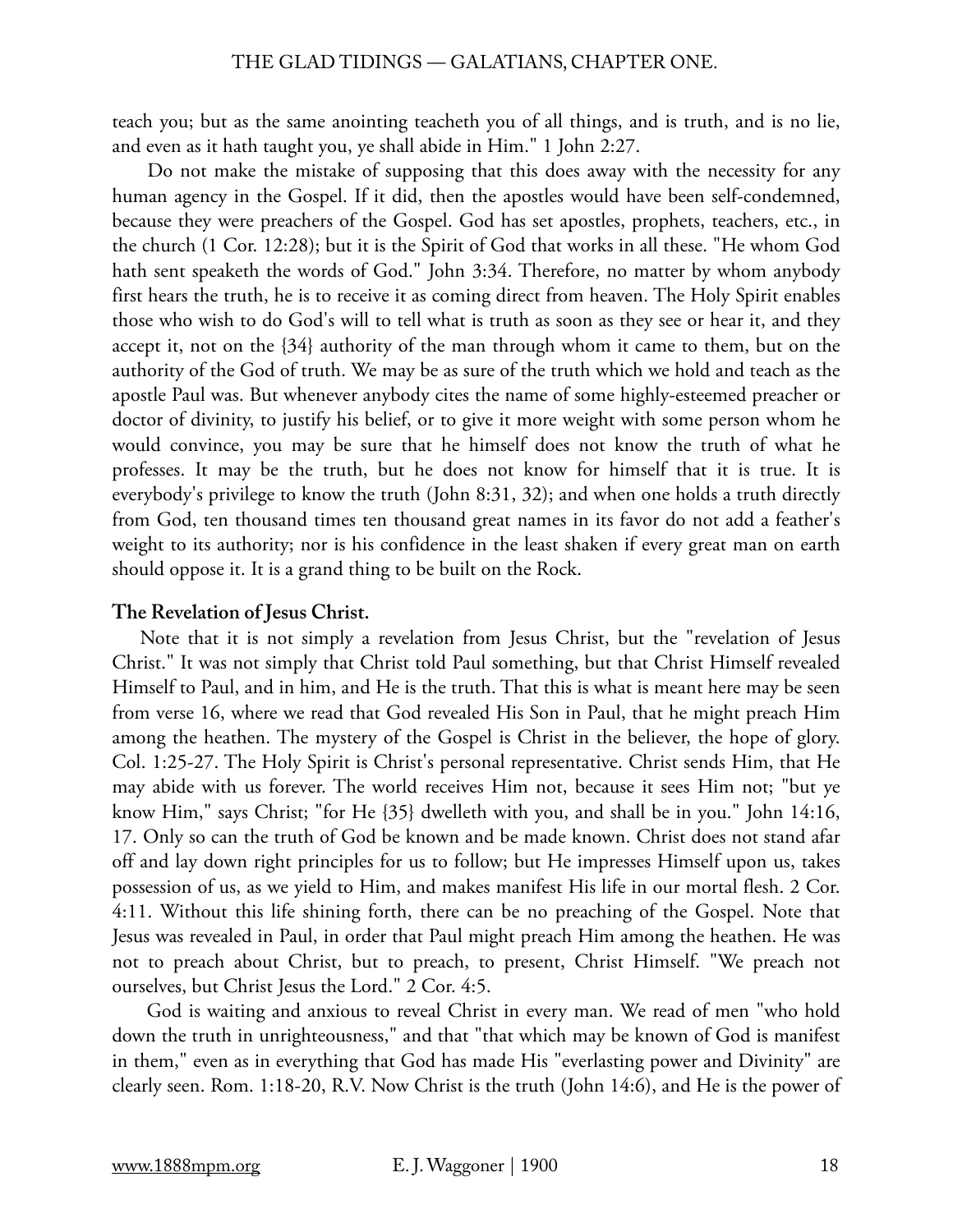teach you; but as the same anointing teacheth you of all things, and is truth, and is no lie, and even as it hath taught you, ye shall abide in Him." 1 John 2:27.

Do not make the mistake of supposing that this does away with the necessity for any human agency in the Gospel. If it did, then the apostles would have been self-condemned, because they were preachers of the Gospel. God has set apostles, prophets, teachers, etc., in the church (1 Cor. 12:28); but it is the Spirit of God that works in all these. "He whom God hath sent speaketh the words of God." John 3:34. Therefore, no matter by whom anybody first hears the truth, he is to receive it as coming direct from heaven. The Holy Spirit enables those who wish to do God's will to tell what is truth as soon as they see or hear it, and they accept it, not on the {34} authority of the man through whom it came to them, but on the authority of the God of truth. We may be as sure of the truth which we hold and teach as the apostle Paul was. But whenever anybody cites the name of some highly-esteemed preacher or doctor of divinity, to justify his belief, or to give it more weight with some person whom he would convince, you may be sure that he himself does not know the truth of what he professes. It may be the truth, but he does not know for himself that it is true. It is everybody's privilege to know the truth (John 8:31, 32); and when one holds a truth directly from God, ten thousand times ten thousand great names in its favor do not add a feather's weight to its authority; nor is his confidence in the least shaken if every great man on earth should oppose it. It is a grand thing to be built on the Rock.

**The Revelation of Jesus Christ.**

Note that it is not simply a revelation from Jesus Christ, but the "revelation of Jesus Christ." It was not simply that Christ told Paul something, but that Christ Himself revealed Himself to Paul, and in him, and He is the truth. That this is what is meant here may be seen from verse 16, where we read that God revealed His Son in Paul, that he might preach Him among the heathen. The mystery of the Gospel is Christ in the believer, the hope of glory. Col. 1:25-27. The Holy Spirit is Christ's personal representative. Christ sends Him, that He may abide with us forever. The world receives Him not, because it sees Him not; "but ye know Him," says Christ; "for He {35} dwelleth with you, and shall be in you." John 14:16, 17. Only so can the truth of God be known and be made known. Christ does not stand afar off and lay down right principles for us to follow; but He impresses Himself upon us, takes possession of us, as we yield to Him, and makes manifest His life in our mortal flesh. 2 Cor. 4:11. Without this life shining forth, there can be no preaching of the Gospel. Note that Jesus was revealed in Paul, in order that Paul might preach Him among the heathen. He was not to preach about Christ, but to preach, to present, Christ Himself. "We preach not ourselves, but Christ Jesus the Lord." 2 Cor. 4:5.

God is waiting and anxious to reveal Christ in every man. We read of men "who hold down the truth in unrighteousness," and that "that which may be known of God is manifest in them," even as in everything that God has made His "everlasting power and Divinity" are clearly seen. Rom. 1:18-20, R.V. Now Christ is the truth (John 14:6), and He is the power of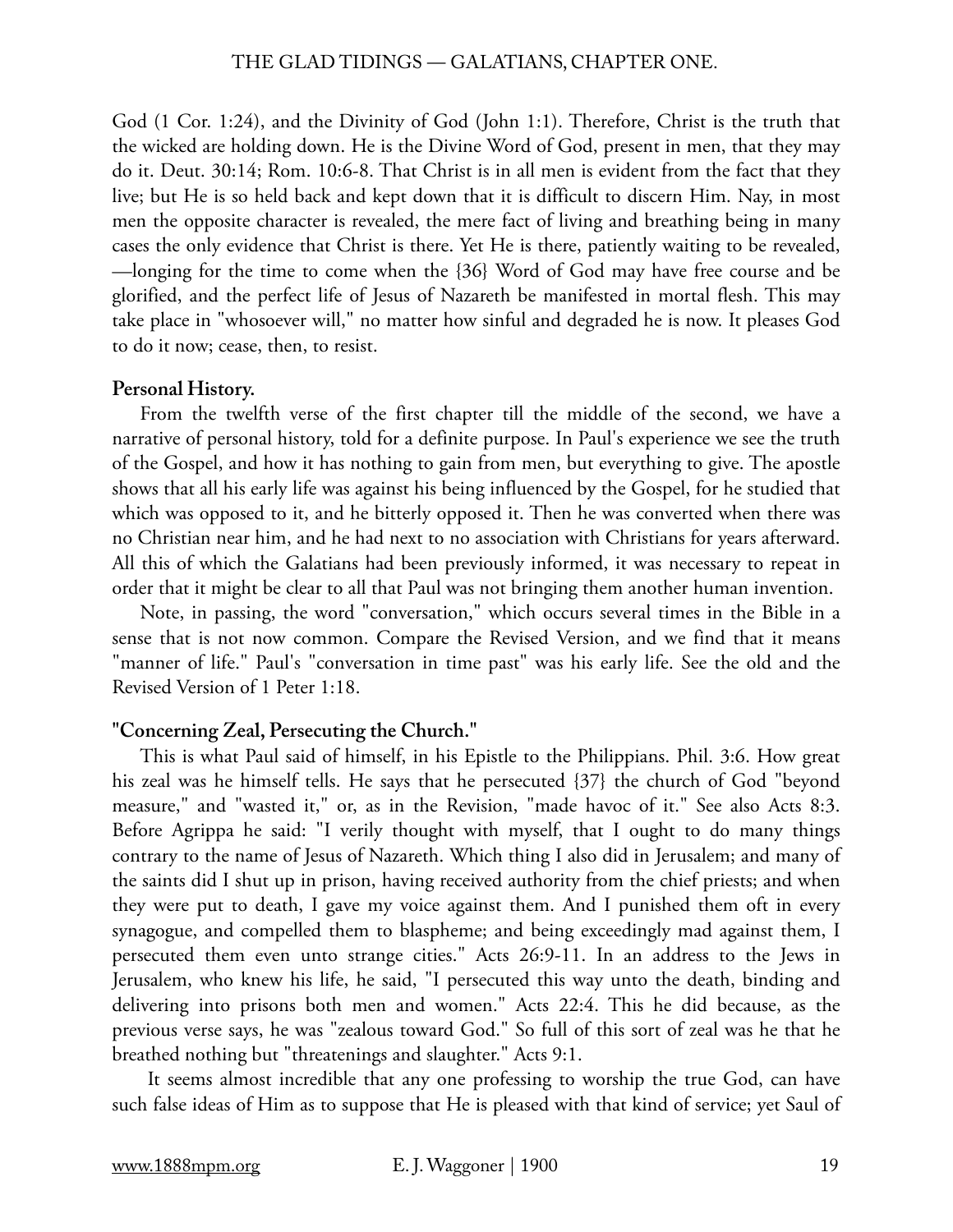God (1 Cor. 1:24), and the Divinity of God (John 1:1). Therefore, Christ is the truth that the wicked are holding down. He is the Divine Word of God, present in men, that they may do it. Deut. 30:14; Rom. 10:6-8. That Christ is in all men is evident from the fact that they live; but He is so held back and kept down that it is difficult to discern Him. Nay, in most men the opposite character is revealed, the mere fact of living and breathing being in many cases the only evidence that Christ is there. Yet He is there, patiently waiting to be revealed, —longing for the time to come when the {36} Word of God may have free course and be glorified, and the perfect life of Jesus of Nazareth be manifested in mortal flesh. This may take place in "whosoever will," no matter how sinful and degraded he is now. It pleases God to do it now; cease, then, to resist.

**Personal History.**

From the twelfth verse of the first chapter till the middle of the second, we have a narrative of personal history, told for a definite purpose. In Paul's experience we see the truth of the Gospel, and how it has nothing to gain from men, but everything to give. The apostle shows that all his early life was against his being influenced by the Gospel, for he studied that which was opposed to it, and he bitterly opposed it. Then he was converted when there was no Christian near him, and he had next to no association with Christians for years afterward. All this of which the Galatians had been previously informed, it was necessary to repeat in order that it might be clear to all that Paul was not bringing them another human invention.

Note, in passing, the word "conversation," which occurs several times in the Bible in a sense that is not now common. Compare the Revised Version, and we find that it means "manner of life." Paul's "conversation in time past" was his early life. See the old and the Revised Version of 1 Peter 1:18.

**"Concerning Zeal, Persecuting the Church."**

This is what Paul said of himself, in his Epistle to the Philippians. Phil. 3:6. How great his zeal was he himself tells. He says that he persecuted {37} the church of God "beyond measure," and "wasted it," or, as in the Revision, "made havoc of it." See also Acts 8:3. Before Agrippa he said: "I verily thought with myself, that I ought to do many things contrary to the name of Jesus of Nazareth. Which thing I also did in Jerusalem; and many of the saints did I shut up in prison, having received authority from the chief priests; and when they were put to death, I gave my voice against them. And I punished them oft in every synagogue, and compelled them to blaspheme; and being exceedingly mad against them, I persecuted them even unto strange cities." Acts 26:9-11. In an address to the Jews in Jerusalem, who knew his life, he said, "I persecuted this way unto the death, binding and delivering into prisons both men and women." Acts 22:4. This he did because, as the previous verse says, he was "zealous toward God." So full of this sort of zeal was he that he breathed nothing but "threatenings and slaughter." Acts 9:1.

It seems almost incredible that any one professing to worship the true God, can have such false ideas of Him as to suppose that He is pleased with that kind of service; yet Saul of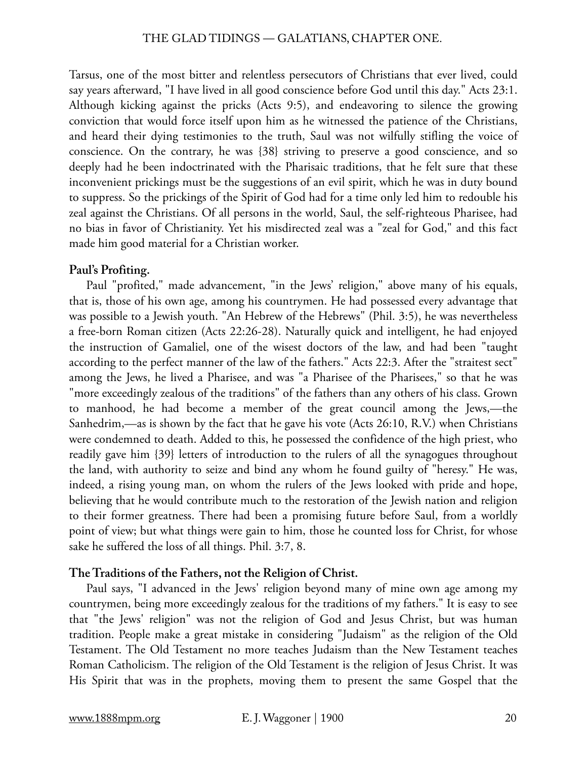Tarsus, one of the most bitter and relentless persecutors of Christians that ever lived, could say years afterward, "I have lived in all good conscience before God until this day." Acts 23:1. Although kicking against the pricks (Acts 9:5), and endeavoring to silence the growing conviction that would force itself upon him as he witnessed the patience of the Christians, and heard their dying testimonies to the truth, Saul was not wilfully stifling the voice of conscience. On the contrary, he was {38} striving to preserve a good conscience, and so deeply had he been indoctrinated with the Pharisaic traditions, that he felt sure that these inconvenient prickings must be the suggestions of an evil spirit, which he was in duty bound to suppress. So the prickings of the Spirit of God had for a time only led him to redouble his zeal against the Christians. Of all persons in the world, Saul, the self-righteous Pharisee, had no bias in favor of Christianity. Yet his misdirected zeal was a "zeal for God," and this fact made him good material for a Christian worker.

**Paul's Profiting.**

Paul "profited," made advancement, "in the Jews' religion," above many of his equals, that is, those of his own age, among his countrymen. He had possessed every advantage that was possible to a Jewish youth. "An Hebrew of the Hebrews" (Phil. 3:5), he was nevertheless a free-born Roman citizen (Acts 22:26-28). Naturally quick and intelligent, he had enjoyed the instruction of Gamaliel, one of the wisest doctors of the law, and had been "taught according to the perfect manner of the law of the fathers." Acts 22:3. After the "straitest sect" among the Jews, he lived a Pharisee, and was "a Pharisee of the Pharisees," so that he was "more exceedingly zealous of the traditions" of the fathers than any others of his class. Grown to manhood, he had become a member of the great council among the Jews,—the Sanhedrim,—as is shown by the fact that he gave his vote (Acts 26:10, R.V.) when Christians were condemned to death. Added to this, he possessed the confidence of the high priest, who readily gave him {39} letters of introduction to the rulers of all the synagogues throughout the land, with authority to seize and bind any whom he found guilty of "heresy." He was, indeed, a rising young man, on whom the rulers of the Jews looked with pride and hope, believing that he would contribute much to the restoration of the Jewish nation and religion to their former greatness. There had been a promising future before Saul, from a worldly point of view; but what things were gain to him, those he counted loss for Christ, for whose sake he suffered the loss of all things. Phil. 3:7, 8.

**The Traditions of the Fathers, not the Religion of Christ.**

Paul says, "I advanced in the Jews' religion beyond many of mine own age among my countrymen, being more exceedingly zealous for the traditions of my fathers." It is easy to see that "the Jews' religion" was not the religion of God and Jesus Christ, but was human tradition. People make a great mistake in considering "Judaism" as the religion of the Old Testament. The Old Testament no more teaches Judaism than the New Testament teaches Roman Catholicism. The religion of the Old Testament is the religion of Jesus Christ. It was His Spirit that was in the prophets, moving them to present the same Gospel that the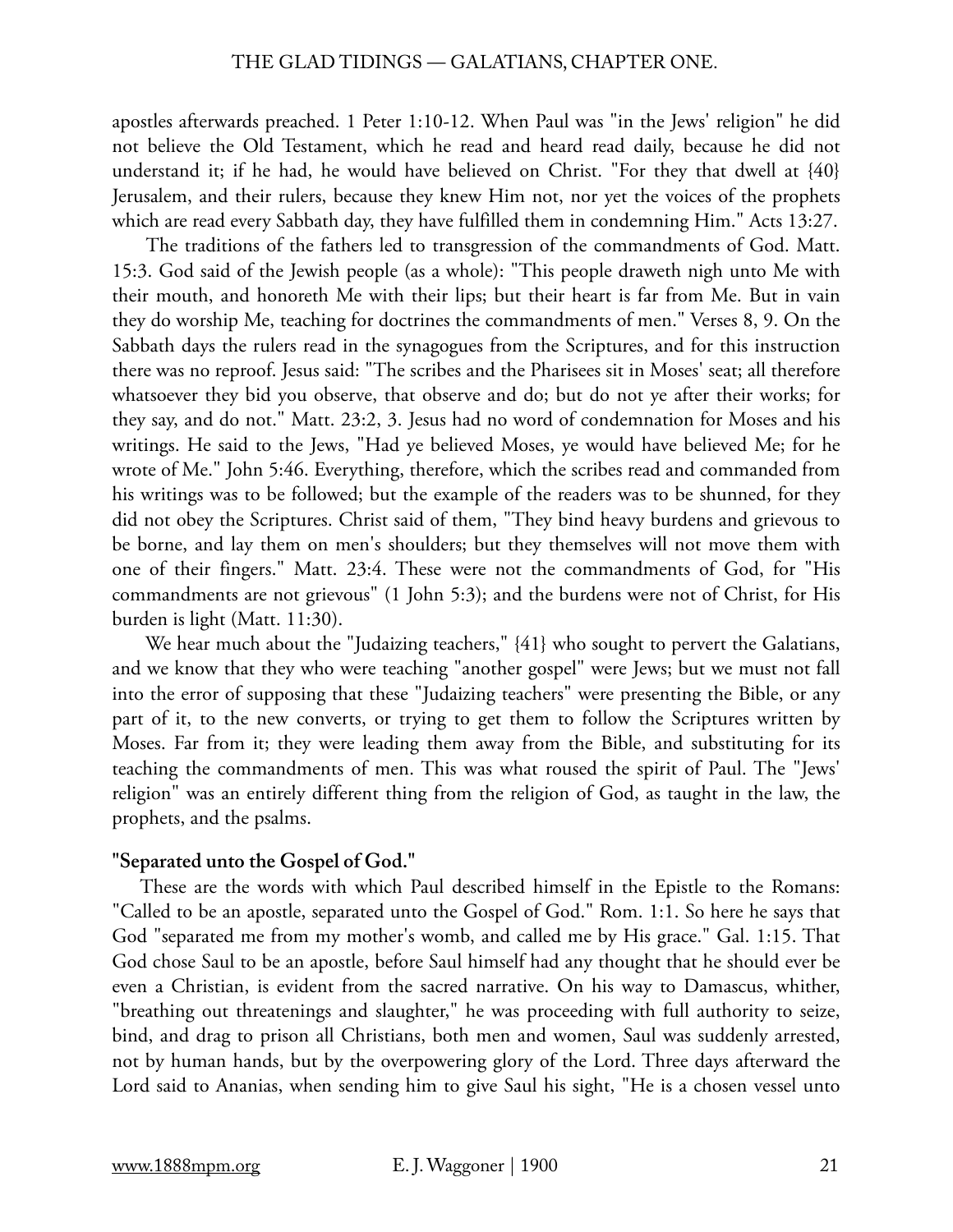apostles afterwards preached. 1 Peter 1:10-12. When Paul was "in the Jews' religion" he did not believe the Old Testament, which he read and heard read daily, because he did not understand it; if he had, he would have believed on Christ. "For they that dwell at {40} Jerusalem, and their rulers, because they knew Him not, nor yet the voices of the prophets which are read every Sabbath day, they have fulfilled them in condemning Him." Acts 13:27.

The traditions of the fathers led to transgression of the commandments of God. Matt. 15:3. God said of the Jewish people (as a whole): "This people draweth nigh unto Me with their mouth, and honoreth Me with their lips; but their heart is far from Me. But in vain they do worship Me, teaching for doctrines the commandments of men." Verses 8, 9. On the Sabbath days the rulers read in the synagogues from the Scriptures, and for this instruction there was no reproof. Jesus said: "The scribes and the Pharisees sit in Moses' seat; all therefore whatsoever they bid you observe, that observe and do; but do not ye after their works; for they say, and do not." Matt. 23:2, 3. Jesus had no word of condemnation for Moses and his writings. He said to the Jews, "Had ye believed Moses, ye would have believed Me; for he wrote of Me." John 5:46. Everything, therefore, which the scribes read and commanded from his writings was to be followed; but the example of the readers was to be shunned, for they did not obey the Scriptures. Christ said of them, "They bind heavy burdens and grievous to be borne, and lay them on men's shoulders; but they themselves will not move them with one of their fingers." Matt. 23:4. These were not the commandments of God, for "His commandments are not grievous" (1 John 5:3); and the burdens were not of Christ, for His burden is light (Matt. 11:30).

We hear much about the "Judaizing teachers," {41} who sought to pervert the Galatians, and we know that they who were teaching "another gospel" were Jews; but we must not fall into the error of supposing that these "Judaizing teachers" were presenting the Bible, or any part of it, to the new converts, or trying to get them to follow the Scriptures written by Moses. Far from it; they were leading them away from the Bible, and substituting for its teaching the commandments of men. This was what roused the spirit of Paul. The "Jews' religion" was an entirely different thing from the religion of God, as taught in the law, the prophets, and the psalms.

**"Separated unto the Gospel of God."**

These are the words with which Paul described himself in the Epistle to the Romans: "Called to be an apostle, separated unto the Gospel of God." Rom. 1:1. So here he says that God "separated me from my mother's womb, and called me by His grace." Gal. 1:15. That God chose Saul to be an apostle, before Saul himself had any thought that he should ever be even a Christian, is evident from the sacred narrative. On his way to Damascus, whither, "breathing out threatenings and slaughter," he was proceeding with full authority to seize, bind, and drag to prison all Christians, both men and women, Saul was suddenly arrested, not by human hands, but by the overpowering glory of the Lord. Three days afterward the Lord said to Ananias, when sending him to give Saul his sight, "He is a chosen vessel unto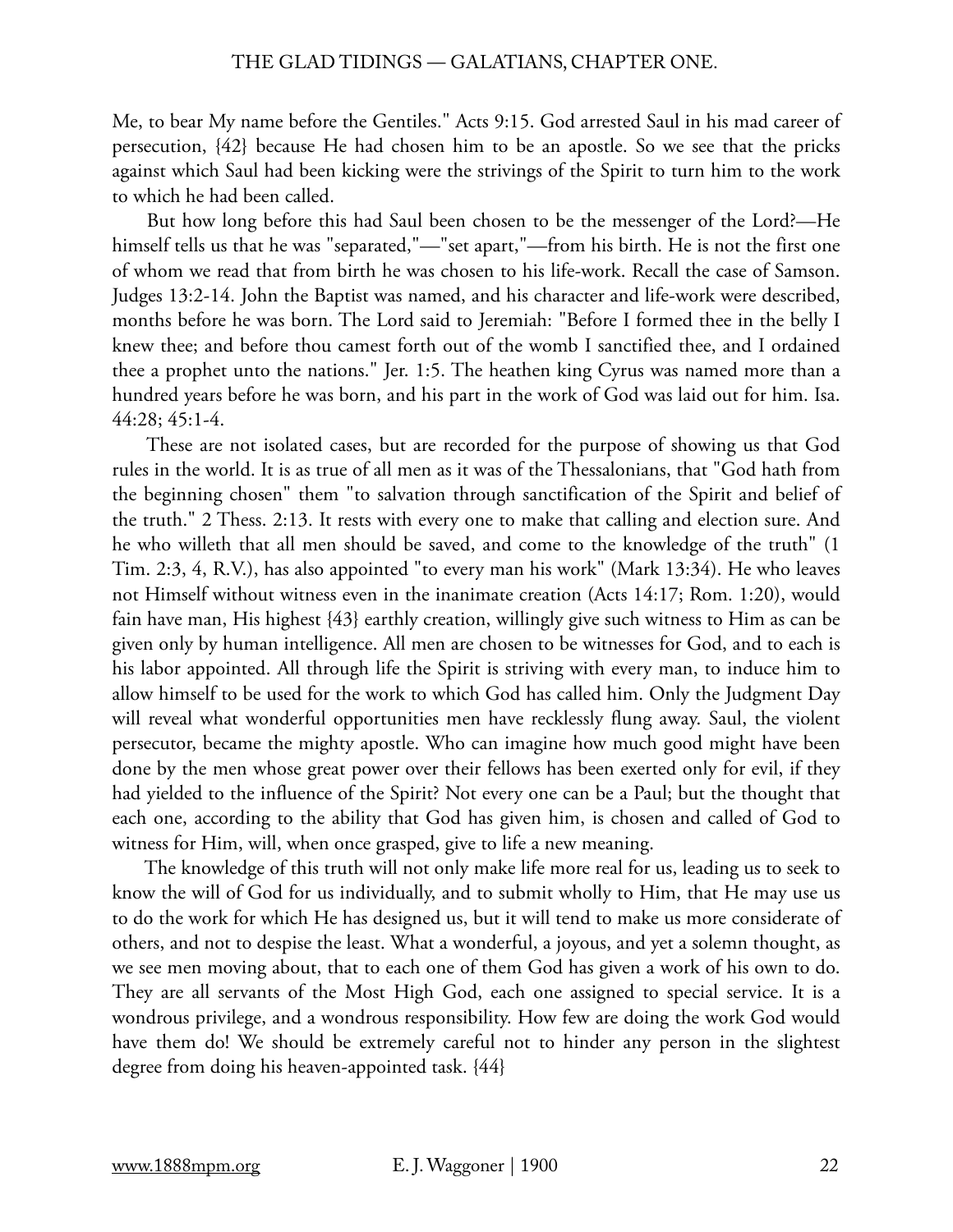Me, to bear My name before the Gentiles." Acts 9:15. God arrested Saul in his mad career of persecution, {42} because He had chosen him to be an apostle. So we see that the pricks against which Saul had been kicking were the strivings of the Spirit to turn him to the work to which he had been called.

But how long before this had Saul been chosen to be the messenger of the Lord?—He himself tells us that he was "separated,"—"set apart,"—from his birth. He is not the first one of whom we read that from birth he was chosen to his life-work. Recall the case of Samson. Judges 13:2-14. John the Baptist was named, and his character and life-work were described, months before he was born. The Lord said to Jeremiah: "Before I formed thee in the belly I knew thee; and before thou camest forth out of the womb I sanctified thee, and I ordained thee a prophet unto the nations." Jer. 1:5. The heathen king Cyrus was named more than a hundred years before he was born, and his part in the work of God was laid out for him. Isa. 44:28; 45:1-4.

These are not isolated cases, but are recorded for the purpose of showing us that God rules in the world. It is as true of all men as it was of the Thessalonians, that "God hath from the beginning chosen" them "to salvation through sanctification of the Spirit and belief of the truth." 2 Thess. 2:13. It rests with every one to make that calling and election sure. And he who willeth that all men should be saved, and come to the knowledge of the truth" (1 Tim. 2:3, 4, R.V.), has also appointed "to every man his work" (Mark 13:34). He who leaves not Himself without witness even in the inanimate creation (Acts 14:17; Rom. 1:20), would fain have man, His highest {43} earthly creation, willingly give such witness to Him as can be given only by human intelligence. All men are chosen to be witnesses for God, and to each is his labor appointed. All through life the Spirit is striving with every man, to induce him to allow himself to be used for the work to which God has called him. Only the Judgment Day will reveal what wonderful opportunities men have recklessly flung away. Saul, the violent persecutor, became the mighty apostle. Who can imagine how much good might have been done by the men whose great power over their fellows has been exerted only for evil, if they had yielded to the influence of the Spirit? Not every one can be a Paul; but the thought that each one, according to the ability that God has given him, is chosen and called of God to witness for Him, will, when once grasped, give to life a new meaning.

The knowledge of this truth will not only make life more real for us, leading us to seek to know the will of God for us individually, and to submit wholly to Him, that He may use us to do the work for which He has designed us, but it will tend to make us more considerate of others, and not to despise the least. What a wonderful, a joyous, and yet a solemn thought, as we see men moving about, that to each one of them God has given a work of his own to do. They are all servants of the Most High God, each one assigned to special service. It is a wondrous privilege, and a wondrous responsibility. How few are doing the work God would have them do! We should be extremely careful not to hinder any person in the slightest degree from doing his heaven-appointed task. {44}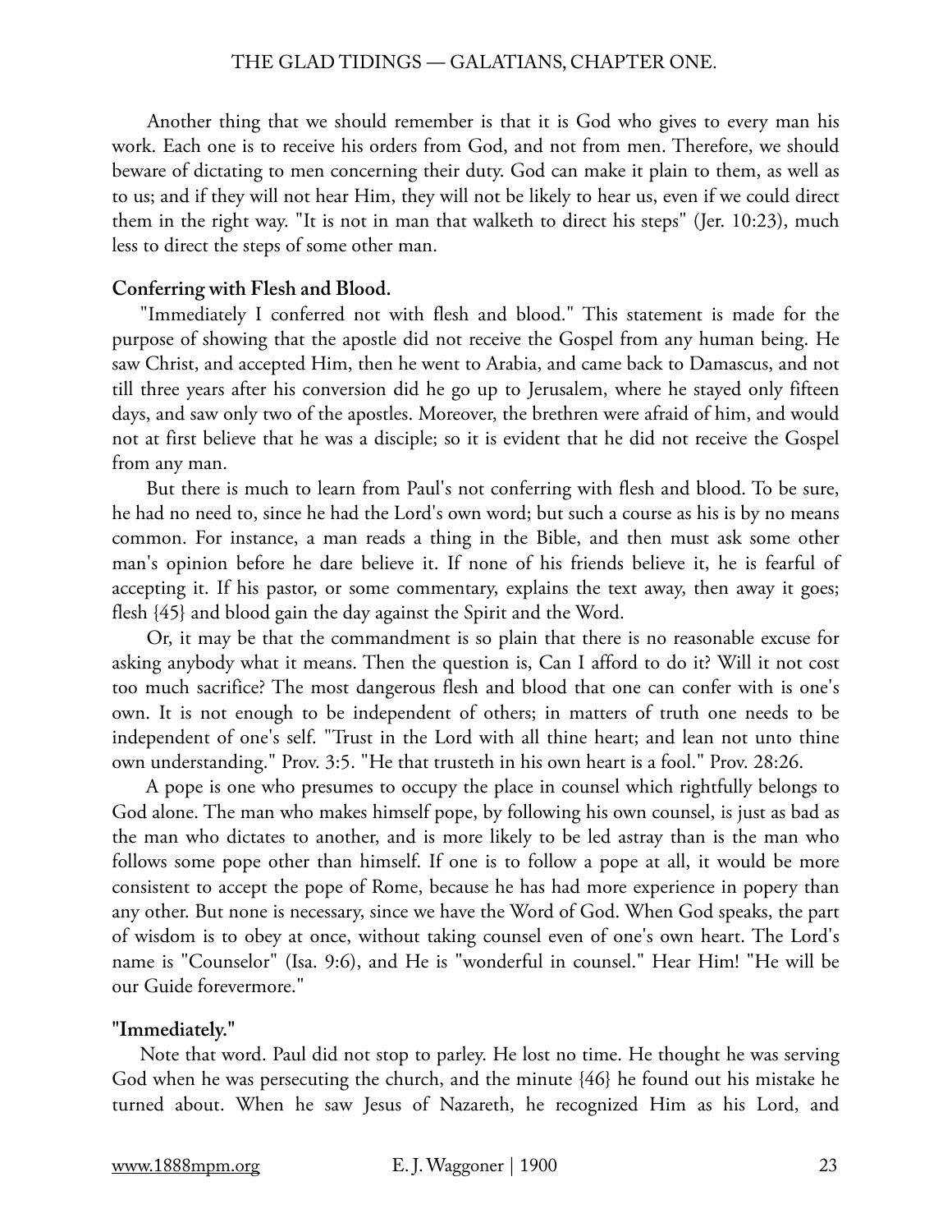Another thing that we should remember is that it is God who gives to every man his work. Each one is to receive his orders from God, and not from men. Therefore, we should beware of dictating to men concerning their duty. God can make it plain to them, as well as to us; and if they will not hear Him, they will not be likely to hear us, even if we could direct them in the right way. "It is not in man that walketh to direct his steps" (Jer. 10:23), much less to direct the steps of some other man.

**Conferring with Flesh and Blood.**

"Immediately I conferred not with flesh and blood." This statement is made for the purpose of showing that the apostle did not receive the Gospel from any human being. He saw Christ, and accepted Him, then he went to Arabia, and came back to Damascus, and not till three years after his conversion did he go up to Jerusalem, where he stayed only fifteen days, and saw only two of the apostles. Moreover, the brethren were afraid of him, and would not at first believe that he was a disciple; so it is evident that he did not receive the Gospel from any man.

But there is much to learn from Paul's not conferring with flesh and blood. To be sure, he had no need to, since he had the Lord's own word; but such a course as his is by no means common. For instance, a man reads a thing in the Bible, and then must ask some other man's opinion before he dare believe it. If none of his friends believe it, he is fearful of accepting it. If his pastor, or some commentary, explains the text away, then away it goes; flesh {45} and blood gain the day against the Spirit and the Word.

Or, it may be that the commandment is so plain that there is no reasonable excuse for asking anybody what it means. Then the question is, Can I afford to do it? Will it not cost too much sacrifice? The most dangerous flesh and blood that one can confer with is one's own. It is not enough to be independent of others; in matters of truth one needs to be independent of one's self. "Trust in the Lord with all thine heart; and lean not unto thine own understanding." Prov. 3:5. "He that trusteth in his own heart is a fool." Prov. 28:26.

A pope is one who presumes to occupy the place in counsel which rightfully belongs to God alone. The man who makes himself pope, by following his own counsel, is just as bad as the man who dictates to another, and is more likely to be led astray than is the man who follows some pope other than himself. If one is to follow a pope at all, it would be more consistent to accept the pope of Rome, because he has had more experience in popery than any other. But none is necessary, since we have the Word of God. When God speaks, the part of wisdom is to obey at once, without taking counsel even of one's own heart. The Lord's name is "Counselor" (Isa. 9:6), and He is "wonderful in counsel." Hear Him! "He will be our Guide forevermore."

**"Immediately."**

Note that word. Paul did not stop to parley. He lost no time. He thought he was serving God when he was persecuting the church, and the minute {46} he found out his mistake he turned about. When he saw Jesus of Nazareth, he recognized Him as his Lord, and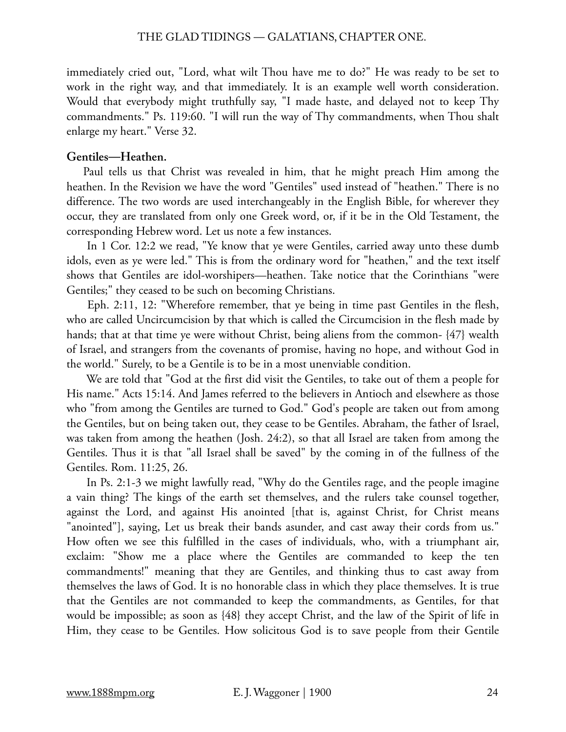immediately cried out, "Lord, what wilt Thou have me to do?" He was ready to be set to work in the right way, and that immediately. It is an example well worth consideration. Would that everybody might truthfully say, "I made haste, and delayed not to keep Thy commandments." Ps. 119:60. "I will run the way of Thy commandments, when Thou shalt enlarge my heart." Verse 32.

**Gentiles—Heathen.**

Paul tells us that Christ was revealed in him, that he might preach Him among the heathen. In the Revision we have the word "Gentiles" used instead of "heathen." There is no difference. The two words are used interchangeably in the English Bible, for wherever they occur, they are translated from only one Greek word, or, if it be in the Old Testament, the corresponding Hebrew word. Let us note a few instances.

In 1 Cor. 12:2 we read, "Ye know that ye were Gentiles, carried away unto these dumb idols, even as ye were led." This is from the ordinary word for "heathen," and the text itself shows that Gentiles are idol-worshipers—heathen. Take notice that the Corinthians "were Gentiles;" they ceased to be such on becoming Christians.

Eph. 2:11, 12: "Wherefore remember, that ye being in time past Gentiles in the flesh, who are called Uncircumcision by that which is called the Circumcision in the flesh made by hands; that at that time ye were without Christ, being aliens from the common- {47} wealth of Israel, and strangers from the covenants of promise, having no hope, and without God in the world." Surely, to be a Gentile is to be in a most unenviable condition.

We are told that "God at the first did visit the Gentiles, to take out of them a people for His name." Acts 15:14. And James referred to the believers in Antioch and elsewhere as those who "from among the Gentiles are turned to God." God's people are taken out from among the Gentiles, but on being taken out, they cease to be Gentiles. Abraham, the father of Israel, was taken from among the heathen (Josh. 24:2), so that all Israel are taken from among the Gentiles. Thus it is that "all Israel shall be saved" by the coming in of the fullness of the Gentiles. Rom. 11:25, 26.

In Ps. 2:1-3 we might lawfully read, "Why do the Gentiles rage, and the people imagine a vain thing? The kings of the earth set themselves, and the rulers take counsel together, against the Lord, and against His anointed [that is, against Christ, for Christ means "anointed"], saying, Let us break their bands asunder, and cast away their cords from us." How often we see this fulfilled in the cases of individuals, who, with a triumphant air, exclaim: "Show me a place where the Gentiles are commanded to keep the ten commandments!" meaning that they are Gentiles, and thinking thus to cast away from themselves the laws of God. It is no honorable class in which they place themselves. It is true that the Gentiles are not commanded to keep the commandments, as Gentiles, for that would be impossible; as soon as {48} they accept Christ, and the law of the Spirit of life in Him, they cease to be Gentiles. How solicitous God is to save people from their Gentile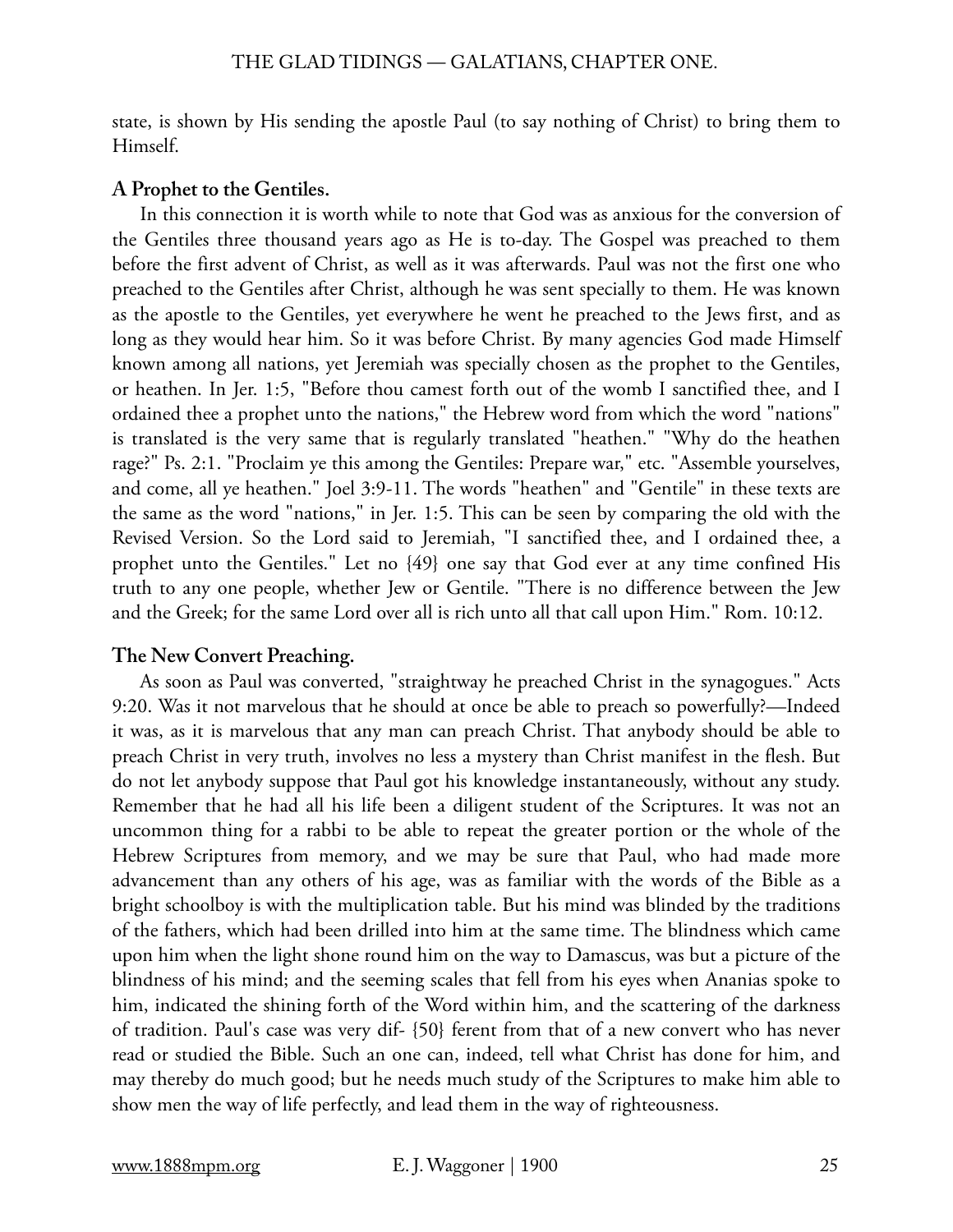state, is shown by His sending the apostle Paul (to say nothing of Christ) to bring them to Himself.

### A Prophet to the Gentiles.

In this connection it is worth while to note that God was as anxious for the conversion of the Gentiles three thousand years ago as He is to-day. The Gospel was preached to them before the first advent of Christ, as well as it was afterwards. Paul was not the first one who preached to the Gentiles after Christ, although he was sent specially to them. He was known as the apostle to the Gentiles, yet everywhere he went he preached to the Jews first, and as long as they would hear him. So it was before Christ. By many agencies God made Himself known among all nations, yet Jeremiah was specially chosen as the prophet to the Gentiles, or heathen. In Jer. 1:5, "Before thou camest forth out of the womb I sanctified thee, and I ordained thee a prophet unto the nations," the Hebrew word from which the word "nations" is translated is the very same that is regularly translated "heathen." "Why do the heathen rage?" Ps. 2:1. "Proclaim ye this among the Gentiles: Prepare war," etc. "Assemble yourselves, and come, all ye heathen." Joel 3:9-11. The words "heathen" and "Gentile" in these texts are the same as the word "nations," in Jer. 1:5. This can be seen by comparing the old with the Revised Version. So the Lord said to Jeremiah, "I sanctified thee, and I ordained thee, a prophet unto the Gentiles." Let no {49} one say that God ever at any time confined His truth to any one people, whether Jew or Gentile. "There is no difference between the Jew and the Greek; for the same Lord over all is rich unto all that call upon Him." Rom. 10:12.

### The New Convert Preaching.

As soon as Paul was converted, "straightway he preached Christ in the synagogues." Acts 9:20. Was it not marvelous that he should at once be able to preach so powerfully?—Indeed it was, as it is marvelous that any man can preach Christ. That anybody should be able to preach Christ in very truth, involves no less a mystery than Christ manifest in the flesh. But do not let anybody suppose that Paul got his knowledge instantaneously, without any study. Remember that he had all his life been a diligent student of the Scriptures. It was not an uncommon thing for a rabbi to be able to repeat the greater portion or the whole of the Hebrew Scriptures from memory, and we may be sure that Paul, who had made more advancement than any others of his age, was as familiar with the words of the Bible as a bright schoolboy is with the multiplication table. But his mind was blinded by the traditions of the fathers, which had been drilled into him at the same time. The blindness which came upon him when the light shone round him on the way to Damascus, was but a picture of the blindness of his mind; and the seeming scales that fell from his eyes when Ananias spoke to him, indicated the shining forth of the Word within him, and the scattering of the darkness of tradition. Paul's case was very dif- {50} ferent from that of a new convert who has never read or studied the Bible. Such an one can, indeed, tell what Christ has done for him, and may thereby do much good; but he needs much study of the Scriptures to make him able to show men the way of life perfectly, and lead them in the way of righteousness.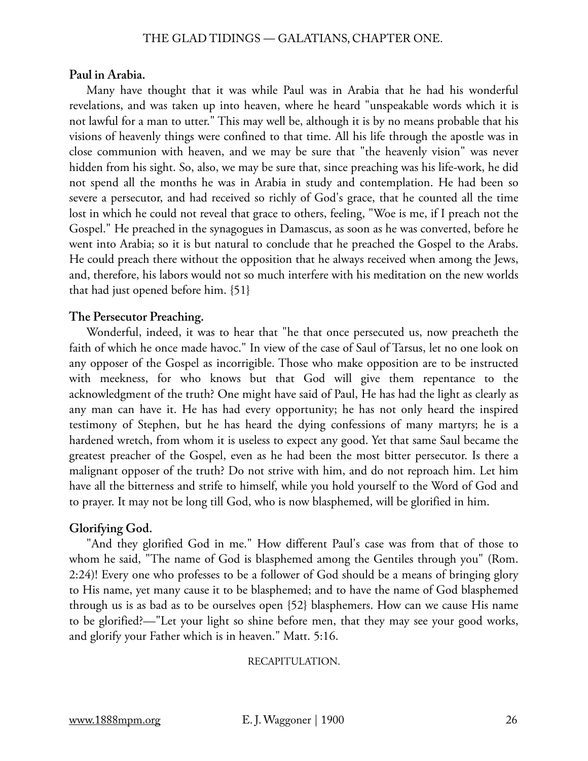**Paul in Arabia.**

Many have thought that it was while Paul was in Arabia that he had his wonderful revelations, and was taken up into heaven, where he heard "unspeakable words which it is not lawful for a man to utter." This may well be, although it is by no means probable that his visions of heavenly things were confined to that time. All his life through the apostle was in close communion with heaven, and we may be sure that "the heavenly vision" was never hidden from his sight. So, also, we may be sure that, since preaching was his life-work, he did not spend all the months he was in Arabia in study and contemplation. He had been so severe a persecutor, and had received so richly of God's grace, that he counted all the time lost in which he could not reveal that grace to others, feeling, "Woe is me, if I preach not the Gospel." He preached in the synagogues in Damascus, as soon as he was converted, before he went into Arabia; so it is but natural to conclude that he preached the Gospel to the Arabs. He could preach there without the opposition that he always received when among the Jews, and, therefore, his labors would not so much interfere with his meditation on the new worlds that had just opened before him. {51}

**The Persecutor Preaching.**

Wonderful, indeed, it was to hear that "he that once persecuted us, now preacheth the faith of which he once made havoc." In view of the case of Saul of Tarsus, let no one look on any opposer of the Gospel as incorrigible. Those who make opposition are to be instructed with meekness, for who knows but that God will give them repentance to the acknowledgment of the truth? One might have said of Paul, He has had the light as clearly as any man can have it. He has had every opportunity; he has not only heard the inspired testimony of Stephen, but he has heard the dying confessions of many martyrs; he is a hardened wretch, from whom it is useless to expect any good. Yet that same Saul became the greatest preacher of the Gospel, even as he had been the most bitter persecutor. Is there a malignant opposer of the truth? Do not strive with him, and do not reproach him. Let him have all the bitterness and strife to himself, while you hold yourself to the Word of God and to prayer. It may not be long till God, who is now blasphemed, will be glorified in him.

**Glorifying God.**

"And they glorified God in me." How different Paul's case was from that of those to whom he said, "The name of God is blasphemed among the Gentiles through you" (Rom. 2:24)! Every one who professes to be a follower of God should be a means of bringing glory to His name, yet many cause it to be blasphemed; and to have the name of God blasphemed through us is as bad as to be ourselves open {52} blasphemers. How can we cause His name to be glorified?—"Let your light so shine before men, that they may see your good works, and glorify your Father which is in heaven." Matt. 5:16.

RECAPITULATION.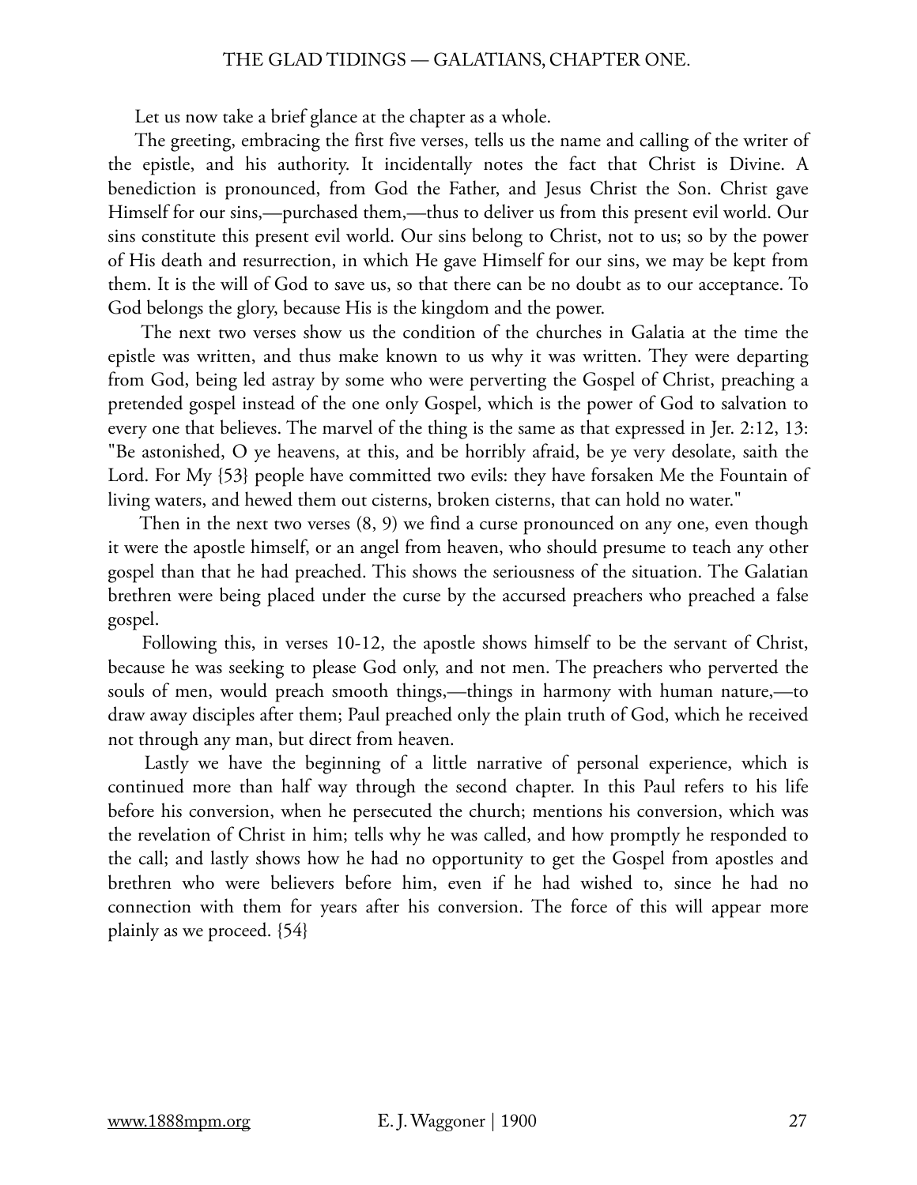Let us now take a brief glance at the chapter as a whole.

The greeting, embracing the first five verses, tells us the name and calling of the writer of the epistle, and his authority. It incidentally notes the fact that Christ is Divine. A benediction is pronounced, from God the Father, and Jesus Christ the Son. Christ gave Himself for our sins,—purchased them,—thus to deliver us from this present evil world. Our sins constitute this present evil world. Our sins belong to Christ, not to us; so by the power of His death and resurrection, in which He gave Himself for our sins, we may be kept from them. It is the will of God to save us, so that there can be no doubt as to our acceptance. To God belongs the glory, because His is the kingdom and the power.

The next two verses show us the condition of the churches in Galatia at the time the epistle was written, and thus make known to us why it was written. They were departing from God, being led astray by some who were perverting the Gospel of Christ, preaching a pretended gospel instead of the one only Gospel, which is the power of God to salvation to every one that believes. The marvel of the thing is the same as that expressed in Jer. 2:12, 13: "Be astonished, O ye heavens, at this, and be horribly afraid, be ye very desolate, saith the Lord. For My {53} people have committed two evils: they have forsaken Me the Fountain of living waters, and hewed them out cisterns, broken cisterns, that can hold no water."

Then in the next two verses (8, 9) we find a curse pronounced on any one, even though it were the apostle himself, or an angel from heaven, who should presume to teach any other gospel than that he had preached. This shows the seriousness of the situation. The Galatian brethren were being placed under the curse by the accursed preachers who preached a false gospel.

Following this, in verses 10-12, the apostle shows himself to be the servant of Christ, because he was seeking to please God only, and not men. The preachers who perverted the souls of men, would preach smooth things,—things in harmony with human nature,—to draw away disciples after them; Paul preached only the plain truth of God, which he received not through any man, but direct from heaven.

Lastly we have the beginning of a little narrative of personal experience, which is continued more than half way through the second chapter. In this Paul refers to his life before his conversion, when he persecuted the church; mentions his conversion, which was the revelation of Christ in him; tells why he was called, and how promptly he responded to the call; and lastly shows how he had no opportunity to get the Gospel from apostles and brethren who were believers before him, even if he had wished to, since he had no connection with them for years after his conversion. The force of this will appear more plainly as we proceed. {54}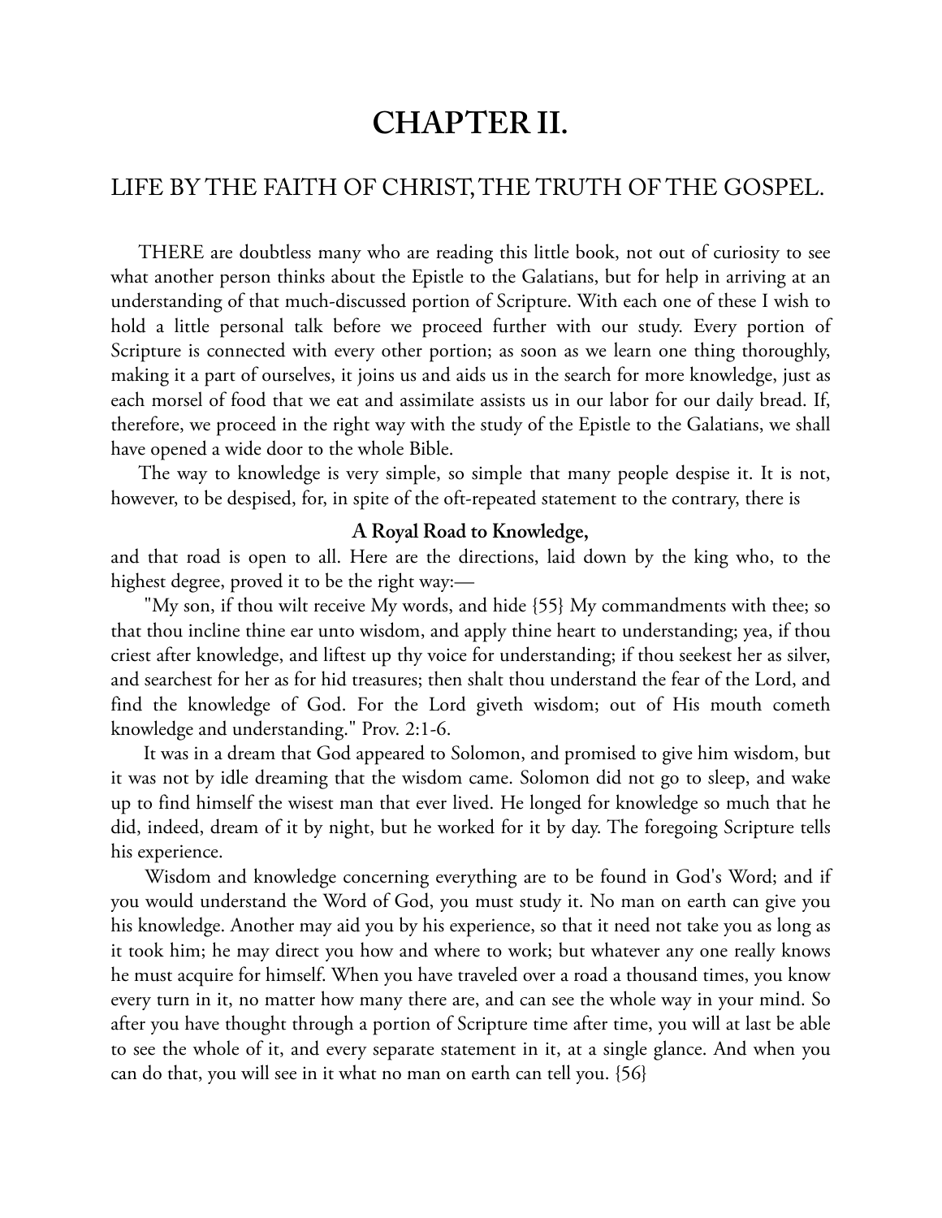# CHAPTER II.

## LIFE BY THE FAITH OF CHRIST, THE TRUTH OF THE GOSPEL.

THERE are doubtless many who are reading this little book, not out of curiosity to see what another person thinks about the Epistle to the Galatians, but for help in arriving at an understanding of that much-discussed portion of Scripture. With each one of these I wish to hold a little personal talk before we proceed further with our study. Every portion of Scripture is connected with every other portion; as soon as we learn one thing thoroughly, making it a part of ourselves, it joins us and aids us in the search for more knowledge, just as each morsel of food that we eat and assimilate assists us in our labor for our daily bread. If, therefore, we proceed in the right way with the study of the Epistle to the Galatians, we shall have opened a wide door to the whole Bible.

The way to knowledge is very simple, so simple that many people despise it. It is not, however, to be despised, for, in spite of the oft-repeated statement to the contrary, there is

**A Royal Road to Knowledge,**

and that road is open to all. Here are the directions, laid down by the king who, to the highest degree, proved it to be the right way:—

"My son, if thou wilt receive My words, and hide {55} My commandments with thee; so that thou incline thine ear unto wisdom, and apply thine heart to understanding; yea, if thou criest after knowledge, and liftest up thy voice for understanding; if thou seekest her as silver, and searchest for her as for hid treasures; then shalt thou understand the fear of the Lord, and find the knowledge of God. For the Lord giveth wisdom; out of His mouth cometh knowledge and understanding." Prov. 2:1-6.

It was in a dream that God appeared to Solomon, and promised to give him wisdom, but it was not by idle dreaming that the wisdom came. Solomon did not go to sleep, and wake up to find himself the wisest man that ever lived. He longed for knowledge so much that he did, indeed, dream of it by night, but he worked for it by day. The foregoing Scripture tells his experience.

Wisdom and knowledge concerning everything are to be found in God's Word; and if you would understand the Word of God, you must study it. No man on earth can give you his knowledge. Another may aid you by his experience, so that it need not take you as long as it took him; he may direct you how and where to work; but whatever any one really knows he must acquire for himself. When you have traveled over a road a thousand times, you know every turn in it, no matter how many there are, and can see the whole way in your mind. So after you have thought through a portion of Scripture time after time, you will at last be able to see the whole of it, and every separate statement in it, at a single glance. And when you can do that, you will see in it what no man on earth can tell you. {56}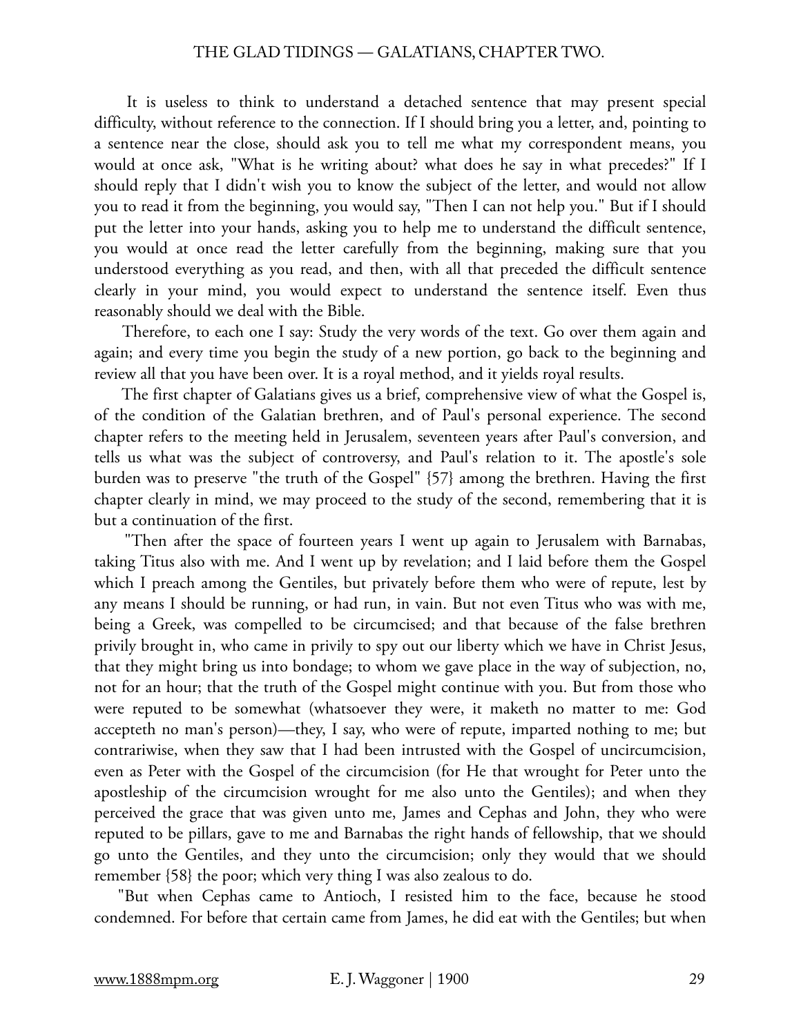It is useless to think to understand a detached sentence that may present special difficulty, without reference to the connection. If I should bring you a letter, and, pointing to a sentence near the close, should ask you to tell me what my correspondent means, you would at once ask, "What is he writing about? what does he say in what precedes?" If I should reply that I didn't wish you to know the subject of the letter, and would not allow you to read it from the beginning, you would say, "Then I can not help you." But if I should put the letter into your hands, asking you to help me to understand the difficult sentence, you would at once read the letter carefully from the beginning, making sure that you understood everything as you read, and then, with all that preceded the difficult sentence clearly in your mind, you would expect to understand the sentence itself. Even thus reasonably should we deal with the Bible.

Therefore, to each one I say: Study the very words of the text. Go over them again and again; and every time you begin the study of a new portion, go back to the beginning and review all that you have been over. It is a royal method, and it yields royal results.

The first chapter of Galatians gives us a brief, comprehensive view of what the Gospel is, of the condition of the Galatian brethren, and of Paul's personal experience. The second chapter refers to the meeting held in Jerusalem, seventeen years after Paul's conversion, and tells us what was the subject of controversy, and Paul's relation to it. The apostle's sole burden was to preserve "the truth of the Gospel" {57} among the brethren. Having the first chapter clearly in mind, we may proceed to the study of the second, remembering that it is but a continuation of the first.

"Then after the space of fourteen years I went up again to Jerusalem with Barnabas, taking Titus also with me. And I went up by revelation; and I laid before them the Gospel which I preach among the Gentiles, but privately before them who were of repute, lest by any means I should be running, or had run, in vain. But not even Titus who was with me, being a Greek, was compelled to be circumcised; and that because of the false brethren privily brought in, who came in privily to spy out our liberty which we have in Christ Jesus, that they might bring us into bondage; to whom we gave place in the way of subjection, no, not for an hour; that the truth of the Gospel might continue with you. But from those who were reputed to be somewhat (whatsoever they were, it maketh no matter to me: God accepteth no man's person)—they, I say, who were of repute, imparted nothing to me; but contrariwise, when they saw that I had been intrusted with the Gospel of uncircumcision, even as Peter with the Gospel of the circumcision (for He that wrought for Peter unto the apostleship of the circumcision wrought for me also unto the Gentiles); and when they perceived the grace that was given unto me, James and Cephas and John, they who were reputed to be pillars, gave to me and Barnabas the right hands of fellowship, that we should go unto the Gentiles, and they unto the circumcision; only they would that we should remember {58} the poor; which very thing I was also zealous to do.

"But when Cephas came to Antioch, I resisted him to the face, because he stood condemned. For before that certain came from James, he did eat with the Gentiles; but when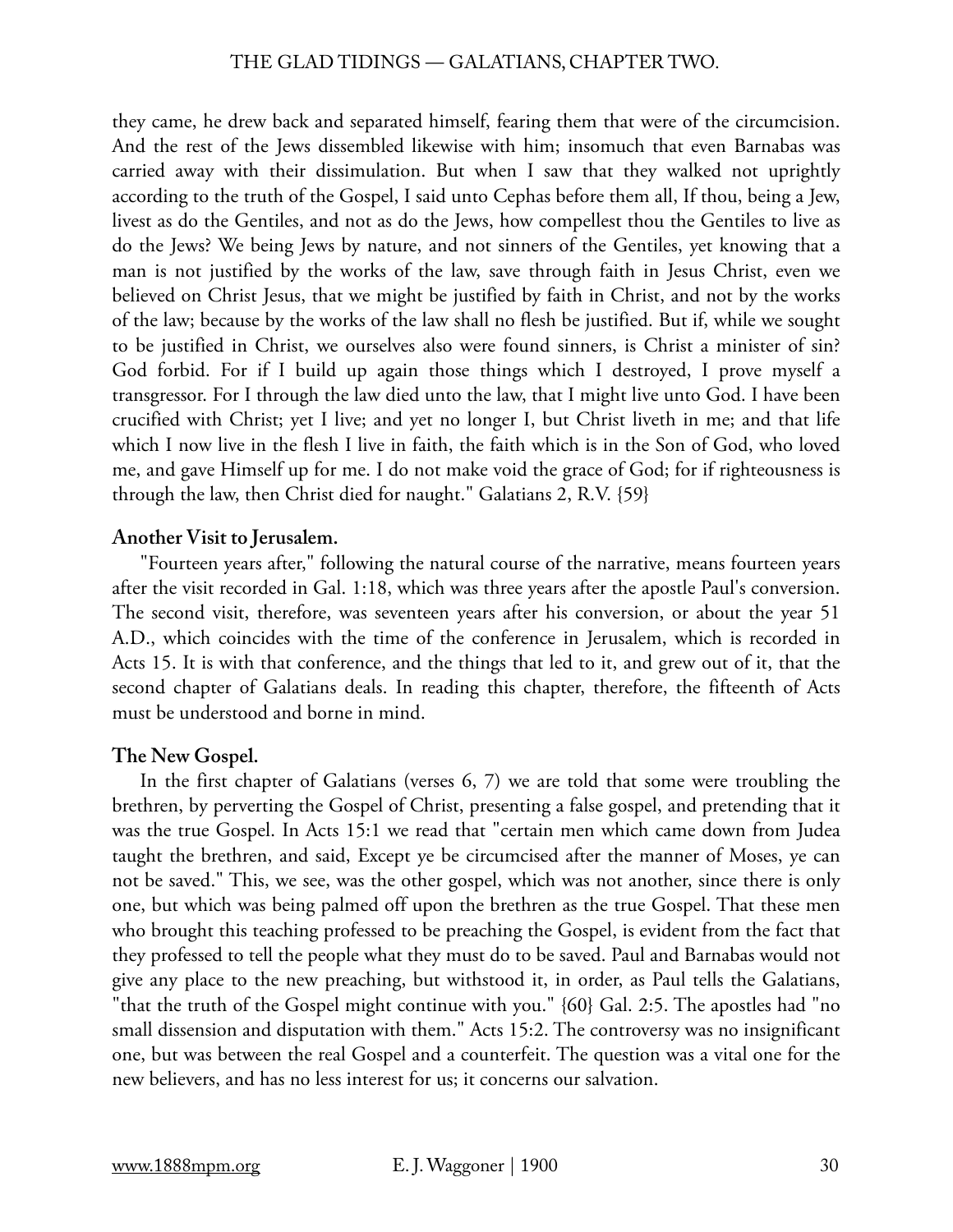they came, he drew back and separated himself, fearing them that were of the circumcision. And the rest of the Jews dissembled likewise with him; insomuch that even Barnabas was carried away with their dissimulation. But when I saw that they walked not uprightly according to the truth of the Gospel, I said unto Cephas before them all, If thou, being a Jew, livest as do the Gentiles, and not as do the Jews, how compellest thou the Gentiles to live as do the Jews? We being Jews by nature, and not sinners of the Gentiles, yet knowing that a man is not justified by the works of the law, save through faith in Jesus Christ, even we believed on Christ Jesus, that we might be justified by faith in Christ, and not by the works of the law; because by the works of the law shall no flesh be justified. But if, while we sought to be justified in Christ, we ourselves also were found sinners, is Christ a minister of sin? God forbid. For if I build up again those things which I destroyed, I prove myself a transgressor. For I through the law died unto the law, that I might live unto God. I have been crucified with Christ; yet I live; and yet no longer I, but Christ liveth in me; and that life which I now live in the flesh I live in faith, the faith which is in the Son of God, who loved me, and gave Himself up for me. I do not make void the grace of God; for if righteousness is through the law, then Christ died for naught." Galatians 2, R.V. {59}

**Another Visit to Jerusalem.**

"Fourteen years after," following the natural course of the narrative, means fourteen years after the visit recorded in Gal. 1:18, which was three years after the apostle Paul's conversion. The second visit, therefore, was seventeen years after his conversion, or about the year 51 A.D., which coincides with the time of the conference in Jerusalem, which is recorded in Acts 15. It is with that conference, and the things that led to it, and grew out of it, that the second chapter of Galatians deals. In reading this chapter, therefore, the fifteenth of Acts must be understood and borne in mind.

**The New Gospel.**

In the first chapter of Galatians (verses 6, 7) we are told that some were troubling the brethren, by perverting the Gospel of Christ, presenting a false gospel, and pretending that it was the true Gospel. In Acts 15:1 we read that "certain men which came down from Judea taught the brethren, and said, Except ye be circumcised after the manner of Moses, ye can not be saved." This, we see, was the other gospel, which was not another, since there is only one, but which was being palmed off upon the brethren as the true Gospel. That these men who brought this teaching professed to be preaching the Gospel, is evident from the fact that they professed to tell the people what they must do to be saved. Paul and Barnabas would not give any place to the new preaching, but withstood it, in order, as Paul tells the Galatians, "that the truth of the Gospel might continue with you." {60} Gal. 2:5. The apostles had "no small dissension and disputation with them." Acts 15:2. The controversy was no insignificant one, but was between the real Gospel and a counterfeit. The question was a vital one for the new believers, and has no less interest for us; it concerns our salvation.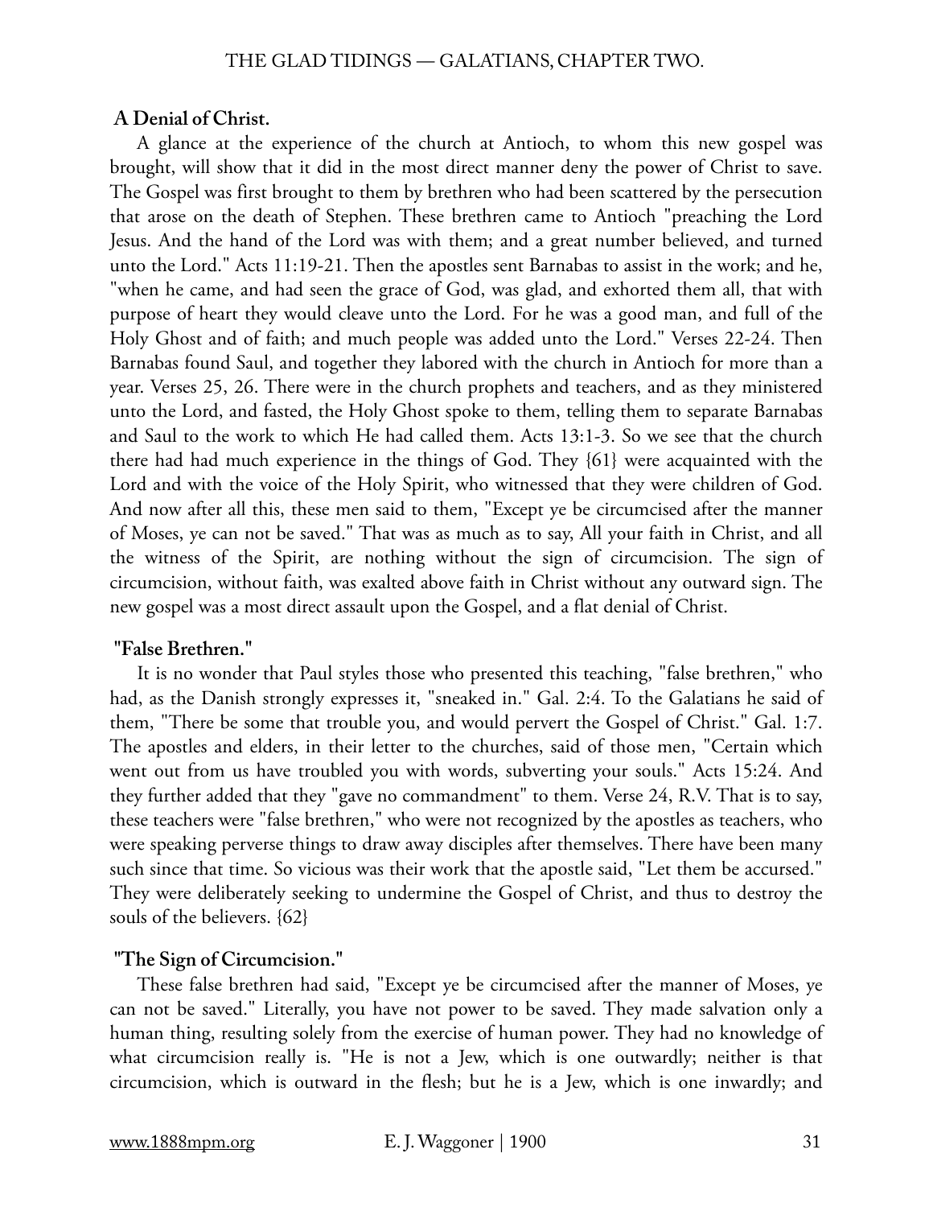### A Denial of Christ.

A glance at the experience of the church at Antioch, to whom this new gospel was brought, will show that it did in the most direct manner deny the power of Christ to save. The Gospel was first brought to them by brethren who had been scattered by the persecution that arose on the death of Stephen. These brethren came to Antioch "preaching the Lord Jesus. And the hand of the Lord was with them; and a great number believed, and turned unto the Lord." Acts 11:19-21. Then the apostles sent Barnabas to assist in the work; and he, "when he came, and had seen the grace of God, was glad, and exhorted them all, that with purpose of heart they would cleave unto the Lord. For he was a good man, and full of the Holy Ghost and of faith; and much people was added unto the Lord." Verses 22-24. Then Barnabas found Saul, and together they labored with the church in Antioch for more than a year. Verses 25, 26. There were in the church prophets and teachers, and as they ministered unto the Lord, and fasted, the Holy Ghost spoke to them, telling them to separate Barnabas and Saul to the work to which He had called them. Acts 13:1-3. So we see that the church there had had much experience in the things of God. They {61} were acquainted with the Lord and with the voice of the Holy Spirit, who witnessed that they were children of God. And now after all this, these men said to them, "Except ye be circumcised after the manner of Moses, ye can not be saved." That was as much as to say, All your faith in Christ, and all the witness of the Spirit, are nothing without the sign of circumcision. The sign of circumcision, without faith, was exalted above faith in Christ without any outward sign. The new gospel was a most direct assault upon the Gospel, and a flat denial of Christ.

### "False Brethren."

It is no wonder that Paul styles those who presented this teaching, "false brethren," who had, as the Danish strongly expresses it, "sneaked in." Gal. 2:4. To the Galatians he said of them, "There be some that trouble you, and would pervert the Gospel of Christ." Gal. 1:7. The apostles and elders, in their letter to the churches, said of those men, "Certain which went out from us have troubled you with words, subverting your souls." Acts 15:24. And they further added that they "gave no commandment" to them. Verse 24, R.V. That is to say, these teachers were "false brethren," who were not recognized by the apostles as teachers, who were speaking perverse things to draw away disciples after themselves. There have been many such since that time. So vicious was their work that the apostle said, "Let them be accursed." They were deliberately seeking to undermine the Gospel of Christ, and thus to destroy the souls of the believers. {62}

### "The Sign of Circumcision."

These false brethren had said, "Except ye be circumcised after the manner of Moses, ye can not be saved." Literally, you have not power to be saved. They made salvation only a human thing, resulting solely from the exercise of human power. They had no knowledge of what circumcision really is. "He is not a Jew, which is one outwardly; neither is that circumcision, which is outward in the flesh; but he is a Jew, which is one inwardly; and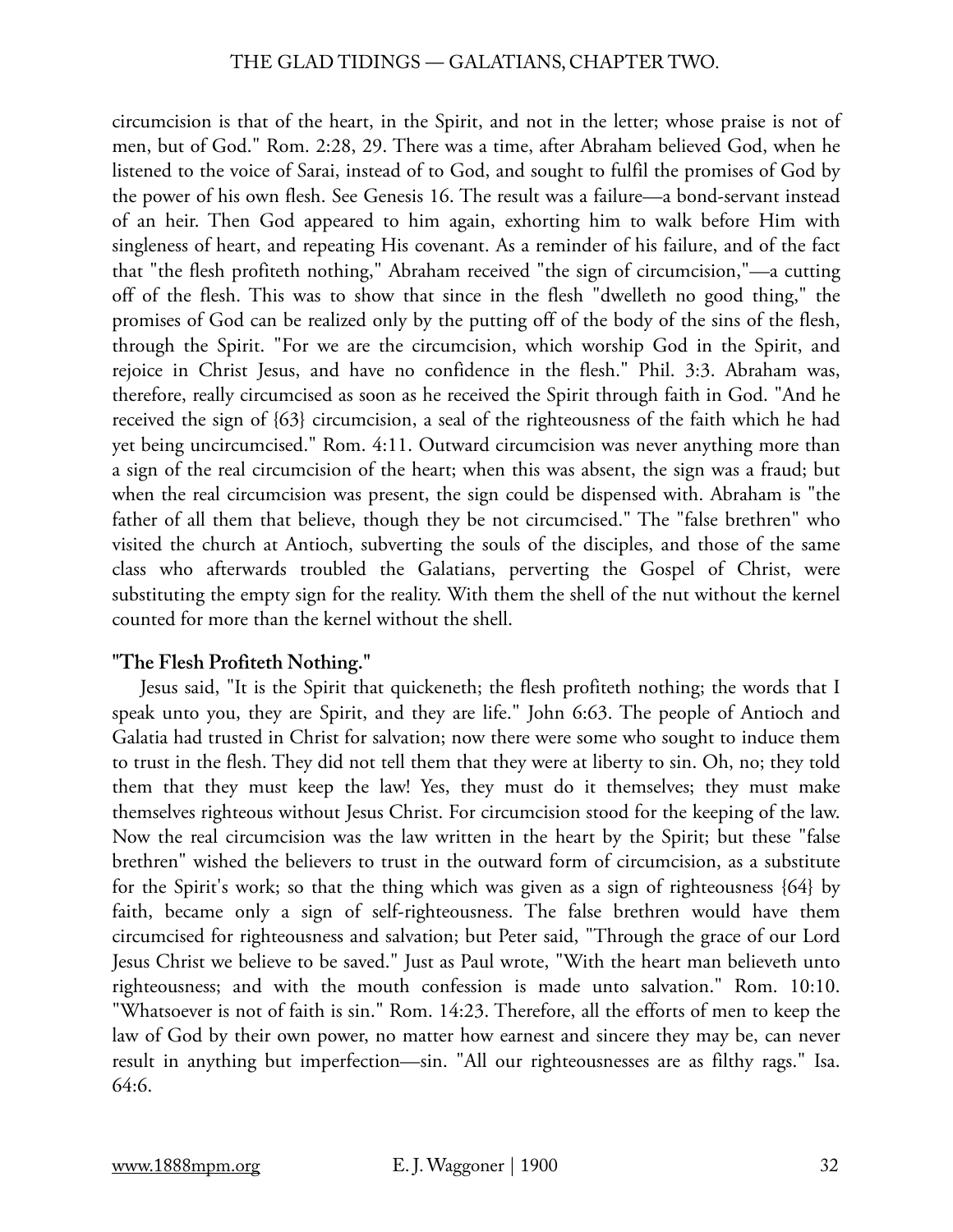circumcision is that of the heart, in the Spirit, and not in the letter; whose praise is not of men, but of God." Rom. 2:28, 29. There was a time, after Abraham believed God, when he listened to the voice of Sarai, instead of to God, and sought to fulfil the promises of God by the power of his own flesh. See Genesis 16. The result was a failure—a bond-servant instead of an heir. Then God appeared to him again, exhorting him to walk before Him with singleness of heart, and repeating His covenant. As a reminder of his failure, and of the fact that "the flesh profiteth nothing," Abraham received "the sign of circumcision,"—a cutting off of the flesh. This was to show that since in the flesh "dwelleth no good thing," the promises of God can be realized only by the putting off of the body of the sins of the flesh, through the Spirit. "For we are the circumcision, which worship God in the Spirit, and rejoice in Christ Jesus, and have no confidence in the flesh." Phil. 3:3. Abraham was, therefore, really circumcised as soon as he received the Spirit through faith in God. "And he received the sign of {63} circumcision, a seal of the righteousness of the faith which he had yet being uncircumcised." Rom. 4:11. Outward circumcision was never anything more than a sign of the real circumcision of the heart; when this was absent, the sign was a fraud; but when the real circumcision was present, the sign could be dispensed with. Abraham is "the father of all them that believe, though they be not circumcised." The "false brethren" who visited the church at Antioch, subverting the souls of the disciples, and those of the same class who afterwards troubled the Galatians, perverting the Gospel of Christ, were substituting the empty sign for the reality. With them the shell of the nut without the kernel counted for more than the kernel without the shell.

**"The Flesh Profiteth Nothing."**

Jesus said, "It is the Spirit that quickeneth; the flesh profiteth nothing; the words that I speak unto you, they are Spirit, and they are life." John 6:63. The people of Antioch and Galatia had trusted in Christ for salvation; now there were some who sought to induce them to trust in the flesh. They did not tell them that they were at liberty to sin. Oh, no; they told them that they must keep the law! Yes, they must do it themselves; they must make themselves righteous without Jesus Christ. For circumcision stood for the keeping of the law. Now the real circumcision was the law written in the heart by the Spirit; but these "false brethren" wished the believers to trust in the outward form of circumcision, as a substitute for the Spirit's work; so that the thing which was given as a sign of righteousness {64} by faith, became only a sign of self-righteousness. The false brethren would have them circumcised for righteousness and salvation; but Peter said, "Through the grace of our Lord Jesus Christ we believe to be saved." Just as Paul wrote, "With the heart man believeth unto righteousness; and with the mouth confession is made unto salvation." Rom. 10:10. "Whatsoever is not of faith is sin." Rom. 14:23. Therefore, all the efforts of men to keep the law of God by their own power, no matter how earnest and sincere they may be, can never result in anything but imperfection—sin. "All our righteousnesses are as filthy rags." Isa. 64:6.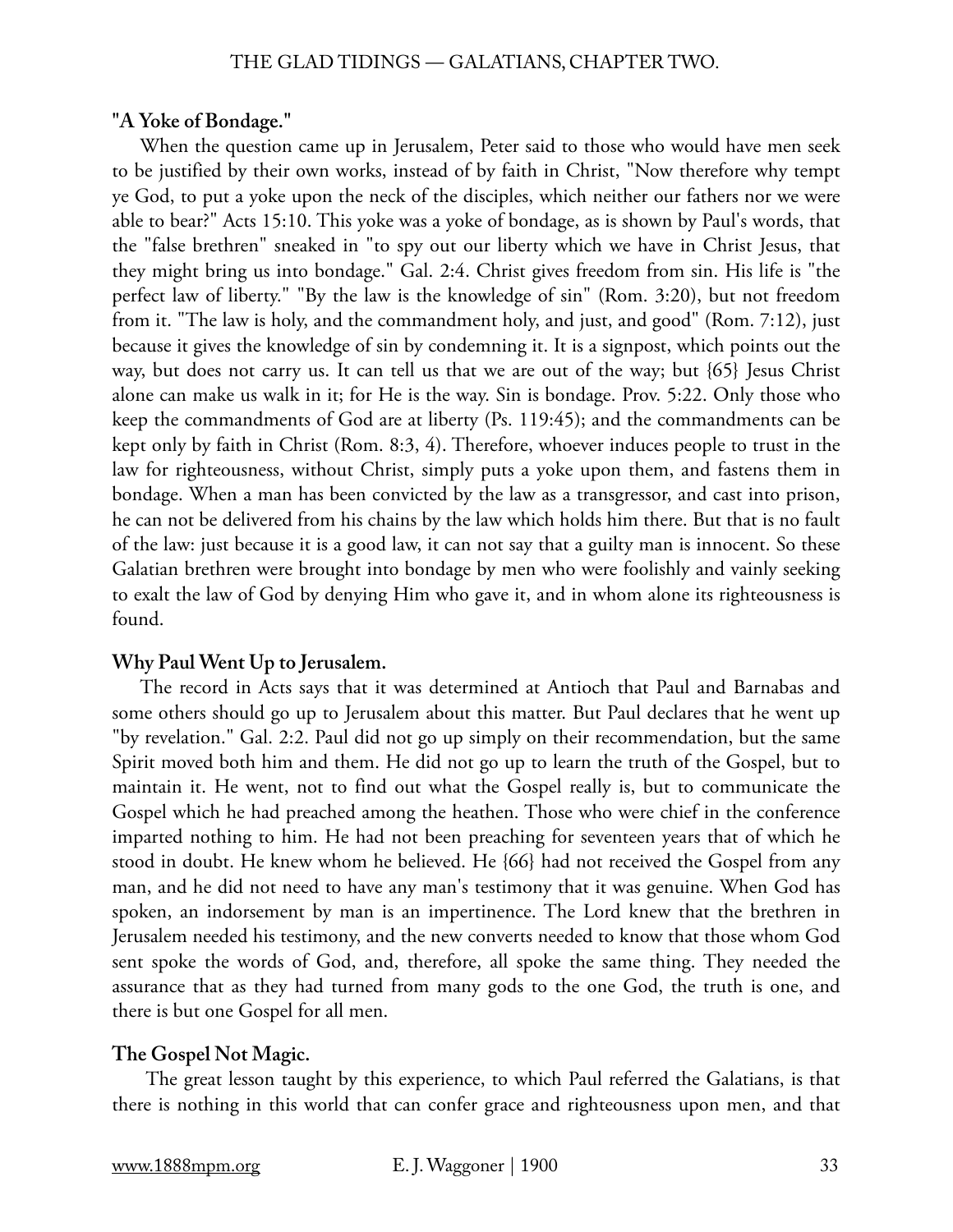**"A Yoke of Bondage."**

When the question came up in Jerusalem, Peter said to those who would have men seek to be justified by their own works, instead of by faith in Christ, "Now therefore why tempt ye God, to put a yoke upon the neck of the disciples, which neither our fathers nor we were able to bear?" Acts 15:10. This yoke was a yoke of bondage, as is shown by Paul's words, that the "false brethren" sneaked in "to spy out our liberty which we have in Christ Jesus, that they might bring us into bondage." Gal. 2:4. Christ gives freedom from sin. His life is "the perfect law of liberty." "By the law is the knowledge of sin" (Rom. 3:20), but not freedom from it. "The law is holy, and the commandment holy, and just, and good" (Rom. 7:12), just because it gives the knowledge of sin by condemning it. It is a signpost, which points out the way, but does not carry us. It can tell us that we are out of the way; but {65} Jesus Christ alone can make us walk in it; for He is the way. Sin is bondage. Prov. 5:22. Only those who keep the commandments of God are at liberty (Ps. 119:45); and the commandments can be kept only by faith in Christ (Rom. 8:3, 4). Therefore, whoever induces people to trust in the law for righteousness, without Christ, simply puts a yoke upon them, and fastens them in bondage. When a man has been convicted by the law as a transgressor, and cast into prison, he can not be delivered from his chains by the law which holds him there. But that is no fault of the law: just because it is a good law, it can not say that a guilty man is innocent. So these Galatian brethren were brought into bondage by men who were foolishly and vainly seeking to exalt the law of God by denying Him who gave it, and in whom alone its righteousness is found.

**Why Paul Went Up to Jerusalem.**

The record in Acts says that it was determined at Antioch that Paul and Barnabas and some others should go up to Jerusalem about this matter. But Paul declares that he went up "by revelation." Gal. 2:2. Paul did not go up simply on their recommendation, but the same Spirit moved both him and them. He did not go up to learn the truth of the Gospel, but to maintain it. He went, not to find out what the Gospel really is, but to communicate the Gospel which he had preached among the heathen. Those who were chief in the conference imparted nothing to him. He had not been preaching for seventeen years that of which he stood in doubt. He knew whom he believed. He {66} had not received the Gospel from any man, and he did not need to have any man's testimony that it was genuine. When God has spoken, an indorsement by man is an impertinence. The Lord knew that the brethren in Jerusalem needed his testimony, and the new converts needed to know that those whom God sent spoke the words of God, and, therefore, all spoke the same thing. They needed the assurance that as they had turned from many gods to the one God, the truth is one, and there is but one Gospel for all men.

**The Gospel Not Magic.**

The great lesson taught by this experience, to which Paul referred the Galatians, is that there is nothing in this world that can confer grace and righteousness upon men, and that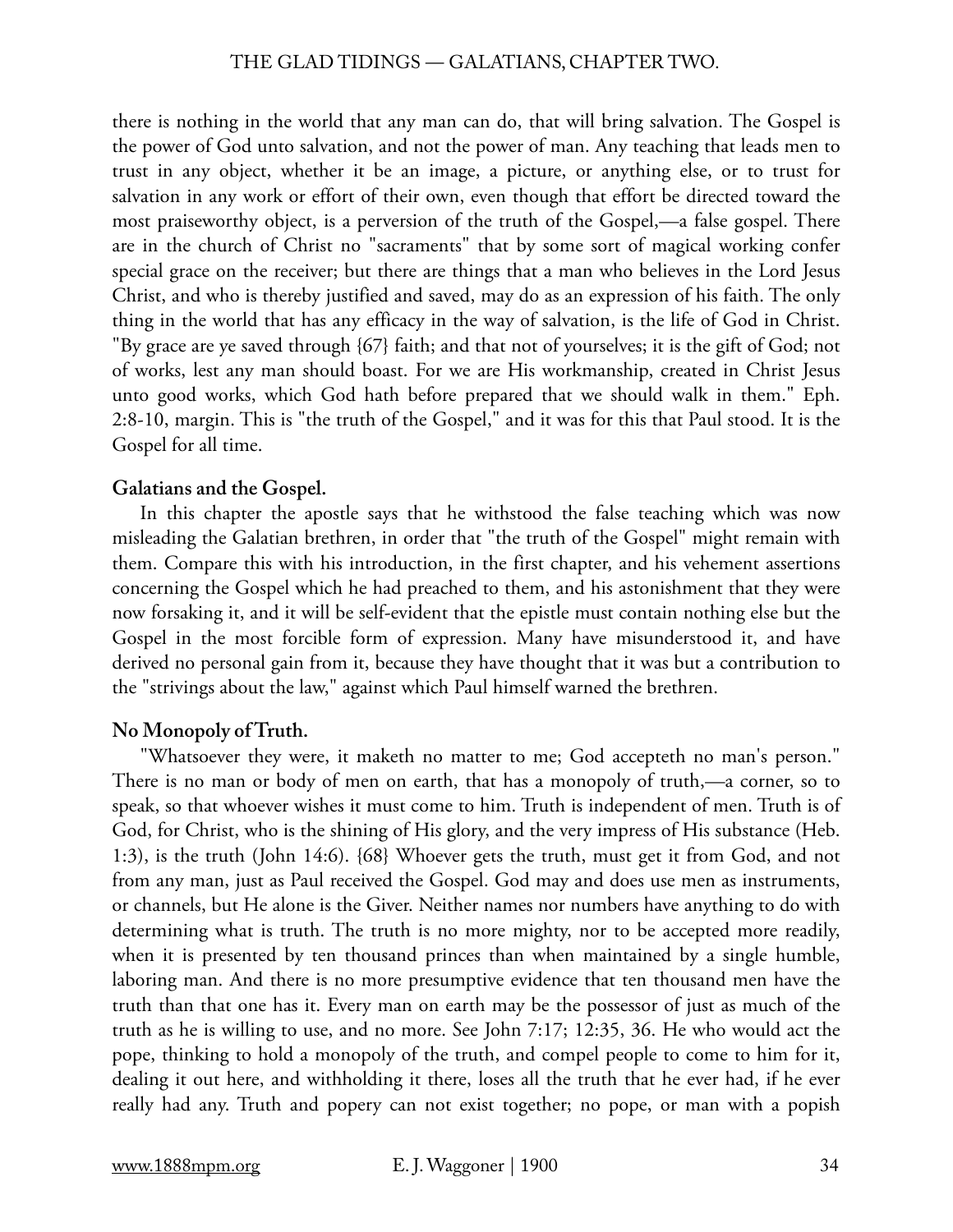there is nothing in the world that any man can do, that will bring salvation. The Gospel is the power of God unto salvation, and not the power of man. Any teaching that leads men to trust in any object, whether it be an image, a picture, or anything else, or to trust for salvation in any work or effort of their own, even though that effort be directed toward the most praiseworthy object, is a perversion of the truth of the Gospel,—a false gospel. There are in the church of Christ no "sacraments" that by some sort of magical working confer special grace on the receiver; but there are things that a man who believes in the Lord Jesus Christ, and who is thereby justified and saved, may do as an expression of his faith. The only thing in the world that has any efficacy in the way of salvation, is the life of God in Christ. "By grace are ye saved through {67} faith; and that not of yourselves; it is the gift of God; not of works, lest any man should boast. For we are His workmanship, created in Christ Jesus unto good works, which God hath before prepared that we should walk in them." Eph. 2:8-10, margin. This is "the truth of the Gospel," and it was for this that Paul stood. It is the Gospel for all time.

**Galatians and the Gospel.**

In this chapter the apostle says that he withstood the false teaching which was now misleading the Galatian brethren, in order that "the truth of the Gospel" might remain with them. Compare this with his introduction, in the first chapter, and his vehement assertions concerning the Gospel which he had preached to them, and his astonishment that they were now forsaking it, and it will be self-evident that the epistle must contain nothing else but the Gospel in the most forcible form of expression. Many have misunderstood it, and have derived no personal gain from it, because they have thought that it was but a contribution to the "strivings about the law," against which Paul himself warned the brethren.

**No Monopoly of Truth.**

"Whatsoever they were, it maketh no matter to me; God accepteth no man's person." There is no man or body of men on earth, that has a monopoly of truth,—a corner, so to speak, so that whoever wishes it must come to him. Truth is independent of men. Truth is of God, for Christ, who is the shining of His glory, and the very impress of His substance (Heb. 1:3), is the truth (John 14:6). {68} Whoever gets the truth, must get it from God, and not from any man, just as Paul received the Gospel. God may and does use men as instruments, or channels, but He alone is the Giver. Neither names nor numbers have anything to do with determining what is truth. The truth is no more mighty, nor to be accepted more readily, when it is presented by ten thousand princes than when maintained by a single humble, laboring man. And there is no more presumptive evidence that ten thousand men have the truth than that one has it. Every man on earth may be the possessor of just as much of the truth as he is willing to use, and no more. See John 7:17; 12:35, 36. He who would act the pope, thinking to hold a monopoly of the truth, and compel people to come to him for it, dealing it out here, and withholding it there, loses all the truth that he ever had, if he ever really had any. Truth and popery can not exist together; no pope, or man with a popish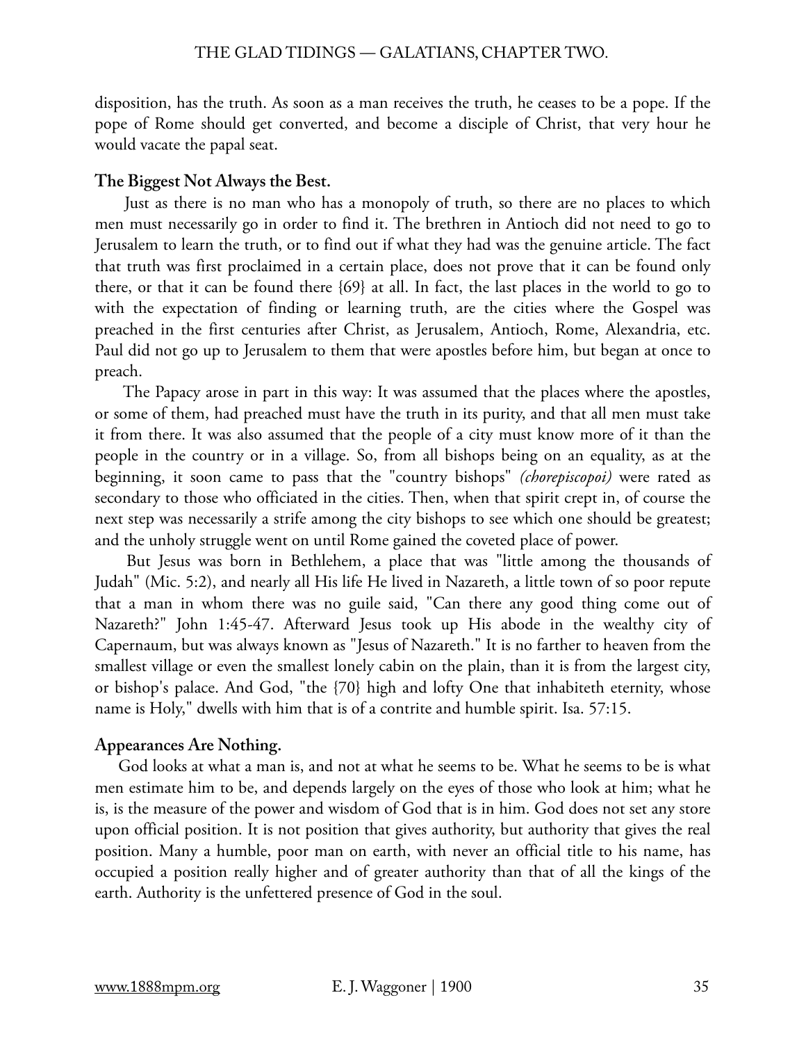disposition, has the truth. As soon as a man receives the truth, he ceases to be a pope. If the pope of Rome should get converted, and become a disciple of Christ, that very hour he would vacate the papal seat.

### The Biggest Not Always the Best.

Just as there is no man who has a monopoly of truth, so there are no places to which men must necessarily go in order to find it. The brethren in Antioch did not need to go to Jerusalem to learn the truth, or to find out if what they had was the genuine article. The fact that truth was first proclaimed in a certain place, does not prove that it can be found only there, or that it can be found there {69} at all. In fact, the last places in the world to go to with the expectation of finding or learning truth, are the cities where the Gospel was preached in the first centuries after Christ, as Jerusalem, Antioch, Rome, Alexandria, etc. Paul did not go up to Jerusalem to them that were apostles before him, but began at once to preach.

The Papacy arose in part in this way: It was assumed that the places where the apostles, or some of them, had preached must have the truth in its purity, and that all men must take it from there. It was also assumed that the people of a city must know more of it than the people in the country or in a village. So, from all bishops being on an equality, as at the beginning, it soon came to pass that the "country bishops" *(chorepiscopoi)* were rated as secondary to those who officiated in the cities. Then, when that spirit crept in, of course the next step was necessarily a strife among the city bishops to see which one should be greatest; and the unholy struggle went on until Rome gained the coveted place of power.

But Jesus was born in Bethlehem, a place that was "little among the thousands of Judah" (Mic. 5:2), and nearly all His life He lived in Nazareth, a little town of so poor repute that a man in whom there was no guile said, "Can there any good thing come out of Nazareth?" John 1:45-47. Afterward Jesus took up His abode in the wealthy city of Capernaum, but was always known as "Jesus of Nazareth." It is no farther to heaven from the smallest village or even the smallest lonely cabin on the plain, than it is from the largest city, or bishop's palace. And God, "the {70} high and lofty One that inhabiteth eternity, whose name is Holy," dwells with him that is of a contrite and humble spirit. Isa. 57:15.

### Appearances Are Nothing.

God looks at what a man is, and not at what he seems to be. What he seems to be is what men estimate him to be, and depends largely on the eyes of those who look at him; what he is, is the measure of the power and wisdom of God that is in him. God does not set any store upon official position. It is not position that gives authority, but authority that gives the real position. Many a humble, poor man on earth, with never an official title to his name, has occupied a position really higher and of greater authority than that of all the kings of the earth. Authority is the unfettered presence of God in the soul.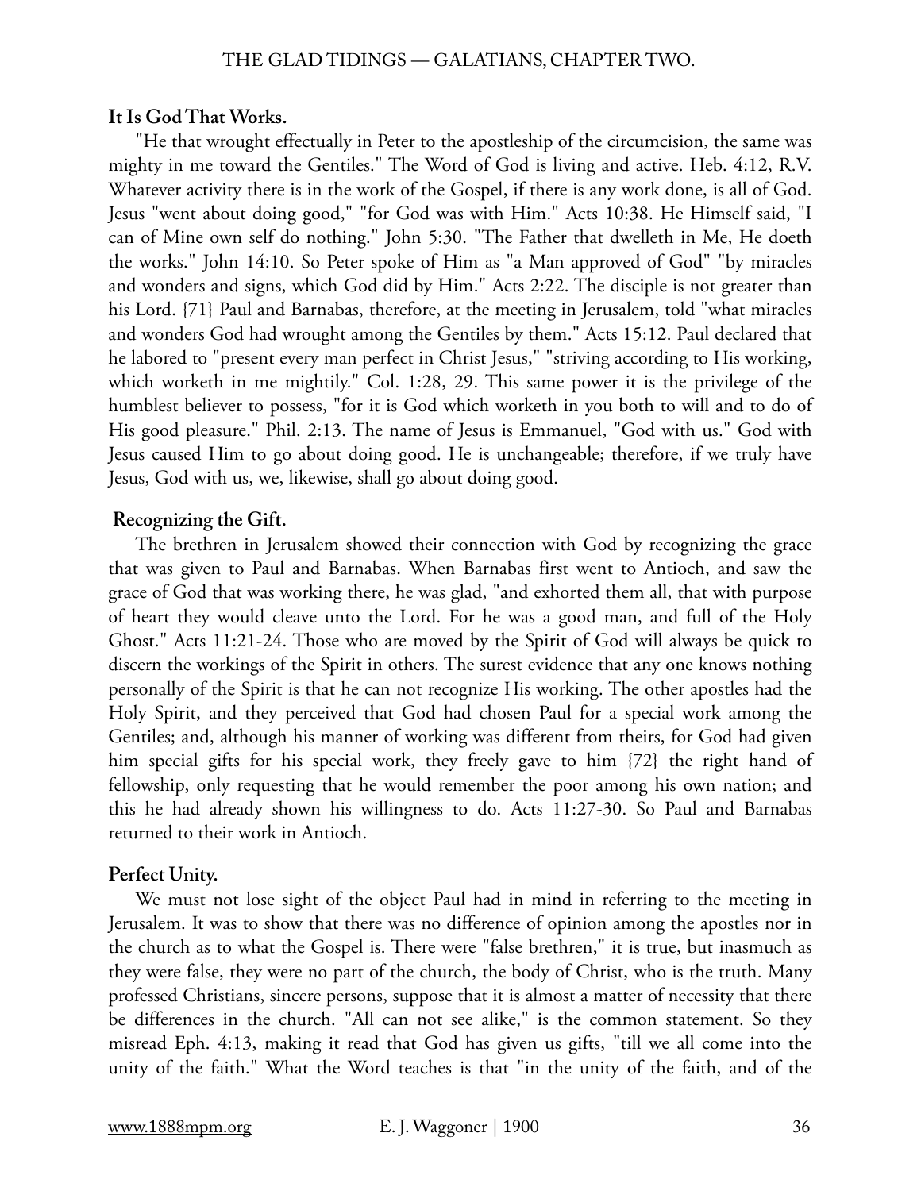**It Is God That Works.**

"He that wrought effectually in Peter to the apostleship of the circumcision, the same was mighty in me toward the Gentiles." The Word of God is living and active. Heb. 4:12, R.V. Whatever activity there is in the work of the Gospel, if there is any work done, is all of God. Jesus "went about doing good," "for God was with Him." Acts 10:38. He Himself said, "I can of Mine own self do nothing." John 5:30. "The Father that dwelleth in Me, He doeth the works." John 14:10. So Peter spoke of Him as "a Man approved of God" "by miracles and wonders and signs, which God did by Him." Acts 2:22. The disciple is not greater than his Lord. {71} Paul and Barnabas, therefore, at the meeting in Jerusalem, told "what miracles and wonders God had wrought among the Gentiles by them." Acts 15:12. Paul declared that he labored to "present every man perfect in Christ Jesus," "striving according to His working, which worketh in me mightily." Col. 1:28, 29. This same power it is the privilege of the humblest believer to possess, "for it is God which worketh in you both to will and to do of His good pleasure." Phil. 2:13. The name of Jesus is Emmanuel, "God with us." God with Jesus caused Him to go about doing good. He is unchangeable; therefore, if we truly have Jesus, God with us, we, likewise, shall go about doing good.

**Recognizing the Gift.**

The brethren in Jerusalem showed their connection with God by recognizing the grace that was given to Paul and Barnabas. When Barnabas first went to Antioch, and saw the grace of God that was working there, he was glad, "and exhorted them all, that with purpose of heart they would cleave unto the Lord. For he was a good man, and full of the Holy Ghost." Acts 11:21-24. Those who are moved by the Spirit of God will always be quick to discern the workings of the Spirit in others. The surest evidence that any one knows nothing personally of the Spirit is that he can not recognize His working. The other apostles had the Holy Spirit, and they perceived that God had chosen Paul for a special work among the Gentiles; and, although his manner of working was different from theirs, for God had given him special gifts for his special work, they freely gave to him {72} the right hand of fellowship, only requesting that he would remember the poor among his own nation; and this he had already shown his willingness to do. Acts 11:27-30. So Paul and Barnabas returned to their work in Antioch.

**Perfect Unity.**

We must not lose sight of the object Paul had in mind in referring to the meeting in Jerusalem. It was to show that there was no difference of opinion among the apostles nor in the church as to what the Gospel is. There were "false brethren," it is true, but inasmuch as they were false, they were no part of the church, the body of Christ, who is the truth. Many professed Christians, sincere persons, suppose that it is almost a matter of necessity that there be differences in the church. "All can not see alike," is the common statement. So they misread Eph. 4:13, making it read that God has given us gifts, "till we all come into the unity of the faith." What the Word teaches is that "in the unity of the faith, and of the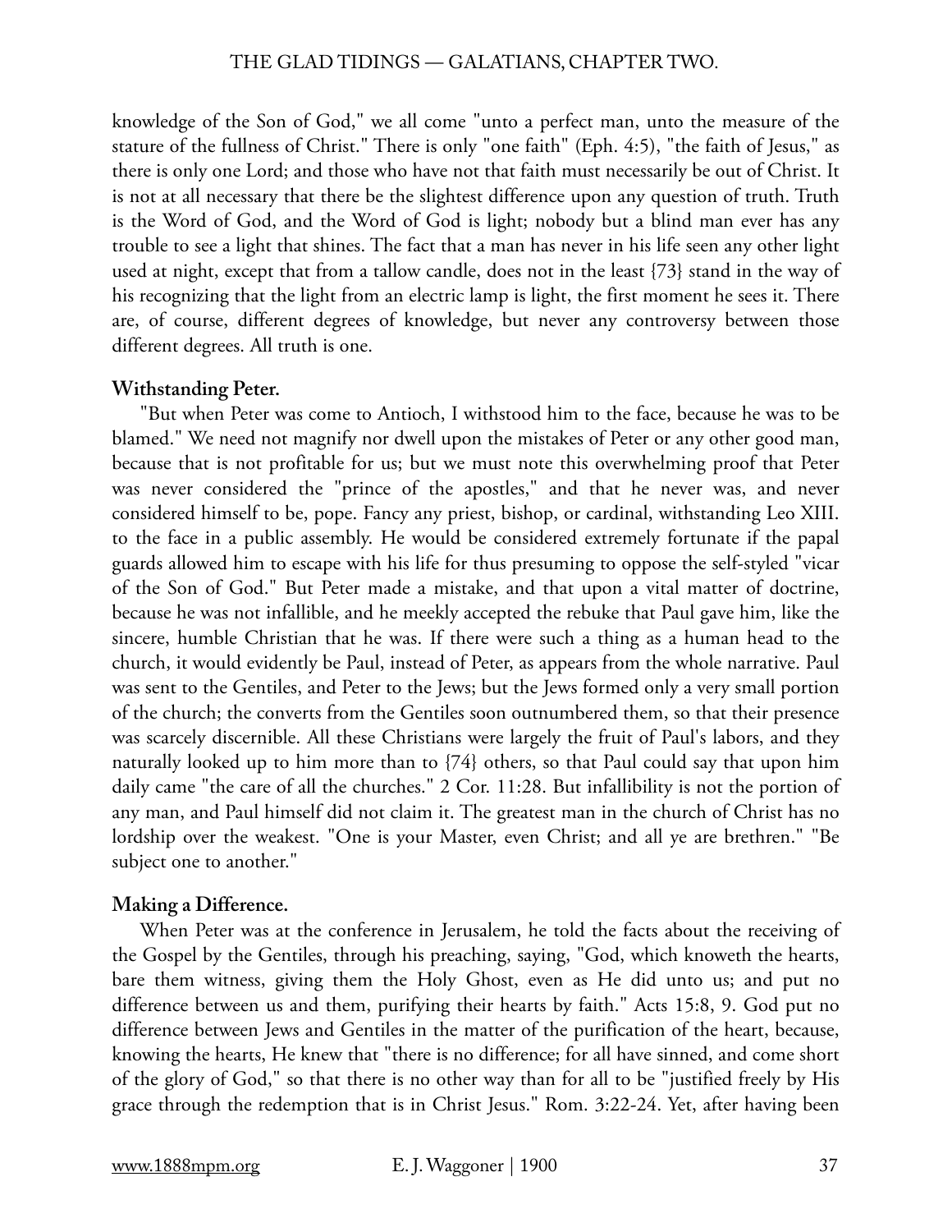knowledge of the Son of God," we all come "unto a perfect man, unto the measure of the stature of the fullness of Christ." There is only "one faith" (Eph. 4:5), "the faith of Jesus," as there is only one Lord; and those who have not that faith must necessarily be out of Christ. It is not at all necessary that there be the slightest difference upon any question of truth. Truth is the Word of God, and the Word of God is light; nobody but a blind man ever has any trouble to see a light that shines. The fact that a man has never in his life seen any other light used at night, except that from a tallow candle, does not in the least {73} stand in the way of his recognizing that the light from an electric lamp is light, the first moment he sees it. There are, of course, different degrees of knowledge, but never any controversy between those different degrees. All truth is one.

**Withstanding Peter.**

"But when Peter was come to Antioch, I withstood him to the face, because he was to be blamed." We need not magnify nor dwell upon the mistakes of Peter or any other good man, because that is not profitable for us; but we must note this overwhelming proof that Peter was never considered the "prince of the apostles," and that he never was, and never considered himself to be, pope. Fancy any priest, bishop, or cardinal, withstanding Leo XIII. to the face in a public assembly. He would be considered extremely fortunate if the papal guards allowed him to escape with his life for thus presuming to oppose the self-styled "vicar of the Son of God." But Peter made a mistake, and that upon a vital matter of doctrine, because he was not infallible, and he meekly accepted the rebuke that Paul gave him, like the sincere, humble Christian that he was. If there were such a thing as a human head to the church, it would evidently be Paul, instead of Peter, as appears from the whole narrative. Paul was sent to the Gentiles, and Peter to the Jews; but the Jews formed only a very small portion of the church; the converts from the Gentiles soon outnumbered them, so that their presence was scarcely discernible. All these Christians were largely the fruit of Paul's labors, and they naturally looked up to him more than to {74} others, so that Paul could say that upon him daily came "the care of all the churches." 2 Cor. 11:28. But infallibility is not the portion of any man, and Paul himself did not claim it. The greatest man in the church of Christ has no lordship over the weakest. "One is your Master, even Christ; and all ye are brethren." "Be subject one to another."

**Making a Difference.**

When Peter was at the conference in Jerusalem, he told the facts about the receiving of the Gospel by the Gentiles, through his preaching, saying, "God, which knoweth the hearts, bare them witness, giving them the Holy Ghost, even as He did unto us; and put no difference between us and them, purifying their hearts by faith." Acts 15:8, 9. God put no difference between Jews and Gentiles in the matter of the purification of the heart, because, knowing the hearts, He knew that "there is no difference; for all have sinned, and come short of the glory of God," so that there is no other way than for all to be "justified freely by His grace through the redemption that is in Christ Jesus." Rom. 3:22-24. Yet, after having been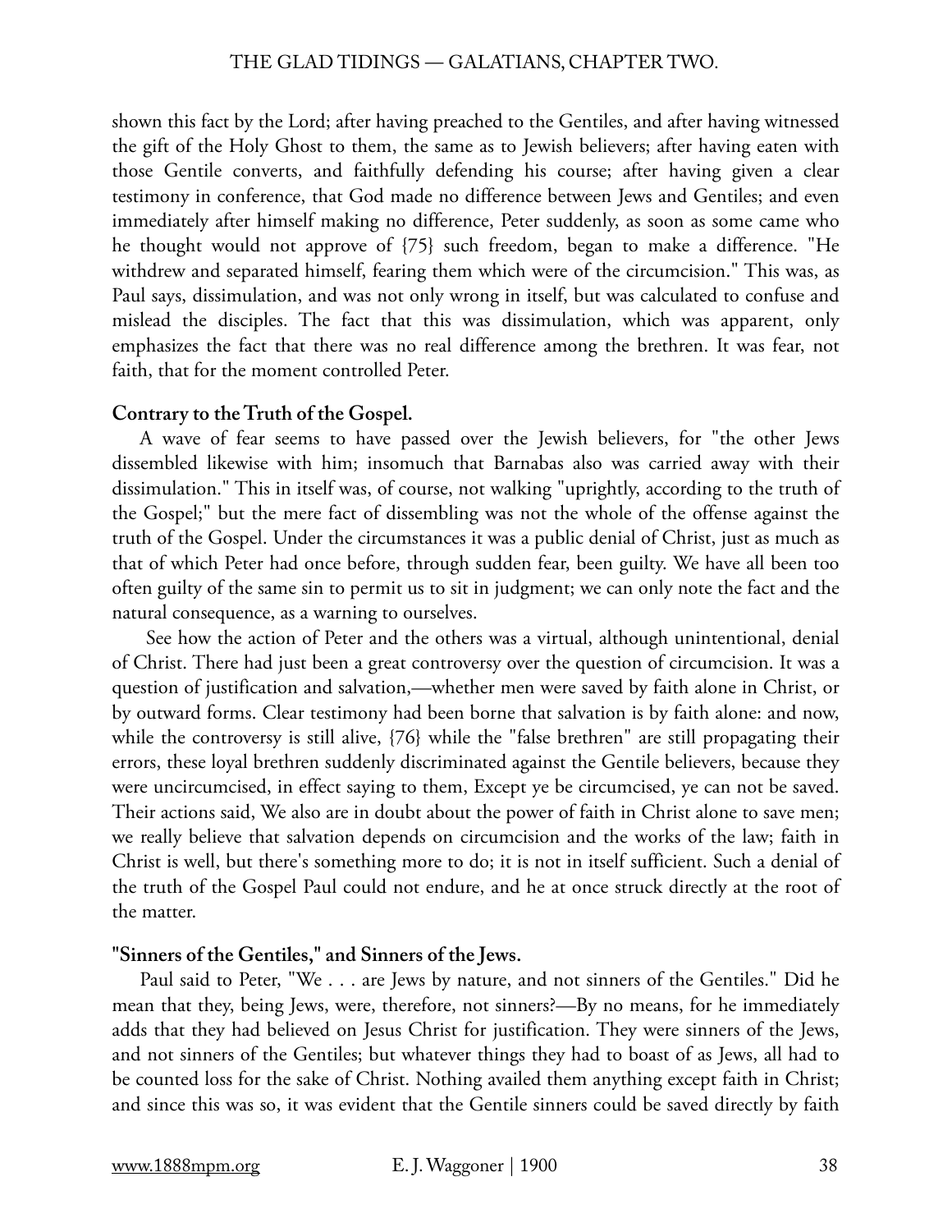shown this fact by the Lord; after having preached to the Gentiles, and after having witnessed the gift of the Holy Ghost to them, the same as to Jewish believers; after having eaten with those Gentile converts, and faithfully defending his course; after having given a clear testimony in conference, that God made no difference between Jews and Gentiles; and even immediately after himself making no difference, Peter suddenly, as soon as some came who he thought would not approve of {75} such freedom, began to make a difference. "He withdrew and separated himself, fearing them which were of the circumcision." This was, as Paul says, dissimulation, and was not only wrong in itself, but was calculated to confuse and mislead the disciples. The fact that this was dissimulation, which was apparent, only emphasizes the fact that there was no real difference among the brethren. It was fear, not faith, that for the moment controlled Peter.

**Contrary to the Truth of the Gospel.**

A wave of fear seems to have passed over the Jewish believers, for "the other Jews dissembled likewise with him; insomuch that Barnabas also was carried away with their dissimulation." This in itself was, of course, not walking "uprightly, according to the truth of the Gospel;" but the mere fact of dissembling was not the whole of the offense against the truth of the Gospel. Under the circumstances it was a public denial of Christ, just as much as that of which Peter had once before, through sudden fear, been guilty. We have all been too often guilty of the same sin to permit us to sit in judgment; we can only note the fact and the natural consequence, as a warning to ourselves.

See how the action of Peter and the others was a virtual, although unintentional, denial of Christ. There had just been a great controversy over the question of circumcision. It was a question of justification and salvation,—whether men were saved by faith alone in Christ, or by outward forms. Clear testimony had been borne that salvation is by faith alone: and now, while the controversy is still alive, {76} while the "false brethren" are still propagating their errors, these loyal brethren suddenly discriminated against the Gentile believers, because they were uncircumcised, in effect saying to them, Except ye be circumcised, ye can not be saved. Their actions said, We also are in doubt about the power of faith in Christ alone to save men; we really believe that salvation depends on circumcision and the works of the law; faith in Christ is well, but there's something more to do; it is not in itself sufficient. Such a denial of the truth of the Gospel Paul could not endure, and he at once struck directly at the root of the matter.

**"Sinners of the Gentiles," and Sinners of the Jews.**

Paul said to Peter, "We . . . are Jews by nature, and not sinners of the Gentiles." Did he mean that they, being Jews, were, therefore, not sinners?—By no means, for he immediately adds that they had believed on Jesus Christ for justification. They were sinners of the Jews, and not sinners of the Gentiles; but whatever things they had to boast of as Jews, all had to be counted loss for the sake of Christ. Nothing availed them anything except faith in Christ; and since this was so, it was evident that the Gentile sinners could be saved directly by faith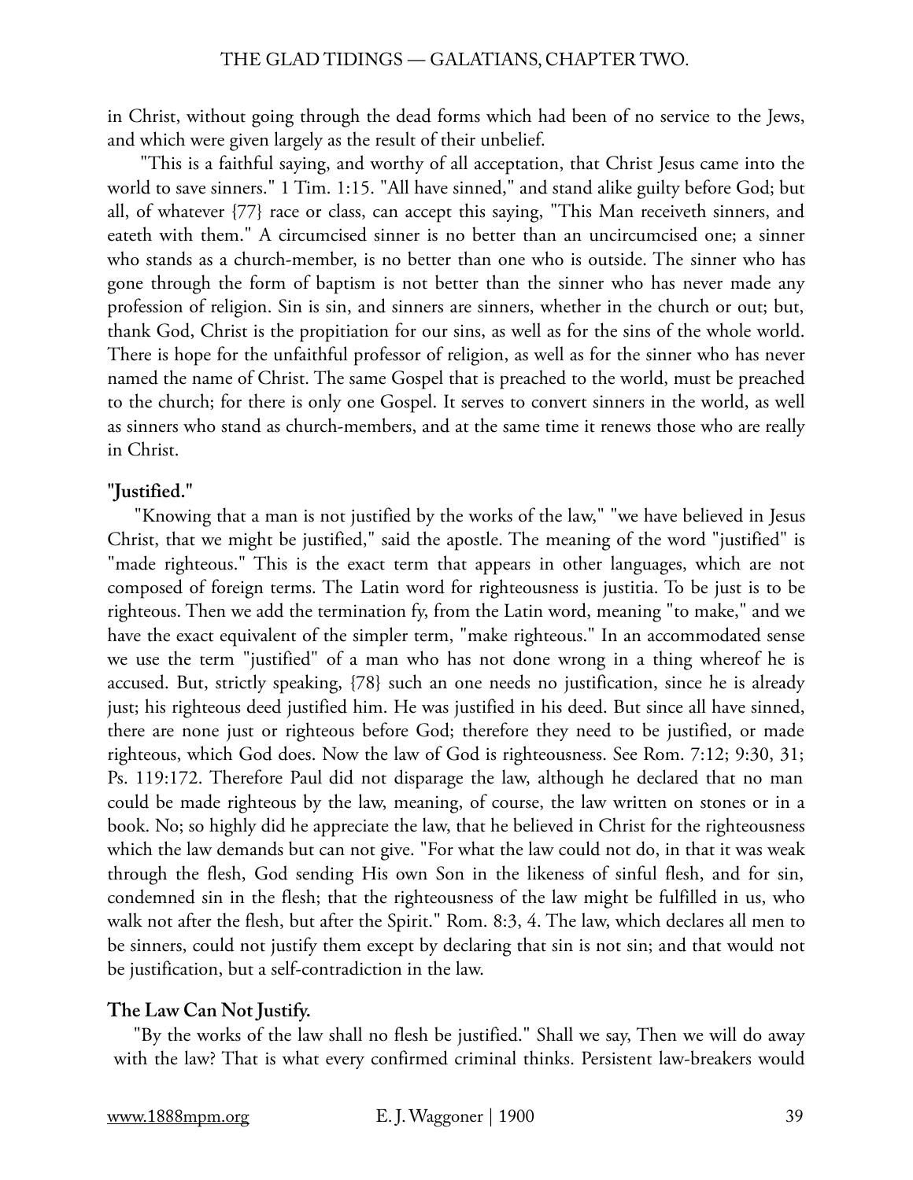in Christ, without going through the dead forms which had been of no service to the Jews, and which were given largely as the result of their unbelief.

"This is a faithful saying, and worthy of all acceptation, that Christ Jesus came into the world to save sinners." 1 Tim. 1:15. "All have sinned," and stand alike guilty before God; but all, of whatever {77} race or class, can accept this saying, "This Man receiveth sinners, and eateth with them." A circumcised sinner is no better than an uncircumcised one; a sinner who stands as a church-member, is no better than one who is outside. The sinner who has gone through the form of baptism is not better than the sinner who has never made any profession of religion. Sin is sin, and sinners are sinners, whether in the church or out; but, thank God, Christ is the propitiation for our sins, as well as for the sins of the whole world. There is hope for the unfaithful professor of religion, as well as for the sinner who has never named the name of Christ. The same Gospel that is preached to the world, must be preached to the church; for there is only one Gospel. It serves to convert sinners in the world, as well as sinners who stand as church-members, and at the same time it renews those who are really in Christ.

**"Justified."**

"Knowing that a man is not justified by the works of the law," "we have believed in Jesus Christ, that we might be justified," said the apostle. The meaning of the word "justified" is "made righteous." This is the exact term that appears in other languages, which are not composed of foreign terms. The Latin word for righteousness is justitia. To be just is to be righteous. Then we add the termination fy, from the Latin word, meaning "to make," and we have the exact equivalent of the simpler term, "make righteous." In an accommodated sense we use the term "justified" of a man who has not done wrong in a thing whereof he is accused. But, strictly speaking, {78} such an one needs no justification, since he is already just; his righteous deed justified him. He was justified in his deed. But since all have sinned, there are none just or righteous before God; therefore they need to be justified, or made righteous, which God does. Now the law of God is righteousness. See Rom. 7:12; 9:30, 31; Ps. 119:172. Therefore Paul did not disparage the law, although he declared that no man could be made righteous by the law, meaning, of course, the law written on stones or in a book. No; so highly did he appreciate the law, that he believed in Christ for the righteousness which the law demands but can not give. "For what the law could not do, in that it was weak through the flesh, God sending His own Son in the likeness of sinful flesh, and for sin, condemned sin in the flesh; that the righteousness of the law might be fulfilled in us, who walk not after the flesh, but after the Spirit." Rom. 8:3, 4. The law, which declares all men to be sinners, could not justify them except by declaring that sin is not sin; and that would not be justification, but a self-contradiction in the law.

**The Law Can Not Justify.**

"By the works of the law shall no flesh be justified." Shall we say, Then we will do away with the law? That is what every confirmed criminal thinks. Persistent law-breakers would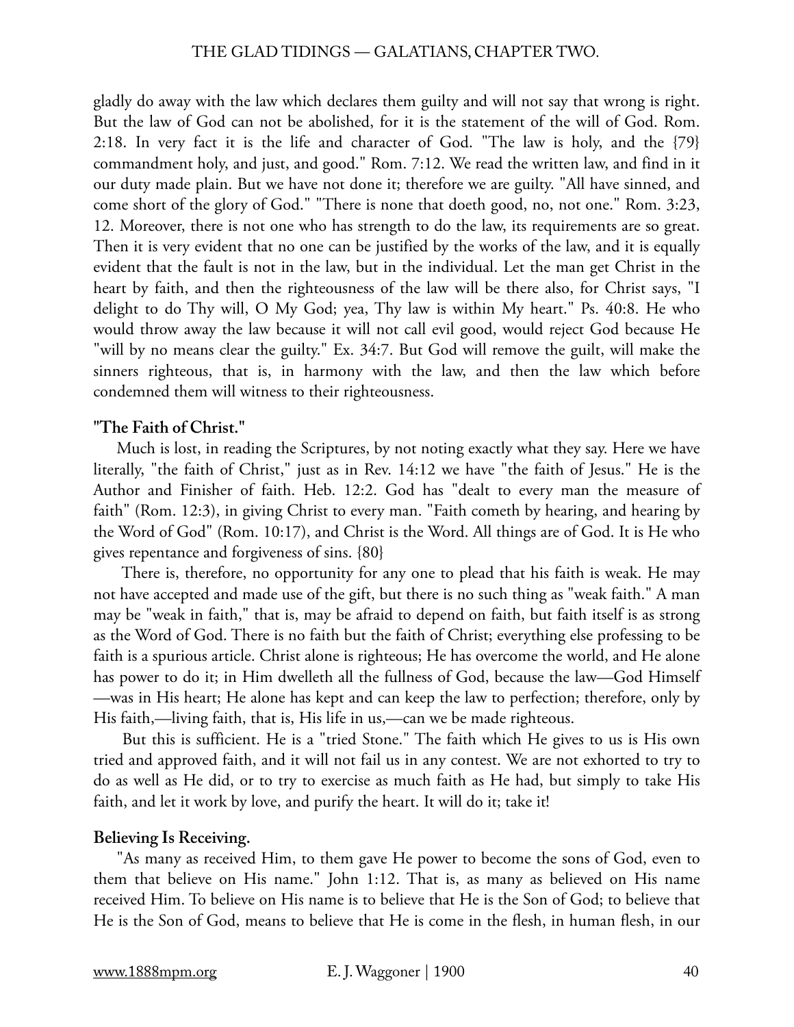gladly do away with the law which declares them guilty and will not say that wrong is right. But the law of God can not be abolished, for it is the statement of the will of God. Rom. 2:18. In very fact it is the life and character of God. "The law is holy, and the {79} commandment holy, and just, and good." Rom. 7:12. We read the written law, and find in it our duty made plain. But we have not done it; therefore we are guilty. "All have sinned, and come short of the glory of God." "There is none that doeth good, no, not one." Rom. 3:23, 12. Moreover, there is not one who has strength to do the law, its requirements are so great. Then it is very evident that no one can be justified by the works of the law, and it is equally evident that the fault is not in the law, but in the individual. Let the man get Christ in the heart by faith, and then the righteousness of the law will be there also, for Christ says, "I delight to do Thy will, O My God; yea, Thy law is within My heart." Ps. 40:8. He who would throw away the law because it will not call evil good, would reject God because He "will by no means clear the guilty." Ex. 34:7. But God will remove the guilt, will make the sinners righteous, that is, in harmony with the law, and then the law which before condemned them will witness to their righteousness.

**"The Faith of Christ."**

Much is lost, in reading the Scriptures, by not noting exactly what they say. Here we have literally, "the faith of Christ," just as in Rev. 14:12 we have "the faith of Jesus." He is the Author and Finisher of faith. Heb. 12:2. God has "dealt to every man the measure of faith" (Rom. 12:3), in giving Christ to every man. "Faith cometh by hearing, and hearing by the Word of God" (Rom. 10:17), and Christ is the Word. All things are of God. It is He who gives repentance and forgiveness of sins. {80}

There is, therefore, no opportunity for any one to plead that his faith is weak. He may not have accepted and made use of the gift, but there is no such thing as "weak faith." A man may be "weak in faith," that is, may be afraid to depend on faith, but faith itself is as strong as the Word of God. There is no faith but the faith of Christ; everything else professing to be faith is a spurious article. Christ alone is righteous; He has overcome the world, and He alone has power to do it; in Him dwelleth all the fullness of God, because the law—God Himself—was in His heart; He alone has kept and can keep the law to perfection; therefore, only by His faith,—living faith, that is, His life in us,—can we be made righteous.

But this is sufficient. He is a "tried Stone." The faith which He gives to us is His own tried and approved faith, and it will not fail us in any contest. We are not exhorted to try to do as well as He did, or to try to exercise as much faith as He had, but simply to take His faith, and let it work by love, and purify the heart. It will do it; take it!

**Believing Is Receiving.**

"As many as received Him, to them gave He power to become the sons of God, even to them that believe on His name." John 1:12. That is, as many as believed on His name received Him. To believe on His name is to believe that He is the Son of God; to believe that He is the Son of God, means to believe that He is come in the flesh, in human flesh, in our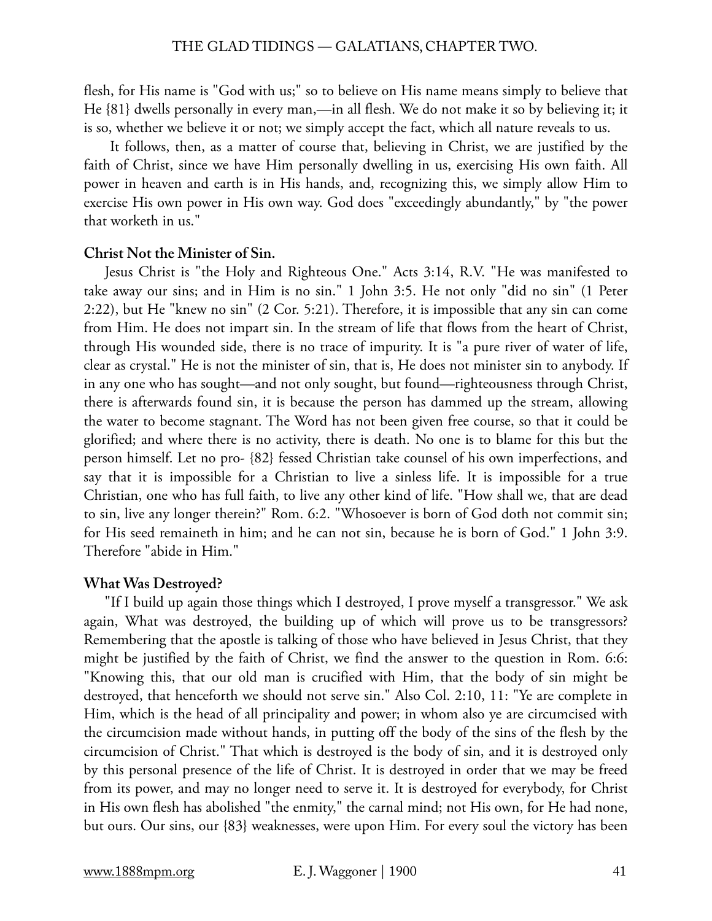flesh, for His name is "God with us;" so to believe on His name means simply to believe that He {81} dwells personally in every man,—in all flesh. We do not make it so by believing it; it is so, whether we believe it or not; we simply accept the fact, which all nature reveals to us.

It follows, then, as a matter of course that, believing in Christ, we are justified by the faith of Christ, since we have Him personally dwelling in us, exercising His own faith. All power in heaven and earth is in His hands, and, recognizing this, we simply allow Him to exercise His own power in His own way. God does "exceedingly abundantly," by "the power that worketh in us."

**Christ Not the Minister of Sin.**

Jesus Christ is "the Holy and Righteous One." Acts 3:14, R.V. "He was manifested to take away our sins; and in Him is no sin." 1 John 3:5. He not only "did no sin" (1 Peter 2:22), but He "knew no sin" (2 Cor. 5:21). Therefore, it is impossible that any sin can come from Him. He does not impart sin. In the stream of life that flows from the heart of Christ, through His wounded side, there is no trace of impurity. It is "a pure river of water of life, clear as crystal." He is not the minister of sin, that is, He does not minister sin to anybody. If in any one who has sought—and not only sought, but found—righteousness through Christ, there is afterwards found sin, it is because the person has dammed up the stream, allowing the water to become stagnant. The Word has not been given free course, so that it could be glorified; and where there is no activity, there is death. No one is to blame for this but the person himself. Let no pro- {82} fessed Christian take counsel of his own imperfections, and say that it is impossible for a Christian to live a sinless life. It is impossible for a true Christian, one who has full faith, to live any other kind of life. "How shall we, that are dead to sin, live any longer therein?" Rom. 6:2. "Whosoever is born of God doth not commit sin; for His seed remaineth in him; and he can not sin, because he is born of God." 1 John 3:9. Therefore "abide in Him."

**What Was Destroyed?**

"If I build up again those things which I destroyed, I prove myself a transgressor." We ask again, What was destroyed, the building up of which will prove us to be transgressors? Remembering that the apostle is talking of those who have believed in Jesus Christ, that they might be justified by the faith of Christ, we find the answer to the question in Rom. 6:6: "Knowing this, that our old man is crucified with Him, that the body of sin might be destroyed, that henceforth we should not serve sin." Also Col. 2:10, 11: "Ye are complete in Him, which is the head of all principality and power; in whom also ye are circumcised with the circumcision made without hands, in putting off the body of the sins of the flesh by the circumcision of Christ." That which is destroyed is the body of sin, and it is destroyed only by this personal presence of the life of Christ. It is destroyed in order that we may be freed from its power, and may no longer need to serve it. It is destroyed for everybody, for Christ in His own flesh has abolished "the enmity," the carnal mind; not His own, for He had none, but ours. Our sins, our {83} weaknesses, were upon Him. For every soul the victory has been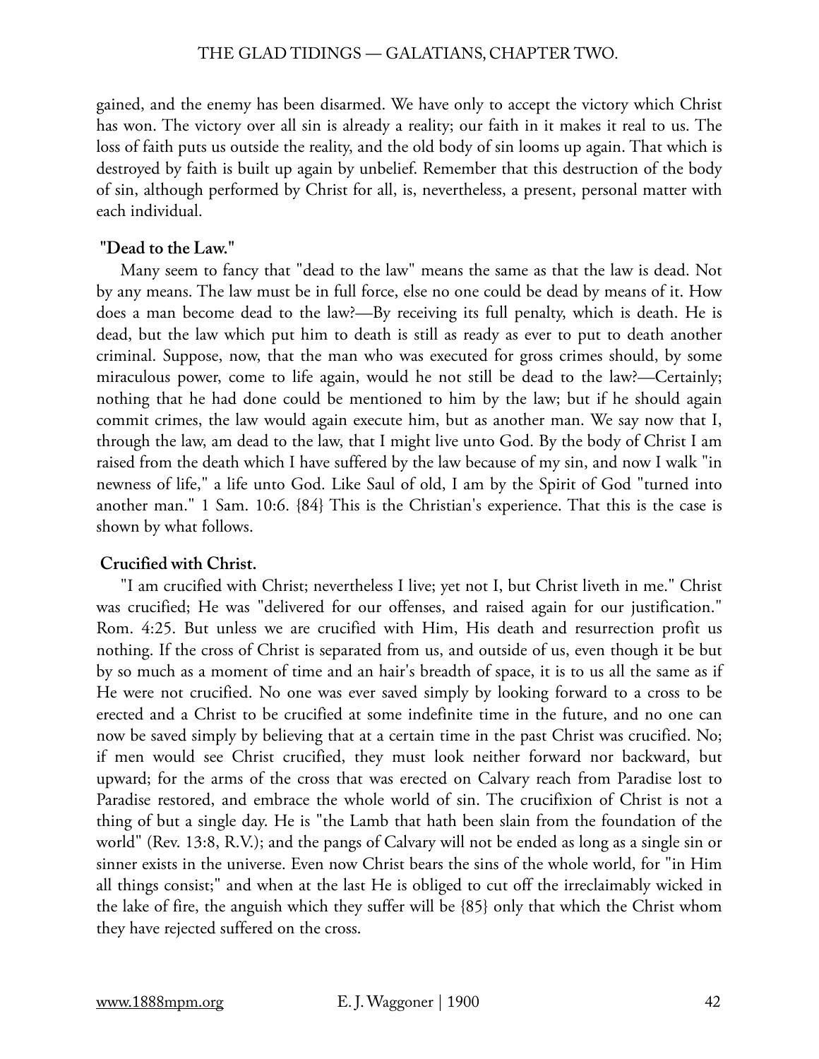gained, and the enemy has been disarmed. We have only to accept the victory which Christ has won. The victory over all sin is already a reality; our faith in it makes it real to us. The loss of faith puts us outside the reality, and the old body of sin looms up again. That which is destroyed by faith is built up again by unbelief. Remember that this destruction of the body of sin, although performed by Christ for all, is, nevertheless, a present, personal matter with each individual.

**"Dead to the Law."**

Many seem to fancy that "dead to the law" means the same as that the law is dead. Not by any means. The law must be in full force, else no one could be dead by means of it. How does a man become dead to the law?—By receiving its full penalty, which is death. He is dead, but the law which put him to death is still as ready as ever to put to death another criminal. Suppose, now, that the man who was executed for gross crimes should, by some miraculous power, come to life again, would he not still be dead to the law?—Certainly; nothing that he had done could be mentioned to him by the law; but if he should again commit crimes, the law would again execute him, but as another man. We say now that I, through the law, am dead to the law, that I might live unto God. By the body of Christ I am raised from the death which I have suffered by the law because of my sin, and now I walk "in newness of life," a life unto God. Like Saul of old, I am by the Spirit of God "turned into another man." 1 Sam. 10:6. {84} This is the Christian's experience. That this is the case is shown by what follows.

**Crucified with Christ.**

"I am crucified with Christ; nevertheless I live; yet not I, but Christ liveth in me." Christ was crucified; He was "delivered for our offenses, and raised again for our justification." Rom. 4:25. But unless we are crucified with Him, His death and resurrection profit us nothing. If the cross of Christ is separated from us, and outside of us, even though it be but by so much as a moment of time and an hair's breadth of space, it is to us all the same as if He were not crucified. No one was ever saved simply by looking forward to a cross to be erected and a Christ to be crucified at some indefinite time in the future, and no one can now be saved simply by believing that at a certain time in the past Christ was crucified. No; if men would see Christ crucified, they must look neither forward nor backward, but upward; for the arms of the cross that was erected on Calvary reach from Paradise lost to Paradise restored, and embrace the whole world of sin. The crucifixion of Christ is not a thing of but a single day. He is "the Lamb that hath been slain from the foundation of the world" (Rev. 13:8, R.V.); and the pangs of Calvary will not be ended as long as a single sin or sinner exists in the universe. Even now Christ bears the sins of the whole world, for "in Him all things consist;" and when at the last He is obliged to cut off the irreclaimably wicked in the lake of fire, the anguish which they suffer will be {85} only that which the Christ whom they have rejected suffered on the cross.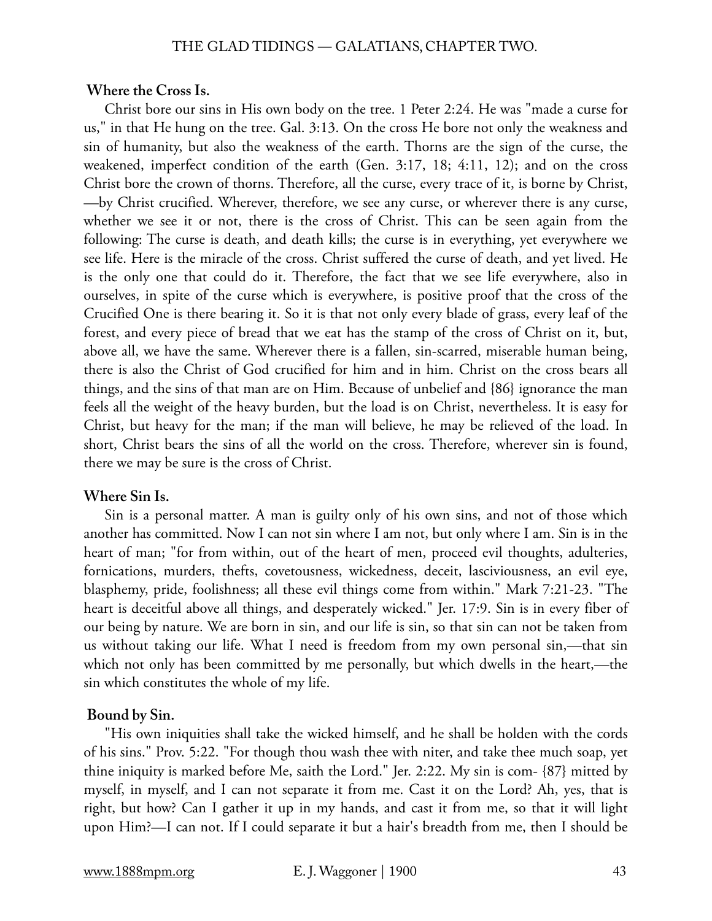### Where the Cross Is.

Christ bore our sins in His own body on the tree. 1 Peter 2:24. He was "made a curse for us," in that He hung on the tree. Gal. 3:13. On the cross He bore not only the weakness and sin of humanity, but also the weakness of the earth. Thorns are the sign of the curse, the weakened, imperfect condition of the earth (Gen. 3:17, 18; 4:11, 12); and on the cross Christ bore the crown of thorns. Therefore, all the curse, every trace of it, is borne by Christ,—by Christ crucified. Wherever, therefore, we see any curse, or wherever there is any curse, whether we see it or not, there is the cross of Christ. This can be seen again from the following: The curse is death, and death kills; the curse is in everything, yet everywhere we see life. Here is the miracle of the cross. Christ suffered the curse of death, and yet lived. He is the only one that could do it. Therefore, the fact that we see life everywhere, also in ourselves, in spite of the curse which is everywhere, is positive proof that the cross of the Crucified One is there bearing it. So it is that not only every blade of grass, every leaf of the forest, and every piece of bread that we eat has the stamp of the cross of Christ on it, but, above all, we have the same. Wherever there is a fallen, sin-scarred, miserable human being, there is also the Christ of God crucified for him and in him. Christ on the cross bears all things, and the sins of that man are on Him. Because of unbelief and {86} ignorance the man feels all the weight of the heavy burden, but the load is on Christ, nevertheless. It is easy for Christ, but heavy for the man; if the man will believe, he may be relieved of the load. In short, Christ bears the sins of all the world on the cross. Therefore, wherever sin is found, there we may be sure is the cross of Christ.

### Where Sin Is.

Sin is a personal matter. A man is guilty only of his own sins, and not of those which another has committed. Now I can not sin where I am not, but only where I am. Sin is in the heart of man; "for from within, out of the heart of men, proceed evil thoughts, adulteries, fornications, murders, thefts, covetousness, wickedness, deceit, lasciviousness, an evil eye, blasphemy, pride, foolishness; all these evil things come from within." Mark 7:21-23. "The heart is deceitful above all things, and desperately wicked." Jer. 17:9. Sin is in every fiber of our being by nature. We are born in sin, and our life is sin, so that sin can not be taken from us without taking our life. What I need is freedom from my own personal sin,—that sin which not only has been committed by me personally, but which dwells in the heart,—the sin which constitutes the whole of my life.

### Bound by Sin.

"His own iniquities shall take the wicked himself, and he shall be holden with the cords of his sins." Prov. 5:22. "For though thou wash thee with niter, and take thee much soap, yet thine iniquity is marked before Me, saith the Lord." Jer. 2:22. My sin is com- {87} mitted by myself, in myself, and I can not separate it from me. Cast it on the Lord? Ah, yes, that is right, but how? Can I gather it up in my hands, and cast it from me, so that it will light upon Him?—I can not. If I could separate it but a hair's breadth from me, then I should be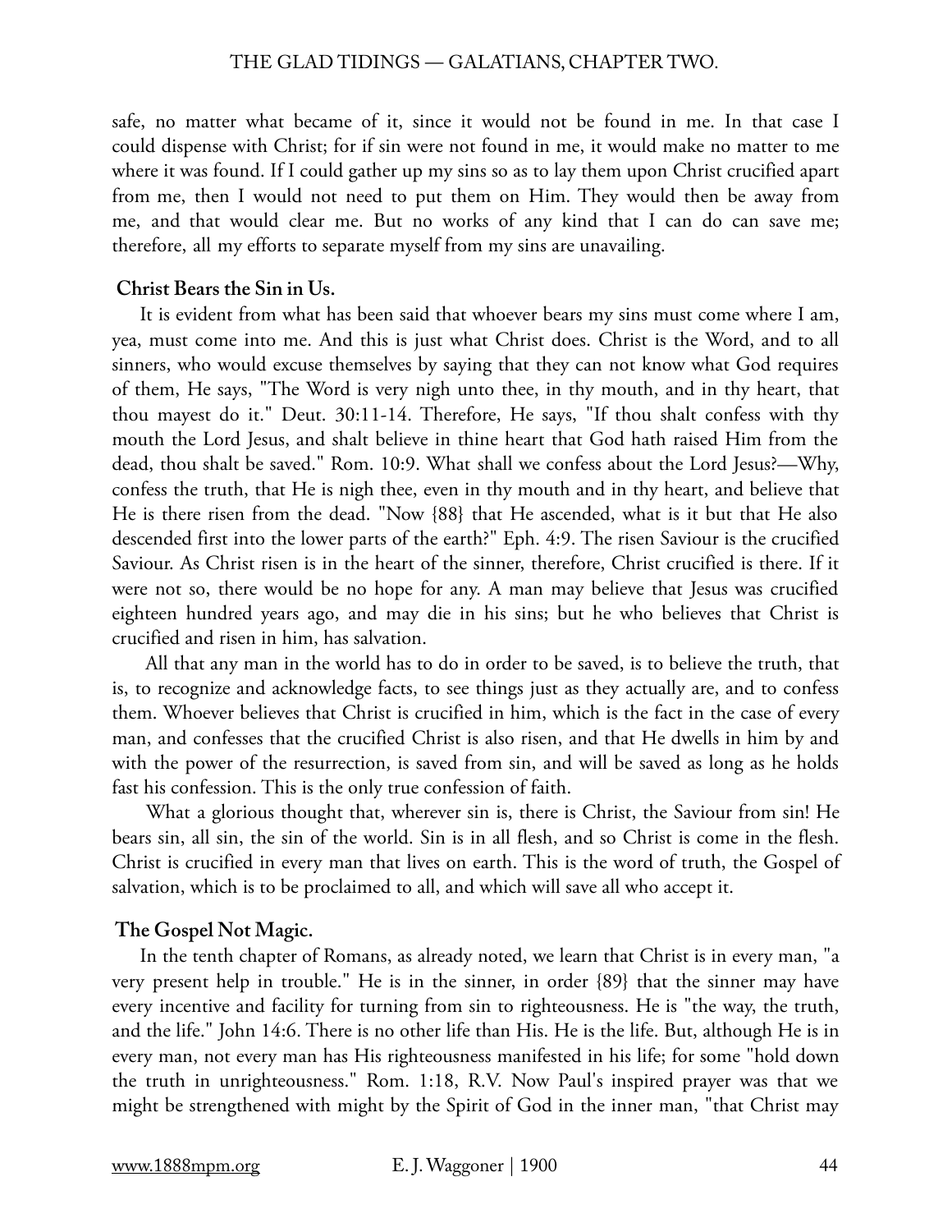safe, no matter what became of it, since it would not be found in me. In that case I could dispense with Christ; for if sin were not found in me, it would make no matter to me where it was found. If I could gather up my sins so as to lay them upon Christ crucified apart from me, then I would not need to put them on Him. They would then be away from me, and that would clear me. But no works of any kind that I can do can save me; therefore, all my efforts to separate myself from my sins are unavailing.

**Christ Bears the Sin in Us.**

It is evident from what has been said that whoever bears my sins must come where I am, yea, must come into me. And this is just what Christ does. Christ is the Word, and to all sinners, who would excuse themselves by saying that they can not know what God requires of them, He says, "The Word is very nigh unto thee, in thy mouth, and in thy heart, that thou mayest do it." Deut. 30:11-14. Therefore, He says, "If thou shalt confess with thy mouth the Lord Jesus, and shalt believe in thine heart that God hath raised Him from the dead, thou shalt be saved." Rom. 10:9. What shall we confess about the Lord Jesus?—Why, confess the truth, that He is nigh thee, even in thy mouth and in thy heart, and believe that He is there risen from the dead. "Now {88} that He ascended, what is it but that He also descended first into the lower parts of the earth?" Eph. 4:9. The risen Saviour is the crucified Saviour. As Christ risen is in the heart of the sinner, therefore, Christ crucified is there. If it were not so, there would be no hope for any. A man may believe that Jesus was crucified eighteen hundred years ago, and may die in his sins; but he who believes that Christ is crucified and risen in him, has salvation.

All that any man in the world has to do in order to be saved, is to believe the truth, that is, to recognize and acknowledge facts, to see things just as they actually are, and to confess them. Whoever believes that Christ is crucified in him, which is the fact in the case of every man, and confesses that the crucified Christ is also risen, and that He dwells in him by and with the power of the resurrection, is saved from sin, and will be saved as long as he holds fast his confession. This is the only true confession of faith.

What a glorious thought that, wherever sin is, there is Christ, the Saviour from sin! He bears sin, all sin, the sin of the world. Sin is in all flesh, and so Christ is come in the flesh. Christ is crucified in every man that lives on earth. This is the word of truth, the Gospel of salvation, which is to be proclaimed to all, and which will save all who accept it.

**The Gospel Not Magic.**

In the tenth chapter of Romans, as already noted, we learn that Christ is in every man, "a very present help in trouble." He is in the sinner, in order {89} that the sinner may have every incentive and facility for turning from sin to righteousness. He is "the way, the truth, and the life." John 14:6. There is no other life than His. He is the life. But, although He is in every man, not every man has His righteousness manifested in his life; for some "hold down the truth in unrighteousness." Rom. 1:18, R.V. Now Paul's inspired prayer was that we might be strengthened with might by the Spirit of God in the inner man, "that Christ may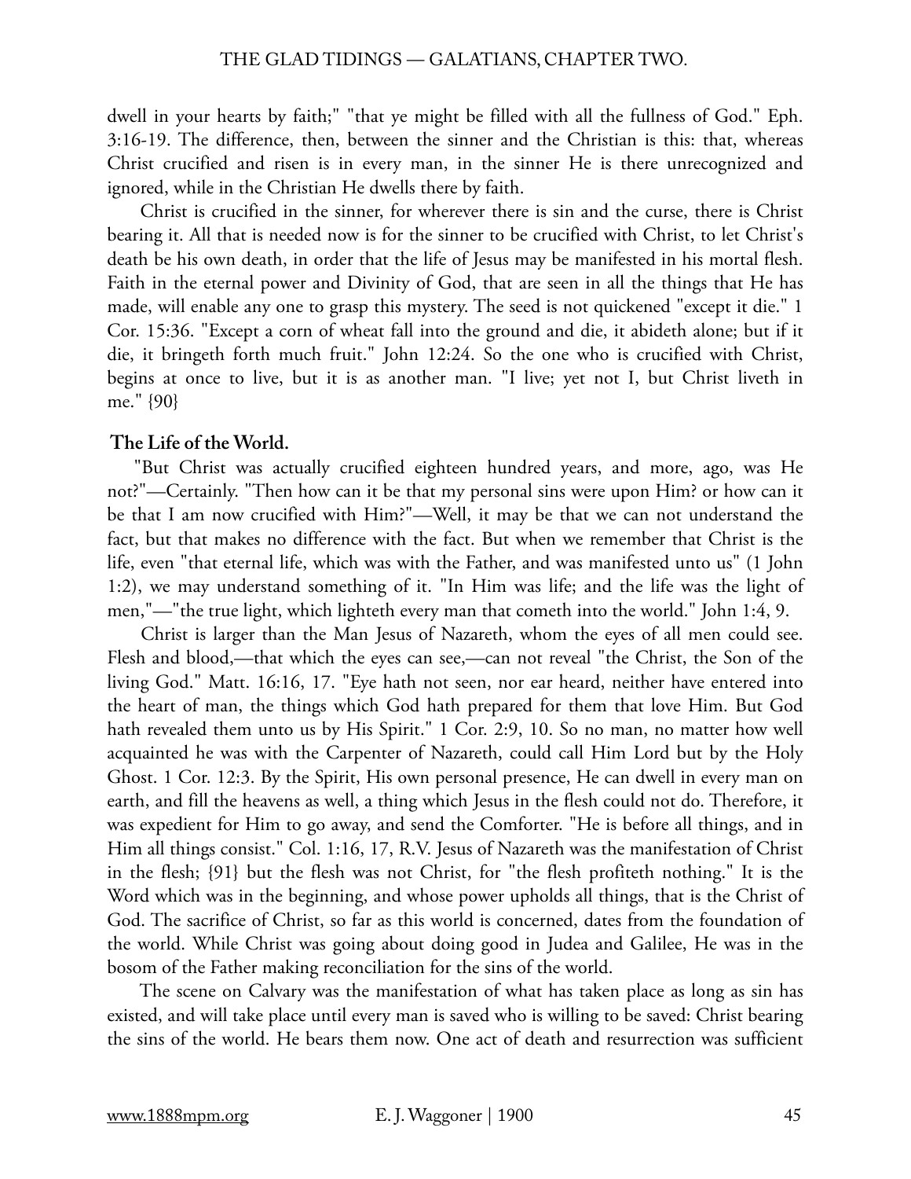dwell in your hearts by faith;" "that ye might be filled with all the fullness of God." Eph. 3:16-19. The difference, then, between the sinner and the Christian is this: that, whereas Christ crucified and risen is in every man, in the sinner He is there unrecognized and ignored, while in the Christian He dwells there by faith.

Christ is crucified in the sinner, for wherever there is sin and the curse, there is Christ bearing it. All that is needed now is for the sinner to be crucified with Christ, to let Christ's death be his own death, in order that the life of Jesus may be manifested in his mortal flesh. Faith in the eternal power and Divinity of God, that are seen in all the things that He has made, will enable any one to grasp this mystery. The seed is not quickened "except it die." 1 Cor. 15:36. "Except a corn of wheat fall into the ground and die, it abideth alone; but if it die, it bringeth forth much fruit." John 12:24. So the one who is crucified with Christ, begins at once to live, but it is as another man. "I live; yet not I, but Christ liveth in me." {90}

**The Life of the World.**

"But Christ was actually crucified eighteen hundred years, and more, ago, was He not?"—Certainly. "Then how can it be that my personal sins were upon Him? or how can it be that I am now crucified with Him?"—Well, it may be that we can not understand the fact, but that makes no difference with the fact. But when we remember that Christ is the life, even "that eternal life, which was with the Father, and was manifested unto us" (1 John 1:2), we may understand something of it. "In Him was life; and the life was the light of men,"—"the true light, which lighteth every man that cometh into the world." John 1:4, 9.

Christ is larger than the Man Jesus of Nazareth, whom the eyes of all men could see. Flesh and blood,—that which the eyes can see,—can not reveal "the Christ, the Son of the living God." Matt. 16:16, 17. "Eye hath not seen, nor ear heard, neither have entered into the heart of man, the things which God hath prepared for them that love Him. But God hath revealed them unto us by His Spirit." 1 Cor. 2:9, 10. So no man, no matter how well acquainted he was with the Carpenter of Nazareth, could call Him Lord but by the Holy Ghost. 1 Cor. 12:3. By the Spirit, His own personal presence, He can dwell in every man on earth, and fill the heavens as well, a thing which Jesus in the flesh could not do. Therefore, it was expedient for Him to go away, and send the Comforter. "He is before all things, and in Him all things consist." Col. 1:16, 17, R.V. Jesus of Nazareth was the manifestation of Christ in the flesh; {91} but the flesh was not Christ, for "the flesh profiteth nothing." It is the Word which was in the beginning, and whose power upholds all things, that is the Christ of God. The sacrifice of Christ, so far as this world is concerned, dates from the foundation of the world. While Christ was going about doing good in Judea and Galilee, He was in the bosom of the Father making reconciliation for the sins of the world.

The scene on Calvary was the manifestation of what has taken place as long as sin has existed, and will take place until every man is saved who is willing to be saved: Christ bearing the sins of the world. He bears them now. One act of death and resurrection was sufficient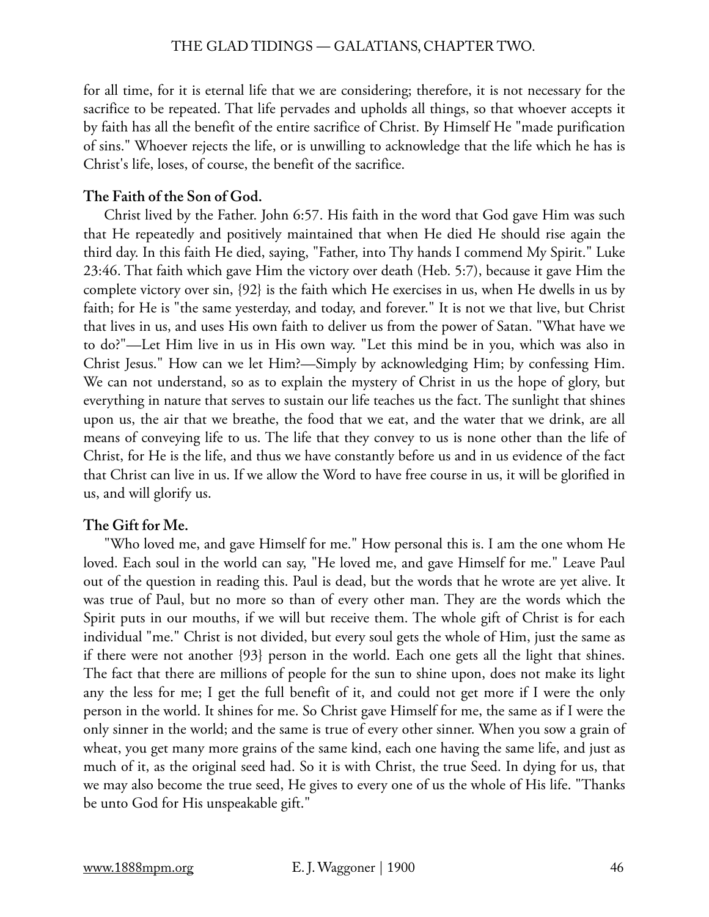for all time, for it is eternal life that we are considering; therefore, it is not necessary for the sacrifice to be repeated. That life pervades and upholds all things, so that whoever accepts it by faith has all the benefit of the entire sacrifice of Christ. By Himself He "made purification of sins." Whoever rejects the life, or is unwilling to acknowledge that the life which he has is Christ's life, loses, of course, the benefit of the sacrifice.

**The Faith of the Son of God.**

Christ lived by the Father. John 6:57. His faith in the word that God gave Him was such that He repeatedly and positively maintained that when He died He should rise again the third day. In this faith He died, saying, "Father, into Thy hands I commend My Spirit." Luke 23:46. That faith which gave Him the victory over death (Heb. 5:7), because it gave Him the complete victory over sin, {92} is the faith which He exercises in us, when He dwells in us by faith; for He is "the same yesterday, and today, and forever." It is not we that live, but Christ that lives in us, and uses His own faith to deliver us from the power of Satan. "What have we to do?"—Let Him live in us in His own way. "Let this mind be in you, which was also in Christ Jesus." How can we let Him?—Simply by acknowledging Him; by confessing Him. We can not understand, so as to explain the mystery of Christ in us the hope of glory, but everything in nature that serves to sustain our life teaches us the fact. The sunlight that shines upon us, the air that we breathe, the food that we eat, and the water that we drink, are all means of conveying life to us. The life that they convey to us is none other than the life of Christ, for He is the life, and thus we have constantly before us and in us evidence of the fact that Christ can live in us. If we allow the Word to have free course in us, it will be glorified in us, and will glorify us.

**The Gift for Me.**

"Who loved me, and gave Himself for me." How personal this is. I am the one whom He loved. Each soul in the world can say, "He loved me, and gave Himself for me." Leave Paul out of the question in reading this. Paul is dead, but the words that he wrote are yet alive. It was true of Paul, but no more so than of every other man. They are the words which the Spirit puts in our mouths, if we will but receive them. The whole gift of Christ is for each individual "me." Christ is not divided, but every soul gets the whole of Him, just the same as if there were not another {93} person in the world. Each one gets all the light that shines. The fact that there are millions of people for the sun to shine upon, does not make its light any the less for me; I get the full benefit of it, and could not get more if I were the only person in the world. It shines for me. So Christ gave Himself for me, the same as if I were the only sinner in the world; and the same is true of every other sinner. When you sow a grain of wheat, you get many more grains of the same kind, each one having the same life, and just as much of it, as the original seed had. So it is with Christ, the true Seed. In dying for us, that we may also become the true seed, He gives to every one of us the whole of His life. "Thanks be unto God for His unspeakable gift."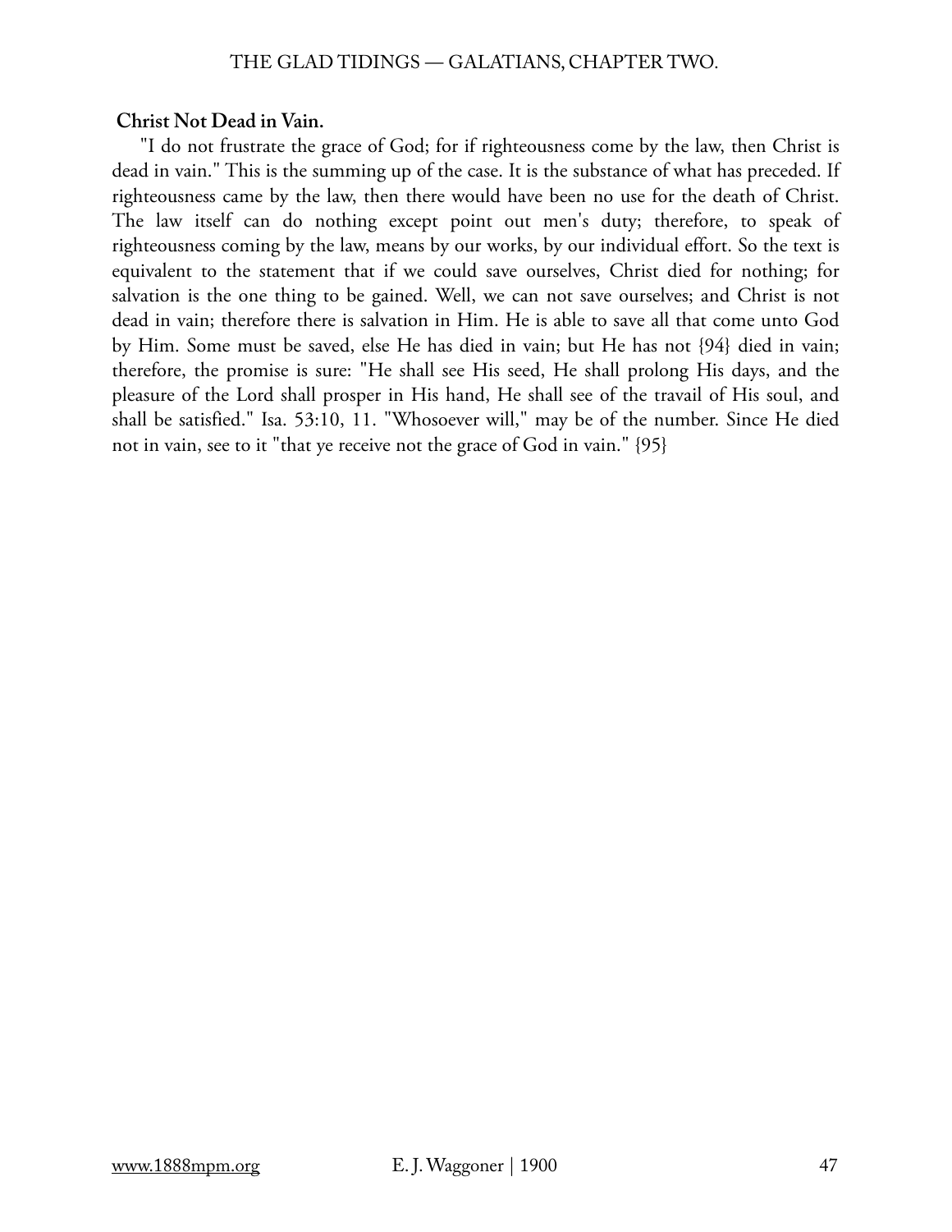**Christ Not Dead in Vain.**

"I do not frustrate the grace of God; for if righteousness come by the law, then Christ is dead in vain." This is the summing up of the case. It is the substance of what has preceded. If righteousness came by the law, then there would have been no use for the death of Christ. The law itself can do nothing except point out men's duty; therefore, to speak of righteousness coming by the law, means by our works, by our individual effort. So the text is equivalent to the statement that if we could save ourselves, Christ died for nothing; for salvation is the one thing to be gained. Well, we can not save ourselves; and Christ is not dead in vain; therefore there is salvation in Him. He is able to save all that come unto God by Him. Some must be saved, else He has died in vain; but He has not {94} died in vain; therefore, the promise is sure: "He shall see His seed, He shall prolong His days, and the pleasure of the Lord shall prosper in His hand, He shall see of the travail of His soul, and shall be satisfied." Isa. 53:10, 11. "Whosoever will," may be of the number. Since He died not in vain, see to it "that ye receive not the grace of God in vain." {95}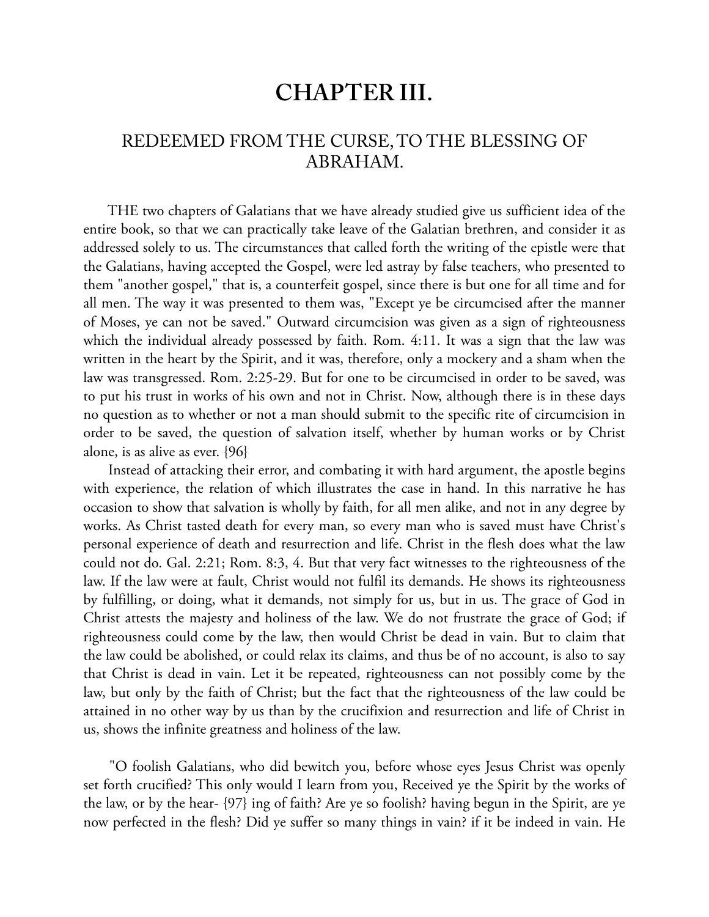# CHAPTER III.

## REDEEMED FROM THE CURSE, TO THE BLESSING OF ABRAHAM.

THE two chapters of Galatians that we have already studied give us sufficient idea of the entire book, so that we can practically take leave of the Galatian brethren, and consider it as addressed solely to us. The circumstances that called forth the writing of the epistle were that the Galatians, having accepted the Gospel, were led astray by false teachers, who presented to them "another gospel," that is, a counterfeit gospel, since there is but one for all time and for all men. The way it was presented to them was, "Except ye be circumcised after the manner of Moses, ye can not be saved." Outward circumcision was given as a sign of righteousness which the individual already possessed by faith. Rom. 4:11. It was a sign that the law was written in the heart by the Spirit, and it was, therefore, only a mockery and a sham when the law was transgressed. Rom. 2:25-29. But for one to be circumcised in order to be saved, was to put his trust in works of his own and not in Christ. Now, although there is in these days no question as to whether or not a man should submit to the specific rite of circumcision in order to be saved, the question of salvation itself, whether by human works or by Christ alone, is as alive as ever. {96}

Instead of attacking their error, and combating it with hard argument, the apostle begins with experience, the relation of which illustrates the case in hand. In this narrative he has occasion to show that salvation is wholly by faith, for all men alike, and not in any degree by works. As Christ tasted death for every man, so every man who is saved must have Christ's personal experience of death and resurrection and life. Christ in the flesh does what the law could not do. Gal. 2:21; Rom. 8:3, 4. But that very fact witnesses to the righteousness of the law. If the law were at fault, Christ would not fulfil its demands. He shows its righteousness by fulfilling, or doing, what it demands, not simply for us, but in us. The grace of God in Christ attests the majesty and holiness of the law. We do not frustrate the grace of God; if righteousness could come by the law, then would Christ be dead in vain. But to claim that the law could be abolished, or could relax its claims, and thus be of no account, is also to say that Christ is dead in vain. Let it be repeated, righteousness can not possibly come by the law, but only by the faith of Christ; but the fact that the righteousness of the law could be attained in no other way by us than by the crucifixion and resurrection and life of Christ in us, shows the infinite greatness and holiness of the law.

"O foolish Galatians, who did bewitch you, before whose eyes Jesus Christ was openly set forth crucified? This only would I learn from you, Received ye the Spirit by the works of the law, or by the hear- {97} ing of faith? Are ye so foolish? having begun in the Spirit, are ye now perfected in the flesh? Did ye suffer so many things in vain? if it be indeed in vain. He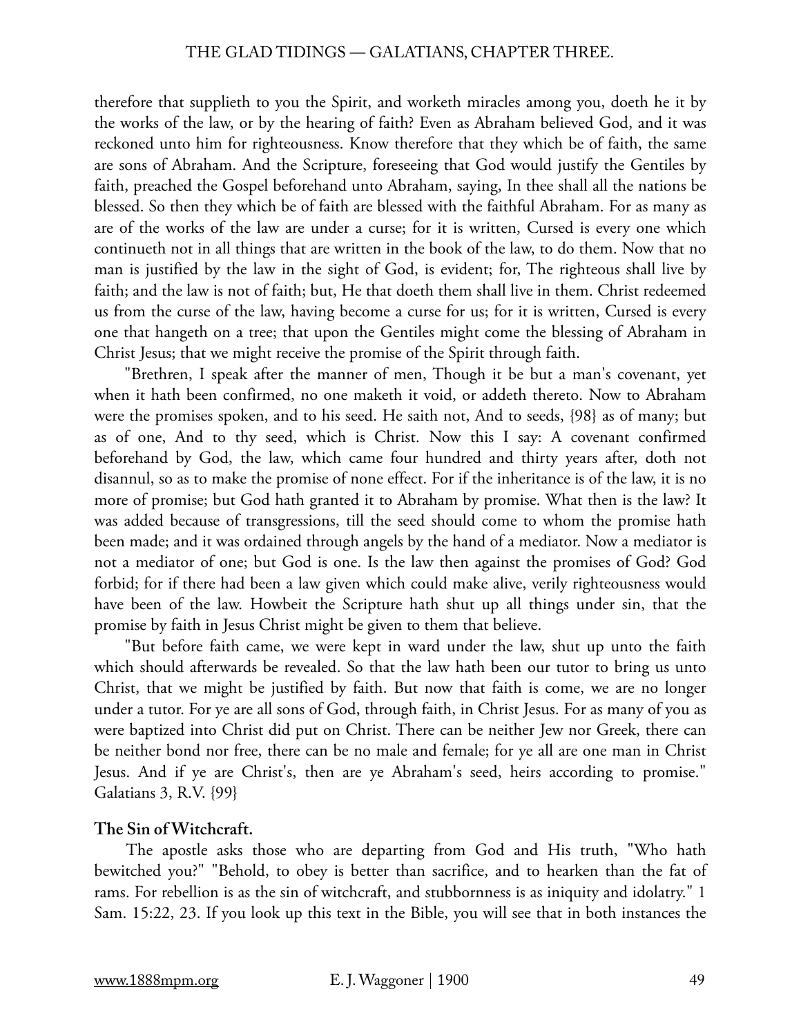therefore that supplieth to you the Spirit, and worketh miracles among you, doeth he it by the works of the law, or by the hearing of faith? Even as Abraham believed God, and it was reckoned unto him for righteousness. Know therefore that they which be of faith, the same are sons of Abraham. And the Scripture, foreseeing that God would justify the Gentiles by faith, preached the Gospel beforehand unto Abraham, saying, In thee shall all the nations be blessed. So then they which be of faith are blessed with the faithful Abraham. For as many as are of the works of the law are under a curse; for it is written, Cursed is every one which continueth not in all things that are written in the book of the law, to do them. Now that no man is justified by the law in the sight of God, is evident; for, The righteous shall live by faith; and the law is not of faith; but, He that doeth them shall live in them. Christ redeemed us from the curse of the law, having become a curse for us; for it is written, Cursed is every one that hangeth on a tree; that upon the Gentiles might come the blessing of Abraham in Christ Jesus; that we might receive the promise of the Spirit through faith.

"Brethren, I speak after the manner of men, Though it be but a man's covenant, yet when it hath been confirmed, no one maketh it void, or addeth thereto. Now to Abraham were the promises spoken, and to his seed. He saith not, And to seeds, {98} as of many; but as of one, And to thy seed, which is Christ. Now this I say: A covenant confirmed beforehand by God, the law, which came four hundred and thirty years after, doth not disannul, so as to make the promise of none effect. For if the inheritance is of the law, it is no more of promise; but God hath granted it to Abraham by promise. What then is the law? It was added because of transgressions, till the seed should come to whom the promise hath been made; and it was ordained through angels by the hand of a mediator. Now a mediator is not a mediator of one; but God is one. Is the law then against the promises of God? God forbid; for if there had been a law given which could make alive, verily righteousness would have been of the law. Howbeit the Scripture hath shut up all things under sin, that the promise by faith in Jesus Christ might be given to them that believe.

"But before faith came, we were kept in ward under the law, shut up unto the faith which should afterwards be revealed. So that the law hath been our tutor to bring us unto Christ, that we might be justified by faith. But now that faith is come, we are no longer under a tutor. For ye are all sons of God, through faith, in Christ Jesus. For as many of you as were baptized into Christ did put on Christ. There can be neither Jew nor Greek, there can be neither bond nor free, there can be no male and female; for ye all are one man in Christ Jesus. And if ye are Christ's, then are ye Abraham's seed, heirs according to promise." Galatians 3, R.V. {99}

**The Sin of Witchcraft.**

The apostle asks those who are departing from God and His truth, "Who hath bewitched you?" "Behold, to obey is better than sacrifice, and to hearken than the fat of rams. For rebellion is as the sin of witchcraft, and stubbornness is as iniquity and idolatry." 1 Sam. 15:22, 23. If you look up this text in the Bible, you will see that in both instances the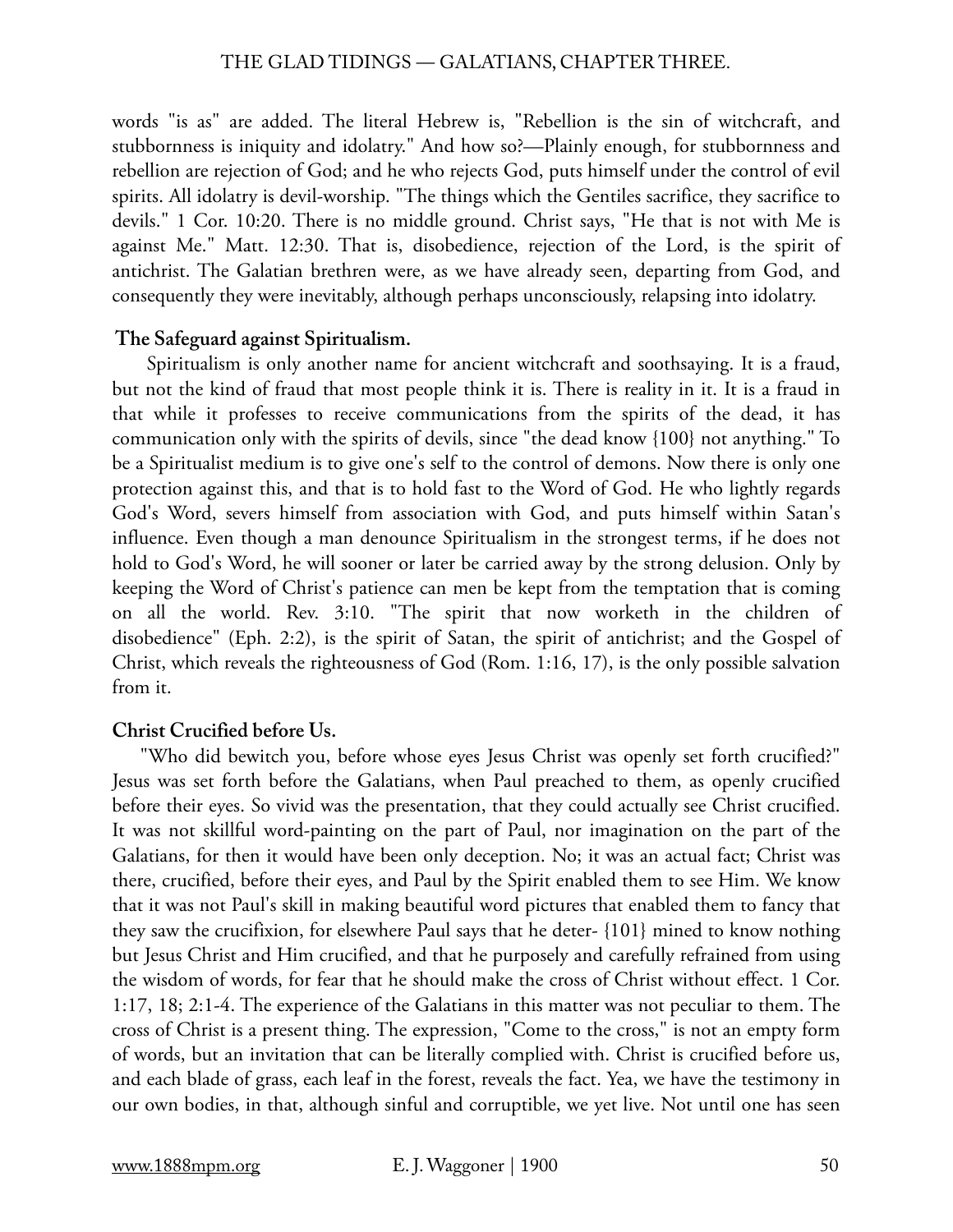words "is as" are added. The literal Hebrew is, "Rebellion is the sin of witchcraft, and stubbornness is iniquity and idolatry." And how so?—Plainly enough, for stubbornness and rebellion are rejection of God; and he who rejects God, puts himself under the control of evil spirits. All idolatry is devil-worship. "The things which the Gentiles sacrifice, they sacrifice to devils." 1 Cor. 10:20. There is no middle ground. Christ says, "He that is not with Me is against Me." Matt. 12:30. That is, disobedience, rejection of the Lord, is the spirit of antichrist. The Galatian brethren were, as we have already seen, departing from God, and consequently they were inevitably, although perhaps unconsciously, relapsing into idolatry.

### The Safeguard against Spiritualism.

Spiritualism is only another name for ancient witchcraft and soothsaying. It is a fraud, but not the kind of fraud that most people think it is. There is reality in it. It is a fraud in that while it professes to receive communications from the spirits of the dead, it has communication only with the spirits of devils, since "the dead know {100} not anything." To be a Spiritualist medium is to give one's self to the control of demons. Now there is only one protection against this, and that is to hold fast to the Word of God. He who lightly regards God's Word, severs himself from association with God, and puts himself within Satan's influence. Even though a man denounce Spiritualism in the strongest terms, if he does not hold to God's Word, he will sooner or later be carried away by the strong delusion. Only by keeping the Word of Christ's patience can men be kept from the temptation that is coming on all the world. Rev. 3:10. "The spirit that now worketh in the children of disobedience" (Eph. 2:2), is the spirit of Satan, the spirit of antichrist; and the Gospel of Christ, which reveals the righteousness of God (Rom. 1:16, 17), is the only possible salvation from it.

### Christ Crucified before Us.

"Who did bewitch you, before whose eyes Jesus Christ was openly set forth crucified?" Jesus was set forth before the Galatians, when Paul preached to them, as openly crucified before their eyes. So vivid was the presentation, that they could actually see Christ crucified. It was not skillful word-painting on the part of Paul, nor imagination on the part of the Galatians, for then it would have been only deception. No; it was an actual fact; Christ was there, crucified, before their eyes, and Paul by the Spirit enabled them to see Him. We know that it was not Paul's skill in making beautiful word pictures that enabled them to fancy that they saw the crucifixion, for elsewhere Paul says that he deter- {101} mined to know nothing but Jesus Christ and Him crucified, and that he purposely and carefully refrained from using the wisdom of words, for fear that he should make the cross of Christ without effect. 1 Cor. 1:17, 18; 2:1-4. The experience of the Galatians in this matter was not peculiar to them. The cross of Christ is a present thing. The expression, "Come to the cross," is not an empty form of words, but an invitation that can be literally complied with. Christ is crucified before us, and each blade of grass, each leaf in the forest, reveals the fact. Yea, we have the testimony in our own bodies, in that, although sinful and corruptible, we yet live. Not until one has seen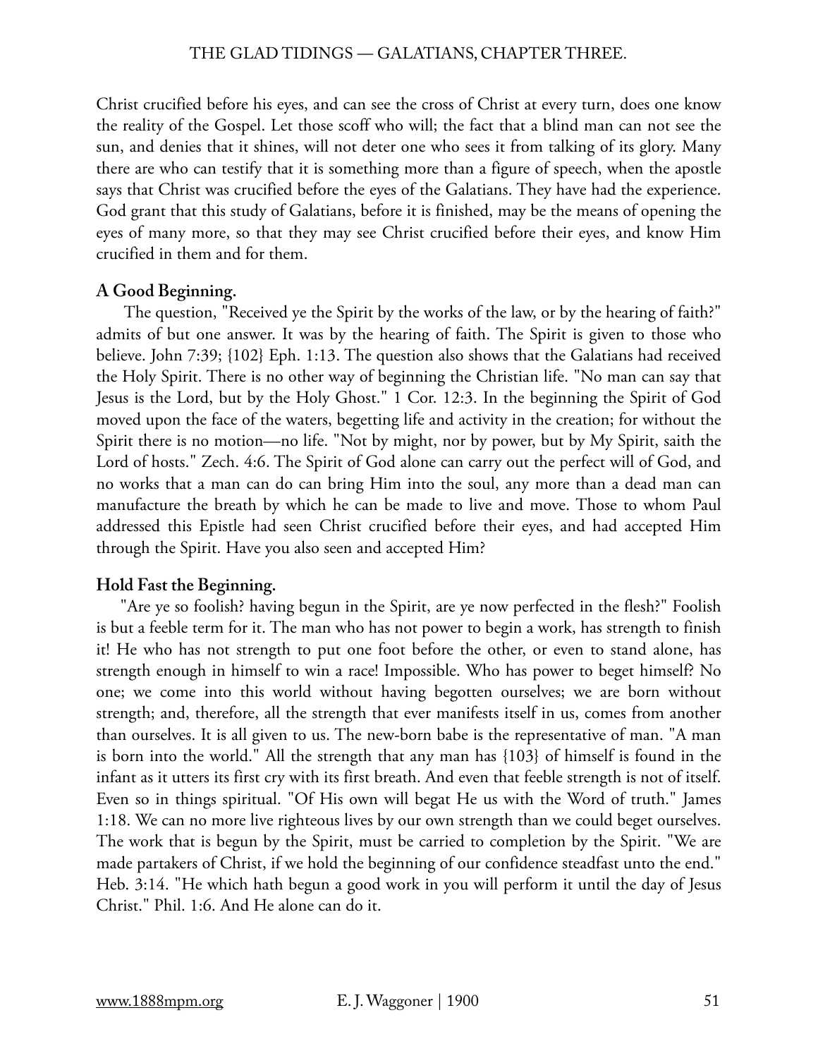Christ crucified before his eyes, and can see the cross of Christ at every turn, does one know the reality of the Gospel. Let those scoff who will; the fact that a blind man can not see the sun, and denies that it shines, will not deter one who sees it from talking of its glory. Many there are who can testify that it is something more than a figure of speech, when the apostle says that Christ was crucified before the eyes of the Galatians. They have had the experience. God grant that this study of Galatians, before it is finished, may be the means of opening the eyes of many more, so that they may see Christ crucified before their eyes, and know Him crucified in them and for them.

### A Good Beginning.

The question, "Received ye the Spirit by the works of the law, or by the hearing of faith?" admits of but one answer. It was by the hearing of faith. The Spirit is given to those who believe. John 7:39; {102} Eph. 1:13. The question also shows that the Galatians had received the Holy Spirit. There is no other way of beginning the Christian life. "No man can say that Jesus is the Lord, but by the Holy Ghost." 1 Cor. 12:3. In the beginning the Spirit of God moved upon the face of the waters, begetting life and activity in the creation; for without the Spirit there is no motion—no life. "Not by might, nor by power, but by My Spirit, saith the Lord of hosts." Zech. 4:6. The Spirit of God alone can carry out the perfect will of God, and no works that a man can do can bring Him into the soul, any more than a dead man can manufacture the breath by which he can be made to live and move. Those to whom Paul addressed this Epistle had seen Christ crucified before their eyes, and had accepted Him through the Spirit. Have you also seen and accepted Him?

### Hold Fast the Beginning.

"Are ye so foolish? having begun in the Spirit, are ye now perfected in the flesh?" Foolish is but a feeble term for it. The man who has not power to begin a work, has strength to finish it! He who has not strength to put one foot before the other, or even to stand alone, has strength enough in himself to win a race! Impossible. Who has power to beget himself? No one; we come into this world without having begotten ourselves; we are born without strength; and, therefore, all the strength that ever manifests itself in us, comes from another than ourselves. It is all given to us. The new-born babe is the representative of man. "A man is born into the world." All the strength that any man has {103} of himself is found in the infant as it utters its first cry with its first breath. And even that feeble strength is not of itself. Even so in things spiritual. "Of His own will begat He us with the Word of truth." James 1:18. We can no more live righteous lives by our own strength than we could beget ourselves. The work that is begun by the Spirit, must be carried to completion by the Spirit. "We are made partakers of Christ, if we hold the beginning of our confidence steadfast unto the end." Heb. 3:14. "He which hath begun a good work in you will perform it until the day of Jesus Christ." Phil. 1:6. And He alone can do it.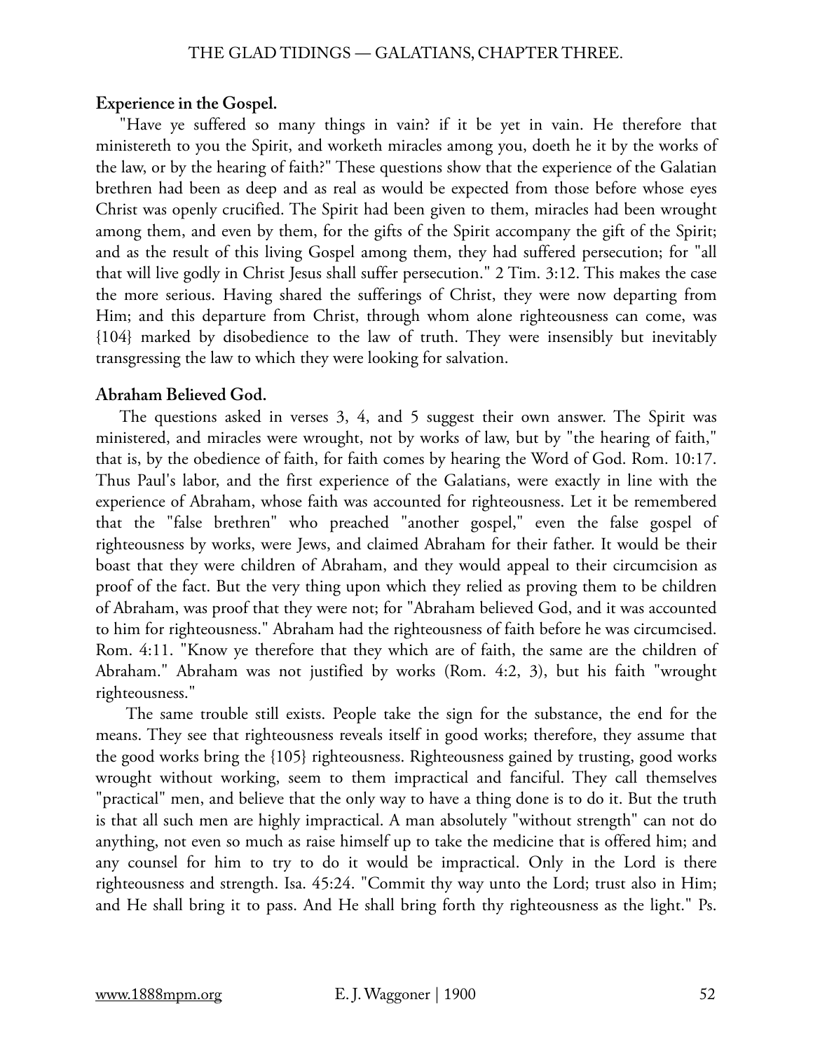**Experience in the Gospel.**

"Have ye suffered so many things in vain? if it be yet in vain. He therefore that ministereth to you the Spirit, and worketh miracles among you, doeth he it by the works of the law, or by the hearing of faith?" These questions show that the experience of the Galatian brethren had been as deep and as real as would be expected from those before whose eyes Christ was openly crucified. The Spirit had been given to them, miracles had been wrought among them, and even by them, for the gifts of the Spirit accompany the gift of the Spirit; and as the result of this living Gospel among them, they had suffered persecution; for "all that will live godly in Christ Jesus shall suffer persecution." 2 Tim. 3:12. This makes the case the more serious. Having shared the sufferings of Christ, they were now departing from Him; and this departure from Christ, through whom alone righteousness can come, was {104} marked by disobedience to the law of truth. They were insensibly but inevitably transgressing the law to which they were looking for salvation.

**Abraham Believed God.**

The questions asked in verses 3, 4, and 5 suggest their own answer. The Spirit was ministered, and miracles were wrought, not by works of law, but by "the hearing of faith," that is, by the obedience of faith, for faith comes by hearing the Word of God. Rom. 10:17. Thus Paul's labor, and the first experience of the Galatians, were exactly in line with the experience of Abraham, whose faith was accounted for righteousness. Let it be remembered that the "false brethren" who preached "another gospel," even the false gospel of righteousness by works, were Jews, and claimed Abraham for their father. It would be their boast that they were children of Abraham, and they would appeal to their circumcision as proof of the fact. But the very thing upon which they relied as proving them to be children of Abraham, was proof that they were not; for "Abraham believed God, and it was accounted to him for righteousness." Abraham had the righteousness of faith before he was circumcised. Rom. 4:11. "Know ye therefore that they which are of faith, the same are the children of Abraham." Abraham was not justified by works (Rom. 4:2, 3), but his faith "wrought righteousness."

The same trouble still exists. People take the sign for the substance, the end for the means. They see that righteousness reveals itself in good works; therefore, they assume that the good works bring the {105} righteousness. Righteousness gained by trusting, good works wrought without working, seem to them impractical and fanciful. They call themselves "practical" men, and believe that the only way to have a thing done is to do it. But the truth is that all such men are highly impractical. A man absolutely "without strength" can not do anything, not even so much as raise himself up to take the medicine that is offered him; and any counsel for him to try to do it would be impractical. Only in the Lord is there righteousness and strength. Isa. 45:24. "Commit thy way unto the Lord; trust also in Him; and He shall bring it to pass. And He shall bring forth thy righteousness as the light." Ps.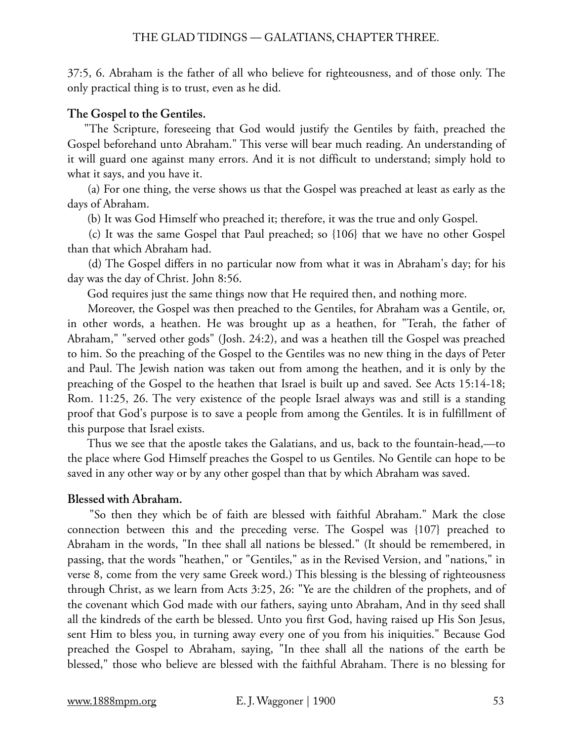37:5, 6. Abraham is the father of all who believe for righteousness, and of those only. The only practical thing is to trust, even as he did.

**The Gospel to the Gentiles.**

"The Scripture, foreseeing that God would justify the Gentiles by faith, preached the Gospel beforehand unto Abraham." This verse will bear much reading. An understanding of it will guard one against many errors. And it is not difficult to understand; simply hold to what it says, and you have it.

(a) For one thing, the verse shows us that the Gospel was preached at least as early as the days of Abraham.

(b) It was God Himself who preached it; therefore, it was the true and only Gospel.

(c) It was the same Gospel that Paul preached; so {106} that we have no other Gospel than that which Abraham had.

(d) The Gospel differs in no particular now from what it was in Abraham's day; for his day was the day of Christ. John 8:56.

God requires just the same things now that He required then, and nothing more.

Moreover, the Gospel was then preached to the Gentiles, for Abraham was a Gentile, or, in other words, a heathen. He was brought up as a heathen, for "Terah, the father of Abraham," "served other gods" (Josh. 24:2), and was a heathen till the Gospel was preached to him. So the preaching of the Gospel to the Gentiles was no new thing in the days of Peter and Paul. The Jewish nation was taken out from among the heathen, and it is only by the preaching of the Gospel to the heathen that Israel is built up and saved. See Acts 15:14-18; Rom. 11:25, 26. The very existence of the people Israel always was and still is a standing proof that God's purpose is to save a people from among the Gentiles. It is in fulfillment of this purpose that Israel exists.

Thus we see that the apostle takes the Galatians, and us, back to the fountain-head,—to the place where God Himself preaches the Gospel to us Gentiles. No Gentile can hope to be saved in any other way or by any other gospel than that by which Abraham was saved.

**Blessed with Abraham.**

"So then they which be of faith are blessed with faithful Abraham." Mark the close connection between this and the preceding verse. The Gospel was {107} preached to Abraham in the words, "In thee shall all nations be blessed." (It should be remembered, in passing, that the words "heathen," or "Gentiles," as in the Revised Version, and "nations," in verse 8, come from the very same Greek word.) This blessing is the blessing of righteousness through Christ, as we learn from Acts 3:25, 26: "Ye are the children of the prophets, and of the covenant which God made with our fathers, saying unto Abraham, And in thy seed shall all the kindreds of the earth be blessed. Unto you first God, having raised up His Son Jesus, sent Him to bless you, in turning away every one of you from his iniquities." Because God preached the Gospel to Abraham, saying, "In thee shall all the nations of the earth be blessed," those who believe are blessed with the faithful Abraham. There is no blessing for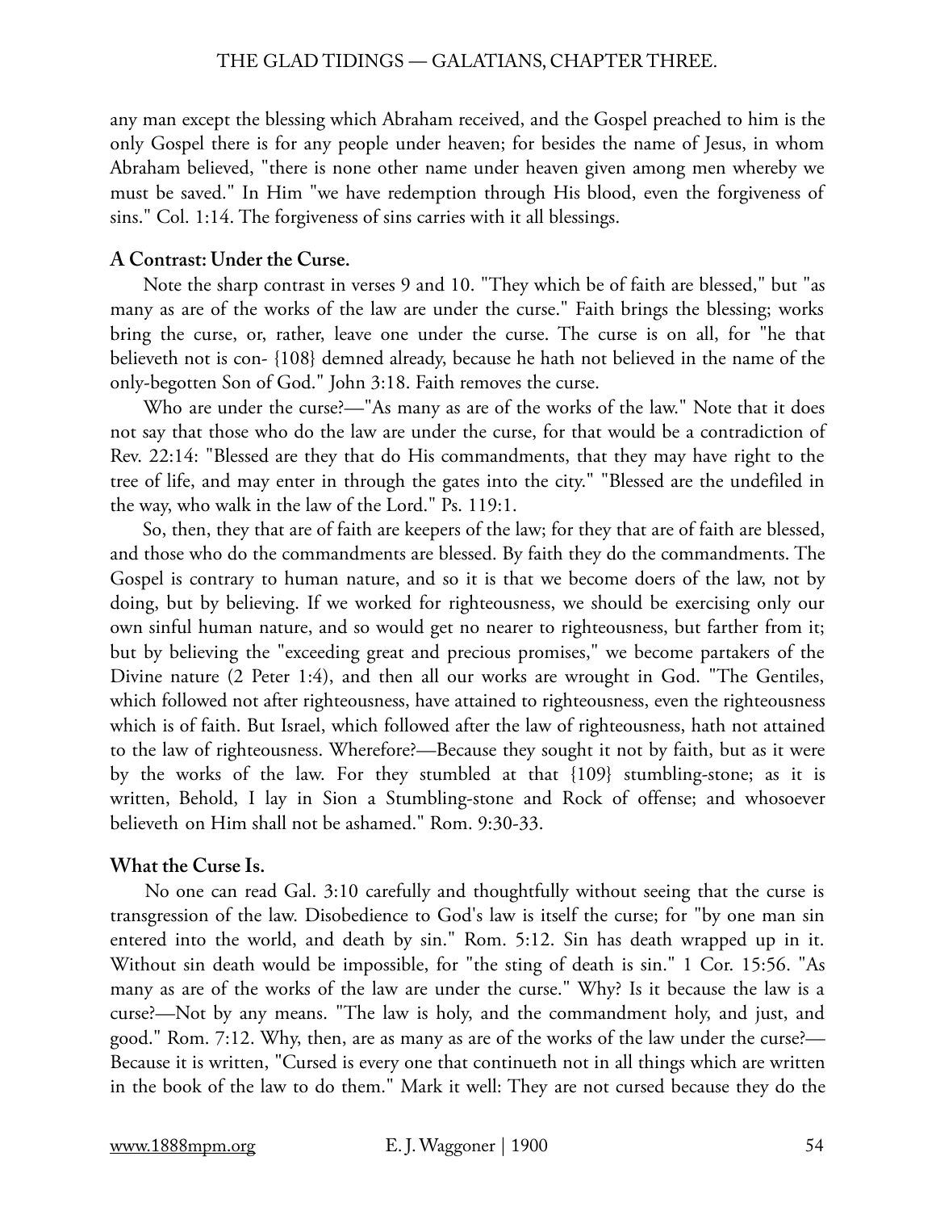any man except the blessing which Abraham received, and the Gospel preached to him is the only Gospel there is for any people under heaven; for besides the name of Jesus, in whom Abraham believed, "there is none other name under heaven given among men whereby we must be saved." In Him "we have redemption through His blood, even the forgiveness of sins." Col. 1:14. The forgiveness of sins carries with it all blessings.

**A Contrast: Under the Curse.**

Note the sharp contrast in verses 9 and 10. "They which be of faith are blessed," but "as many as are of the works of the law are under the curse." Faith brings the blessing; works bring the curse, or, rather, leave one under the curse. The curse is on all, for "he that believeth not is con- {108} demned already, because he hath not believed in the name of the only-begotten Son of God." John 3:18. Faith removes the curse.

Who are under the curse?—"As many as are of the works of the law." Note that it does not say that those who do the law are under the curse, for that would be a contradiction of Rev. 22:14: "Blessed are they that do His commandments, that they may have right to the tree of life, and may enter in through the gates into the city." "Blessed are the undefiled in the way, who walk in the law of the Lord." Ps. 119:1.

So, then, they that are of faith are keepers of the law; for they that are of faith are blessed, and those who do the commandments are blessed. By faith they do the commandments. The Gospel is contrary to human nature, and so it is that we become doers of the law, not by doing, but by believing. If we worked for righteousness, we should be exercising only our own sinful human nature, and so would get no nearer to righteousness, but farther from it; but by believing the "exceeding great and precious promises," we become partakers of the Divine nature (2 Peter 1:4), and then all our works are wrought in God. "The Gentiles, which followed not after righteousness, have attained to righteousness, even the righteousness which is of faith. But Israel, which followed after the law of righteousness, hath not attained to the law of righteousness. Wherefore?—Because they sought it not by faith, but as it were by the works of the law. For they stumbled at that {109} stumbling-stone; as it is written, Behold, I lay in Sion a Stumbling-stone and Rock of offense; and whosoever believeth on Him shall not be ashamed." Rom. 9:30-33.

**What the Curse Is.**

No one can read Gal. 3:10 carefully and thoughtfully without seeing that the curse is transgression of the law. Disobedience to God's law is itself the curse; for "by one man sin entered into the world, and death by sin." Rom. 5:12. Sin has death wrapped up in it. Without sin death would be impossible, for "the sting of death is sin." 1 Cor. 15:56. "As many as are of the works of the law are under the curse." Why? Is it because the law is a curse?—Not by any means. "The law is holy, and the commandment holy, and just, and good." Rom. 7:12. Why, then, are as many as are of the works of the law under the curse?—Because it is written, "Cursed is every one that continueth not in all things which are written in the book of the law to do them." Mark it well: They are not cursed because they do the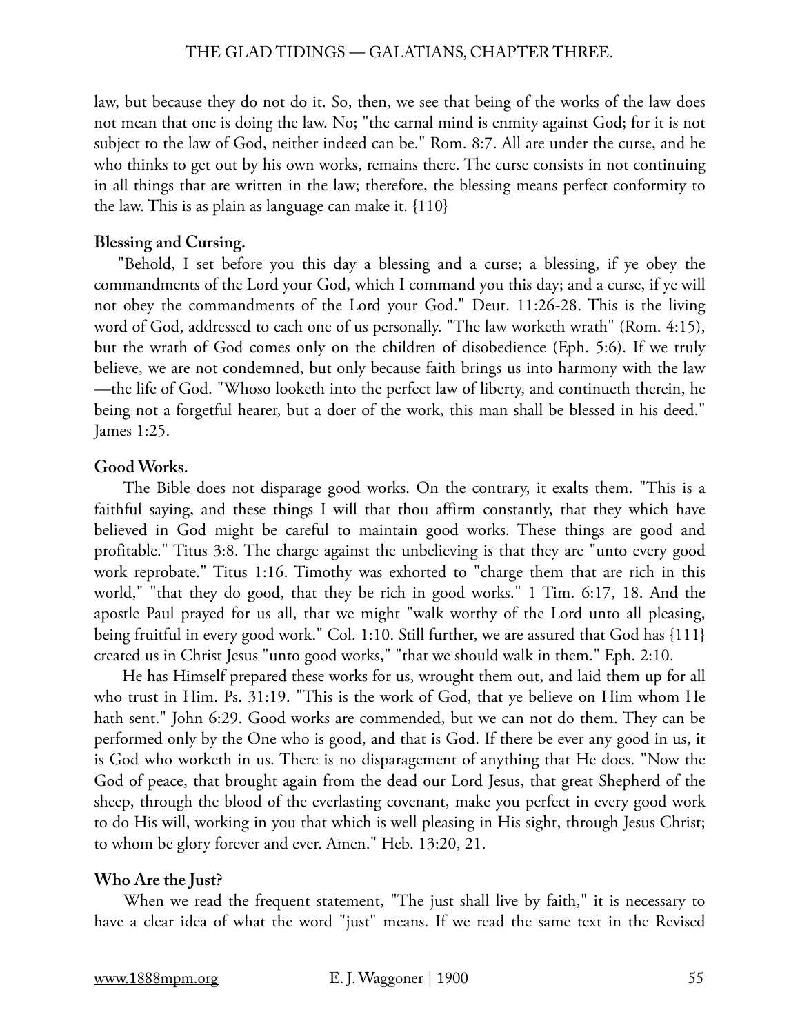law, but because they do not do it. So, then, we see that being of the works of the law does not mean that one is doing the law. No; "the carnal mind is enmity against God; for it is not subject to the law of God, neither indeed can be." Rom. 8:7. All are under the curse, and he who thinks to get out by his own works, remains there. The curse consists in not continuing in all things that are written in the law; therefore, the blessing means perfect conformity to the law. This is as plain as language can make it. {110}

**Blessing and Cursing.**

"Behold, I set before you this day a blessing and a curse; a blessing, if ye obey the commandments of the Lord your God, which I command you this day; and a curse, if ye will not obey the commandments of the Lord your God." Deut. 11:26-28. This is the living word of God, addressed to each one of us personally. "The law worketh wrath" (Rom. 4:15), but the wrath of God comes only on the children of disobedience (Eph. 5:6). If we truly believe, we are not condemned, but only because faith brings us into harmony with the law —the life of God. "Whoso looketh into the perfect law of liberty, and continueth therein, he being not a forgetful hearer, but a doer of the work, this man shall be blessed in his deed." James 1:25.

**Good Works.**

The Bible does not disparage good works. On the contrary, it exalts them. "This is a faithful saying, and these things I will that thou affirm constantly, that they which have believed in God might be careful to maintain good works. These things are good and profitable." Titus 3:8. The charge against the unbelieving is that they are "unto every good work reprobate." Titus 1:16. Timothy was exhorted to "charge them that are rich in this world," "that they do good, that they be rich in good works." 1 Tim. 6:17, 18. And the apostle Paul prayed for us all, that we might "walk worthy of the Lord unto all pleasing, being fruitful in every good work." Col. 1:10. Still further, we are assured that God has {111} created us in Christ Jesus "unto good works," "that we should walk in them." Eph. 2:10.

He has Himself prepared these works for us, wrought them out, and laid them up for all who trust in Him. Ps. 31:19. "This is the work of God, that ye believe on Him whom He hath sent." John 6:29. Good works are commended, but we can not do them. They can be performed only by the One who is good, and that is God. If there be ever any good in us, it is God who worketh in us. There is no disparagement of anything that He does. "Now the God of peace, that brought again from the dead our Lord Jesus, that great Shepherd of the sheep, through the blood of the everlasting covenant, make you perfect in every good work to do His will, working in you that which is well pleasing in His sight, through Jesus Christ; to whom be glory forever and ever. Amen." Heb. 13:20, 21.

**Who Are the Just?**

When we read the frequent statement, "The just shall live by faith," it is necessary to have a clear idea of what the word "just" means. If we read the same text in the Revised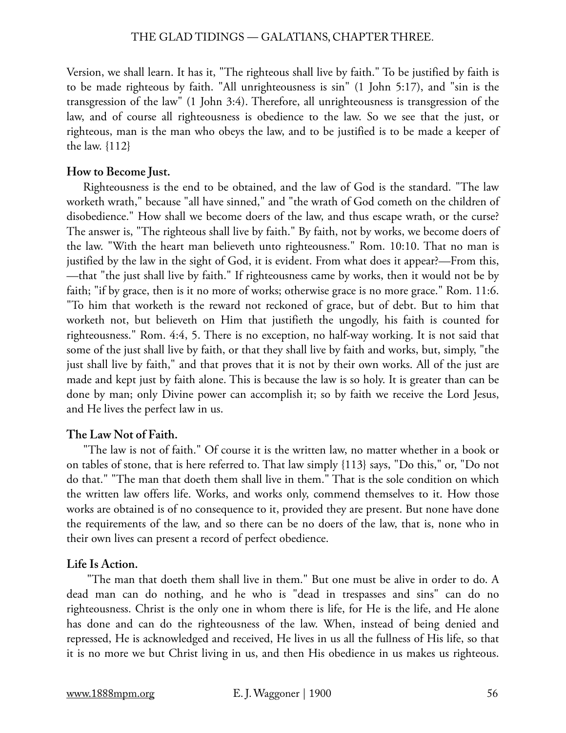Version, we shall learn. It has it, "The righteous shall live by faith." To be justified by faith is to be made righteous by faith. "All unrighteousness is sin" (1 John 5:17), and "sin is the transgression of the law" (1 John 3:4). Therefore, all unrighteousness is transgression of the law, and of course all righteousness is obedience to the law. So we see that the just, or righteous, man is the man who obeys the law, and to be justified is to be made a keeper of the law. {112}

**How to Become Just.**

Righteousness is the end to be obtained, and the law of God is the standard. "The law worketh wrath," because "all have sinned," and "the wrath of God cometh on the children of disobedience." How shall we become doers of the law, and thus escape wrath, or the curse? The answer is, "The righteous shall live by faith." By faith, not by works, we become doers of the law. "With the heart man believeth unto righteousness." Rom. 10:10. That no man is justified by the law in the sight of God, it is evident. From what does it appear?—From this, —that "the just shall live by faith." If righteousness came by works, then it would not be by faith; "if by grace, then is it no more of works; otherwise grace is no more grace." Rom. 11:6. "To him that worketh is the reward not reckoned of grace, but of debt. But to him that worketh not, but believeth on Him that justifieth the ungodly, his faith is counted for righteousness." Rom. 4:4, 5. There is no exception, no half-way working. It is not said that some of the just shall live by faith, or that they shall live by faith and works, but, simply, "the just shall live by faith," and that proves that it is not by their own works. All of the just are made and kept just by faith alone. This is because the law is so holy. It is greater than can be done by man; only Divine power can accomplish it; so by faith we receive the Lord Jesus, and He lives the perfect law in us.

**The Law Not of Faith.**

"The law is not of faith." Of course it is the written law, no matter whether in a book or on tables of stone, that is here referred to. That law simply {113} says, "Do this," or, "Do not do that." "The man that doeth them shall live in them." That is the sole condition on which the written law offers life. Works, and works only, commend themselves to it. How those works are obtained is of no consequence to it, provided they are present. But none have done the requirements of the law, and so there can be no doers of the law, that is, none who in their own lives can present a record of perfect obedience.

**Life Is Action.**

"The man that doeth them shall live in them." But one must be alive in order to do. A dead man can do nothing, and he who is "dead in trespasses and sins" can do no righteousness. Christ is the only one in whom there is life, for He is the life, and He alone has done and can do the righteousness of the law. When, instead of being denied and repressed, He is acknowledged and received, He lives in us all the fullness of His life, so that it is no more we but Christ living in us, and then His obedience in us makes us righteous.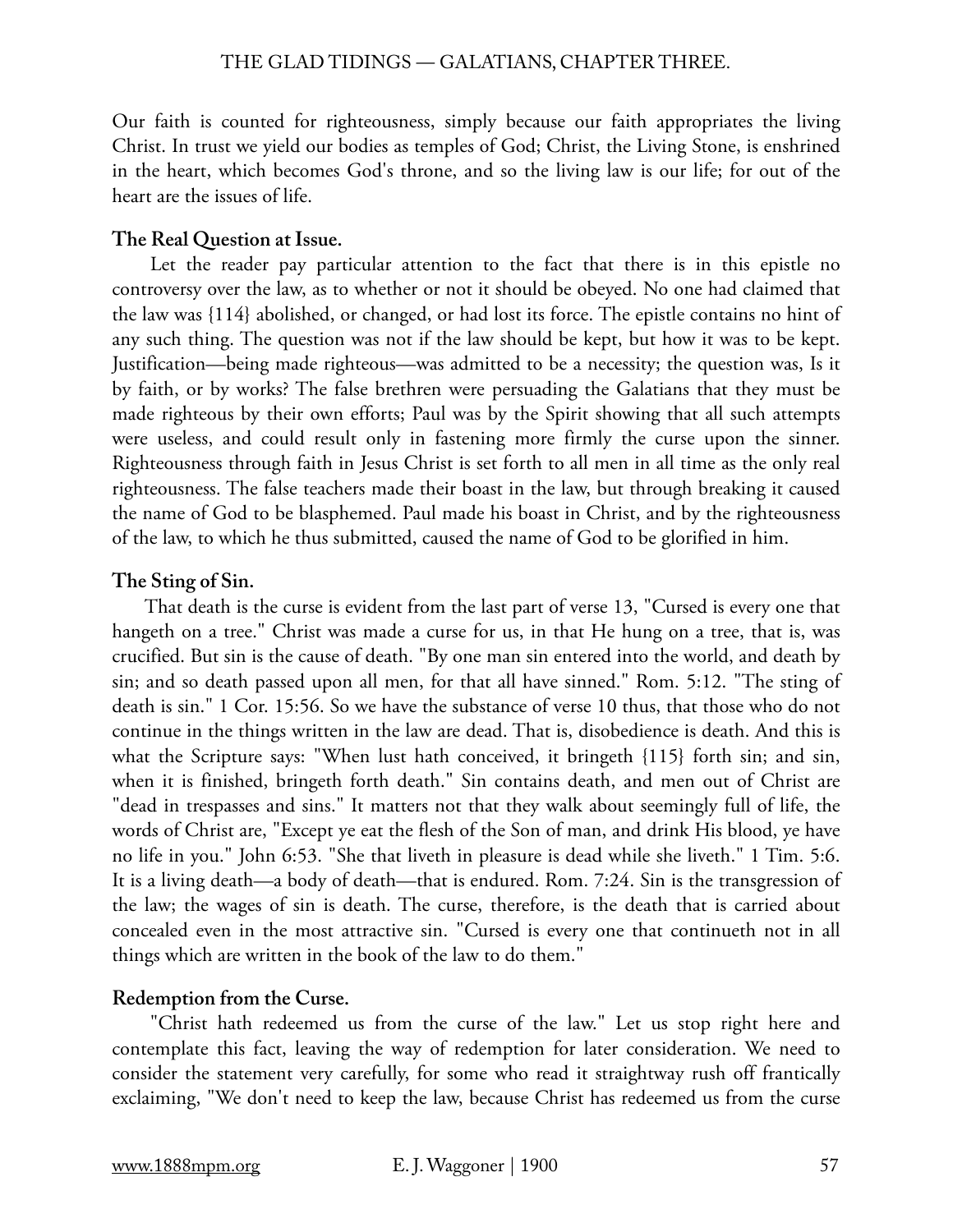Our faith is counted for righteousness, simply because our faith appropriates the living Christ. In trust we yield our bodies as temples of God; Christ, the Living Stone, is enshrined in the heart, which becomes God's throne, and so the living law is our life; for out of the heart are the issues of life.

### The Real Question at Issue.

Let the reader pay particular attention to the fact that there is in this epistle no controversy over the law, as to whether or not it should be obeyed. No one had claimed that the law was {114} abolished, or changed, or had lost its force. The epistle contains no hint of any such thing. The question was not if the law should be kept, but how it was to be kept. Justification—being made righteous—was admitted to be a necessity; the question was, Is it by faith, or by works? The false brethren were persuading the Galatians that they must be made righteous by their own efforts; Paul was by the Spirit showing that all such attempts were useless, and could result only in fastening more firmly the curse upon the sinner. Righteousness through faith in Jesus Christ is set forth to all men in all time as the only real righteousness. The false teachers made their boast in the law, but through breaking it caused the name of God to be blasphemed. Paul made his boast in Christ, and by the righteousness of the law, to which he thus submitted, caused the name of God to be glorified in him.

### The Sting of Sin.

That death is the curse is evident from the last part of verse 13, "Cursed is every one that hangeth on a tree." Christ was made a curse for us, in that He hung on a tree, that is, was crucified. But sin is the cause of death. "By one man sin entered into the world, and death by sin; and so death passed upon all men, for that all have sinned." Rom. 5:12. "The sting of death is sin." 1 Cor. 15:56. So we have the substance of verse 10 thus, that those who do not continue in the things written in the law are dead. That is, disobedience is death. And this is what the Scripture says: "When lust hath conceived, it bringeth {115} forth sin; and sin, when it is finished, bringeth forth death." Sin contains death, and men out of Christ are "dead in trespasses and sins." It matters not that they walk about seemingly full of life, the words of Christ are, "Except ye eat the flesh of the Son of man, and drink His blood, ye have no life in you." John 6:53. "She that liveth in pleasure is dead while she liveth." 1 Tim. 5:6. It is a living death—a body of death—that is endured. Rom. 7:24. Sin is the transgression of the law; the wages of sin is death. The curse, therefore, is the death that is carried about concealed even in the most attractive sin. "Cursed is every one that continueth not in all things which are written in the book of the law to do them."

### Redemption from the Curse.

"Christ hath redeemed us from the curse of the law." Let us stop right here and contemplate this fact, leaving the way of redemption for later consideration. We need to consider the statement very carefully, for some who read it straightway rush off frantically exclaiming, "We don't need to keep the law, because Christ has redeemed us from the curse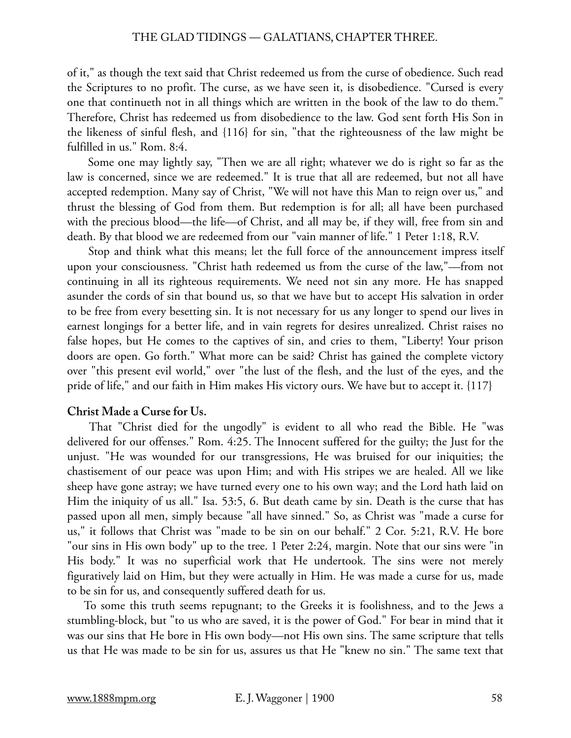of it," as though the text said that Christ redeemed us from the curse of obedience. Such read the Scriptures to no profit. The curse, as we have seen it, is disobedience. "Cursed is every one that continueth not in all things which are written in the book of the law to do them." Therefore, Christ has redeemed us from disobedience to the law. God sent forth His Son in the likeness of sinful flesh, and {116} for sin, "that the righteousness of the law might be fulfilled in us." Rom. 8:4.

Some one may lightly say, "Then we are all right; whatever we do is right so far as the law is concerned, since we are redeemed." It is true that all are redeemed, but not all have accepted redemption. Many say of Christ, "We will not have this Man to reign over us," and thrust the blessing of God from them. But redemption is for all; all have been purchased with the precious blood—the life—of Christ, and all may be, if they will, free from sin and death. By that blood we are redeemed from our "vain manner of life." 1 Peter 1:18, R.V.

Stop and think what this means; let the full force of the announcement impress itself upon your consciousness. "Christ hath redeemed us from the curse of the law,"—from not continuing in all its righteous requirements. We need not sin any more. He has snapped asunder the cords of sin that bound us, so that we have but to accept His salvation in order to be free from every besetting sin. It is not necessary for us any longer to spend our lives in earnest longings for a better life, and in vain regrets for desires unrealized. Christ raises no false hopes, but He comes to the captives of sin, and cries to them, "Liberty! Your prison doors are open. Go forth." What more can be said? Christ has gained the complete victory over "this present evil world," over "the lust of the flesh, and the lust of the eyes, and the pride of life," and our faith in Him makes His victory ours. We have but to accept it. {117}

**Christ Made a Curse for Us.**

That "Christ died for the ungodly" is evident to all who read the Bible. He "was delivered for our offenses." Rom. 4:25. The Innocent suffered for the guilty; the Just for the unjust. "He was wounded for our transgressions, He was bruised for our iniquities; the chastisement of our peace was upon Him; and with His stripes we are healed. All we like sheep have gone astray; we have turned every one to his own way; and the Lord hath laid on Him the iniquity of us all." Isa. 53:5, 6. But death came by sin. Death is the curse that has passed upon all men, simply because "all have sinned." So, as Christ was "made a curse for us," it follows that Christ was "made to be sin on our behalf." 2 Cor. 5:21, R.V. He bore "our sins in His own body" up to the tree. 1 Peter 2:24, margin. Note that our sins were "in His body." It was no superficial work that He undertook. The sins were not merely figuratively laid on Him, but they were actually in Him. He was made a curse for us, made to be sin for us, and consequently suffered death for us.

To some this truth seems repugnant; to the Greeks it is foolishness, and to the Jews a stumbling-block, but "to us who are saved, it is the power of God." For bear in mind that it was our sins that He bore in His own body—not His own sins. The same scripture that tells us that He was made to be sin for us, assures us that He "knew no sin." The same text that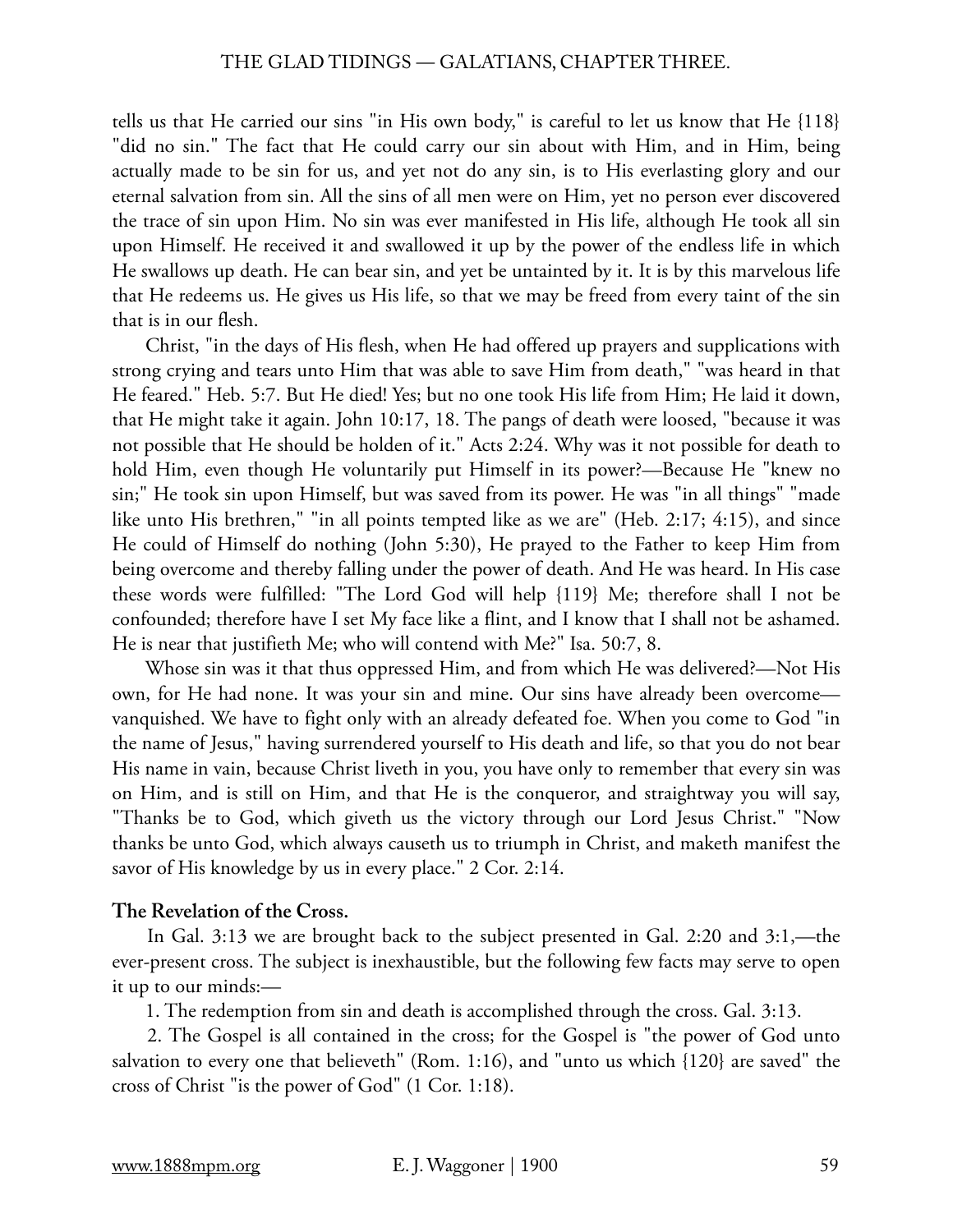tells us that He carried our sins "in His own body," is careful to let us know that He {118} "did no sin." The fact that He could carry our sin about with Him, and in Him, being actually made to be sin for us, and yet not do any sin, is to His everlasting glory and our eternal salvation from sin. All the sins of all men were on Him, yet no person ever discovered the trace of sin upon Him. No sin was ever manifested in His life, although He took all sin upon Himself. He received it and swallowed it up by the power of the endless life in which He swallows up death. He can bear sin, and yet be untainted by it. It is by this marvelous life that He redeems us. He gives us His life, so that we may be freed from every taint of the sin that is in our flesh.

Christ, "in the days of His flesh, when He had offered up prayers and supplications with strong crying and tears unto Him that was able to save Him from death," "was heard in that He feared." Heb. 5:7. But He died! Yes; but no one took His life from Him; He laid it down, that He might take it again. John 10:17, 18. The pangs of death were loosed, "because it was not possible that He should be holden of it." Acts 2:24. Why was it not possible for death to hold Him, even though He voluntarily put Himself in its power?—Because He "knew no sin;" He took sin upon Himself, but was saved from its power. He was "in all things" "made like unto His brethren," "in all points tempted like as we are" (Heb. 2:17; 4:15), and since He could of Himself do nothing (John 5:30), He prayed to the Father to keep Him from being overcome and thereby falling under the power of death. And He was heard. In His case these words were fulfilled: "The Lord God will help {119} Me; therefore shall I not be confounded; therefore have I set My face like a flint, and I know that I shall not be ashamed. He is near that justifieth Me; who will contend with Me?" Isa. 50:7, 8.

Whose sin was it that thus oppressed Him, and from which He was delivered?—Not His own, for He had none. It was your sin and mine. Our sins have already been overcome—vanquished. We have to fight only with an already defeated foe. When you come to God "in the name of Jesus," having surrendered yourself to His death and life, so that you do not bear His name in vain, because Christ liveth in you, you have only to remember that every sin was on Him, and is still on Him, and that He is the conqueror, and straightway you will say, "Thanks be to God, which giveth us the victory through our Lord Jesus Christ." "Now thanks be unto God, which always causeth us to triumph in Christ, and maketh manifest the savor of His knowledge by us in every place." 2 Cor. 2:14.

**The Revelation of the Cross.**

In Gal. 3:13 we are brought back to the subject presented in Gal. 2:20 and 3:1,—the ever-present cross. The subject is inexhaustible, but the following few facts may serve to open it up to our minds:—

1. The redemption from sin and death is accomplished through the cross. Gal. 3:13.

2. The Gospel is all contained in the cross; for the Gospel is "the power of God unto salvation to every one that believeth" (Rom. 1:16), and "unto us which {120} are saved" the cross of Christ "is the power of God" (1 Cor. 1:18).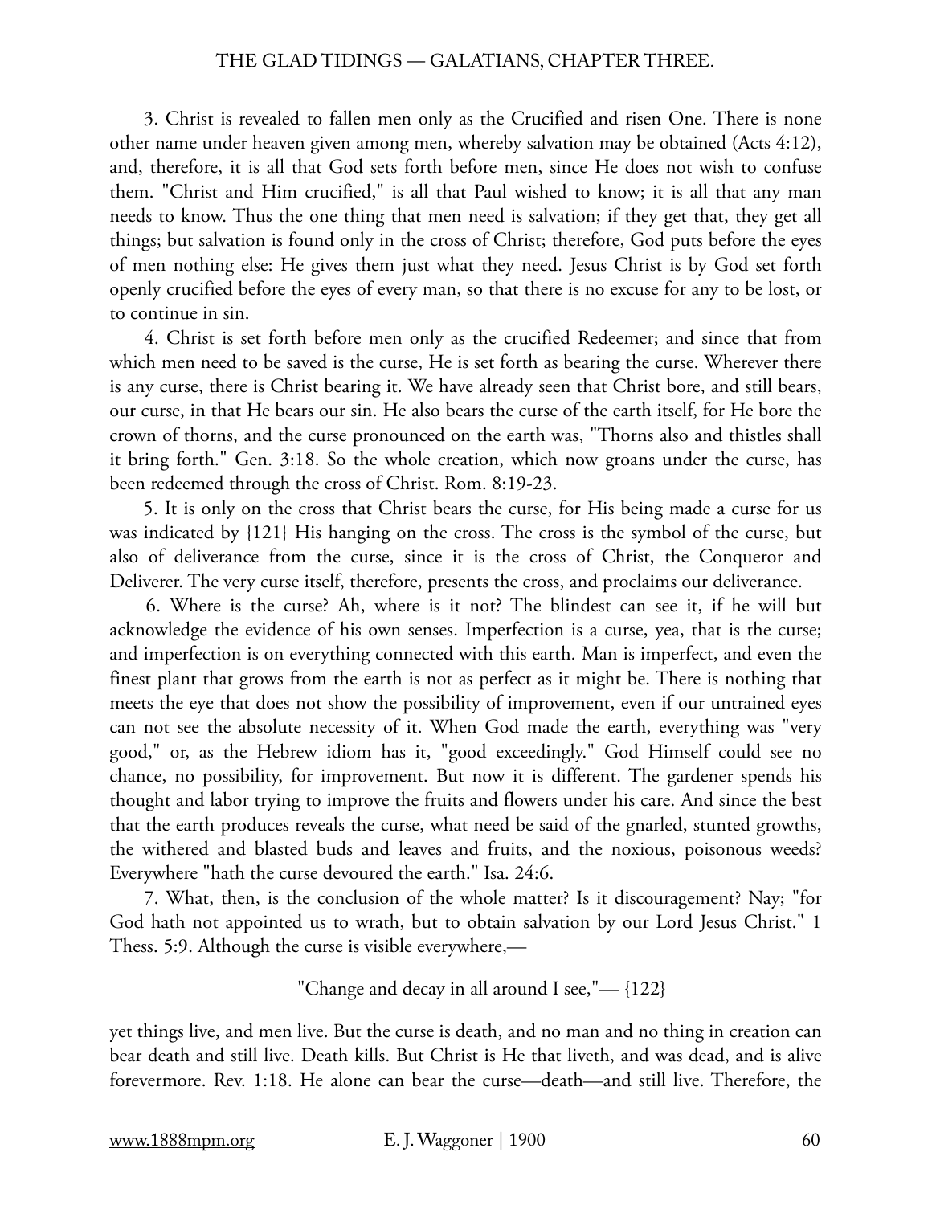3. Christ is revealed to fallen men only as the Crucified and risen One. There is none other name under heaven given among men, whereby salvation may be obtained (Acts 4:12), and, therefore, it is all that God sets forth before men, since He does not wish to confuse them. "Christ and Him crucified," is all that Paul wished to know; it is all that any man needs to know. Thus the one thing that men need is salvation; if they get that, they get all things; but salvation is found only in the cross of Christ; therefore, God puts before the eyes of men nothing else: He gives them just what they need. Jesus Christ is by God set forth openly crucified before the eyes of every man, so that there is no excuse for any to be lost, or to continue in sin.

4. Christ is set forth before men only as the crucified Redeemer; and since that from which men need to be saved is the curse, He is set forth as bearing the curse. Wherever there is any curse, there is Christ bearing it. We have already seen that Christ bore, and still bears, our curse, in that He bears our sin. He also bears the curse of the earth itself, for He bore the crown of thorns, and the curse pronounced on the earth was, "Thorns also and thistles shall it bring forth." Gen. 3:18. So the whole creation, which now groans under the curse, has been redeemed through the cross of Christ. Rom. 8:19-23.

5. It is only on the cross that Christ bears the curse, for His being made a curse for us was indicated by {121} His hanging on the cross. The cross is the symbol of the curse, but also of deliverance from the curse, since it is the cross of Christ, the Conqueror and Deliverer. The very curse itself, therefore, presents the cross, and proclaims our deliverance.

6. Where is the curse? Ah, where is it not? The blindest can see it, if he will but acknowledge the evidence of his own senses. Imperfection is a curse, yea, that is the curse; and imperfection is on everything connected with this earth. Man is imperfect, and even the finest plant that grows from the earth is not as perfect as it might be. There is nothing that meets the eye that does not show the possibility of improvement, even if our untrained eyes can not see the absolute necessity of it. When God made the earth, everything was "very good," or, as the Hebrew idiom has it, "good exceedingly." God Himself could see no chance, no possibility, for improvement. But now it is different. The gardener spends his thought and labor trying to improve the fruits and flowers under his care. And since the best that the earth produces reveals the curse, what need be said of the gnarled, stunted growths, the withered and blasted buds and leaves and fruits, and the noxious, poisonous weeds? Everywhere "hath the curse devoured the earth." Isa. 24:6.

7. What, then, is the conclusion of the whole matter? Is it discouragement? Nay; "for God hath not appointed us to wrath, but to obtain salvation by our Lord Jesus Christ." 1 Thess. 5:9. Although the curse is visible everywhere,—

"Change and decay in all around I see,"— {122}

yet things live, and men live. But the curse is death, and no man and no thing in creation can bear death and still live. Death kills. But Christ is He that liveth, and was dead, and is alive forevermore. Rev. 1:18. He alone can bear the curse—death—and still live. Therefore, the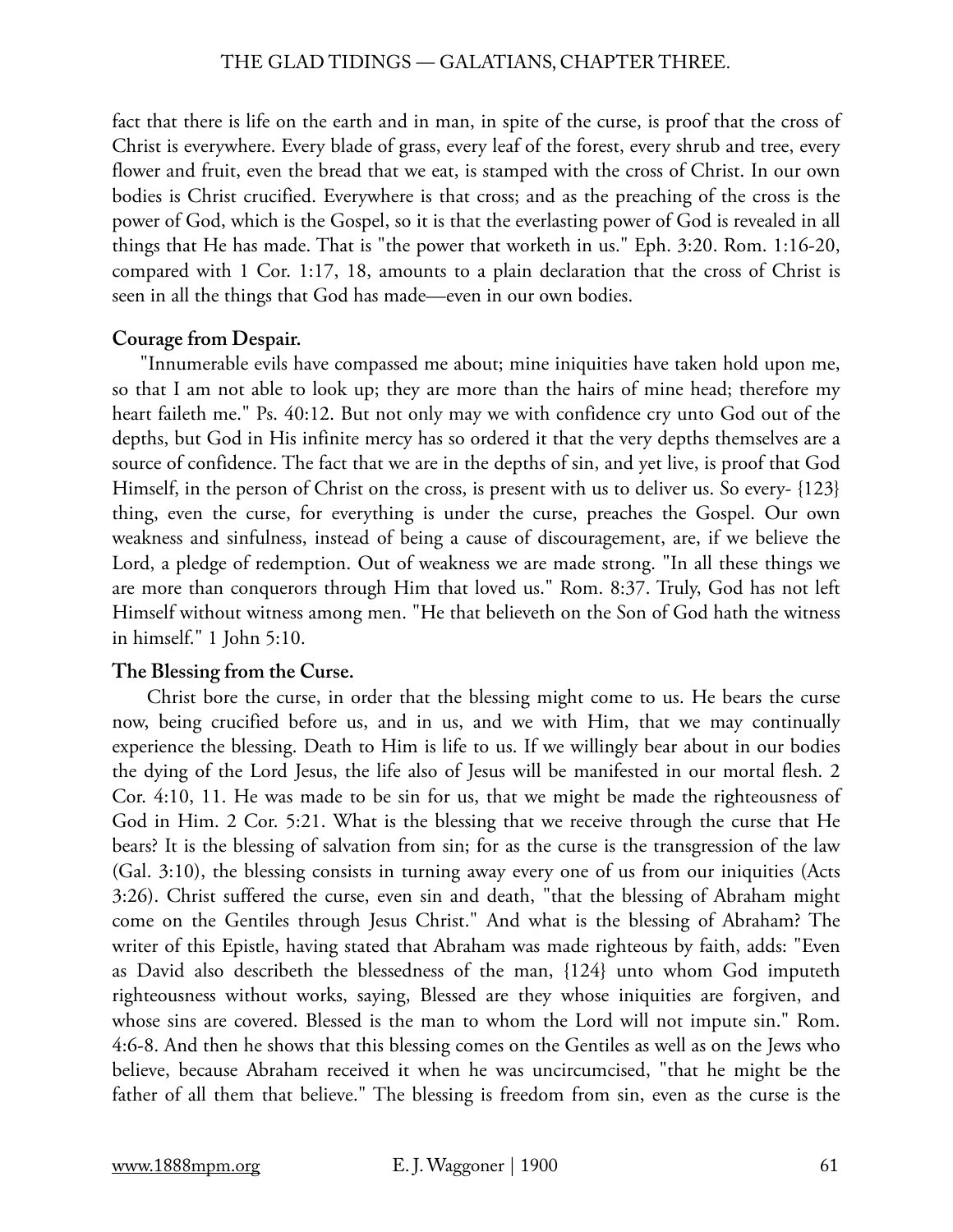fact that there is life on the earth and in man, in spite of the curse, is proof that the cross of Christ is everywhere. Every blade of grass, every leaf of the forest, every shrub and tree, every flower and fruit, even the bread that we eat, is stamped with the cross of Christ. In our own bodies is Christ crucified. Everywhere is that cross; and as the preaching of the cross is the power of God, which is the Gospel, so it is that the everlasting power of God is revealed in all things that He has made. That is "the power that worketh in us." Eph. 3:20. Rom. 1:16-20, compared with 1 Cor. 1:17, 18, amounts to a plain declaration that the cross of Christ is seen in all the things that God has made—even in our own bodies.

**Courage from Despair.**

"Innumerable evils have compassed me about; mine iniquities have taken hold upon me, so that I am not able to look up; they are more than the hairs of mine head; therefore my heart faileth me." Ps. 40:12. But not only may we with confidence cry unto God out of the depths, but God in His infinite mercy has so ordered it that the very depths themselves are a source of confidence. The fact that we are in the depths of sin, and yet live, is proof that God Himself, in the person of Christ on the cross, is present with us to deliver us. So every- {123} thing, even the curse, for everything is under the curse, preaches the Gospel. Our own weakness and sinfulness, instead of being a cause of discouragement, are, if we believe the Lord, a pledge of redemption. Out of weakness we are made strong. "In all these things we are more than conquerors through Him that loved us." Rom. 8:37. Truly, God has not left Himself without witness among men. "He that believeth on the Son of God hath the witness in himself." 1 John 5:10.

**The Blessing from the Curse.**

Christ bore the curse, in order that the blessing might come to us. He bears the curse now, being crucified before us, and in us, and we with Him, that we may continually experience the blessing. Death to Him is life to us. If we willingly bear about in our bodies the dying of the Lord Jesus, the life also of Jesus will be manifested in our mortal flesh. 2 Cor. 4:10, 11. He was made to be sin for us, that we might be made the righteousness of God in Him. 2 Cor. 5:21. What is the blessing that we receive through the curse that He bears? It is the blessing of salvation from sin; for as the curse is the transgression of the law (Gal. 3:10), the blessing consists in turning away every one of us from our iniquities (Acts 3:26). Christ suffered the curse, even sin and death, "that the blessing of Abraham might come on the Gentiles through Jesus Christ." And what is the blessing of Abraham? The writer of this Epistle, having stated that Abraham was made righteous by faith, adds: "Even as David also describeth the blessedness of the man, {124} unto whom God imputeth righteousness without works, saying, Blessed are they whose iniquities are forgiven, and whose sins are covered. Blessed is the man to whom the Lord will not impute sin." Rom. 4:6-8. And then he shows that this blessing comes on the Gentiles as well as on the Jews who believe, because Abraham received it when he was uncircumcised, "that he might be the father of all them that believe." The blessing is freedom from sin, even as the curse is the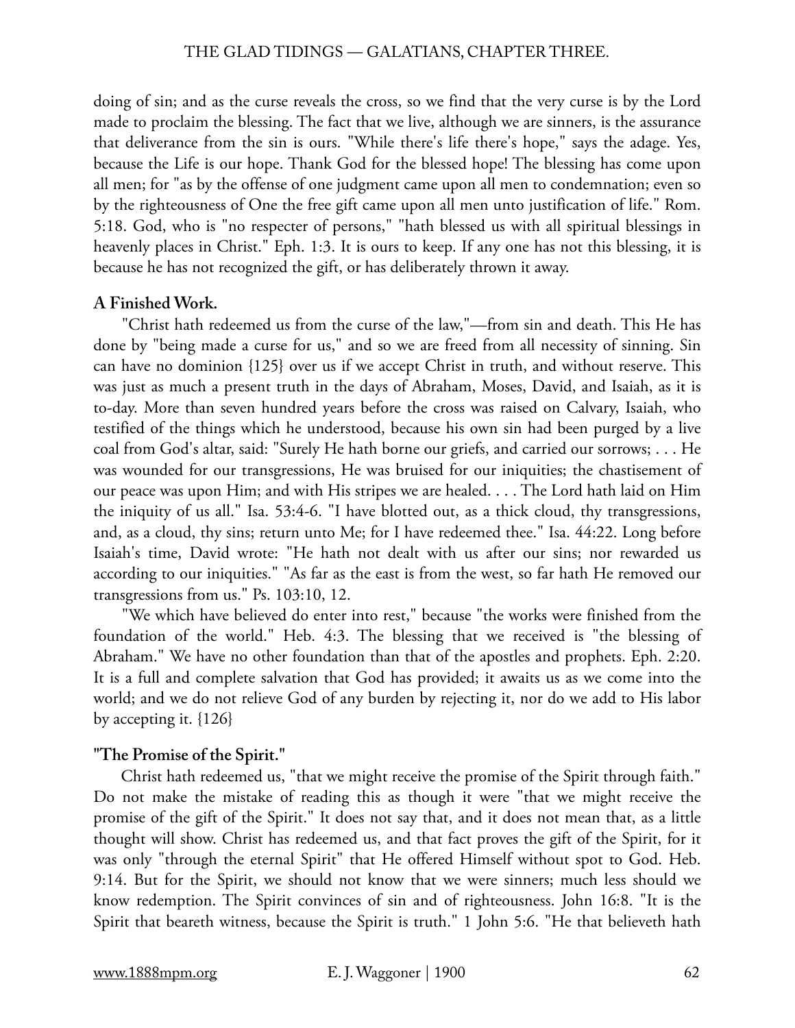doing of sin; and as the curse reveals the cross, so we find that the very curse is by the Lord made to proclaim the blessing. The fact that we live, although we are sinners, is the assurance that deliverance from the sin is ours. "While there's life there's hope," says the adage. Yes, because the Life is our hope. Thank God for the blessed hope! The blessing has come upon all men; for "as by the offense of one judgment came upon all men to condemnation; even so by the righteousness of One the free gift came upon all men unto justification of life." Rom. 5:18. God, who is "no respecter of persons," "hath blessed us with all spiritual blessings in heavenly places in Christ." Eph. 1:3. It is ours to keep. If any one has not this blessing, it is because he has not recognized the gift, or has deliberately thrown it away.

**A Finished Work.**

"Christ hath redeemed us from the curse of the law,"—from sin and death. This He has done by "being made a curse for us," and so we are freed from all necessity of sinning. Sin can have no dominion {125} over us if we accept Christ in truth, and without reserve. This was just as much a present truth in the days of Abraham, Moses, David, and Isaiah, as it is to-day. More than seven hundred years before the cross was raised on Calvary, Isaiah, who testified of the things which he understood, because his own sin had been purged by a live coal from God's altar, said: "Surely He hath borne our griefs, and carried our sorrows; . . . He was wounded for our transgressions, He was bruised for our iniquities; the chastisement of our peace was upon Him; and with His stripes we are healed. . . . The Lord hath laid on Him the iniquity of us all." Isa. 53:4-6. "I have blotted out, as a thick cloud, thy transgressions, and, as a cloud, thy sins; return unto Me; for I have redeemed thee." Isa. 44:22. Long before Isaiah's time, David wrote: "He hath not dealt with us after our sins; nor rewarded us according to our iniquities." "As far as the east is from the west, so far hath He removed our transgressions from us." Ps. 103:10, 12.

"We which have believed do enter into rest," because "the works were finished from the foundation of the world." Heb. 4:3. The blessing that we received is "the blessing of Abraham." We have no other foundation than that of the apostles and prophets. Eph. 2:20. It is a full and complete salvation that God has provided; it awaits us as we come into the world; and we do not relieve God of any burden by rejecting it, nor do we add to His labor by accepting it. {126}

**"The Promise of the Spirit."**

Christ hath redeemed us, "that we might receive the promise of the Spirit through faith." Do not make the mistake of reading this as though it were "that we might receive the promise of the gift of the Spirit." It does not say that, and it does not mean that, as a little thought will show. Christ has redeemed us, and that fact proves the gift of the Spirit, for it was only "through the eternal Spirit" that He offered Himself without spot to God. Heb. 9:14. But for the Spirit, we should not know that we were sinners; much less should we know redemption. The Spirit convinces of sin and of righteousness. John 16:8. "It is the Spirit that beareth witness, because the Spirit is truth." 1 John 5:6. "He that believeth hath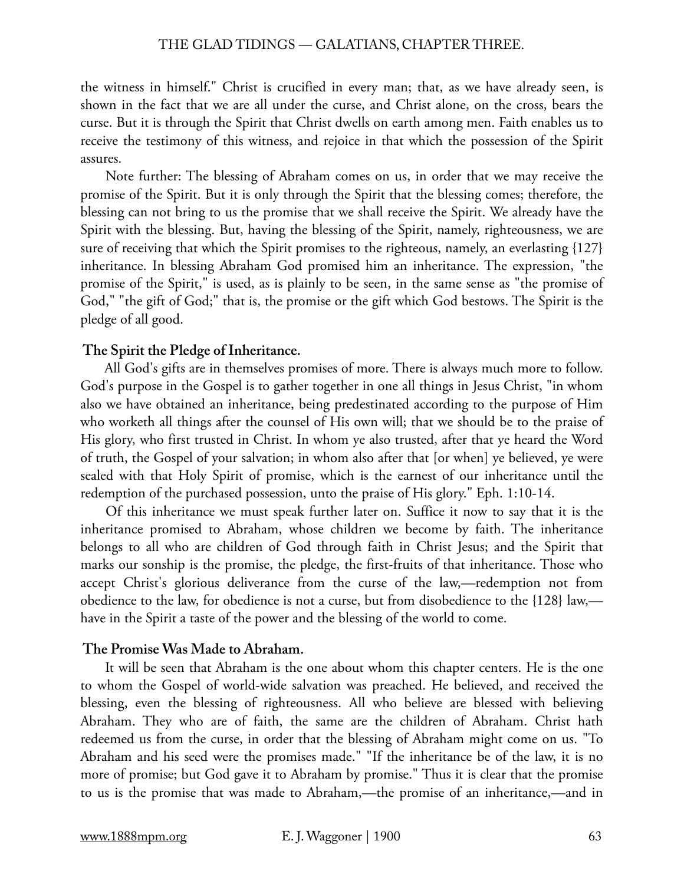the witness in himself." Christ is crucified in every man; that, as we have already seen, is shown in the fact that we are all under the curse, and Christ alone, on the cross, bears the curse. But it is through the Spirit that Christ dwells on earth among men. Faith enables us to receive the testimony of this witness, and rejoice in that which the possession of the Spirit assures.

Note further: The blessing of Abraham comes on us, in order that we may receive the promise of the Spirit. But it is only through the Spirit that the blessing comes; therefore, the blessing can not bring to us the promise that we shall receive the Spirit. We already have the Spirit with the blessing. But, having the blessing of the Spirit, namely, righteousness, we are sure of receiving that which the Spirit promises to the righteous, namely, an everlasting {127} inheritance. In blessing Abraham God promised him an inheritance. The expression, "the promise of the Spirit," is used, as is plainly to be seen, in the same sense as "the promise of God," "the gift of God;" that is, the promise or the gift which God bestows. The Spirit is the pledge of all good.

### The Spirit the Pledge of Inheritance.

All God's gifts are in themselves promises of more. There is always much more to follow. God's purpose in the Gospel is to gather together in one all things in Jesus Christ, "in whom also we have obtained an inheritance, being predestinated according to the purpose of Him who worketh all things after the counsel of His own will; that we should be to the praise of His glory, who first trusted in Christ. In whom ye also trusted, after that ye heard the Word of truth, the Gospel of your salvation; in whom also after that [or when] ye believed, ye were sealed with that Holy Spirit of promise, which is the earnest of our inheritance until the redemption of the purchased possession, unto the praise of His glory." Eph. 1:10-14.

Of this inheritance we must speak further later on. Suffice it now to say that it is the inheritance promised to Abraham, whose children we become by faith. The inheritance belongs to all who are children of God through faith in Christ Jesus; and the Spirit that marks our sonship is the promise, the pledge, the first-fruits of that inheritance. Those who accept Christ's glorious deliverance from the curse of the law,—redemption not from obedience to the law, for obedience is not a curse, but from disobedience to the {128} law,—have in the Spirit a taste of the power and the blessing of the world to come.

### The Promise Was Made to Abraham.

It will be seen that Abraham is the one about whom this chapter centers. He is the one to whom the Gospel of world-wide salvation was preached. He believed, and received the blessing, even the blessing of righteousness. All who believe are blessed with believing Abraham. They who are of faith, the same are the children of Abraham. Christ hath redeemed us from the curse, in order that the blessing of Abraham might come on us. "To Abraham and his seed were the promises made." "If the inheritance be of the law, it is no more of promise; but God gave it to Abraham by promise." Thus it is clear that the promise to us is the promise that was made to Abraham,—the promise of an inheritance,—and in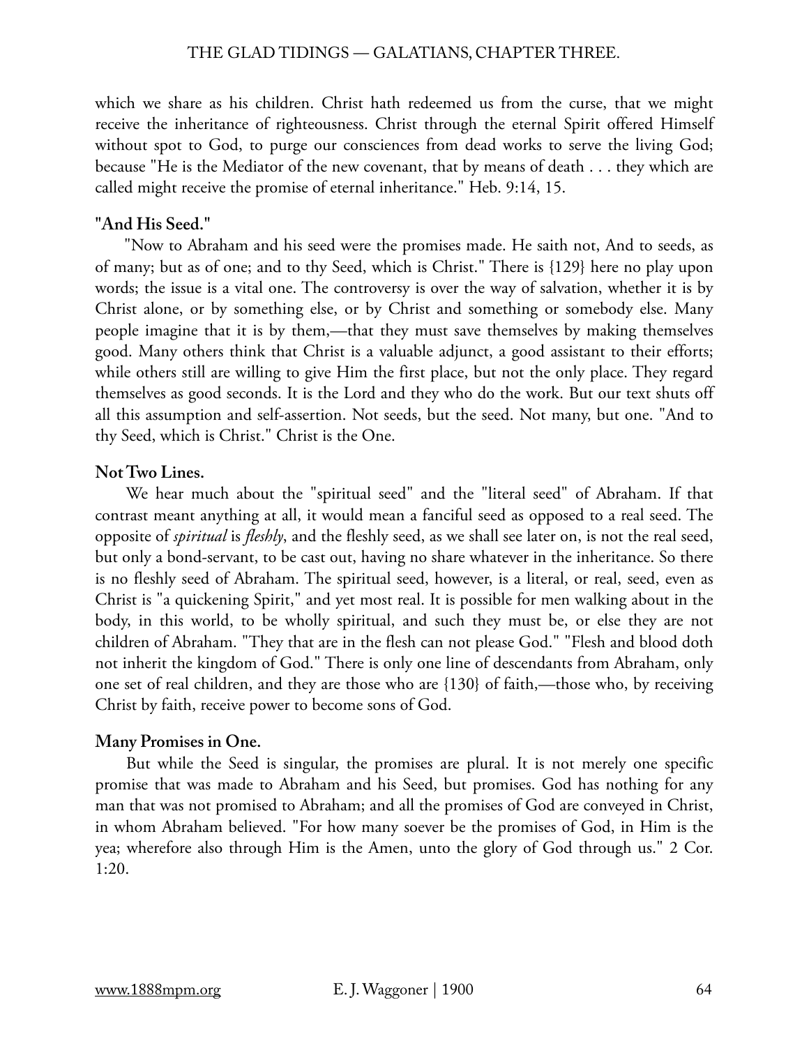which we share as his children. Christ hath redeemed us from the curse, that we might receive the inheritance of righteousness. Christ through the eternal Spirit offered Himself without spot to God, to purge our consciences from dead works to serve the living God; because "He is the Mediator of the new covenant, that by means of death . . . they which are called might receive the promise of eternal inheritance." Heb. 9:14, 15.

**"And His Seed."**

"Now to Abraham and his seed were the promises made. He saith not, And to seeds, as of many; but as of one; and to thy Seed, which is Christ." There is {129} here no play upon words; the issue is a vital one. The controversy is over the way of salvation, whether it is by Christ alone, or by something else, or by Christ and something or somebody else. Many people imagine that it is by them,—that they must save themselves by making themselves good. Many others think that Christ is a valuable adjunct, a good assistant to their efforts; while others still are willing to give Him the first place, but not the only place. They regard themselves as good seconds. It is the Lord and they who do the work. But our text shuts off all this assumption and self-assertion. Not seeds, but the seed. Not many, but one. "And to thy Seed, which is Christ." Christ is the One.

**Not Two Lines.**

We hear much about the "spiritual seed" and the "literal seed" of Abraham. If that contrast meant anything at all, it would mean a fanciful seed as opposed to a real seed. The opposite of *spiritual* is *fleshly*, and the fleshly seed, as we shall see later on, is not the real seed, but only a bond-servant, to be cast out, having no share whatever in the inheritance. So there is no fleshly seed of Abraham. The spiritual seed, however, is a literal, or real, seed, even as Christ is "a quickening Spirit," and yet most real. It is possible for men walking about in the body, in this world, to be wholly spiritual, and such they must be, or else they are not children of Abraham. "They that are in the flesh can not please God." "Flesh and blood doth not inherit the kingdom of God." There is only one line of descendants from Abraham, only one set of real children, and they are those who are {130} of faith,—those who, by receiving Christ by faith, receive power to become sons of God.

**Many Promises in One.**

But while the Seed is singular, the promises are plural. It is not merely one specific promise that was made to Abraham and his Seed, but promises. God has nothing for any man that was not promised to Abraham; and all the promises of God are conveyed in Christ, in whom Abraham believed. "For how many soever be the promises of God, in Him is the yea; wherefore also through Him is the Amen, unto the glory of God through us." 2 Cor. 1:20.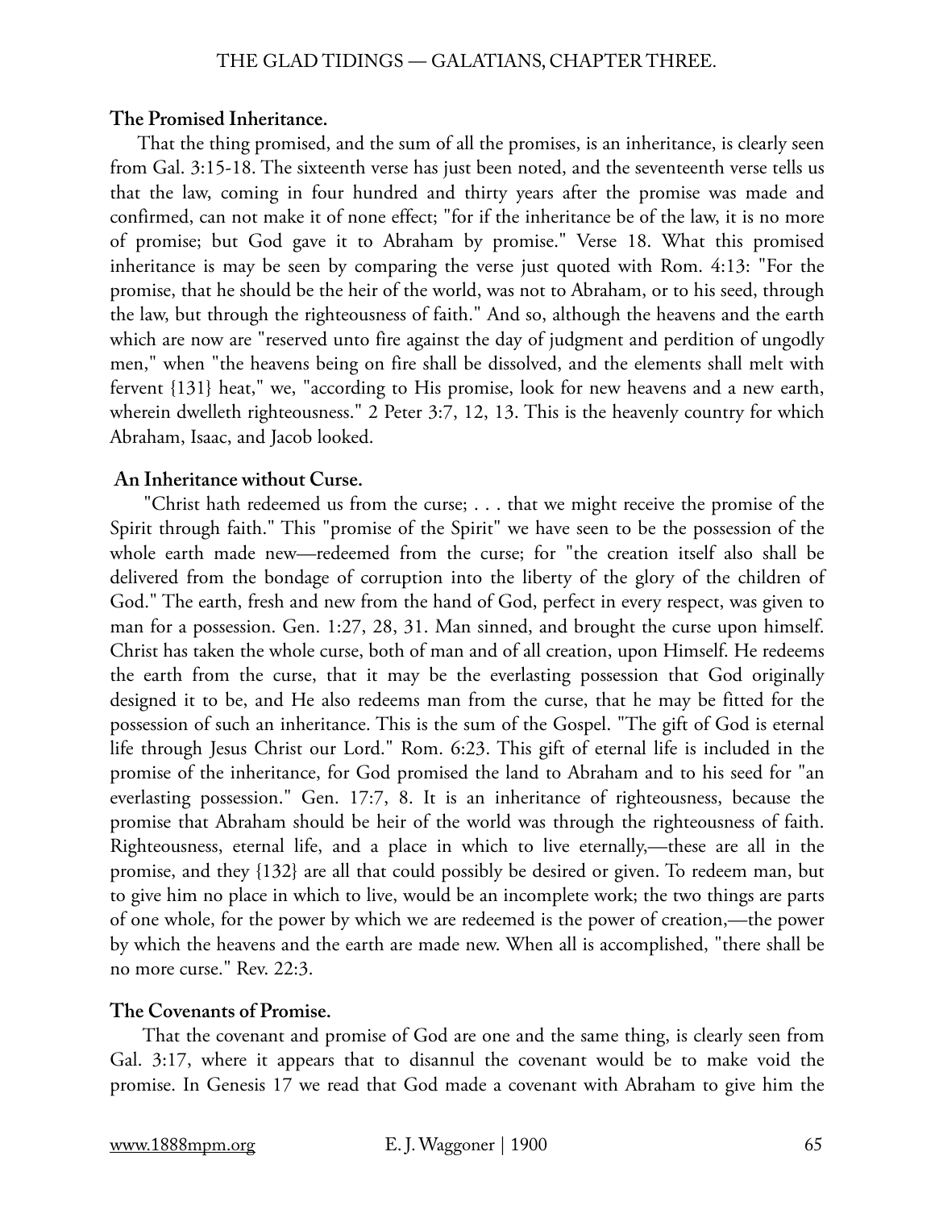### The Promised Inheritance.

That the thing promised, and the sum of all the promises, is an inheritance, is clearly seen from Gal. 3:15-18. The sixteenth verse has just been noted, and the seventeenth verse tells us that the law, coming in four hundred and thirty years after the promise was made and confirmed, can not make it of none effect; "for if the inheritance be of the law, it is no more of promise; but God gave it to Abraham by promise." Verse 18. What this promised inheritance is may be seen by comparing the verse just quoted with Rom. 4:13: "For the promise, that he should be the heir of the world, was not to Abraham, or to his seed, through the law, but through the righteousness of faith." And so, although the heavens and the earth which are now are "reserved unto fire against the day of judgment and perdition of ungodly men," when "the heavens being on fire shall be dissolved, and the elements shall melt with fervent {131} heat," we, "according to His promise, look for new heavens and a new earth, wherein dwelleth righteousness." 2 Peter 3:7, 12, 13. This is the heavenly country for which Abraham, Isaac, and Jacob looked.

### An Inheritance without Curse.

"Christ hath redeemed us from the curse; . . . that we might receive the promise of the Spirit through faith." This "promise of the Spirit" we have seen to be the possession of the whole earth made new—redeemed from the curse; for "the creation itself also shall be delivered from the bondage of corruption into the liberty of the glory of the children of God." The earth, fresh and new from the hand of God, perfect in every respect, was given to man for a possession. Gen. 1:27, 28, 31. Man sinned, and brought the curse upon himself. Christ has taken the whole curse, both of man and of all creation, upon Himself. He redeems the earth from the curse, that it may be the everlasting possession that God originally designed it to be, and He also redeems man from the curse, that he may be fitted for the possession of such an inheritance. This is the sum of the Gospel. "The gift of God is eternal life through Jesus Christ our Lord." Rom. 6:23. This gift of eternal life is included in the promise of the inheritance, for God promised the land to Abraham and to his seed for "an everlasting possession." Gen. 17:7, 8. It is an inheritance of righteousness, because the promise that Abraham should be heir of the world was through the righteousness of faith. Righteousness, eternal life, and a place in which to live eternally,—these are all in the promise, and they {132} are all that could possibly be desired or given. To redeem man, but to give him no place in which to live, would be an incomplete work; the two things are parts of one whole, for the power by which we are redeemed is the power of creation,—the power by which the heavens and the earth are made new. When all is accomplished, "there shall be no more curse." Rev. 22:3.

### The Covenants of Promise.

That the covenant and promise of God are one and the same thing, is clearly seen from Gal. 3:17, where it appears that to disannul the covenant would be to make void the promise. In Genesis 17 we read that God made a covenant with Abraham to give him the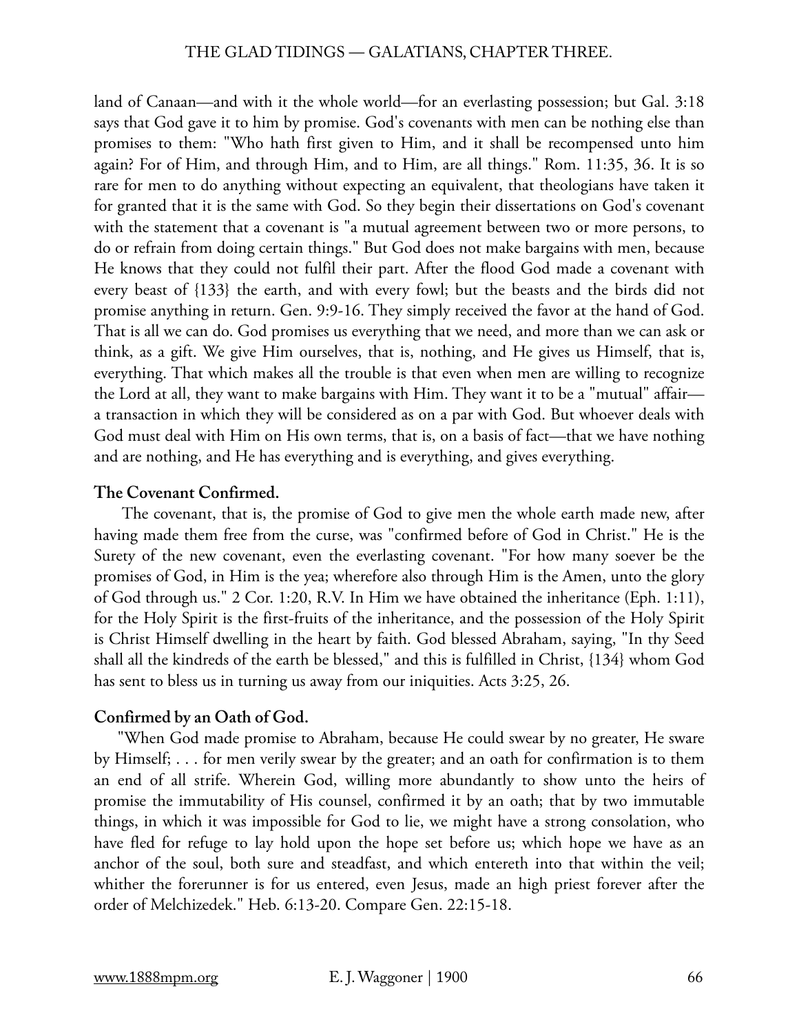land of Canaan—and with it the whole world—for an everlasting possession; but Gal. 3:18 says that God gave it to him by promise. God's covenants with men can be nothing else than promises to them: "Who hath first given to Him, and it shall be recompensed unto him again? For of Him, and through Him, and to Him, are all things." Rom. 11:35, 36. It is so rare for men to do anything without expecting an equivalent, that theologians have taken it for granted that it is the same with God. So they begin their dissertations on God's covenant with the statement that a covenant is "a mutual agreement between two or more persons, to do or refrain from doing certain things." But God does not make bargains with men, because He knows that they could not fulfil their part. After the flood God made a covenant with every beast of {133} the earth, and with every fowl; but the beasts and the birds did not promise anything in return. Gen. 9:9-16. They simply received the favor at the hand of God. That is all we can do. God promises us everything that we need, and more than we can ask or think, as a gift. We give Him ourselves, that is, nothing, and He gives us Himself, that is, everything. That which makes all the trouble is that even when men are willing to recognize the Lord at all, they want to make bargains with Him. They want it to be a "mutual" affair—a transaction in which they will be considered as on a par with God. But whoever deals with God must deal with Him on His own terms, that is, on a basis of fact—that we have nothing and are nothing, and He has everything and is everything, and gives everything.

**The Covenant Confirmed.**

The covenant, that is, the promise of God to give men the whole earth made new, after having made them free from the curse, was "confirmed before of God in Christ." He is the Surety of the new covenant, even the everlasting covenant. "For how many soever be the promises of God, in Him is the yea; wherefore also through Him is the Amen, unto the glory of God through us." 2 Cor. 1:20, R.V. In Him we have obtained the inheritance (Eph. 1:11), for the Holy Spirit is the first-fruits of the inheritance, and the possession of the Holy Spirit is Christ Himself dwelling in the heart by faith. God blessed Abraham, saying, "In thy Seed shall all the kindreds of the earth be blessed," and this is fulfilled in Christ, {134} whom God has sent to bless us in turning us away from our iniquities. Acts 3:25, 26.

**Confirmed by an Oath of God.**

"When God made promise to Abraham, because He could swear by no greater, He sware by Himself; . . . for men verily swear by the greater; and an oath for confirmation is to them an end of all strife. Wherein God, willing more abundantly to show unto the heirs of promise the immutability of His counsel, confirmed it by an oath; that by two immutable things, in which it was impossible for God to lie, we might have a strong consolation, who have fled for refuge to lay hold upon the hope set before us; which hope we have as an anchor of the soul, both sure and steadfast, and which entereth into that within the veil; whither the forerunner is for us entered, even Jesus, made an high priest forever after the order of Melchizedek." Heb. 6:13-20. Compare Gen. 22:15-18.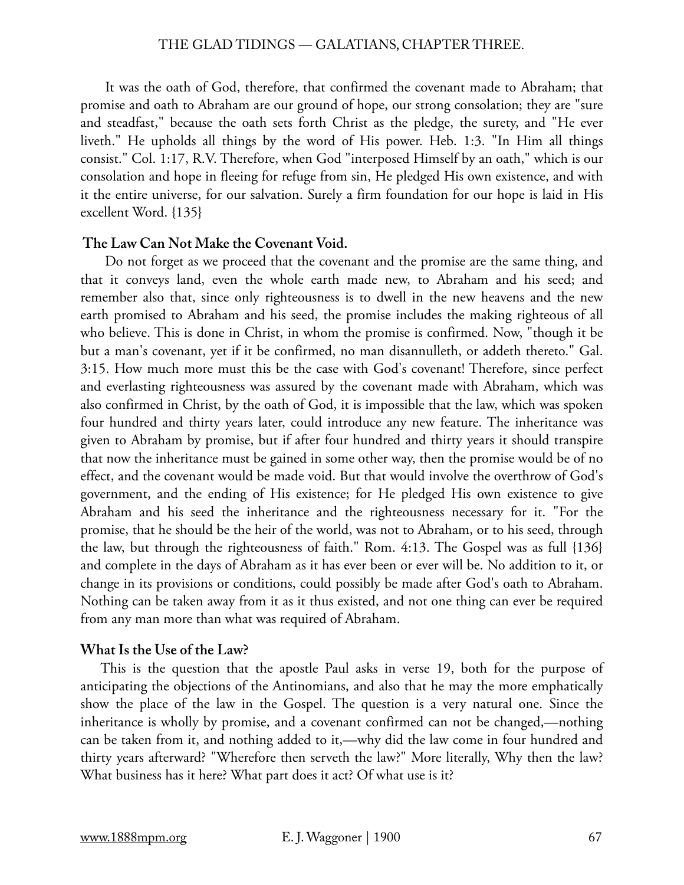It was the oath of God, therefore, that confirmed the covenant made to Abraham; that promise and oath to Abraham are our ground of hope, our strong consolation; they are "sure and steadfast," because the oath sets forth Christ as the pledge, the surety, and "He ever liveth." He upholds all things by the word of His power. Heb. 1:3. "In Him all things consist." Col. 1:17, R.V. Therefore, when God "interposed Himself by an oath," which is our consolation and hope in fleeing for refuge from sin, He pledged His own existence, and with it the entire universe, for our salvation. Surely a firm foundation for our hope is laid in His excellent Word. {135}

### The Law Can Not Make the Covenant Void.

Do not forget as we proceed that the covenant and the promise are the same thing, and that it conveys land, even the whole earth made new, to Abraham and his seed; and remember also that, since only righteousness is to dwell in the new heavens and the new earth promised to Abraham and his seed, the promise includes the making righteous of all who believe. This is done in Christ, in whom the promise is confirmed. Now, "though it be but a man's covenant, yet if it be confirmed, no man disannulleth, or addeth thereto." Gal. 3:15. How much more must this be the case with God's covenant! Therefore, since perfect and everlasting righteousness was assured by the covenant made with Abraham, which was also confirmed in Christ, by the oath of God, it is impossible that the law, which was spoken four hundred and thirty years later, could introduce any new feature. The inheritance was given to Abraham by promise, but if after four hundred and thirty years it should transpire that now the inheritance must be gained in some other way, then the promise would be of no effect, and the covenant would be made void. But that would involve the overthrow of God's government, and the ending of His existence; for He pledged His own existence to give Abraham and his seed the inheritance and the righteousness necessary for it. "For the promise, that he should be the heir of the world, was not to Abraham, or to his seed, through the law, but through the righteousness of faith." Rom. 4:13. The Gospel was as full {136} and complete in the days of Abraham as it has ever been or ever will be. No addition to it, or change in its provisions or conditions, could possibly be made after God's oath to Abraham. Nothing can be taken away from it as it thus existed, and not one thing can ever be required from any man more than what was required of Abraham.

### What Is the Use of the Law?

This is the question that the apostle Paul asks in verse 19, both for the purpose of anticipating the objections of the Antinomians, and also that he may the more emphatically show the place of the law in the Gospel. The question is a very natural one. Since the inheritance is wholly by promise, and a covenant confirmed can not be changed,—nothing can be taken from it, and nothing added to it,—why did the law come in four hundred and thirty years afterward? "Wherefore then serveth the law?" More literally, Why then the law? What business has it here? What part does it act? Of what use is it?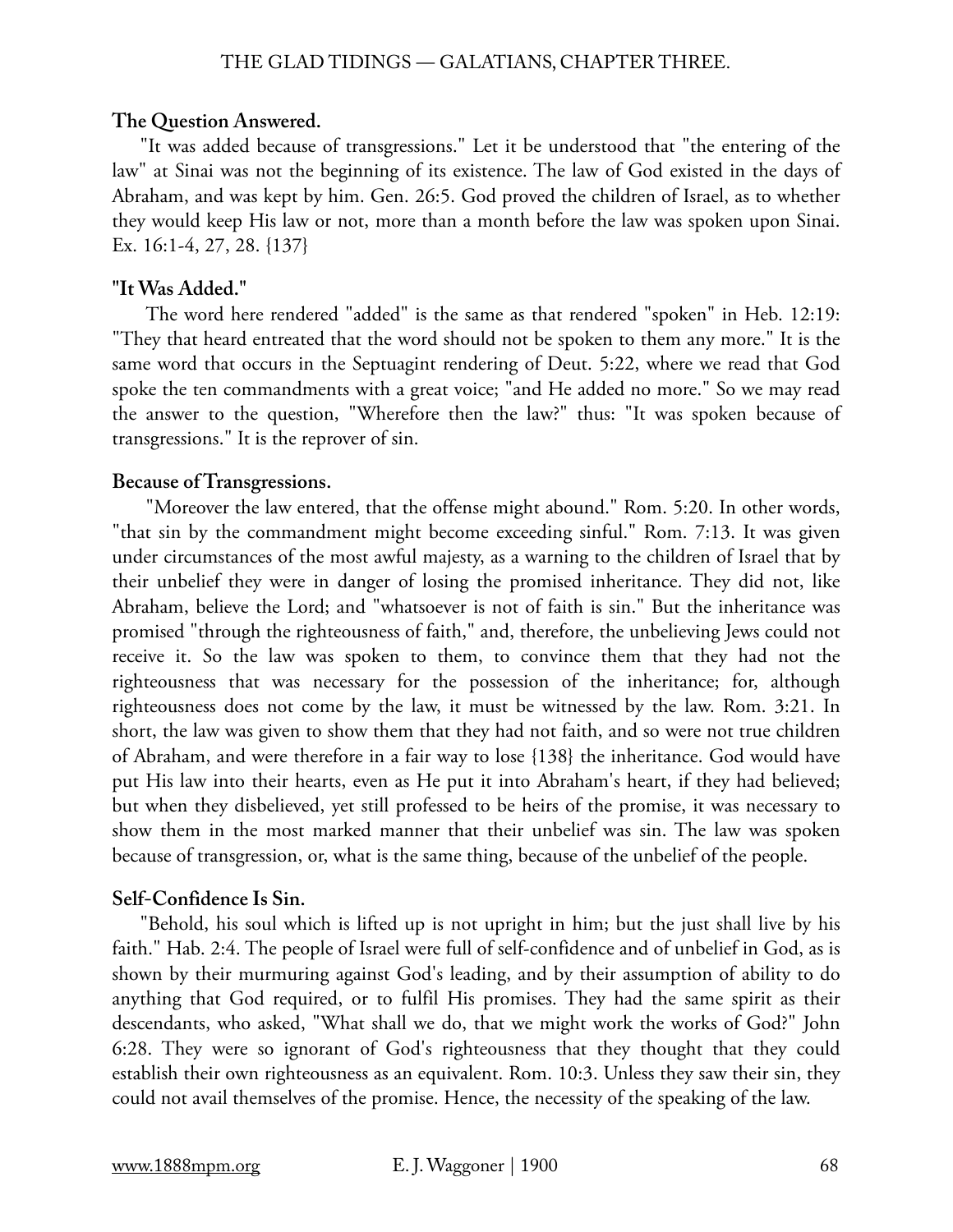### The Question Answered.

"It was added because of transgressions." Let it be understood that "the entering of the law" at Sinai was not the beginning of its existence. The law of God existed in the days of Abraham, and was kept by him. Gen. 26:5. God proved the children of Israel, as to whether they would keep His law or not, more than a month before the law was spoken upon Sinai. Ex. 16:1-4, 27, 28. {137}

### "It Was Added."

The word here rendered "added" is the same as that rendered "spoken" in Heb. 12:19: "They that heard entreated that the word should not be spoken to them any more." It is the same word that occurs in the Septuagint rendering of Deut. 5:22, where we read that God spoke the ten commandments with a great voice; "and He added no more." So we may read the answer to the question, "Wherefore then the law?" thus: "It was spoken because of transgressions." It is the reprover of sin.

### Because of Transgressions.

"Moreover the law entered, that the offense might abound." Rom. 5:20. In other words, "that sin by the commandment might become exceeding sinful." Rom. 7:13. It was given under circumstances of the most awful majesty, as a warning to the children of Israel that by their unbelief they were in danger of losing the promised inheritance. They did not, like Abraham, believe the Lord; and "whatsoever is not of faith is sin." But the inheritance was promised "through the righteousness of faith," and, therefore, the unbelieving Jews could not receive it. So the law was spoken to them, to convince them that they had not the righteousness that was necessary for the possession of the inheritance; for, although righteousness does not come by the law, it must be witnessed by the law. Rom. 3:21. In short, the law was given to show them that they had not faith, and so were not true children of Abraham, and were therefore in a fair way to lose {138} the inheritance. God would have put His law into their hearts, even as He put it into Abraham's heart, if they had believed; but when they disbelieved, yet still professed to be heirs of the promise, it was necessary to show them in the most marked manner that their unbelief was sin. The law was spoken because of transgression, or, what is the same thing, because of the unbelief of the people.

### Self-Confidence Is Sin.

"Behold, his soul which is lifted up is not upright in him; but the just shall live by his faith." Hab. 2:4. The people of Israel were full of self-confidence and of unbelief in God, as is shown by their murmuring against God's leading, and by their assumption of ability to do anything that God required, or to fulfil His promises. They had the same spirit as their descendants, who asked, "What shall we do, that we might work the works of God?" John 6:28. They were so ignorant of God's righteousness that they thought that they could establish their own righteousness as an equivalent. Rom. 10:3. Unless they saw their sin, they could not avail themselves of the promise. Hence, the necessity of the speaking of the law.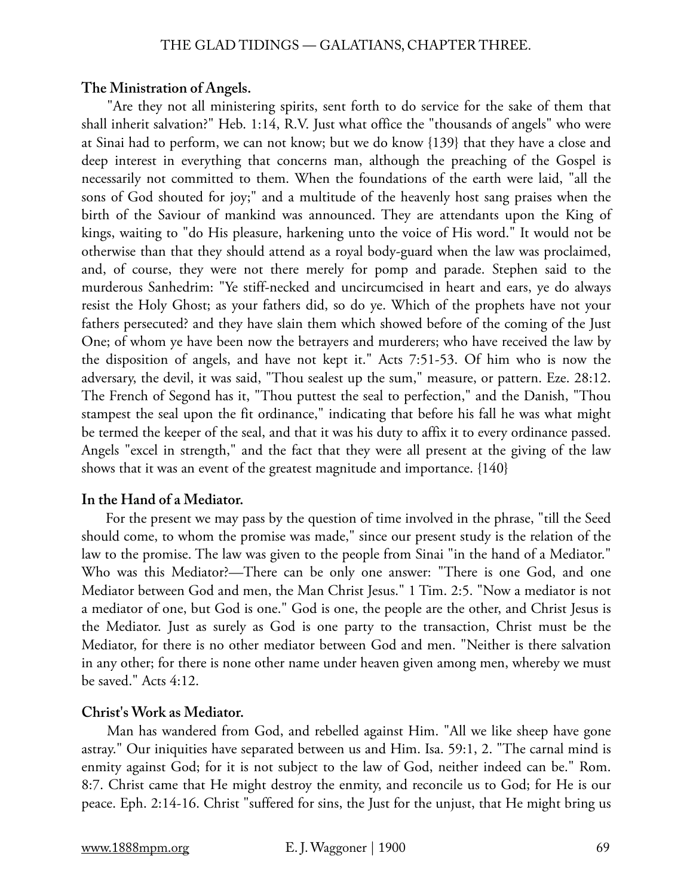### The Ministration of Angels.

"Are they not all ministering spirits, sent forth to do service for the sake of them that shall inherit salvation?" Heb. 1:14, R.V. Just what office the "thousands of angels" who were at Sinai had to perform, we can not know; but we do know {139} that they have a close and deep interest in everything that concerns man, although the preaching of the Gospel is necessarily not committed to them. When the foundations of the earth were laid, "all the sons of God shouted for joy;" and a multitude of the heavenly host sang praises when the birth of the Saviour of mankind was announced. They are attendants upon the King of kings, waiting to "do His pleasure, harkening unto the voice of His word." It would not be otherwise than that they should attend as a royal body-guard when the law was proclaimed, and, of course, they were not there merely for pomp and parade. Stephen said to the murderous Sanhedrim: "Ye stiff-necked and uncircumcised in heart and ears, ye do always resist the Holy Ghost; as your fathers did, so do ye. Which of the prophets have not your fathers persecuted? and they have slain them which showed before of the coming of the Just One; of whom ye have been now the betrayers and murderers; who have received the law by the disposition of angels, and have not kept it." Acts 7:51-53. Of him who is now the adversary, the devil, it was said, "Thou sealest up the sum," measure, or pattern. Eze. 28:12. The French of Segond has it, "Thou puttest the seal to perfection," and the Danish, "Thou stampest the seal upon the fit ordinance," indicating that before his fall he was what might be termed the keeper of the seal, and that it was his duty to affix it to every ordinance passed. Angels "excel in strength," and the fact that they were all present at the giving of the law shows that it was an event of the greatest magnitude and importance. {140}

### In the Hand of a Mediator.

For the present we may pass by the question of time involved in the phrase, "till the Seed should come, to whom the promise was made," since our present study is the relation of the law to the promise. The law was given to the people from Sinai "in the hand of a Mediator." Who was this Mediator?—There can be only one answer: "There is one God, and one Mediator between God and men, the Man Christ Jesus." 1 Tim. 2:5. "Now a mediator is not a mediator of one, but God is one." God is one, the people are the other, and Christ Jesus is the Mediator. Just as surely as God is one party to the transaction, Christ must be the Mediator, for there is no other mediator between God and men. "Neither is there salvation in any other; for there is none other name under heaven given among men, whereby we must be saved." Acts 4:12.

### Christ's Work as Mediator.

Man has wandered from God, and rebelled against Him. "All we like sheep have gone astray." Our iniquities have separated between us and Him. Isa. 59:1, 2. "The carnal mind is enmity against God; for it is not subject to the law of God, neither indeed can be." Rom. 8:7. Christ came that He might destroy the enmity, and reconcile us to God; for He is our peace. Eph. 2:14-16. Christ "suffered for sins, the Just for the unjust, that He might bring us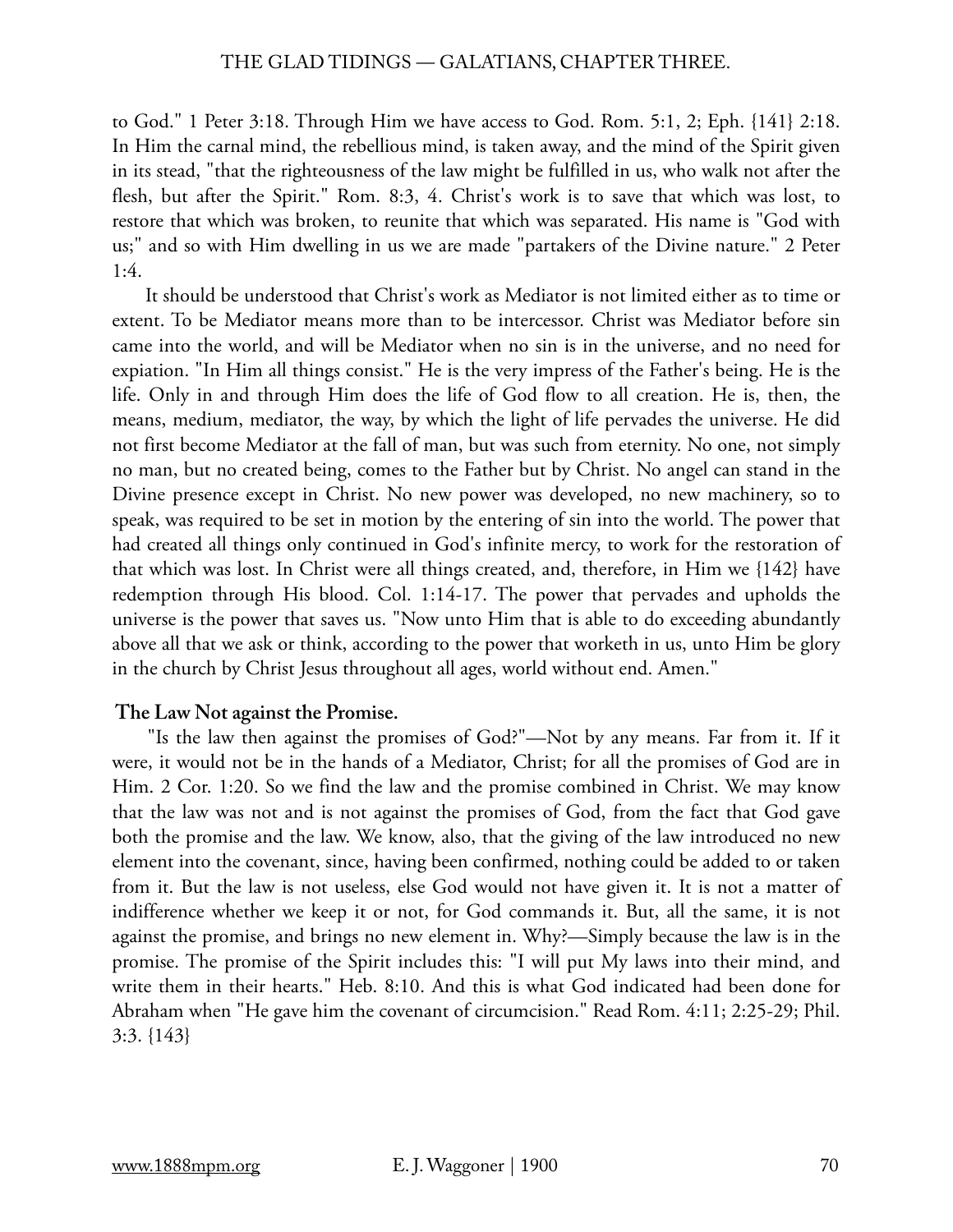to God." 1 Peter 3:18. Through Him we have access to God. Rom. 5:1, 2; Eph. {141} 2:18. In Him the carnal mind, the rebellious mind, is taken away, and the mind of the Spirit given in its stead, "that the righteousness of the law might be fulfilled in us, who walk not after the flesh, but after the Spirit." Rom. 8:3, 4. Christ's work is to save that which was lost, to restore that which was broken, to reunite that which was separated. His name is "God with us;" and so with Him dwelling in us we are made "partakers of the Divine nature." 2 Peter 1:4.

It should be understood that Christ's work as Mediator is not limited either as to time or extent. To be Mediator means more than to be intercessor. Christ was Mediator before sin came into the world, and will be Mediator when no sin is in the universe, and no need for expiation. "In Him all things consist." He is the very impress of the Father's being. He is the life. Only in and through Him does the life of God flow to all creation. He is, then, the means, medium, mediator, the way, by which the light of life pervades the universe. He did not first become Mediator at the fall of man, but was such from eternity. No one, not simply no man, but no created being, comes to the Father but by Christ. No angel can stand in the Divine presence except in Christ. No new power was developed, no new machinery, so to speak, was required to be set in motion by the entering of sin into the world. The power that had created all things only continued in God's infinite mercy, to work for the restoration of that which was lost. In Christ were all things created, and, therefore, in Him we {142} have redemption through His blood. Col. 1:14-17. The power that pervades and upholds the universe is the power that saves us. "Now unto Him that is able to do exceeding abundantly above all that we ask or think, according to the power that worketh in us, unto Him be glory in the church by Christ Jesus throughout all ages, world without end. Amen."

**The Law Not against the Promise.**

"Is the law then against the promises of God?"—Not by any means. Far from it. If it were, it would not be in the hands of a Mediator, Christ; for all the promises of God are in Him. 2 Cor. 1:20. So we find the law and the promise combined in Christ. We may know that the law was not and is not against the promises of God, from the fact that God gave both the promise and the law. We know, also, that the giving of the law introduced no new element into the covenant, since, having been confirmed, nothing could be added to or taken from it. But the law is not useless, else God would not have given it. It is not a matter of indifference whether we keep it or not, for God commands it. But, all the same, it is not against the promise, and brings no new element in. Why?—Simply because the law is in the promise. The promise of the Spirit includes this: "I will put My laws into their mind, and write them in their hearts." Heb. 8:10. And this is what God indicated had been done for Abraham when "He gave him the covenant of circumcision." Read Rom. 4:11; 2:25-29; Phil. 3:3. {143}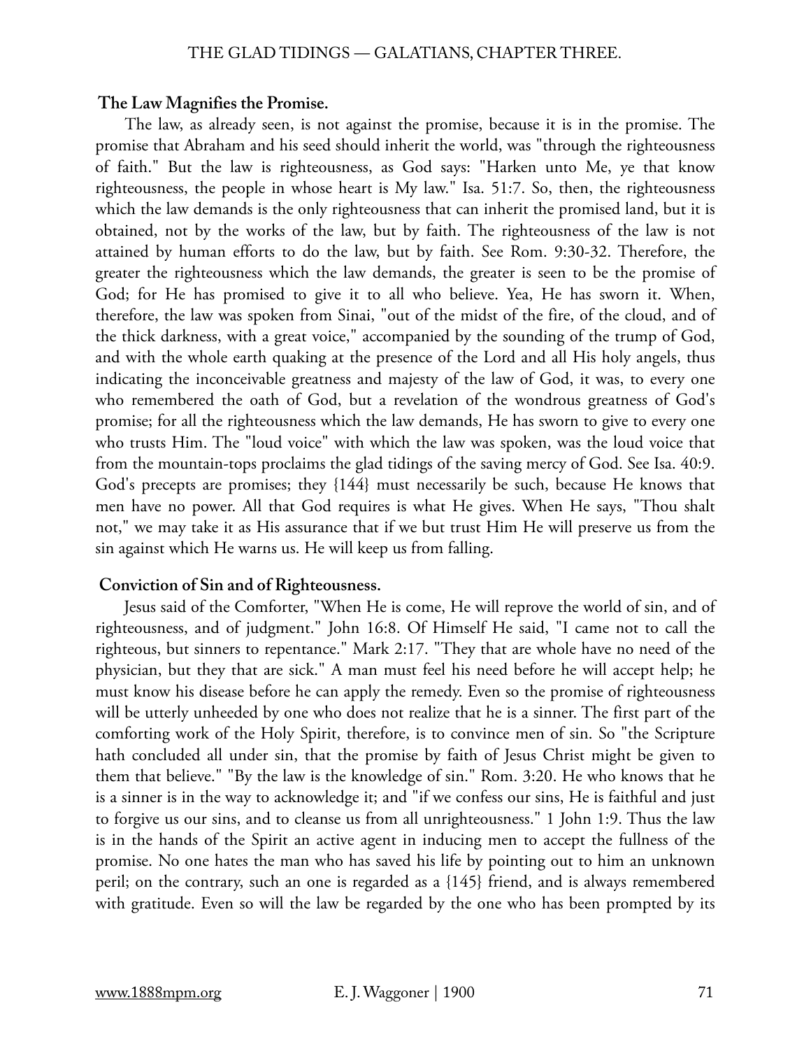### The Law Magnifies the Promise.

The law, as already seen, is not against the promise, because it is in the promise. The promise that Abraham and his seed should inherit the world, was "through the righteousness of faith." But the law is righteousness, as God says: "Harken unto Me, ye that know righteousness, the people in whose heart is My law." Isa. 51:7. So, then, the righteousness which the law demands is the only righteousness that can inherit the promised land, but it is obtained, not by the works of the law, but by faith. The righteousness of the law is not attained by human efforts to do the law, but by faith. See Rom. 9:30-32. Therefore, the greater the righteousness which the law demands, the greater is seen to be the promise of God; for He has promised to give it to all who believe. Yea, He has sworn it. When, therefore, the law was spoken from Sinai, "out of the midst of the fire, of the cloud, and of the thick darkness, with a great voice," accompanied by the sounding of the trump of God, and with the whole earth quaking at the presence of the Lord and all His holy angels, thus indicating the inconceivable greatness and majesty of the law of God, it was, to every one who remembered the oath of God, but a revelation of the wondrous greatness of God's promise; for all the righteousness which the law demands, He has sworn to give to every one who trusts Him. The "loud voice" with which the law was spoken, was the loud voice that from the mountain-tops proclaims the glad tidings of the saving mercy of God. See Isa. 40:9. God's precepts are promises; they {144} must necessarily be such, because He knows that men have no power. All that God requires is what He gives. When He says, "Thou shalt not," we may take it as His assurance that if we but trust Him He will preserve us from the sin against which He warns us. He will keep us from falling.

### Conviction of Sin and of Righteousness.

Jesus said of the Comforter, "When He is come, He will reprove the world of sin, and of righteousness, and of judgment." John 16:8. Of Himself He said, "I came not to call the righteous, but sinners to repentance." Mark 2:17. "They that are whole have no need of the physician, but they that are sick." A man must feel his need before he will accept help; he must know his disease before he can apply the remedy. Even so the promise of righteousness will be utterly unheeded by one who does not realize that he is a sinner. The first part of the comforting work of the Holy Spirit, therefore, is to convince men of sin. So "the Scripture hath concluded all under sin, that the promise by faith of Jesus Christ might be given to them that believe." "By the law is the knowledge of sin." Rom. 3:20. He who knows that he is a sinner is in the way to acknowledge it; and "if we confess our sins, He is faithful and just to forgive us our sins, and to cleanse us from all unrighteousness." 1 John 1:9. Thus the law is in the hands of the Spirit an active agent in inducing men to accept the fullness of the promise. No one hates the man who has saved his life by pointing out to him an unknown peril; on the contrary, such an one is regarded as a {145} friend, and is always remembered with gratitude. Even so will the law be regarded by the one who has been prompted by its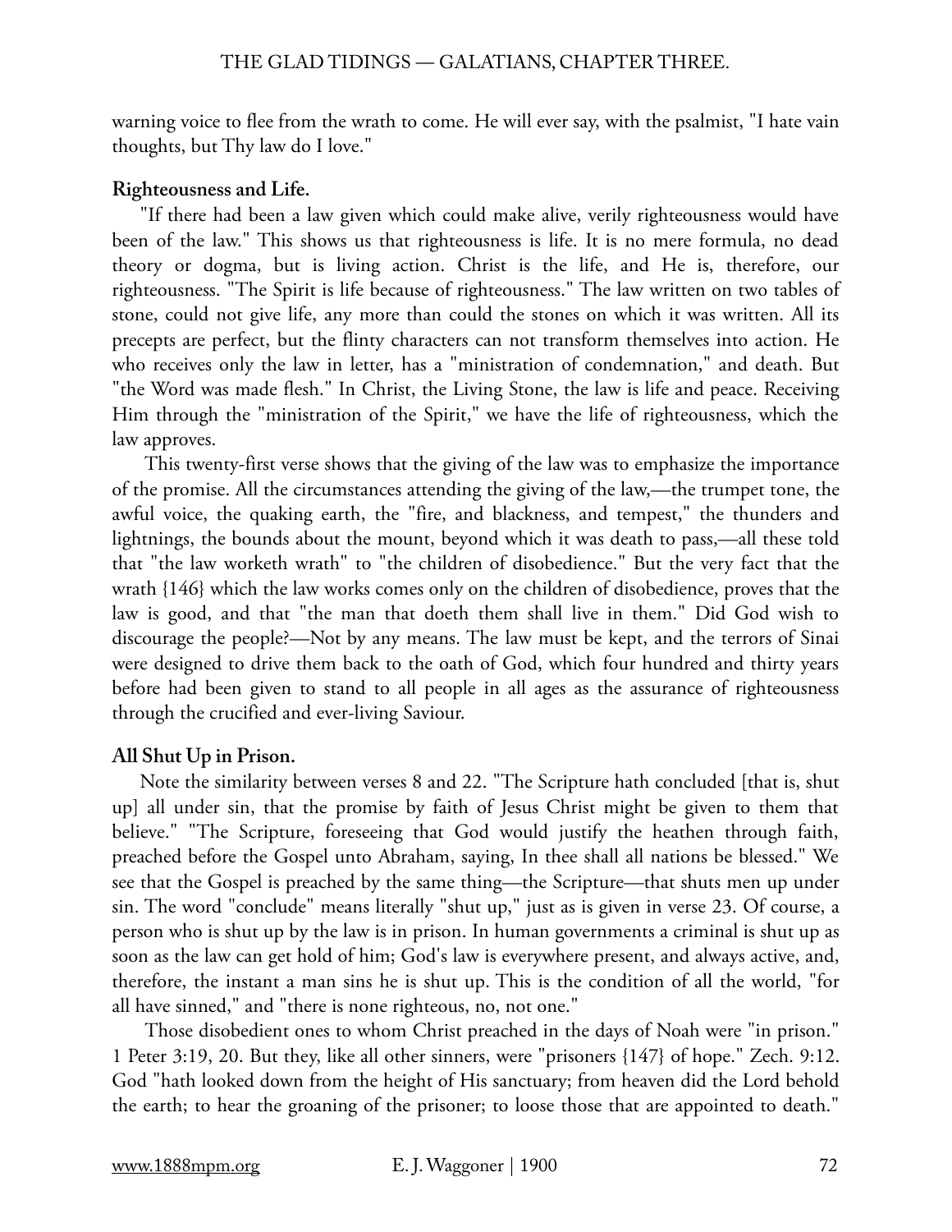warning voice to flee from the wrath to come. He will ever say, with the psalmist, "I hate vain thoughts, but Thy law do I love."

**Righteousness and Life.**

"If there had been a law given which could make alive, verily righteousness would have been of the law." This shows us that righteousness is life. It is no mere formula, no dead theory or dogma, but is living action. Christ is the life, and He is, therefore, our righteousness. "The Spirit is life because of righteousness." The law written on two tables of stone, could not give life, any more than could the stones on which it was written. All its precepts are perfect, but the flinty characters can not transform themselves into action. He who receives only the law in letter, has a "ministration of condemnation," and death. But "the Word was made flesh." In Christ, the Living Stone, the law is life and peace. Receiving Him through the "ministration of the Spirit," we have the life of righteousness, which the law approves.

This twenty-first verse shows that the giving of the law was to emphasize the importance of the promise. All the circumstances attending the giving of the law,—the trumpet tone, the awful voice, the quaking earth, the "fire, and blackness, and tempest," the thunders and lightnings, the bounds about the mount, beyond which it was death to pass,—all these told that "the law worketh wrath" to "the children of disobedience." But the very fact that the wrath {146} which the law works comes only on the children of disobedience, proves that the law is good, and that "the man that doeth them shall live in them." Did God wish to discourage the people?—Not by any means. The law must be kept, and the terrors of Sinai were designed to drive them back to the oath of God, which four hundred and thirty years before had been given to stand to all people in all ages as the assurance of righteousness through the crucified and ever-living Saviour.

**All Shut Up in Prison.**

Note the similarity between verses 8 and 22. "The Scripture hath concluded [that is, shut up] all under sin, that the promise by faith of Jesus Christ might be given to them that believe." "The Scripture, foreseeing that God would justify the heathen through faith, preached before the Gospel unto Abraham, saying, In thee shall all nations be blessed." We see that the Gospel is preached by the same thing—the Scripture—that shuts men up under sin. The word "conclude" means literally "shut up," just as is given in verse 23. Of course, a person who is shut up by the law is in prison. In human governments a criminal is shut up as soon as the law can get hold of him; God's law is everywhere present, and always active, and, therefore, the instant a man sins he is shut up. This is the condition of all the world, "for all have sinned," and "there is none righteous, no, not one."

Those disobedient ones to whom Christ preached in the days of Noah were "in prison." 1 Peter 3:19, 20. But they, like all other sinners, were "prisoners {147} of hope." Zech. 9:12. God "hath looked down from the height of His sanctuary; from heaven did the Lord behold the earth; to hear the groaning of the prisoner; to loose those that are appointed to death."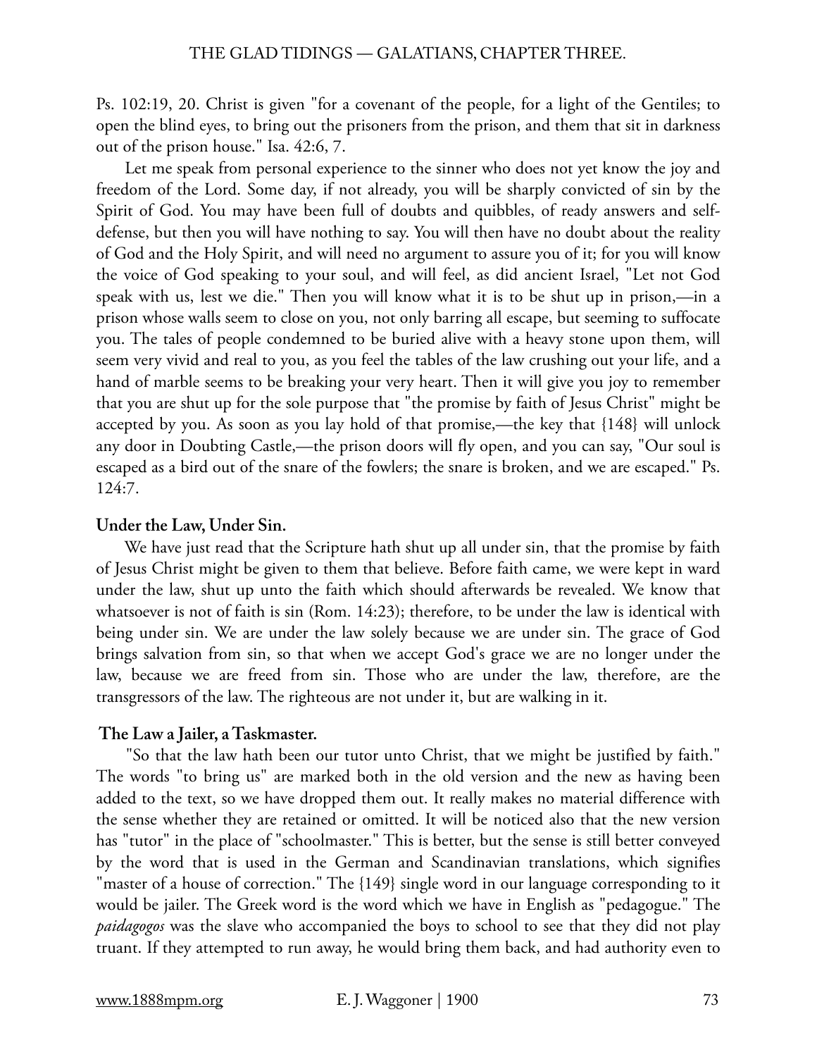Ps. 102:19, 20. Christ is given "for a covenant of the people, for a light of the Gentiles; to open the blind eyes, to bring out the prisoners from the prison, and them that sit in darkness out of the prison house." Isa. 42:6, 7.

Let me speak from personal experience to the sinner who does not yet know the joy and freedom of the Lord. Some day, if not already, you will be sharply convicted of sin by the Spirit of God. You may have been full of doubts and quibbles, of ready answers and self-defense, but then you will have nothing to say. You will then have no doubt about the reality of God and the Holy Spirit, and will need no argument to assure you of it; for you will know the voice of God speaking to your soul, and will feel, as did ancient Israel, "Let not God speak with us, lest we die." Then you will know what it is to be shut up in prison,—in a prison whose walls seem to close on you, not only barring all escape, but seeming to suffocate you. The tales of people condemned to be buried alive with a heavy stone upon them, will seem very vivid and real to you, as you feel the tables of the law crushing out your life, and a hand of marble seems to be breaking your very heart. Then it will give you joy to remember that you are shut up for the sole purpose that "the promise by faith of Jesus Christ" might be accepted by you. As soon as you lay hold of that promise,—the key that {148} will unlock any door in Doubting Castle,—the prison doors will fly open, and you can say, "Our soul is escaped as a bird out of the snare of the fowlers; the snare is broken, and we are escaped." Ps. 124:7.

**Under the Law, Under Sin.**

We have just read that the Scripture hath shut up all under sin, that the promise by faith of Jesus Christ might be given to them that believe. Before faith came, we were kept in ward under the law, shut up unto the faith which should afterwards be revealed. We know that whatsoever is not of faith is sin (Rom. 14:23); therefore, to be under the law is identical with being under sin. We are under the law solely because we are under sin. The grace of God brings salvation from sin, so that when we accept God's grace we are no longer under the law, because we are freed from sin. Those who are under the law, therefore, are the transgressors of the law. The righteous are not under it, but are walking in it.

**The Law a Jailer, a Taskmaster.**

"So that the law hath been our tutor unto Christ, that we might be justified by faith." The words "to bring us" are marked both in the old version and the new as having been added to the text, so we have dropped them out. It really makes no material difference with the sense whether they are retained or omitted. It will be noticed also that the new version has "tutor" in the place of "schoolmaster." This is better, but the sense is still better conveyed by the word that is used in the German and Scandinavian translations, which signifies "master of a house of correction." The {149} single word in our language corresponding to it would be jailer. The Greek word is the word which we have in English as "pedagogue." The *paidagogos* was the slave who accompanied the boys to school to see that they did not play truant. If they attempted to run away, he would bring them back, and had authority even to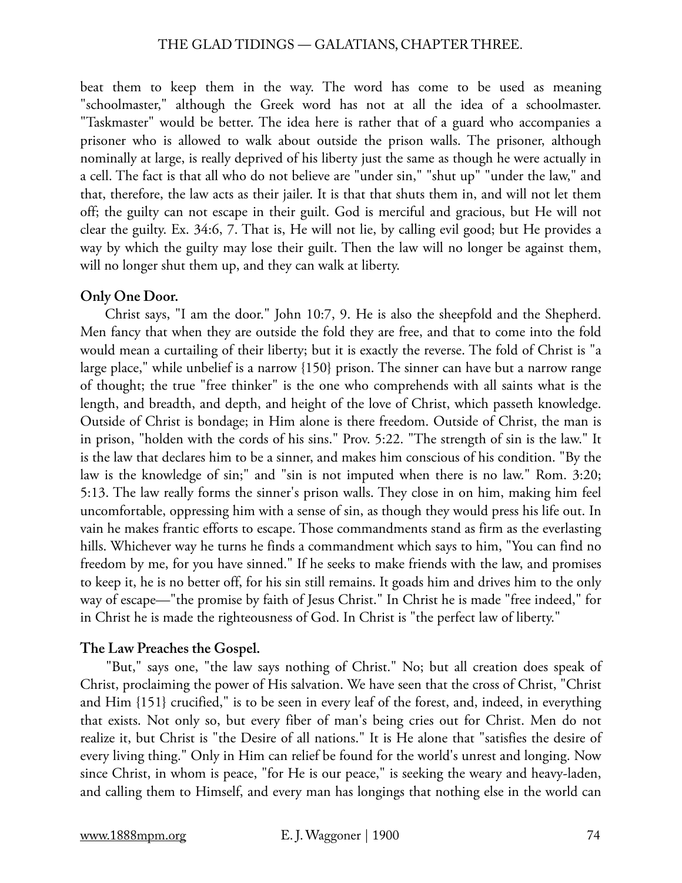beat them to keep them in the way. The word has come to be used as meaning "schoolmaster," although the Greek word has not at all the idea of a schoolmaster. "Taskmaster" would be better. The idea here is rather that of a guard who accompanies a prisoner who is allowed to walk about outside the prison walls. The prisoner, although nominally at large, is really deprived of his liberty just the same as though he were actually in a cell. The fact is that all who do not believe are "under sin," "shut up" "under the law," and that, therefore, the law acts as their jailer. It is that that shuts them in, and will not let them off; the guilty can not escape in their guilt. God is merciful and gracious, but He will not clear the guilty. Ex. 34:6, 7. That is, He will not lie, by calling evil good; but He provides a way by which the guilty may lose their guilt. Then the law will no longer be against them, will no longer shut them up, and they can walk at liberty.

**Only One Door.**

Christ says, "I am the door." John 10:7, 9. He is also the sheepfold and the Shepherd. Men fancy that when they are outside the fold they are free, and that to come into the fold would mean a curtailing of their liberty; but it is exactly the reverse. The fold of Christ is "a large place," while unbelief is a narrow {150} prison. The sinner can have but a narrow range of thought; the true "free thinker" is the one who comprehends with all saints what is the length, and breadth, and depth, and height of the love of Christ, which passeth knowledge. Outside of Christ is bondage; in Him alone is there freedom. Outside of Christ, the man is in prison, "holden with the cords of his sins." Prov. 5:22. "The strength of sin is the law." It is the law that declares him to be a sinner, and makes him conscious of his condition. "By the law is the knowledge of sin;" and "sin is not imputed when there is no law." Rom. 3:20; 5:13. The law really forms the sinner's prison walls. They close in on him, making him feel uncomfortable, oppressing him with a sense of sin, as though they would press his life out. In vain he makes frantic efforts to escape. Those commandments stand as firm as the everlasting hills. Whichever way he turns he finds a commandment which says to him, "You can find no freedom by me, for you have sinned." If he seeks to make friends with the law, and promises to keep it, he is no better off, for his sin still remains. It goads him and drives him to the only way of escape—"the promise by faith of Jesus Christ." In Christ he is made "free indeed," for in Christ he is made the righteousness of God. In Christ is "the perfect law of liberty."

**The Law Preaches the Gospel.**

"But," says one, "the law says nothing of Christ." No; but all creation does speak of Christ, proclaiming the power of His salvation. We have seen that the cross of Christ, "Christ and Him {151} crucified," is to be seen in every leaf of the forest, and, indeed, in everything that exists. Not only so, but every fiber of man's being cries out for Christ. Men do not realize it, but Christ is "the Desire of all nations." It is He alone that "satisfies the desire of every living thing." Only in Him can relief be found for the world's unrest and longing. Now since Christ, in whom is peace, "for He is our peace," is seeking the weary and heavy-laden, and calling them to Himself, and every man has longings that nothing else in the world can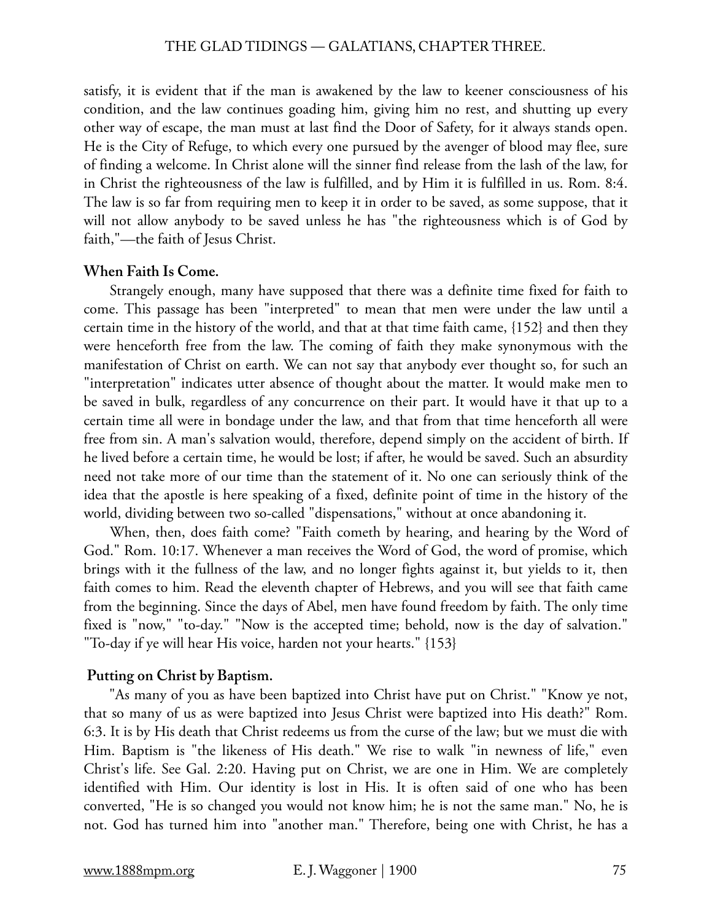satisfy, it is evident that if the man is awakened by the law to keener consciousness of his condition, and the law continues goading him, giving him no rest, and shutting up every other way of escape, the man must at last find the Door of Safety, for it always stands open. He is the City of Refuge, to which every one pursued by the avenger of blood may flee, sure of finding a welcome. In Christ alone will the sinner find release from the lash of the law, for in Christ the righteousness of the law is fulfilled, and by Him it is fulfilled in us. Rom. 8:4. The law is so far from requiring men to keep it in order to be saved, as some suppose, that it will not allow anybody to be saved unless he has "the righteousness which is of God by faith,"—the faith of Jesus Christ.

**When Faith Is Come.**

Strangely enough, many have supposed that there was a definite time fixed for faith to come. This passage has been "interpreted" to mean that men were under the law until a certain time in the history of the world, and that at that time faith came, {152} and then they were henceforth free from the law. The coming of faith they make synonymous with the manifestation of Christ on earth. We can not say that anybody ever thought so, for such an "interpretation" indicates utter absence of thought about the matter. It would make men to be saved in bulk, regardless of any concurrence on their part. It would have it that up to a certain time all were in bondage under the law, and that from that time henceforth all were free from sin. A man's salvation would, therefore, depend simply on the accident of birth. If he lived before a certain time, he would be lost; if after, he would be saved. Such an absurdity need not take more of our time than the statement of it. No one can seriously think of the idea that the apostle is here speaking of a fixed, definite point of time in the history of the world, dividing between two so-called "dispensations," without at once abandoning it.

When, then, does faith come? "Faith cometh by hearing, and hearing by the Word of God." Rom. 10:17. Whenever a man receives the Word of God, the word of promise, which brings with it the fullness of the law, and no longer fights against it, but yields to it, then faith comes to him. Read the eleventh chapter of Hebrews, and you will see that faith came from the beginning. Since the days of Abel, men have found freedom by faith. The only time fixed is "now," "to-day." "Now is the accepted time; behold, now is the day of salvation." "To-day if ye will hear His voice, harden not your hearts." {153}

**Putting on Christ by Baptism.**

"As many of you as have been baptized into Christ have put on Christ." "Know ye not, that so many of us as were baptized into Jesus Christ were baptized into His death?" Rom. 6:3. It is by His death that Christ redeems us from the curse of the law; but we must die with Him. Baptism is "the likeness of His death." We rise to walk "in newness of life," even Christ's life. See Gal. 2:20. Having put on Christ, we are one in Him. We are completely identified with Him. Our identity is lost in His. It is often said of one who has been converted, "He is so changed you would not know him; he is not the same man." No, he is not. God has turned him into "another man." Therefore, being one with Christ, he has a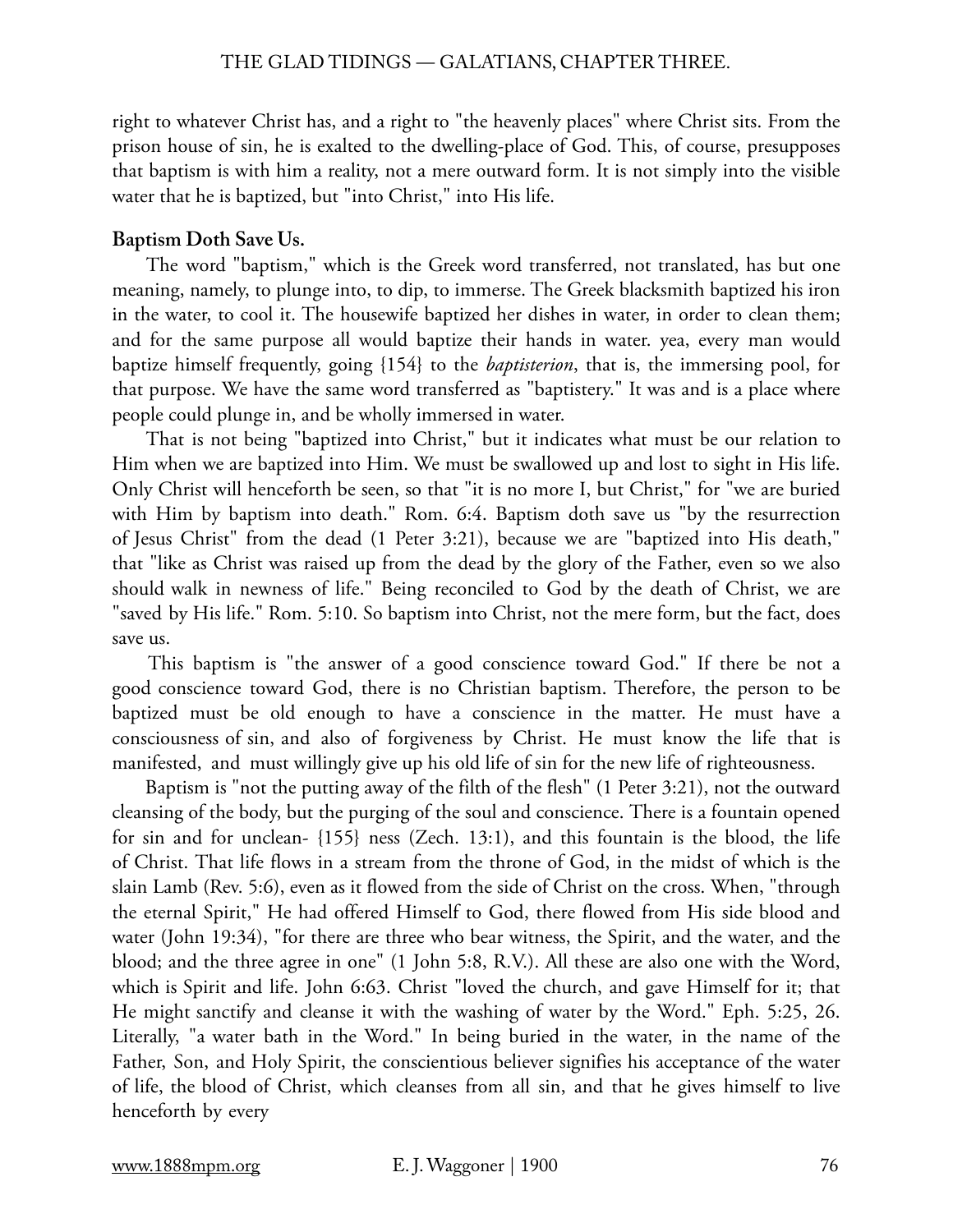right to whatever Christ has, and a right to "the heavenly places" where Christ sits. From the prison house of sin, he is exalted to the dwelling-place of God. This, of course, presupposes that baptism is with him a reality, not a mere outward form. It is not simply into the visible water that he is baptized, but "into Christ," into His life.

**Baptism Doth Save Us.**

The word "baptism," which is the Greek word transferred, not translated, has but one meaning, namely, to plunge into, to dip, to immerse. The Greek blacksmith baptized his iron in the water, to cool it. The housewife baptized her dishes in water, in order to clean them; and for the same purpose all would baptize their hands in water. yea, every man would baptize himself frequently, going {154} to the *baptisterion*, that is, the immersing pool, for that purpose. We have the same word transferred as "baptistery." It was and is a place where people could plunge in, and be wholly immersed in water.

That is not being "baptized into Christ," but it indicates what must be our relation to Him when we are baptized into Him. We must be swallowed up and lost to sight in His life. Only Christ will henceforth be seen, so that "it is no more I, but Christ," for "we are buried with Him by baptism into death." Rom. 6:4. Baptism doth save us "by the resurrection of Jesus Christ" from the dead (1 Peter 3:21), because we are "baptized into His death," that "like as Christ was raised up from the dead by the glory of the Father, even so we also should walk in newness of life." Being reconciled to God by the death of Christ, we are "saved by His life." Rom. 5:10. So baptism into Christ, not the mere form, but the fact, does save us.

This baptism is "the answer of a good conscience toward God." If there be not a good conscience toward God, there is no Christian baptism. Therefore, the person to be baptized must be old enough to have a conscience in the matter. He must have a consciousness of sin, and also of forgiveness by Christ. He must know the life that is manifested, and must willingly give up his old life of sin for the new life of righteousness.

Baptism is "not the putting away of the filth of the flesh" (1 Peter 3:21), not the outward cleansing of the body, but the purging of the soul and conscience. There is a fountain opened for sin and for unclean- {155} ness (Zech. 13:1), and this fountain is the blood, the life of Christ. That life flows in a stream from the throne of God, in the midst of which is the slain Lamb (Rev. 5:6), even as it flowed from the side of Christ on the cross. When, "through the eternal Spirit," He had offered Himself to God, there flowed from His side blood and water (John 19:34), "for there are three who bear witness, the Spirit, and the water, and the blood; and the three agree in one" (1 John 5:8, R.V.). All these are also one with the Word, which is Spirit and life. John 6:63. Christ "loved the church, and gave Himself for it; that He might sanctify and cleanse it with the washing of water by the Word." Eph. 5:25, 26. Literally, "a water bath in the Word." In being buried in the water, in the name of the Father, Son, and Holy Spirit, the conscientious believer signifies his acceptance of the water of life, the blood of Christ, which cleanses from all sin, and that he gives himself to live henceforth by every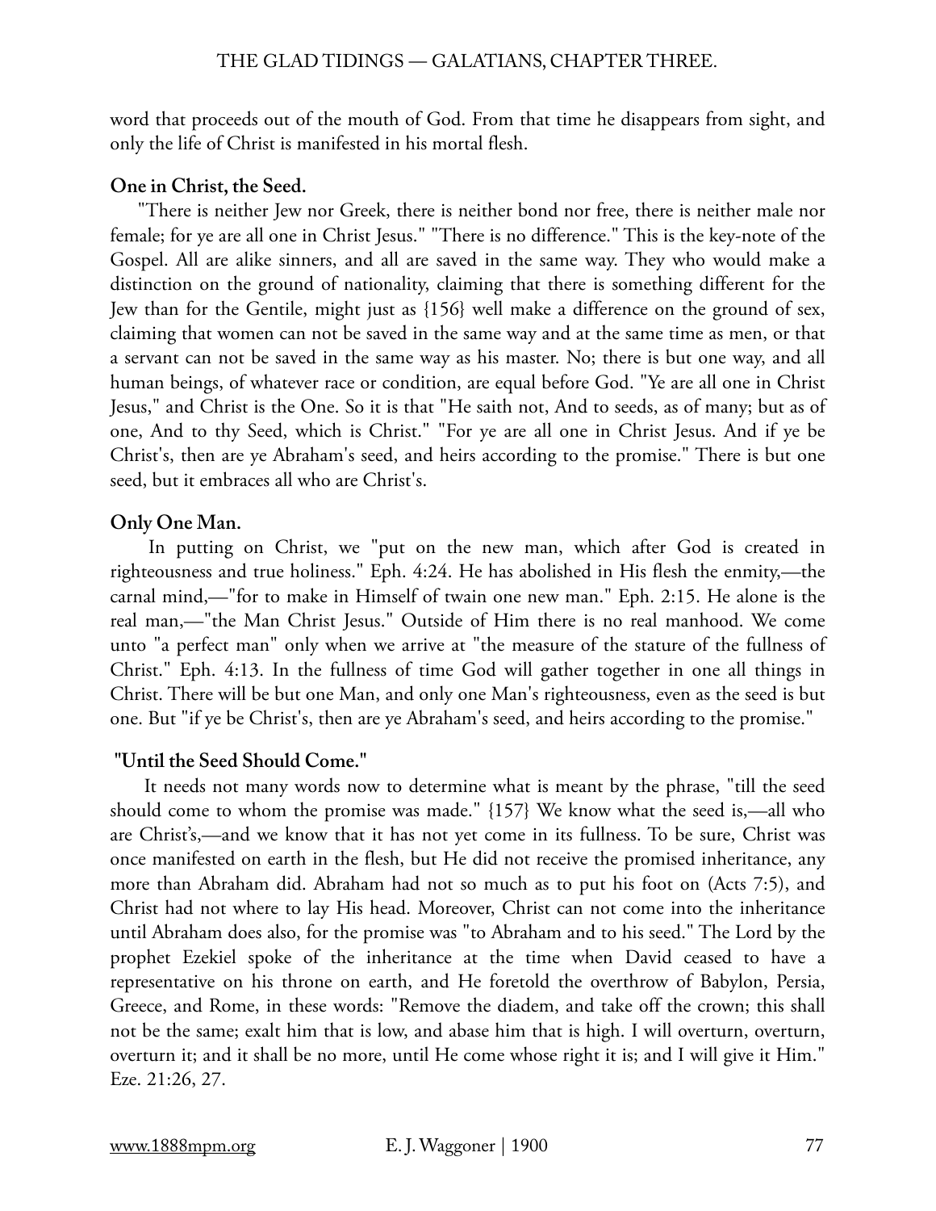word that proceeds out of the mouth of God. From that time he disappears from sight, and only the life of Christ is manifested in his mortal flesh.

**One in Christ, the Seed.**

"There is neither Jew nor Greek, there is neither bond nor free, there is neither male nor female; for ye are all one in Christ Jesus." "There is no difference." This is the key-note of the Gospel. All are alike sinners, and all are saved in the same way. They who would make a distinction on the ground of nationality, claiming that there is something different for the Jew than for the Gentile, might just as {156} well make a difference on the ground of sex, claiming that women can not be saved in the same way and at the same time as men, or that a servant can not be saved in the same way as his master. No; there is but one way, and all human beings, of whatever race or condition, are equal before God. "Ye are all one in Christ Jesus," and Christ is the One. So it is that "He saith not, And to seeds, as of many; but as of one, And to thy Seed, which is Christ." "For ye are all one in Christ Jesus. And if ye be Christ's, then are ye Abraham's seed, and heirs according to the promise." There is but one seed, but it embraces all who are Christ's.

**Only One Man.**

In putting on Christ, we "put on the new man, which after God is created in righteousness and true holiness." Eph. 4:24. He has abolished in His flesh the enmity,—the carnal mind,—"for to make in Himself of twain one new man." Eph. 2:15. He alone is the real man,—"the Man Christ Jesus." Outside of Him there is no real manhood. We come unto "a perfect man" only when we arrive at "the measure of the stature of the fullness of Christ." Eph. 4:13. In the fullness of time God will gather together in one all things in Christ. There will be but one Man, and only one Man's righteousness, even as the seed is but one. But "if ye be Christ's, then are ye Abraham's seed, and heirs according to the promise."

**"Until the Seed Should Come."**

It needs not many words now to determine what is meant by the phrase, "till the seed should come to whom the promise was made." {157} We know what the seed is,—all who are Christ's,—and we know that it has not yet come in its fullness. To be sure, Christ was once manifested on earth in the flesh, but He did not receive the promised inheritance, any more than Abraham did. Abraham had not so much as to put his foot on (Acts 7:5), and Christ had not where to lay His head. Moreover, Christ can not come into the inheritance until Abraham does also, for the promise was "to Abraham and to his seed." The Lord by the prophet Ezekiel spoke of the inheritance at the time when David ceased to have a representative on his throne on earth, and He foretold the overthrow of Babylon, Persia, Greece, and Rome, in these words: "Remove the diadem, and take off the crown; this shall not be the same; exalt him that is low, and abase him that is high. I will overturn, overturn, overturn it; and it shall be no more, until He come whose right it is; and I will give it Him." Eze. 21:26, 27.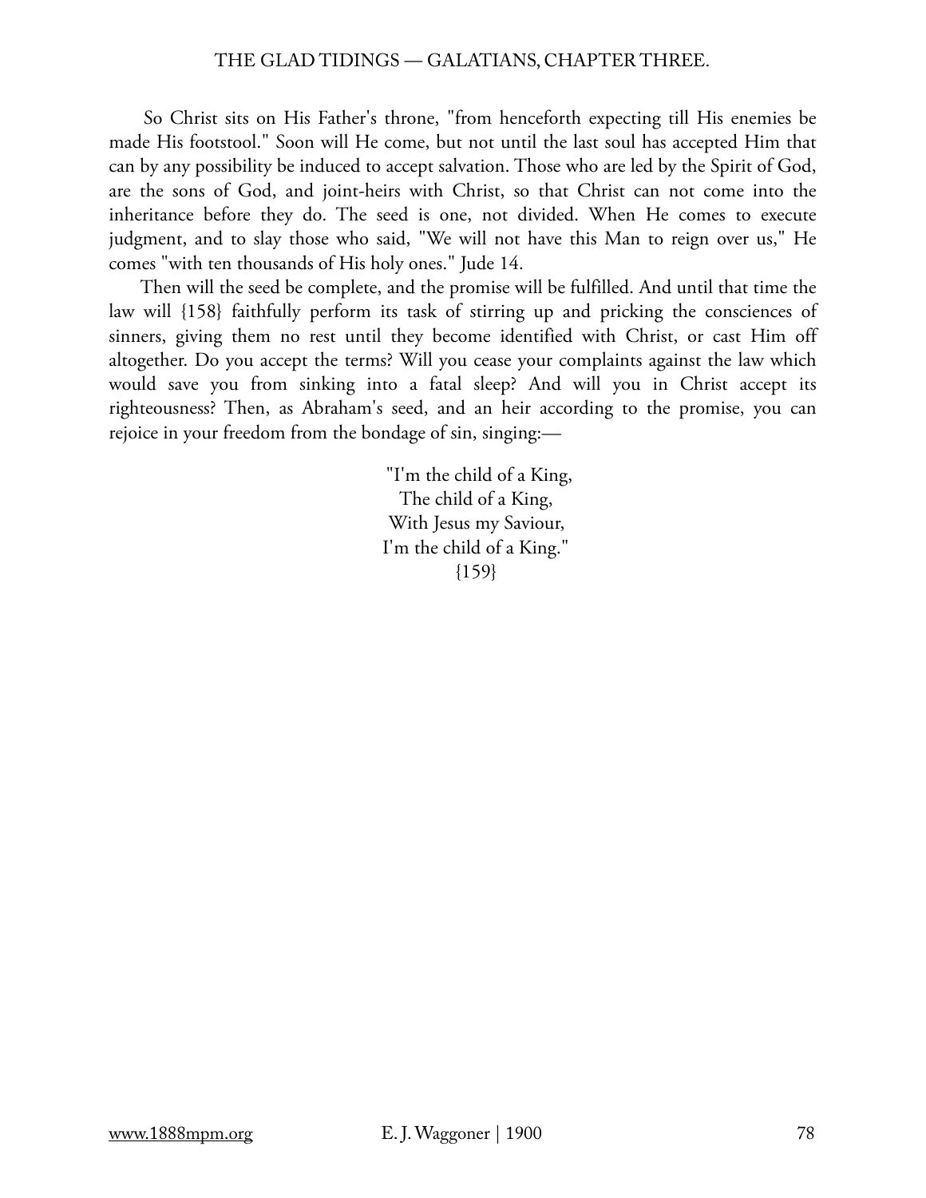So Christ sits on His Father's throne, "from henceforth expecting till His enemies be made His footstool." Soon will He come, but not until the last soul has accepted Him that can by any possibility be induced to accept salvation. Those who are led by the Spirit of God, are the sons of God, and joint-heirs with Christ, so that Christ can not come into the inheritance before they do. The seed is one, not divided. When He comes to execute judgment, and to slay those who said, "We will not have this Man to reign over us," He comes "with ten thousands of His holy ones." Jude 14.

Then will the seed be complete, and the promise will be fulfilled. And until that time the law will {158} faithfully perform its task of stirring up and pricking the consciences of sinners, giving them no rest until they become identified with Christ, or cast Him off altogether. Do you accept the terms? Will you cease your complaints against the law which would save you from sinking into a fatal sleep? And will you in Christ accept its righteousness? Then, as Abraham's seed, and an heir according to the promise, you can rejoice in your freedom from the bondage of sin, singing:—

"I'm the child of a King,
The child of a King,
With Jesus my Saviour,
I'm the child of a King."
{159}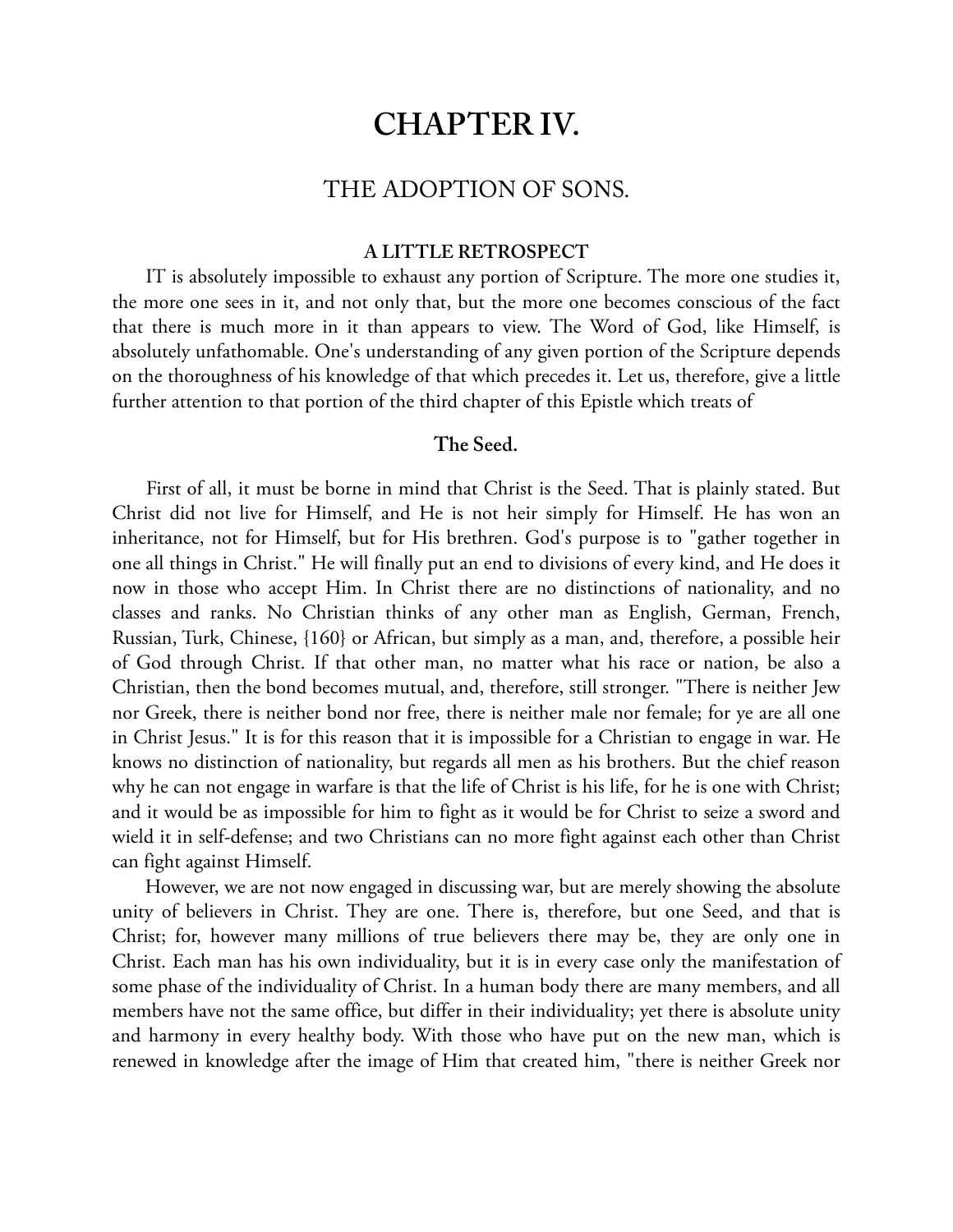# CHAPTER IV.

## THE ADOPTION OF SONS.

### A LITTLE RETROSPECT

IT is absolutely impossible to exhaust any portion of Scripture. The more one studies it, the more one sees in it, and not only that, but the more one becomes conscious of the fact that there is much more in it than appears to view. The Word of God, like Himself, is absolutely unfathomable. One's understanding of any given portion of the Scripture depends on the thoroughness of his knowledge of that which precedes it. Let us, therefore, give a little further attention to that portion of the third chapter of this Epistle which treats of

### The Seed.

First of all, it must be borne in mind that Christ is the Seed. That is plainly stated. But Christ did not live for Himself, and He is not heir simply for Himself. He has won an inheritance, not for Himself, but for His brethren. God's purpose is to "gather together in one all things in Christ." He will finally put an end to divisions of every kind, and He does it now in those who accept Him. In Christ there are no distinctions of nationality, and no classes and ranks. No Christian thinks of any other man as English, German, French, Russian, Turk, Chinese, {160} or African, but simply as a man, and, therefore, a possible heir of God through Christ. If that other man, no matter what his race or nation, be also a Christian, then the bond becomes mutual, and, therefore, still stronger. "There is neither Jew nor Greek, there is neither bond nor free, there is neither male nor female; for ye are all one in Christ Jesus." It is for this reason that it is impossible for a Christian to engage in war. He knows no distinction of nationality, but regards all men as his brothers. But the chief reason why he can not engage in warfare is that the life of Christ is his life, for he is one with Christ; and it would be as impossible for him to fight as it would be for Christ to seize a sword and wield it in self-defense; and two Christians can no more fight against each other than Christ can fight against Himself.

However, we are not now engaged in discussing war, but are merely showing the absolute unity of believers in Christ. They are one. There is, therefore, but one Seed, and that is Christ; for, however many millions of true believers there may be, they are only one in Christ. Each man has his own individuality, but it is in every case only the manifestation of some phase of the individuality of Christ. In a human body there are many members, and all members have not the same office, but differ in their individuality; yet there is absolute unity and harmony in every healthy body. With those who have put on the new man, which is renewed in knowledge after the image of Him that created him, "there is neither Greek nor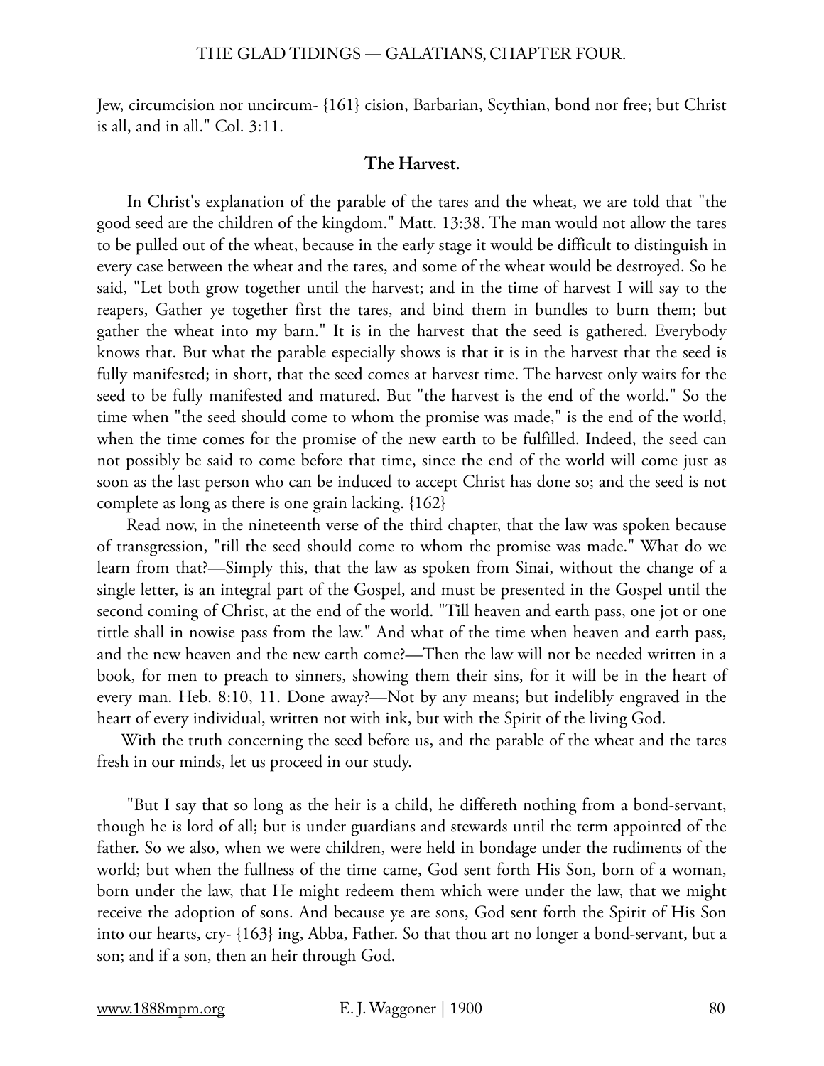Jew, circumcision nor uncircum- {161} cision, Barbarian, Scythian, bond nor free; but Christ is all, and in all." Col. 3:11.

### The Harvest.

In Christ's explanation of the parable of the tares and the wheat, we are told that "the good seed are the children of the kingdom." Matt. 13:38. The man would not allow the tares to be pulled out of the wheat, because in the early stage it would be difficult to distinguish in every case between the wheat and the tares, and some of the wheat would be destroyed. So he said, "Let both grow together until the harvest; and in the time of harvest I will say to the reapers, Gather ye together first the tares, and bind them in bundles to burn them; but gather the wheat into my barn." It is in the harvest that the seed is gathered. Everybody knows that. But what the parable especially shows is that it is in the harvest that the seed is fully manifested; in short, that the seed comes at harvest time. The harvest only waits for the seed to be fully manifested and matured. But "the harvest is the end of the world." So the time when "the seed should come to whom the promise was made," is the end of the world, when the time comes for the promise of the new earth to be fulfilled. Indeed, the seed can not possibly be said to come before that time, since the end of the world will come just as soon as the last person who can be induced to accept Christ has done so; and the seed is not complete as long as there is one grain lacking. {162}

Read now, in the nineteenth verse of the third chapter, that the law was spoken because of transgression, "till the seed should come to whom the promise was made." What do we learn from that?—Simply this, that the law as spoken from Sinai, without the change of a single letter, is an integral part of the Gospel, and must be presented in the Gospel until the second coming of Christ, at the end of the world. "Till heaven and earth pass, one jot or one tittle shall in nowise pass from the law." And what of the time when heaven and earth pass, and the new heaven and the new earth come?—Then the law will not be needed written in a book, for men to preach to sinners, showing them their sins, for it will be in the heart of every man. Heb. 8:10, 11. Done away?—Not by any means; but indelibly engraved in the heart of every individual, written not with ink, but with the Spirit of the living God.

With the truth concerning the seed before us, and the parable of the wheat and the tares fresh in our minds, let us proceed in our study.

"But I say that so long as the heir is a child, he differeth nothing from a bond-servant, though he is lord of all; but is under guardians and stewards until the term appointed of the father. So we also, when we were children, were held in bondage under the rudiments of the world; but when the fullness of the time came, God sent forth His Son, born of a woman, born under the law, that He might redeem them which were under the law, that we might receive the adoption of sons. And because ye are sons, God sent forth the Spirit of His Son into our hearts, cry- {163} ing, Abba, Father. So that thou art no longer a bond-servant, but a son; and if a son, then an heir through God.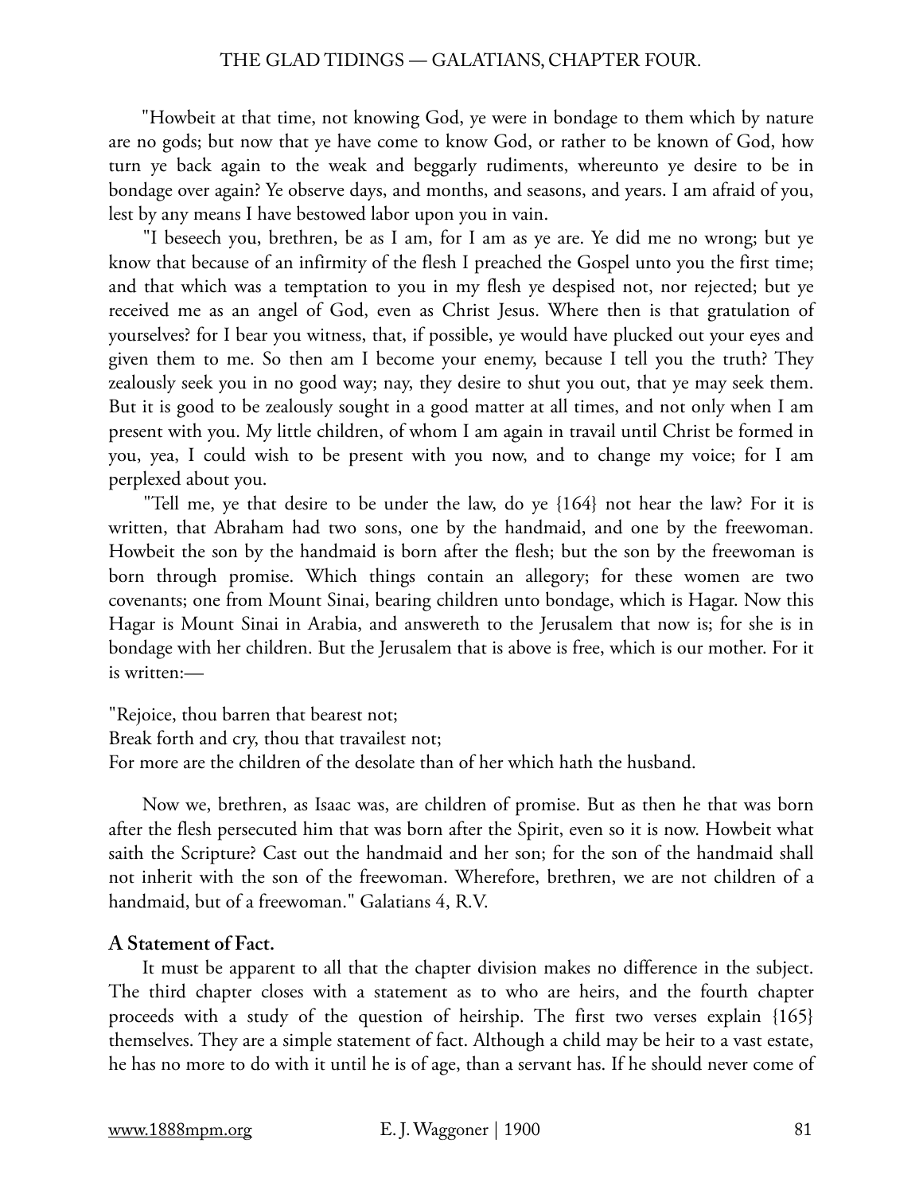"Howbeit at that time, not knowing God, ye were in bondage to them which by nature are no gods; but now that ye have come to know God, or rather to be known of God, how turn ye back again to the weak and beggarly rudiments, whereunto ye desire to be in bondage over again? Ye observe days, and months, and seasons, and years. I am afraid of you, lest by any means I have bestowed labor upon you in vain.

"I beseech you, brethren, be as I am, for I am as ye are. Ye did me no wrong; but ye know that because of an infirmity of the flesh I preached the Gospel unto you the first time; and that which was a temptation to you in my flesh ye despised not, nor rejected; but ye received me as an angel of God, even as Christ Jesus. Where then is that gratulation of yourselves? for I bear you witness, that, if possible, ye would have plucked out your eyes and given them to me. So then am I become your enemy, because I tell you the truth? They zealously seek you in no good way; nay, they desire to shut you out, that ye may seek them. But it is good to be zealously sought in a good matter at all times, and not only when I am present with you. My little children, of whom I am again in travail until Christ be formed in you, yea, I could wish to be present with you now, and to change my voice; for I am perplexed about you.

"Tell me, ye that desire to be under the law, do ye {164} not hear the law? For it is written, that Abraham had two sons, one by the handmaid, and one by the freewoman. Howbeit the son by the handmaid is born after the flesh; but the son by the freewoman is born through promise. Which things contain an allegory; for these women are two covenants; one from Mount Sinai, bearing children unto bondage, which is Hagar. Now this Hagar is Mount Sinai in Arabia, and answereth to the Jerusalem that now is; for she is in bondage with her children. But the Jerusalem that is above is free, which is our mother. For it is written:—

"Rejoice, thou barren that bearest not;  
Break forth and cry, thou that travailest not;  
For more are the children of the desolate than of her which hath the husband.

Now we, brethren, as Isaac was, are children of promise. But as then he that was born after the flesh persecuted him that was born after the Spirit, even so it is now. Howbeit what saith the Scripture? Cast out the handmaid and her son; for the son of the handmaid shall not inherit with the son of the freewoman. Wherefore, brethren, we are not children of a handmaid, but of a freewoman." Galatians 4, R.V.

**A Statement of Fact.**

It must be apparent to all that the chapter division makes no difference in the subject. The third chapter closes with a statement as to who are heirs, and the fourth chapter proceeds with a study of the question of heirship. The first two verses explain {165} themselves. They are a simple statement of fact. Although a child may be heir to a vast estate, he has no more to do with it until he is of age, than a servant has. If he should never come of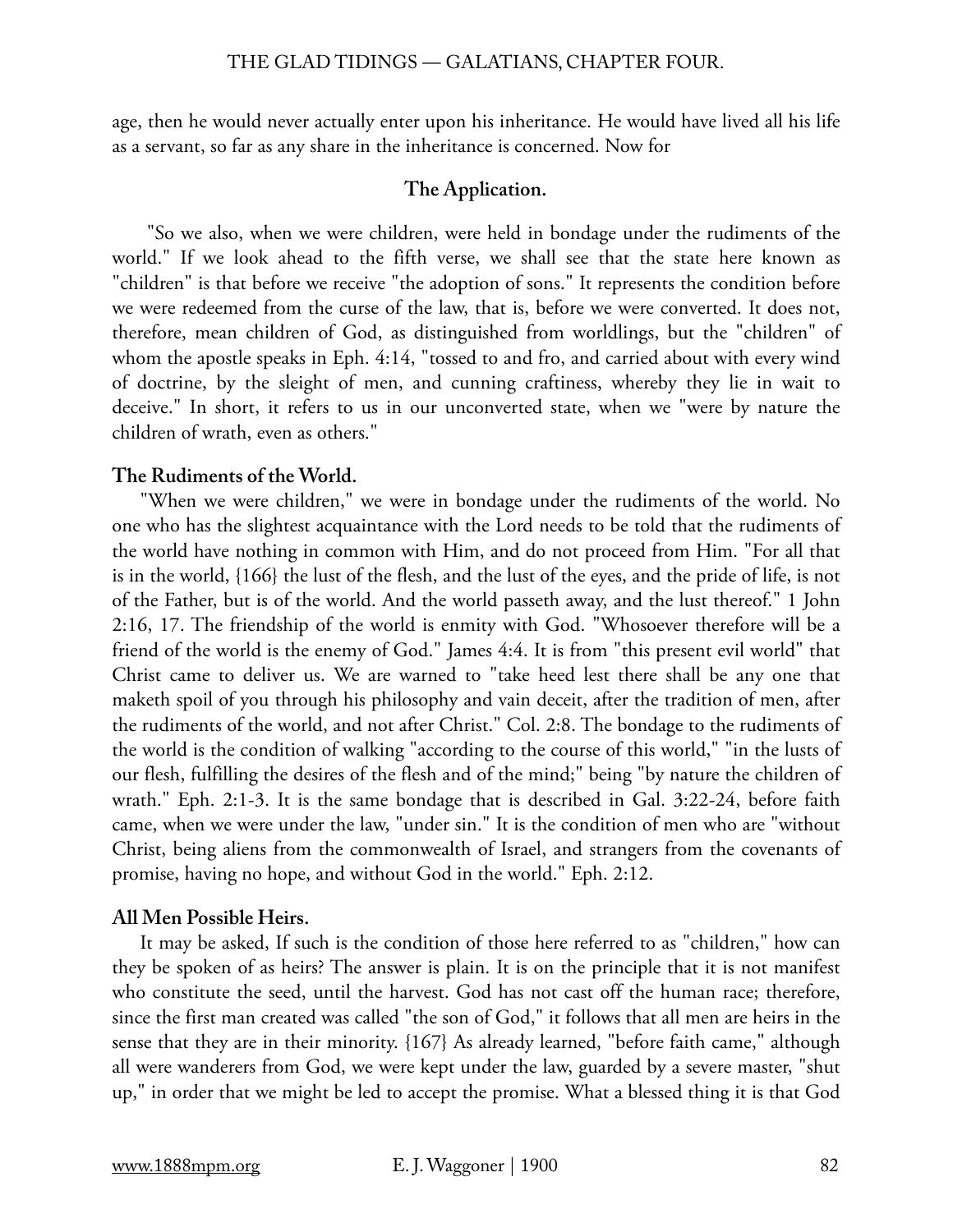age, then he would never actually enter upon his inheritance. He would have lived all his life as a servant, so far as any share in the inheritance is concerned. Now for

### The Application.

"So we also, when we were children, were held in bondage under the rudiments of the world." If we look ahead to the fifth verse, we shall see that the state here known as "children" is that before we receive "the adoption of sons." It represents the condition before we were redeemed from the curse of the law, that is, before we were converted. It does not, therefore, mean children of God, as distinguished from worldlings, but the "children" of whom the apostle speaks in Eph. 4:14, "tossed to and fro, and carried about with every wind of doctrine, by the sleight of men, and cunning craftiness, whereby they lie in wait to deceive." In short, it refers to us in our unconverted state, when we "were by nature the children of wrath, even as others."

**The Rudiments of the World.**

"When we were children," we were in bondage under the rudiments of the world. No one who has the slightest acquaintance with the Lord needs to be told that the rudiments of the world have nothing in common with Him, and do not proceed from Him. "For all that is in the world, {166} the lust of the flesh, and the lust of the eyes, and the pride of life, is not of the Father, but is of the world. And the world passeth away, and the lust thereof." 1 John 2:16, 17. The friendship of the world is enmity with God. "Whosoever therefore will be a friend of the world is the enemy of God." James 4:4. It is from "this present evil world" that Christ came to deliver us. We are warned to "take heed lest there shall be any one that maketh spoil of you through his philosophy and vain deceit, after the tradition of men, after the rudiments of the world, and not after Christ." Col. 2:8. The bondage to the rudiments of the world is the condition of walking "according to the course of this world," "in the lusts of our flesh, fulfilling the desires of the flesh and of the mind;" being "by nature the children of wrath." Eph. 2:1-3. It is the same bondage that is described in Gal. 3:22-24, before faith came, when we were under the law, "under sin." It is the condition of men who are "without Christ, being aliens from the commonwealth of Israel, and strangers from the covenants of promise, having no hope, and without God in the world." Eph. 2:12.

**All Men Possible Heirs.**

It may be asked, If such is the condition of those here referred to as "children," how can they be spoken of as heirs? The answer is plain. It is on the principle that it is not manifest who constitute the seed, until the harvest. God has not cast off the human race; therefore, since the first man created was called "the son of God," it follows that all men are heirs in the sense that they are in their minority. {167} As already learned, "before faith came," although all were wanderers from God, we were kept under the law, guarded by a severe master, "shut up," in order that we might be led to accept the promise. What a blessed thing it is that God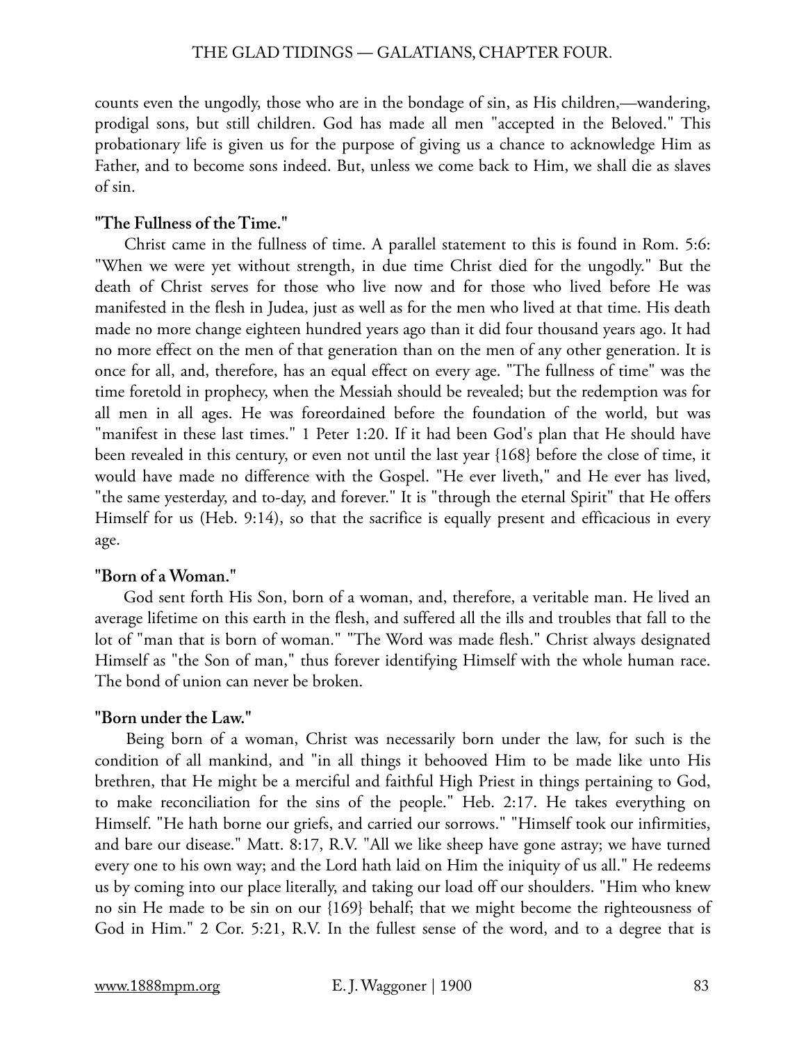counts even the ungodly, those who are in the bondage of sin, as His children,—wandering, prodigal sons, but still children. God has made all men "accepted in the Beloved." This probationary life is given us for the purpose of giving us a chance to acknowledge Him as Father, and to become sons indeed. But, unless we come back to Him, we shall die as slaves of sin.

**"The Fullness of the Time."**

Christ came in the fullness of time. A parallel statement to this is found in Rom. 5:6: "When we were yet without strength, in due time Christ died for the ungodly." But the death of Christ serves for those who live now and for those who lived before He was manifested in the flesh in Judea, just as well as for the men who lived at that time. His death made no more change eighteen hundred years ago than it did four thousand years ago. It had no more effect on the men of that generation than on the men of any other generation. It is once for all, and, therefore, has an equal effect on every age. "The fullness of time" was the time foretold in prophecy, when the Messiah should be revealed; but the redemption was for all men in all ages. He was foreordained before the foundation of the world, but was "manifest in these last times." 1 Peter 1:20. If it had been God's plan that He should have been revealed in this century, or even not until the last year {168} before the close of time, it would have made no difference with the Gospel. "He ever liveth," and He ever has lived, "the same yesterday, and to-day, and forever." It is "through the eternal Spirit" that He offers Himself for us (Heb. 9:14), so that the sacrifice is equally present and efficacious in every age.

**"Born of a Woman."**

God sent forth His Son, born of a woman, and, therefore, a veritable man. He lived an average lifetime on this earth in the flesh, and suffered all the ills and troubles that fall to the lot of "man that is born of woman." "The Word was made flesh." Christ always designated Himself as "the Son of man," thus forever identifying Himself with the whole human race. The bond of union can never be broken.

**"Born under the Law."**

Being born of a woman, Christ was necessarily born under the law, for such is the condition of all mankind, and "in all things it behooved Him to be made like unto His brethren, that He might be a merciful and faithful High Priest in things pertaining to God, to make reconciliation for the sins of the people." Heb. 2:17. He takes everything on Himself. "He hath borne our griefs, and carried our sorrows." "Himself took our infirmities, and bare our disease." Matt. 8:17, R.V. "All we like sheep have gone astray; we have turned every one to his own way; and the Lord hath laid on Him the iniquity of us all." He redeems us by coming into our place literally, and taking our load off our shoulders. "Him who knew no sin He made to be sin on our {169} behalf; that we might become the righteousness of God in Him." 2 Cor. 5:21, R.V. In the fullest sense of the word, and to a degree that is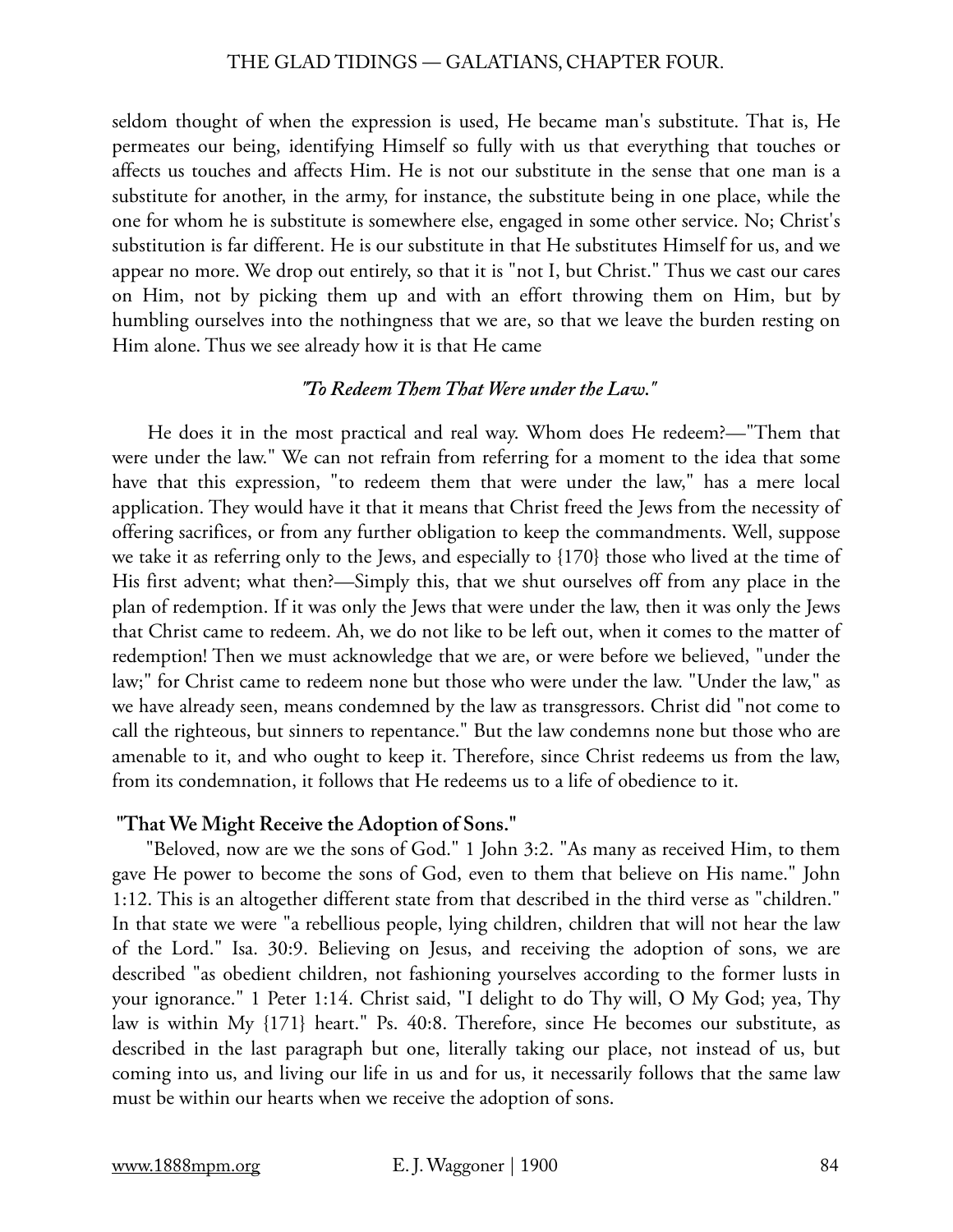seldom thought of when the expression is used, He became man's substitute. That is, He permeates our being, identifying Himself so fully with us that everything that touches or affects us touches and affects Him. He is not our substitute in the sense that one man is a substitute for another, in the army, for instance, the substitute being in one place, while the one for whom he is substitute is somewhere else, engaged in some other service. No; Christ's substitution is far different. He is our substitute in that He substitutes Himself for us, and we appear no more. We drop out entirely, so that it is "not I, but Christ." Thus we cast our cares on Him, not by picking them up and with an effort throwing them on Him, but by humbling ourselves into the nothingness that we are, so that we leave the burden resting on Him alone. Thus we see already how it is that He came

### *"To Redeem Them That Were under the Law."*

He does it in the most practical and real way. Whom does He redeem?—"Them that were under the law." We can not refrain from referring for a moment to the idea that some have that this expression, "to redeem them that were under the law," has a mere local application. They would have it that it means that Christ freed the Jews from the necessity of offering sacrifices, or from any further obligation to keep the commandments. Well, suppose we take it as referring only to the Jews, and especially to {170} those who lived at the time of His first advent; what then?—Simply this, that we shut ourselves off from any place in the plan of redemption. If it was only the Jews that were under the law, then it was only the Jews that Christ came to redeem. Ah, we do not like to be left out, when it comes to the matter of redemption! Then we must acknowledge that we are, or were before we believed, "under the law;" for Christ came to redeem none but those who were under the law. "Under the law," as we have already seen, means condemned by the law as transgressors. Christ did "not come to call the righteous, but sinners to repentance." But the law condemns none but those who are amenable to it, and who ought to keep it. Therefore, since Christ redeems us from the law, from its condemnation, it follows that He redeems us to a life of obedience to it.

### "That We Might Receive the Adoption of Sons."

"Beloved, now are we the sons of God." 1 John 3:2. "As many as received Him, to them gave He power to become the sons of God, even to them that believe on His name." John 1:12. This is an altogether different state from that described in the third verse as "children." In that state we were "a rebellious people, lying children, children that will not hear the law of the Lord." Isa. 30:9. Believing on Jesus, and receiving the adoption of sons, we are described "as obedient children, not fashioning yourselves according to the former lusts in your ignorance." 1 Peter 1:14. Christ said, "I delight to do Thy will, O My God; yea, Thy law is within My {171} heart." Ps. 40:8. Therefore, since He becomes our substitute, as described in the last paragraph but one, literally taking our place, not instead of us, but coming into us, and living our life in us and for us, it necessarily follows that the same law must be within our hearts when we receive the adoption of sons.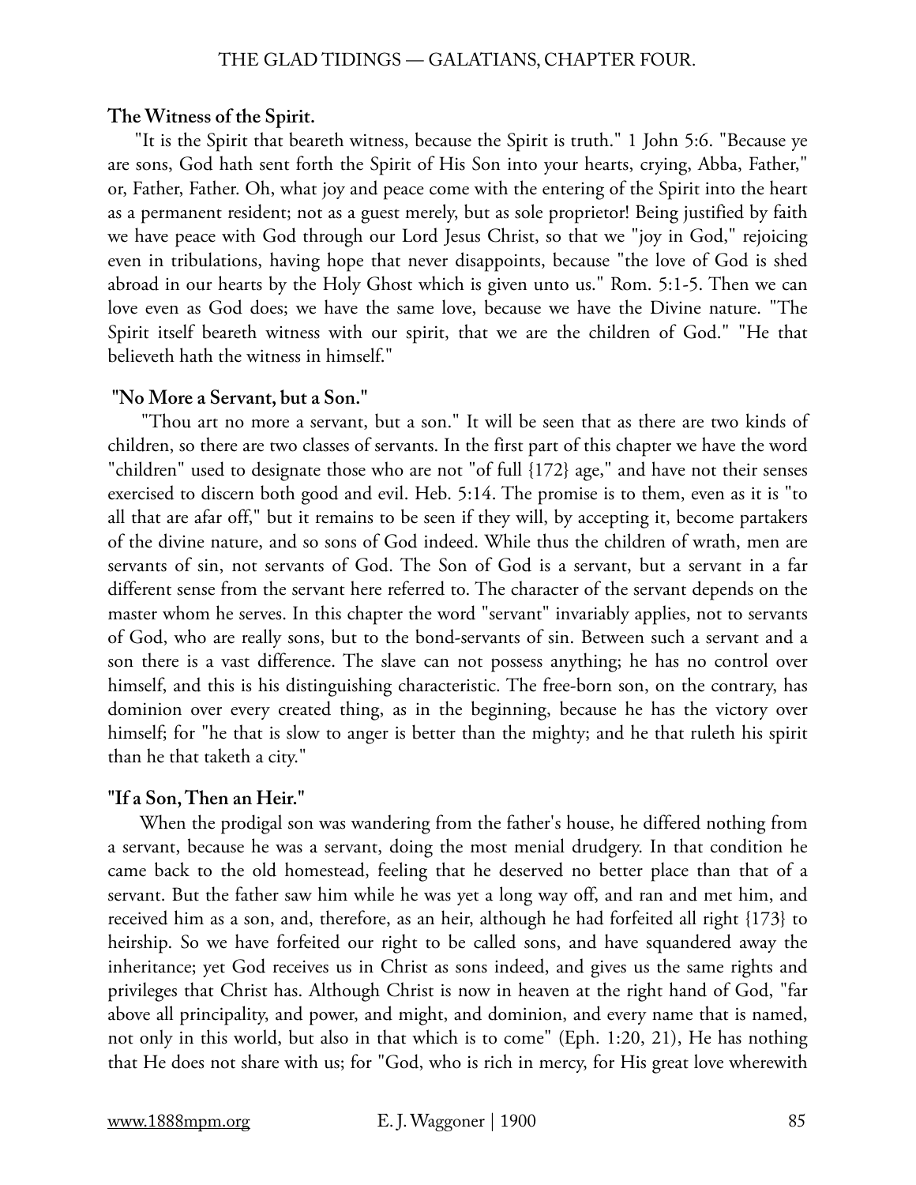### The Witness of the Spirit.

"It is the Spirit that beareth witness, because the Spirit is truth." 1 John 5:6. "Because ye are sons, God hath sent forth the Spirit of His Son into your hearts, crying, Abba, Father," or, Father, Father. Oh, what joy and peace come with the entering of the Spirit into the heart as a permanent resident; not as a guest merely, but as sole proprietor! Being justified by faith we have peace with God through our Lord Jesus Christ, so that we "joy in God," rejoicing even in tribulations, having hope that never disappoints, because "the love of God is shed abroad in our hearts by the Holy Ghost which is given unto us." Rom. 5:1-5. Then we can love even as God does; we have the same love, because we have the Divine nature. "The Spirit itself beareth witness with our spirit, that we are the children of God." "He that believeth hath the witness in himself."

### "No More a Servant, but a Son."

"Thou art no more a servant, but a son." It will be seen that as there are two kinds of children, so there are two classes of servants. In the first part of this chapter we have the word "children" used to designate those who are not "of full {172} age," and have not their senses exercised to discern both good and evil. Heb. 5:14. The promise is to them, even as it is "to all that are afar off," but it remains to be seen if they will, by accepting it, become partakers of the divine nature, and so sons of God indeed. While thus the children of wrath, men are servants of sin, not servants of God. The Son of God is a servant, but a servant in a far different sense from the servant here referred to. The character of the servant depends on the master whom he serves. In this chapter the word "servant" invariably applies, not to servants of God, who are really sons, but to the bond-servants of sin. Between such a servant and a son there is a vast difference. The slave can not possess anything; he has no control over himself, and this is his distinguishing characteristic. The free-born son, on the contrary, has dominion over every created thing, as in the beginning, because he has the victory over himself; for "he that is slow to anger is better than the mighty; and he that ruleth his spirit than he that taketh a city."

### "If a Son, Then an Heir."

When the prodigal son was wandering from the father's house, he differed nothing from a servant, because he was a servant, doing the most menial drudgery. In that condition he came back to the old homestead, feeling that he deserved no better place than that of a servant. But the father saw him while he was yet a long way off, and ran and met him, and received him as a son, and, therefore, as an heir, although he had forfeited all right {173} to heirship. So we have forfeited our right to be called sons, and have squandered away the inheritance; yet God receives us in Christ as sons indeed, and gives us the same rights and privileges that Christ has. Although Christ is now in heaven at the right hand of God, "far above all principality, and power, and might, and dominion, and every name that is named, not only in this world, but also in that which is to come" (Eph. 1:20, 21), He has nothing that He does not share with us; for "God, who is rich in mercy, for His great love wherewith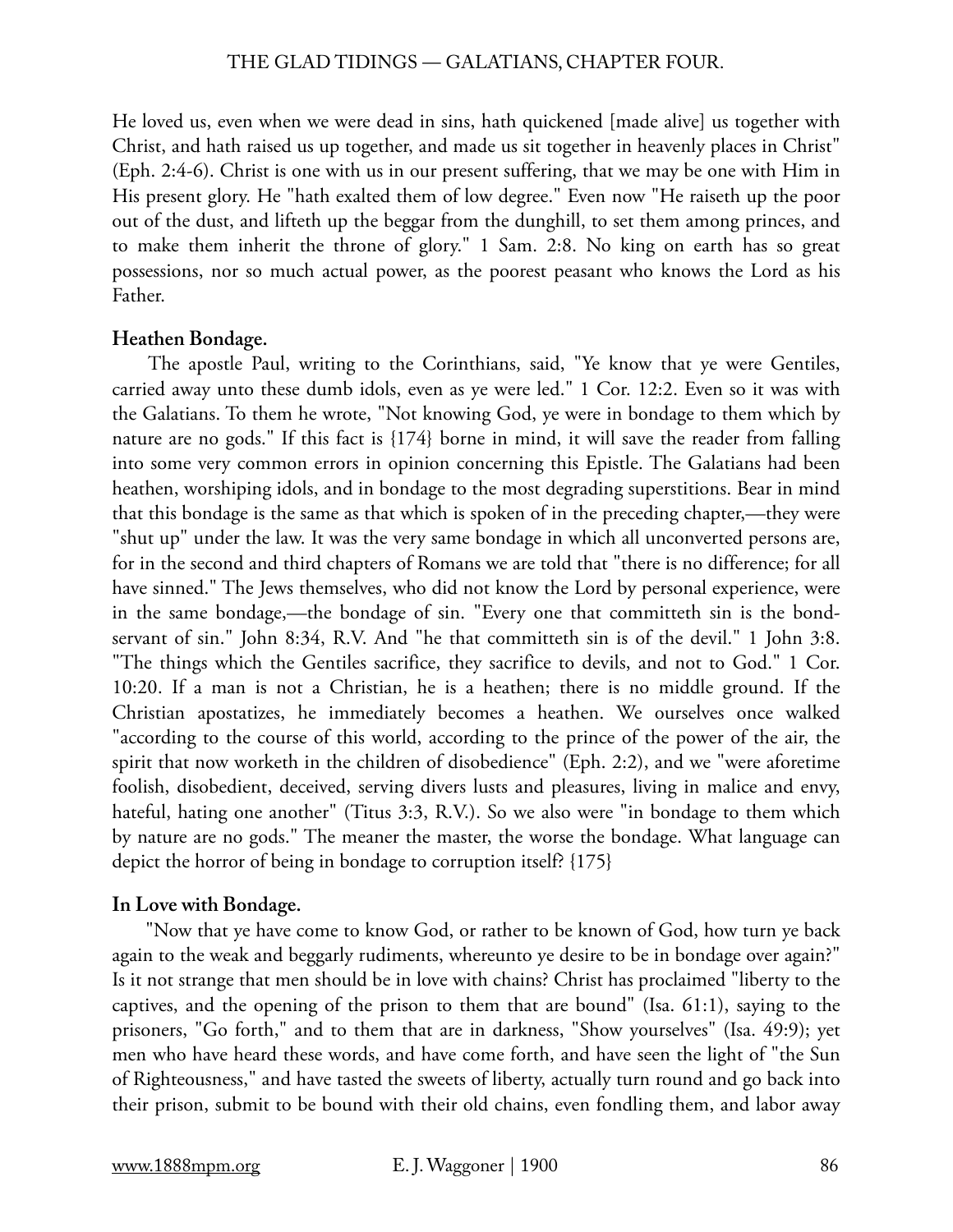He loved us, even when we were dead in sins, hath quickened [made alive] us together with Christ, and hath raised us up together, and made us sit together in heavenly places in Christ" (Eph. 2:4-6). Christ is one with us in our present suffering, that we may be one with Him in His present glory. He "hath exalted them of low degree." Even now "He raiseth up the poor out of the dust, and lifteth up the beggar from the dunghill, to set them among princes, and to make them inherit the throne of glory." 1 Sam. 2:8. No king on earth has so great possessions, nor so much actual power, as the poorest peasant who knows the Lord as his Father.

**Heathen Bondage.**

The apostle Paul, writing to the Corinthians, said, "Ye know that ye were Gentiles, carried away unto these dumb idols, even as ye were led." 1 Cor. 12:2. Even so it was with the Galatians. To them he wrote, "Not knowing God, ye were in bondage to them which by nature are no gods." If this fact is {174} borne in mind, it will save the reader from falling into some very common errors in opinion concerning this Epistle. The Galatians had been heathen, worshiping idols, and in bondage to the most degrading superstitions. Bear in mind that this bondage is the same as that which is spoken of in the preceding chapter,—they were "shut up" under the law. It was the very same bondage in which all unconverted persons are, for in the second and third chapters of Romans we are told that "there is no difference; for all have sinned." The Jews themselves, who did not know the Lord by personal experience, were in the same bondage,—the bondage of sin. "Every one that committeth sin is the bond-servant of sin." John 8:34, R.V. And "he that committeth sin is of the devil." 1 John 3:8. "The things which the Gentiles sacrifice, they sacrifice to devils, and not to God." 1 Cor. 10:20. If a man is not a Christian, he is a heathen; there is no middle ground. If the Christian apostatizes, he immediately becomes a heathen. We ourselves once walked "according to the course of this world, according to the prince of the power of the air, the spirit that now worketh in the children of disobedience" (Eph. 2:2), and we "were aforetime foolish, disobedient, deceived, serving divers lusts and pleasures, living in malice and envy, hateful, hating one another" (Titus 3:3, R.V.). So we also were "in bondage to them which by nature are no gods." The meaner the master, the worse the bondage. What language can depict the horror of being in bondage to corruption itself? {175}

**In Love with Bondage.**

"Now that ye have come to know God, or rather to be known of God, how turn ye back again to the weak and beggarly rudiments, whereunto ye desire to be in bondage over again?" Is it not strange that men should be in love with chains? Christ has proclaimed "liberty to the captives, and the opening of the prison to them that are bound" (Isa. 61:1), saying to the prisoners, "Go forth," and to them that are in darkness, "Show yourselves" (Isa. 49:9); yet men who have heard these words, and have come forth, and have seen the light of "the Sun of Righteousness," and have tasted the sweets of liberty, actually turn round and go back into their prison, submit to be bound with their old chains, even fondling them, and labor away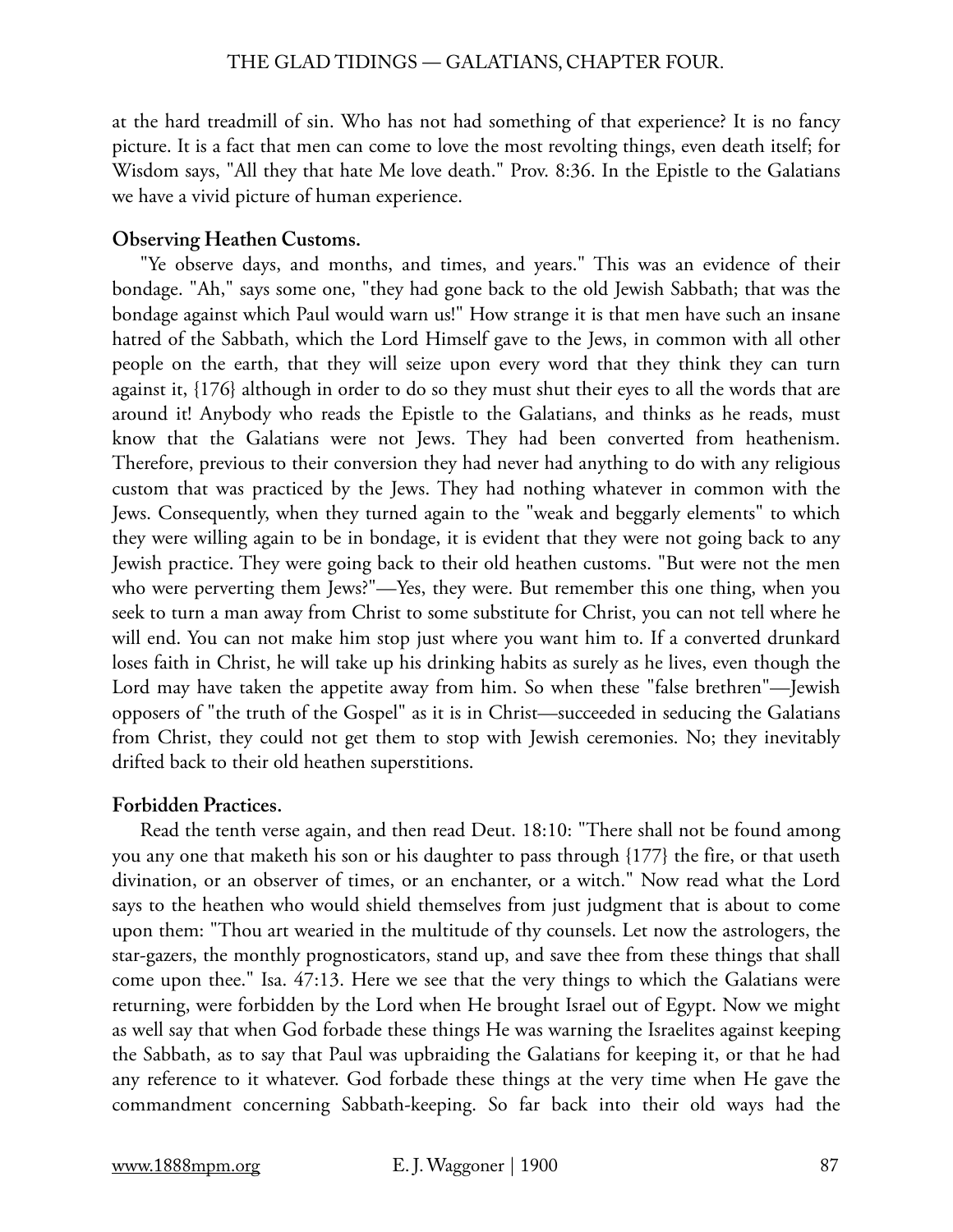at the hard treadmill of sin. Who has not had something of that experience? It is no fancy picture. It is a fact that men can come to love the most revolting things, even death itself; for Wisdom says, "All they that hate Me love death." Prov. 8:36. In the Epistle to the Galatians we have a vivid picture of human experience.

**Observing Heathen Customs.**

"Ye observe days, and months, and times, and years." This was an evidence of their bondage. "Ah," says some one, "they had gone back to the old Jewish Sabbath; that was the bondage against which Paul would warn us!" How strange it is that men have such an insane hatred of the Sabbath, which the Lord Himself gave to the Jews, in common with all other people on the earth, that they will seize upon every word that they think they can turn against it, {176} although in order to do so they must shut their eyes to all the words that are around it! Anybody who reads the Epistle to the Galatians, and thinks as he reads, must know that the Galatians were not Jews. They had been converted from heathenism. Therefore, previous to their conversion they had never had anything to do with any religious custom that was practiced by the Jews. They had nothing whatever in common with the Jews. Consequently, when they turned again to the "weak and beggarly elements" to which they were willing again to be in bondage, it is evident that they were not going back to any Jewish practice. They were going back to their old heathen customs. "But were not the men who were perverting them Jews?"—Yes, they were. But remember this one thing, when you seek to turn a man away from Christ to some substitute for Christ, you can not tell where he will end. You can not make him stop just where you want him to. If a converted drunkard loses faith in Christ, he will take up his drinking habits as surely as he lives, even though the Lord may have taken the appetite away from him. So when these "false brethren"—Jewish opposers of "the truth of the Gospel" as it is in Christ—succeeded in seducing the Galatians from Christ, they could not get them to stop with Jewish ceremonies. No; they inevitably drifted back to their old heathen superstitions.

**Forbidden Practices.**

Read the tenth verse again, and then read Deut. 18:10: "There shall not be found among you any one that maketh his son or his daughter to pass through {177} the fire, or that useth divination, or an observer of times, or an enchanter, or a witch." Now read what the Lord says to the heathen who would shield themselves from just judgment that is about to come upon them: "Thou art wearied in the multitude of thy counsels. Let now the astrologers, the star-gazers, the monthly prognosticators, stand up, and save thee from these things that shall come upon thee." Isa. 47:13. Here we see that the very things to which the Galatians were returning, were forbidden by the Lord when He brought Israel out of Egypt. Now we might as well say that when God forbade these things He was warning the Israelites against keeping the Sabbath, as to say that Paul was upbraiding the Galatians for keeping it, or that he had any reference to it whatever. God forbade these things at the very time when He gave the commandment concerning Sabbath-keeping. So far back into their old ways had the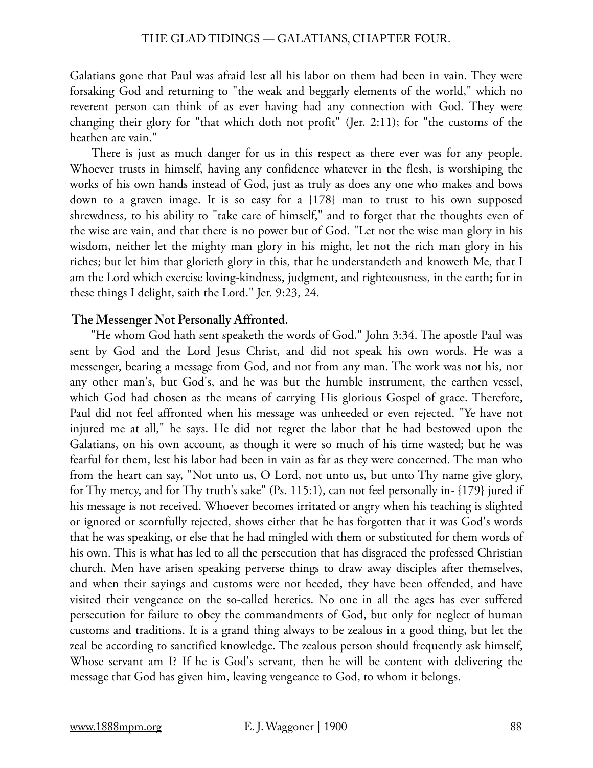Galatians gone that Paul was afraid lest all his labor on them had been in vain. They were forsaking God and returning to "the weak and beggarly elements of the world," which no reverent person can think of as ever having had any connection with God. They were changing their glory for "that which doth not profit" (Jer. 2:11); for "the customs of the heathen are vain."

There is just as much danger for us in this respect as there ever was for any people. Whoever trusts in himself, having any confidence whatever in the flesh, is worshiping the works of his own hands instead of God, just as truly as does any one who makes and bows down to a graven image. It is so easy for a {178} man to trust to his own supposed shrewdness, to his ability to "take care of himself," and to forget that the thoughts even of the wise are vain, and that there is no power but of God. "Let not the wise man glory in his wisdom, neither let the mighty man glory in his might, let not the rich man glory in his riches; but let him that glorieth glory in this, that he understandeth and knoweth Me, that I am the Lord which exercise loving-kindness, judgment, and righteousness, in the earth; for in these things I delight, saith the Lord." Jer. 9:23, 24.

**The Messenger Not Personally Affronted.**

"He whom God hath sent speaketh the words of God." John 3:34. The apostle Paul was sent by God and the Lord Jesus Christ, and did not speak his own words. He was a messenger, bearing a message from God, and not from any man. The work was not his, nor any other man's, but God's, and he was but the humble instrument, the earthen vessel, which God had chosen as the means of carrying His glorious Gospel of grace. Therefore, Paul did not feel affronted when his message was unheeded or even rejected. "Ye have not injured me at all," he says. He did not regret the labor that he had bestowed upon the Galatians, on his own account, as though it were so much of his time wasted; but he was fearful for them, lest his labor had been in vain as far as they were concerned. The man who from the heart can say, "Not unto us, O Lord, not unto us, but unto Thy name give glory, for Thy mercy, and for Thy truth's sake" (Ps. 115:1), can not feel personally in- {179} jured if his message is not received. Whoever becomes irritated or angry when his teaching is slighted or ignored or scornfully rejected, shows either that he has forgotten that it was God's words that he was speaking, or else that he had mingled with them or substituted for them words of his own. This is what has led to all the persecution that has disgraced the professed Christian church. Men have arisen speaking perverse things to draw away disciples after themselves, and when their sayings and customs were not heeded, they have been offended, and have visited their vengeance on the so-called heretics. No one in all the ages has ever suffered persecution for failure to obey the commandments of God, but only for neglect of human customs and traditions. It is a grand thing always to be zealous in a good thing, but let the zeal be according to sanctified knowledge. The zealous person should frequently ask himself, Whose servant am I? If he is God's servant, then he will be content with delivering the message that God has given him, leaving vengeance to God, to whom it belongs.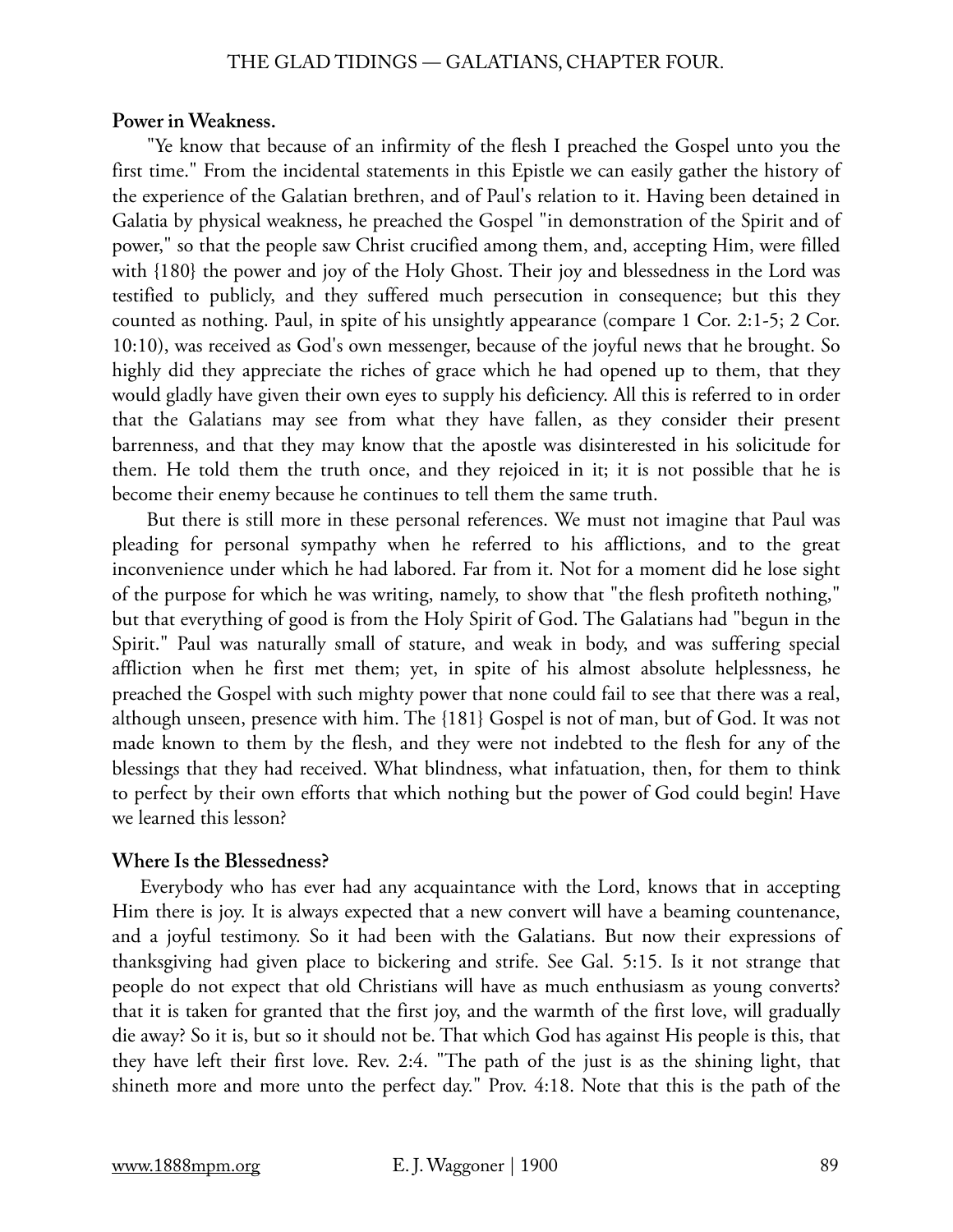**Power in Weakness.**

"Ye know that because of an infirmity of the flesh I preached the Gospel unto you the first time." From the incidental statements in this Epistle we can easily gather the history of the experience of the Galatian brethren, and of Paul's relation to it. Having been detained in Galatia by physical weakness, he preached the Gospel "in demonstration of the Spirit and of power," so that the people saw Christ crucified among them, and, accepting Him, were filled with {180} the power and joy of the Holy Ghost. Their joy and blessedness in the Lord was testified to publicly, and they suffered much persecution in consequence; but this they counted as nothing. Paul, in spite of his unsightly appearance (compare 1 Cor. 2:1-5; 2 Cor. 10:10), was received as God's own messenger, because of the joyful news that he brought. So highly did they appreciate the riches of grace which he had opened up to them, that they would gladly have given their own eyes to supply his deficiency. All this is referred to in order that the Galatians may see from what they have fallen, as they consider their present barrenness, and that they may know that the apostle was disinterested in his solicitude for them. He told them the truth once, and they rejoiced in it; it is not possible that he is become their enemy because he continues to tell them the same truth.

But there is still more in these personal references. We must not imagine that Paul was pleading for personal sympathy when he referred to his afflictions, and to the great inconvenience under which he had labored. Far from it. Not for a moment did he lose sight of the purpose for which he was writing, namely, to show that "the flesh profiteth nothing," but that everything of good is from the Holy Spirit of God. The Galatians had "begun in the Spirit." Paul was naturally small of stature, and weak in body, and was suffering special affliction when he first met them; yet, in spite of his almost absolute helplessness, he preached the Gospel with such mighty power that none could fail to see that there was a real, although unseen, presence with him. The {181} Gospel is not of man, but of God. It was not made known to them by the flesh, and they were not indebted to the flesh for any of the blessings that they had received. What blindness, what infatuation, then, for them to think to perfect by their own efforts that which nothing but the power of God could begin! Have we learned this lesson?

**Where Is the Blessedness?**

Everybody who has ever had any acquaintance with the Lord, knows that in accepting Him there is joy. It is always expected that a new convert will have a beaming countenance, and a joyful testimony. So it had been with the Galatians. But now their expressions of thanksgiving had given place to bickering and strife. See Gal. 5:15. Is it not strange that people do not expect that old Christians will have as much enthusiasm as young converts? that it is taken for granted that the first joy, and the warmth of the first love, will gradually die away? So it is, but so it should not be. That which God has against His people is this, that they have left their first love. Rev. 2:4. "The path of the just is as the shining light, that shineth more and more unto the perfect day." Prov. 4:18. Note that this is the path of the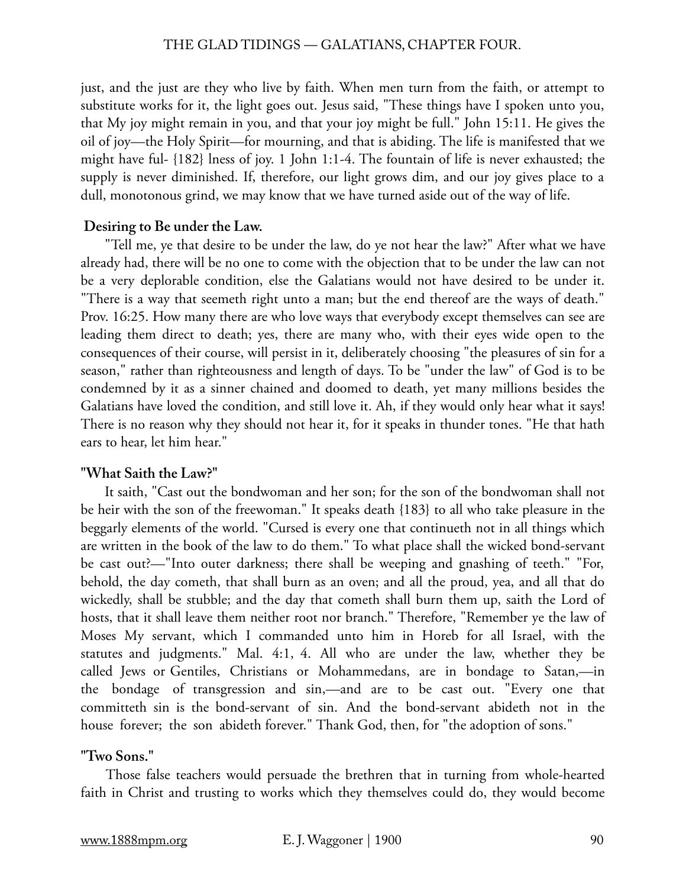just, and the just are they who live by faith. When men turn from the faith, or attempt to substitute works for it, the light goes out. Jesus said, "These things have I spoken unto you, that My joy might remain in you, and that your joy might be full." John 15:11. He gives the oil of joy—the Holy Spirit—for mourning, and that is abiding. The life is manifested that we might have ful- {182} lness of joy. 1 John 1:1-4. The fountain of life is never exhausted; the supply is never diminished. If, therefore, our light grows dim, and our joy gives place to a dull, monotonous grind, we may know that we have turned aside out of the way of life.

**Desiring to Be under the Law.**

"Tell me, ye that desire to be under the law, do ye not hear the law?" After what we have already had, there will be no one to come with the objection that to be under the law can not be a very deplorable condition, else the Galatians would not have desired to be under it. "There is a way that seemeth right unto a man; but the end thereof are the ways of death." Prov. 16:25. How many there are who love ways that everybody except themselves can see are leading them direct to death; yes, there are many who, with their eyes wide open to the consequences of their course, will persist in it, deliberately choosing "the pleasures of sin for a season," rather than righteousness and length of days. To be "under the law" of God is to be condemned by it as a sinner chained and doomed to death, yet many millions besides the Galatians have loved the condition, and still love it. Ah, if they would only hear what it says! There is no reason why they should not hear it, for it speaks in thunder tones. "He that hath ears to hear, let him hear."

**"What Saith the Law?"**

It saith, "Cast out the bondwoman and her son; for the son of the bondwoman shall not be heir with the son of the freewoman." It speaks death {183} to all who take pleasure in the beggarly elements of the world. "Cursed is every one that continueth not in all things which are written in the book of the law to do them." To what place shall the wicked bond-servant be cast out?—"Into outer darkness; there shall be weeping and gnashing of teeth." "For, behold, the day cometh, that shall burn as an oven; and all the proud, yea, and all that do wickedly, shall be stubble; and the day that cometh shall burn them up, saith the Lord of hosts, that it shall leave them neither root nor branch." Therefore, "Remember ye the law of Moses My servant, which I commanded unto him in Horeb for all Israel, with the statutes and judgments." Mal. 4:1, 4. All who are under the law, whether they be called Jews or Gentiles, Christians or Mohammedans, are in bondage to Satan,—in the bondage of transgression and sin,—and are to be cast out. "Every one that committeth sin is the bond-servant of sin. And the bond-servant abideth not in the house forever; the son abideth forever." Thank God, then, for "the adoption of sons."

**"Two Sons."**

Those false teachers would persuade the brethren that in turning from whole-hearted faith in Christ and trusting to works which they themselves could do, they would become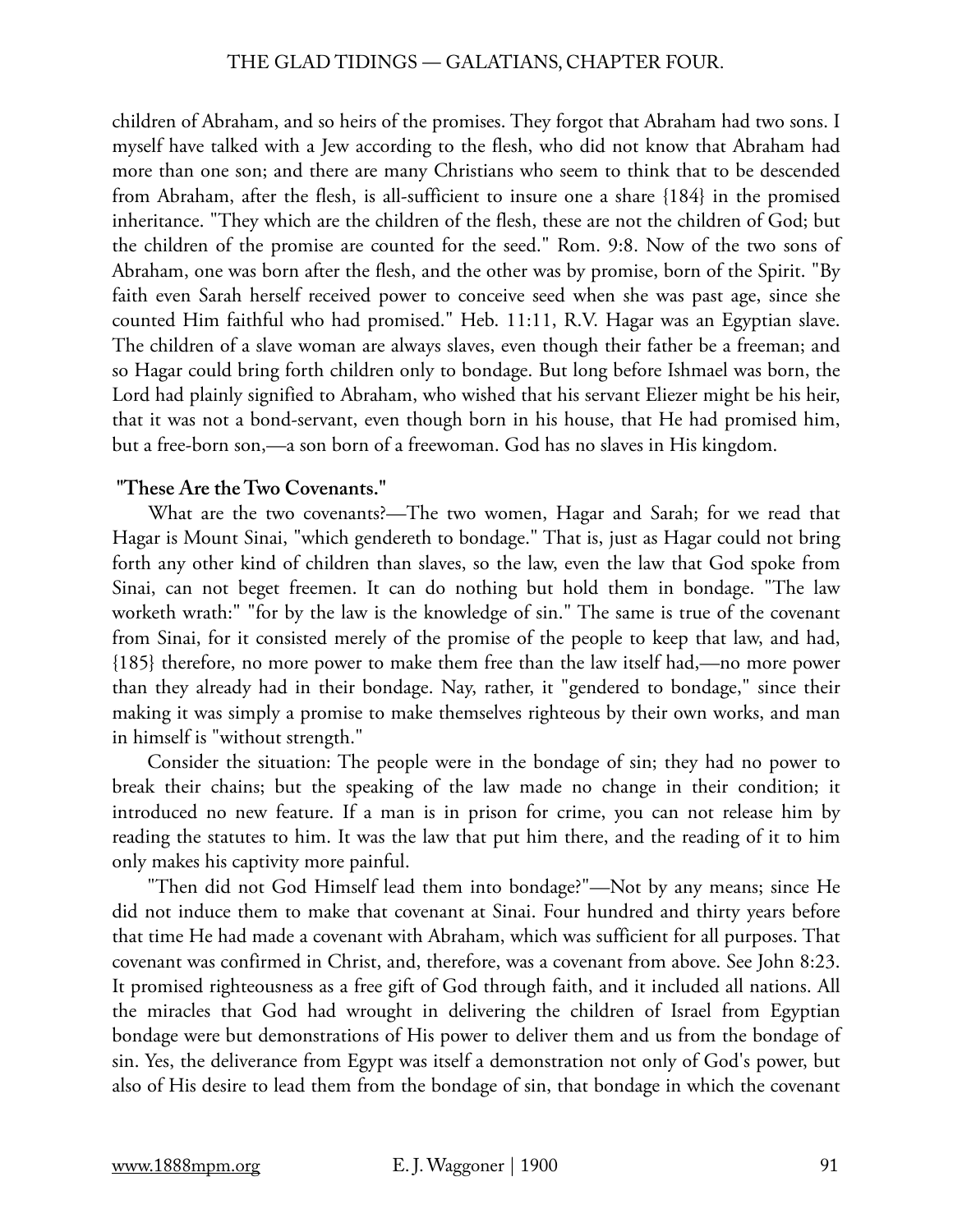children of Abraham, and so heirs of the promises. They forgot that Abraham had two sons. I myself have talked with a Jew according to the flesh, who did not know that Abraham had more than one son; and there are many Christians who seem to think that to be descended from Abraham, after the flesh, is all-sufficient to insure one a share {184} in the promised inheritance. "They which are the children of the flesh, these are not the children of God; but the children of the promise are counted for the seed." Rom. 9:8. Now of the two sons of Abraham, one was born after the flesh, and the other was by promise, born of the Spirit. "By faith even Sarah herself received power to conceive seed when she was past age, since she counted Him faithful who had promised." Heb. 11:11, R.V. Hagar was an Egyptian slave. The children of a slave woman are always slaves, even though their father be a freeman; and so Hagar could bring forth children only to bondage. But long before Ishmael was born, the Lord had plainly signified to Abraham, who wished that his servant Eliezer might be his heir, that it was not a bond-servant, even though born in his house, that He had promised him, but a free-born son,—a son born of a freewoman. God has no slaves in His kingdom.

**"These Are the Two Covenants."**

What are the two covenants?—The two women, Hagar and Sarah; for we read that Hagar is Mount Sinai, "which gendereth to bondage." That is, just as Hagar could not bring forth any other kind of children than slaves, so the law, even the law that God spoke from Sinai, can not beget freemen. It can do nothing but hold them in bondage. "The law worketh wrath:" "for by the law is the knowledge of sin." The same is true of the covenant from Sinai, for it consisted merely of the promise of the people to keep that law, and had, {185} therefore, no more power to make them free than the law itself had,—no more power than they already had in their bondage. Nay, rather, it "gendered to bondage," since their making it was simply a promise to make themselves righteous by their own works, and man in himself is "without strength."

Consider the situation: The people were in the bondage of sin; they had no power to break their chains; but the speaking of the law made no change in their condition; it introduced no new feature. If a man is in prison for crime, you can not release him by reading the statutes to him. It was the law that put him there, and the reading of it to him only makes his captivity more painful.

"Then did not God Himself lead them into bondage?"—Not by any means; since He did not induce them to make that covenant at Sinai. Four hundred and thirty years before that time He had made a covenant with Abraham, which was sufficient for all purposes. That covenant was confirmed in Christ, and, therefore, was a covenant from above. See John 8:23. It promised righteousness as a free gift of God through faith, and it included all nations. All the miracles that God had wrought in delivering the children of Israel from Egyptian bondage were but demonstrations of His power to deliver them and us from the bondage of sin. Yes, the deliverance from Egypt was itself a demonstration not only of God's power, but also of His desire to lead them from the bondage of sin, that bondage in which the covenant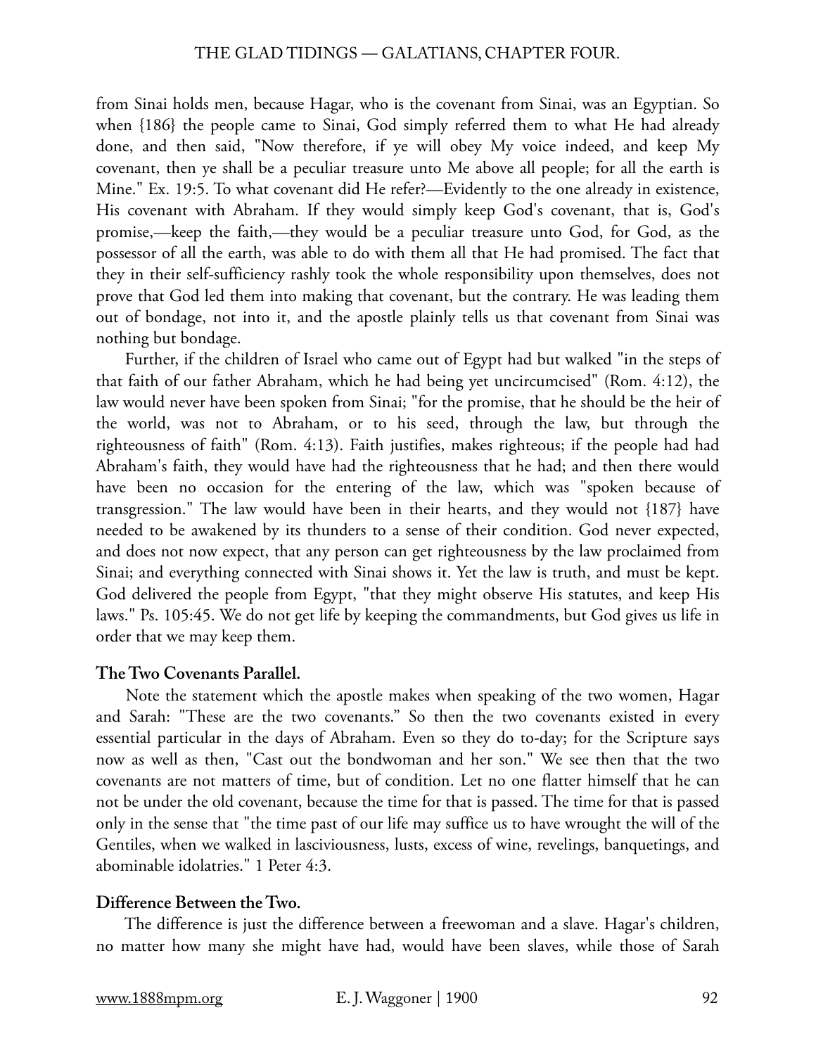from Sinai holds men, because Hagar, who is the covenant from Sinai, was an Egyptian. So when {186} the people came to Sinai, God simply referred them to what He had already done, and then said, "Now therefore, if ye will obey My voice indeed, and keep My covenant, then ye shall be a peculiar treasure unto Me above all people; for all the earth is Mine." Ex. 19:5. To what covenant did He refer?—Evidently to the one already in existence, His covenant with Abraham. If they would simply keep God's covenant, that is, God's promise,—keep the faith,—they would be a peculiar treasure unto God, for God, as the possessor of all the earth, was able to do with them all that He had promised. The fact that they in their self-sufficiency rashly took the whole responsibility upon themselves, does not prove that God led them into making that covenant, but the contrary. He was leading them out of bondage, not into it, and the apostle plainly tells us that covenant from Sinai was nothing but bondage.

Further, if the children of Israel who came out of Egypt had but walked "in the steps of that faith of our father Abraham, which he had being yet uncircumcised" (Rom. 4:12), the law would never have been spoken from Sinai; "for the promise, that he should be the heir of the world, was not to Abraham, or to his seed, through the law, but through the righteousness of faith" (Rom. 4:13). Faith justifies, makes righteous; if the people had had Abraham's faith, they would have had the righteousness that he had; and then there would have been no occasion for the entering of the law, which was "spoken because of transgression." The law would have been in their hearts, and they would not {187} have needed to be awakened by its thunders to a sense of their condition. God never expected, and does not now expect, that any person can get righteousness by the law proclaimed from Sinai; and everything connected with Sinai shows it. Yet the law is truth, and must be kept. God delivered the people from Egypt, "that they might observe His statutes, and keep His laws." Ps. 105:45. We do not get life by keeping the commandments, but God gives us life in order that we may keep them.

### The Two Covenants Parallel.

Note the statement which the apostle makes when speaking of the two women, Hagar and Sarah: "These are the two covenants." So then the two covenants existed in every essential particular in the days of Abraham. Even so they do to-day; for the Scripture says now as well as then, "Cast out the bondwoman and her son." We see then that the two covenants are not matters of time, but of condition. Let no one flatter himself that he can not be under the old covenant, because the time for that is passed. The time for that is passed only in the sense that "the time past of our life may suffice us to have wrought the will of the Gentiles, when we walked in lasciviousness, lusts, excess of wine, revelings, banquetings, and abominable idolatries." 1 Peter 4:3.

### Difference Between the Two.

The difference is just the difference between a freewoman and a slave. Hagar's children, no matter how many she might have had, would have been slaves, while those of Sarah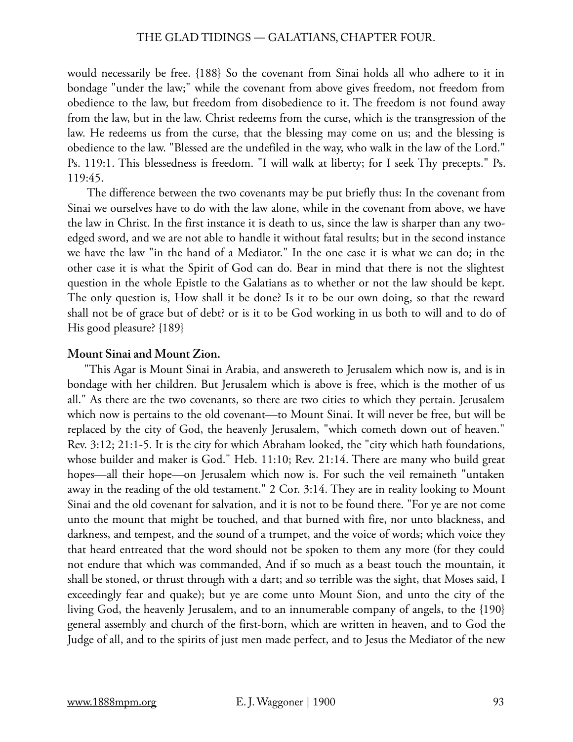would necessarily be free. {188} So the covenant from Sinai holds all who adhere to it in bondage "under the law;" while the covenant from above gives freedom, not freedom from obedience to the law, but freedom from disobedience to it. The freedom is not found away from the law, but in the law. Christ redeems from the curse, which is the transgression of the law. He redeems us from the curse, that the blessing may come on us; and the blessing is obedience to the law. "Blessed are the undefiled in the way, who walk in the law of the Lord." Ps. 119:1. This blessedness is freedom. "I will walk at liberty; for I seek Thy precepts." Ps. 119:45.

The difference between the two covenants may be put briefly thus: In the covenant from Sinai we ourselves have to do with the law alone, while in the covenant from above, we have the law in Christ. In the first instance it is death to us, since the law is sharper than any two-edged sword, and we are not able to handle it without fatal results; but in the second instance we have the law "in the hand of a Mediator." In the one case it is what we can do; in the other case it is what the Spirit of God can do. Bear in mind that there is not the slightest question in the whole Epistle to the Galatians as to whether or not the law should be kept. The only question is, How shall it be done? Is it to be our own doing, so that the reward shall not be of grace but of debt? or is it to be God working in us both to will and to do of His good pleasure? {189}

**Mount Sinai and Mount Zion.**

"This Agar is Mount Sinai in Arabia, and answereth to Jerusalem which now is, and is in bondage with her children. But Jerusalem which is above is free, which is the mother of us all." As there are the two covenants, so there are two cities to which they pertain. Jerusalem which now is pertains to the old covenant—to Mount Sinai. It will never be free, but will be replaced by the city of God, the heavenly Jerusalem, "which cometh down out of heaven." Rev. 3:12; 21:1-5. It is the city for which Abraham looked, the "city which hath foundations, whose builder and maker is God." Heb. 11:10; Rev. 21:14. There are many who build great hopes—all their hope—on Jerusalem which now is. For such the veil remaineth "untaken away in the reading of the old testament." 2 Cor. 3:14. They are in reality looking to Mount Sinai and the old covenant for salvation, and it is not to be found there. "For ye are not come unto the mount that might be touched, and that burned with fire, nor unto blackness, and darkness, and tempest, and the sound of a trumpet, and the voice of words; which voice they that heard entreated that the word should not be spoken to them any more (for they could not endure that which was commanded, And if so much as a beast touch the mountain, it shall be stoned, or thrust through with a dart; and so terrible was the sight, that Moses said, I exceedingly fear and quake); but ye are come unto Mount Sion, and unto the city of the living God, the heavenly Jerusalem, and to an innumerable company of angels, to the {190} general assembly and church of the first-born, which are written in heaven, and to God the Judge of all, and to the spirits of just men made perfect, and to Jesus the Mediator of the new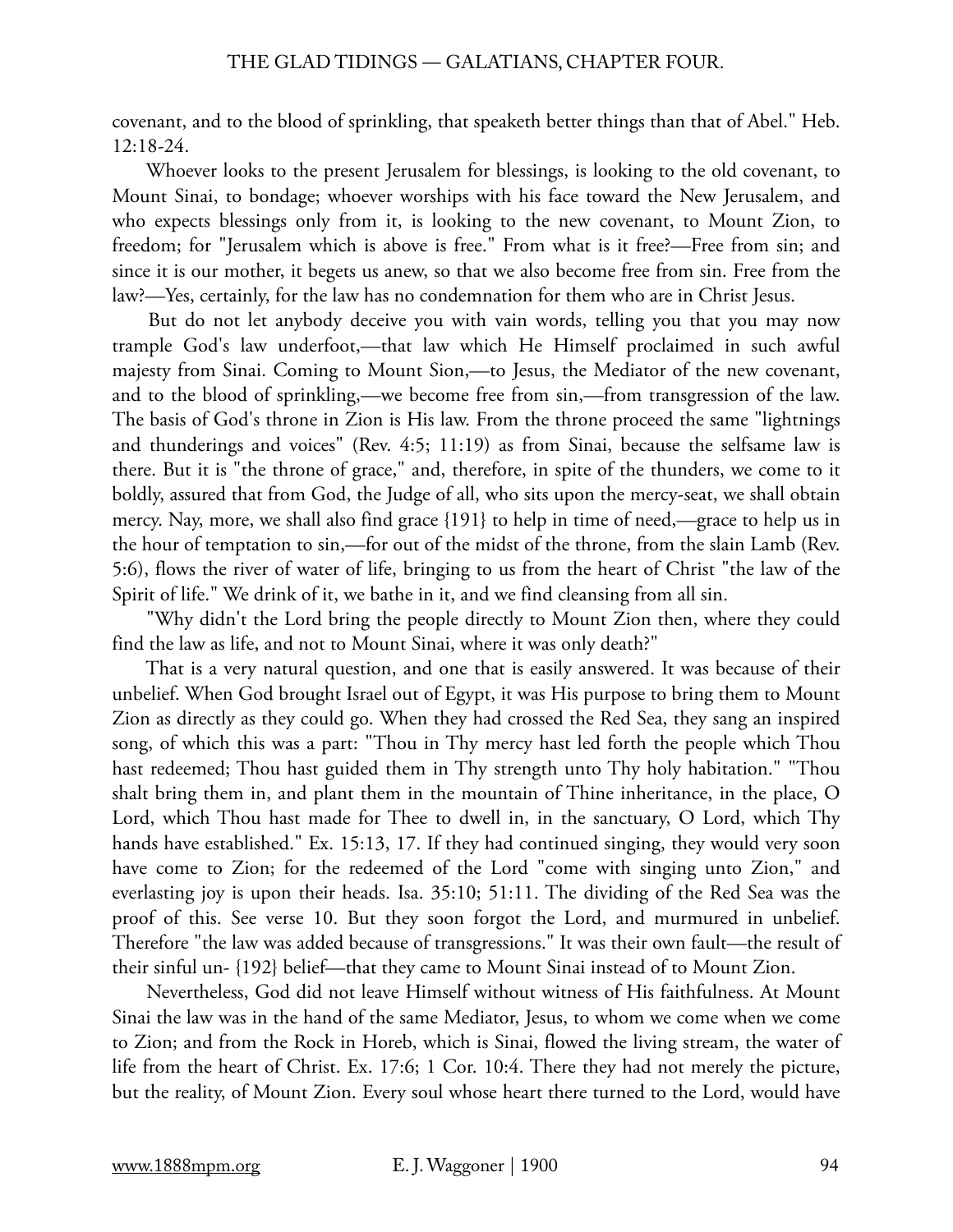covenant, and to the blood of sprinkling, that speaketh better things than that of Abel." Heb. 12:18-24.

Whoever looks to the present Jerusalem for blessings, is looking to the old covenant, to Mount Sinai, to bondage; whoever worships with his face toward the New Jerusalem, and who expects blessings only from it, is looking to the new covenant, to Mount Zion, to freedom; for "Jerusalem which is above is free." From what is it free?—Free from sin; and since it is our mother, it begets us anew, so that we also become free from sin. Free from the law?—Yes, certainly, for the law has no condemnation for them who are in Christ Jesus.

But do not let anybody deceive you with vain words, telling you that you may now trample God's law underfoot,—that law which He Himself proclaimed in such awful majesty from Sinai. Coming to Mount Sion,—to Jesus, the Mediator of the new covenant, and to the blood of sprinkling,—we become free from sin,—from transgression of the law. The basis of God's throne in Zion is His law. From the throne proceed the same "lightnings and thunderings and voices" (Rev. 4:5; 11:19) as from Sinai, because the selfsame law is there. But it is "the throne of grace," and, therefore, in spite of the thunders, we come to it boldly, assured that from God, the Judge of all, who sits upon the mercy-seat, we shall obtain mercy. Nay, more, we shall also find grace {191} to help in time of need,—grace to help us in the hour of temptation to sin,—for out of the midst of the throne, from the slain Lamb (Rev. 5:6), flows the river of water of life, bringing to us from the heart of Christ "the law of the Spirit of life." We drink of it, we bathe in it, and we find cleansing from all sin.

"Why didn't the Lord bring the people directly to Mount Zion then, where they could find the law as life, and not to Mount Sinai, where it was only death?"

That is a very natural question, and one that is easily answered. It was because of their unbelief. When God brought Israel out of Egypt, it was His purpose to bring them to Mount Zion as directly as they could go. When they had crossed the Red Sea, they sang an inspired song, of which this was a part: "Thou in Thy mercy hast led forth the people which Thou hast redeemed; Thou hast guided them in Thy strength unto Thy holy habitation." "Thou shalt bring them in, and plant them in the mountain of Thine inheritance, in the place, O Lord, which Thou hast made for Thee to dwell in, in the sanctuary, O Lord, which Thy hands have established." Ex. 15:13, 17. If they had continued singing, they would very soon have come to Zion; for the redeemed of the Lord "come with singing unto Zion," and everlasting joy is upon their heads. Isa. 35:10; 51:11. The dividing of the Red Sea was the proof of this. See verse 10. But they soon forgot the Lord, and murmured in unbelief. Therefore "the law was added because of transgressions." It was their own fault—the result of their sinful un- {192} belief—that they came to Mount Sinai instead of to Mount Zion.

Nevertheless, God did not leave Himself without witness of His faithfulness. At Mount Sinai the law was in the hand of the same Mediator, Jesus, to whom we come when we come to Zion; and from the Rock in Horeb, which is Sinai, flowed the living stream, the water of life from the heart of Christ. Ex. 17:6; 1 Cor. 10:4. There they had not merely the picture, but the reality, of Mount Zion. Every soul whose heart there turned to the Lord, would have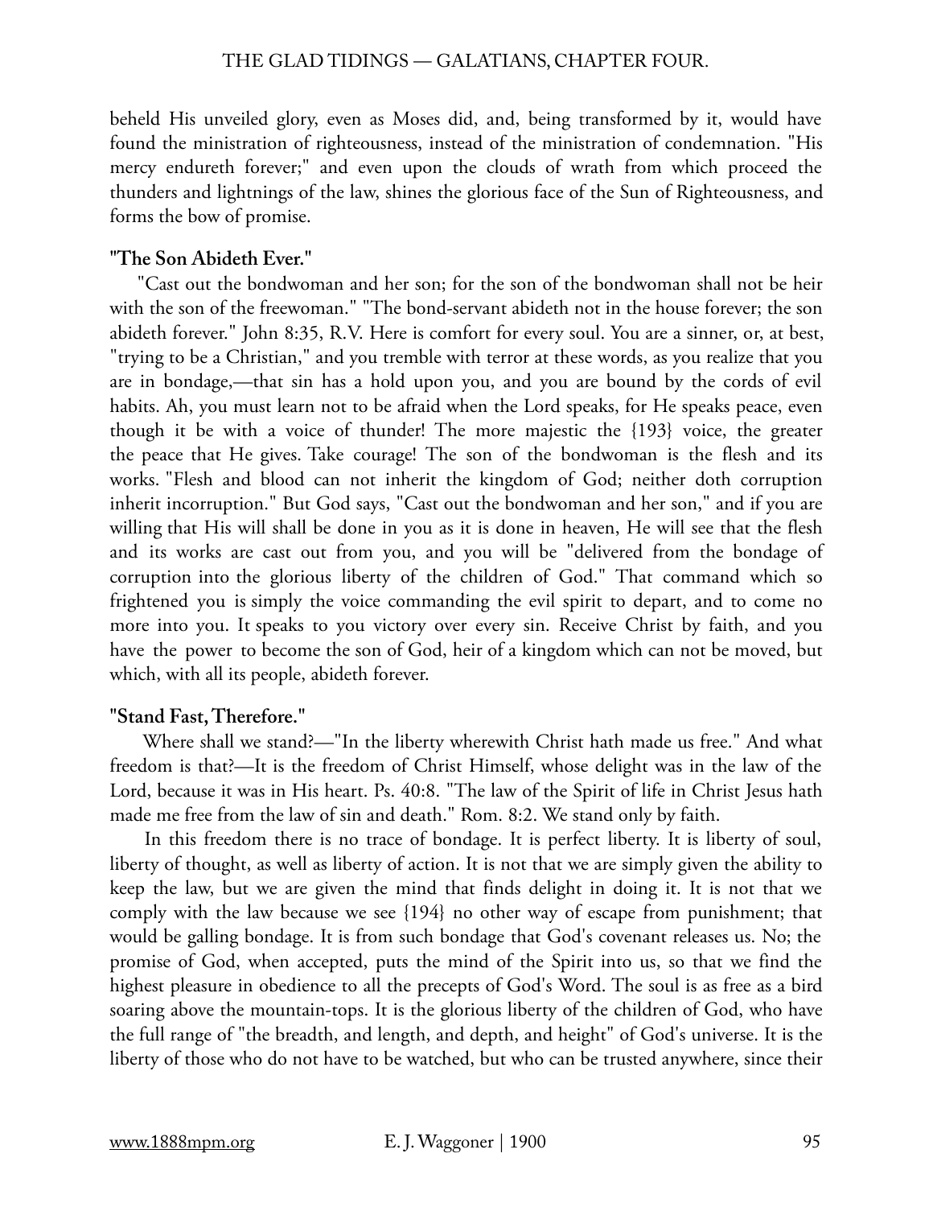beheld His unveiled glory, even as Moses did, and, being transformed by it, would have found the ministration of righteousness, instead of the ministration of condemnation. "His mercy endureth forever;" and even upon the clouds of wrath from which proceed the thunders and lightnings of the law, shines the glorious face of the Sun of Righteousness, and forms the bow of promise.

**"The Son Abideth Ever."**

"Cast out the bondwoman and her son; for the son of the bondwoman shall not be heir with the son of the freewoman." "The bond-servant abideth not in the house forever; the son abideth forever." John 8:35, R.V. Here is comfort for every soul. You are a sinner, or, at best, "trying to be a Christian," and you tremble with terror at these words, as you realize that you are in bondage,—that sin has a hold upon you, and you are bound by the cords of evil habits. Ah, you must learn not to be afraid when the Lord speaks, for He speaks peace, even though it be with a voice of thunder! The more majestic the {193} voice, the greater the peace that He gives. Take courage! The son of the bondwoman is the flesh and its works. "Flesh and blood can not inherit the kingdom of God; neither doth corruption inherit incorruption." But God says, "Cast out the bondwoman and her son," and if you are willing that His will shall be done in you as it is done in heaven, He will see that the flesh and its works are cast out from you, and you will be "delivered from the bondage of corruption into the glorious liberty of the children of God." That command which so frightened you is simply the voice commanding the evil spirit to depart, and to come no more into you. It speaks to you victory over every sin. Receive Christ by faith, and you have the power to become the son of God, heir of a kingdom which can not be moved, but which, with all its people, abideth forever.

**"Stand Fast, Therefore."**

Where shall we stand?—"In the liberty wherewith Christ hath made us free." And what freedom is that?—It is the freedom of Christ Himself, whose delight was in the law of the Lord, because it was in His heart. Ps. 40:8. "The law of the Spirit of life in Christ Jesus hath made me free from the law of sin and death." Rom. 8:2. We stand only by faith.

In this freedom there is no trace of bondage. It is perfect liberty. It is liberty of soul, liberty of thought, as well as liberty of action. It is not that we are simply given the ability to keep the law, but we are given the mind that finds delight in doing it. It is not that we comply with the law because we see {194} no other way of escape from punishment; that would be galling bondage. It is from such bondage that God's covenant releases us. No; the promise of God, when accepted, puts the mind of the Spirit into us, so that we find the highest pleasure in obedience to all the precepts of God's Word. The soul is as free as a bird soaring above the mountain-tops. It is the glorious liberty of the children of God, who have the full range of "the breadth, and length, and depth, and height" of God's universe. It is the liberty of those who do not have to be watched, but who can be trusted anywhere, since their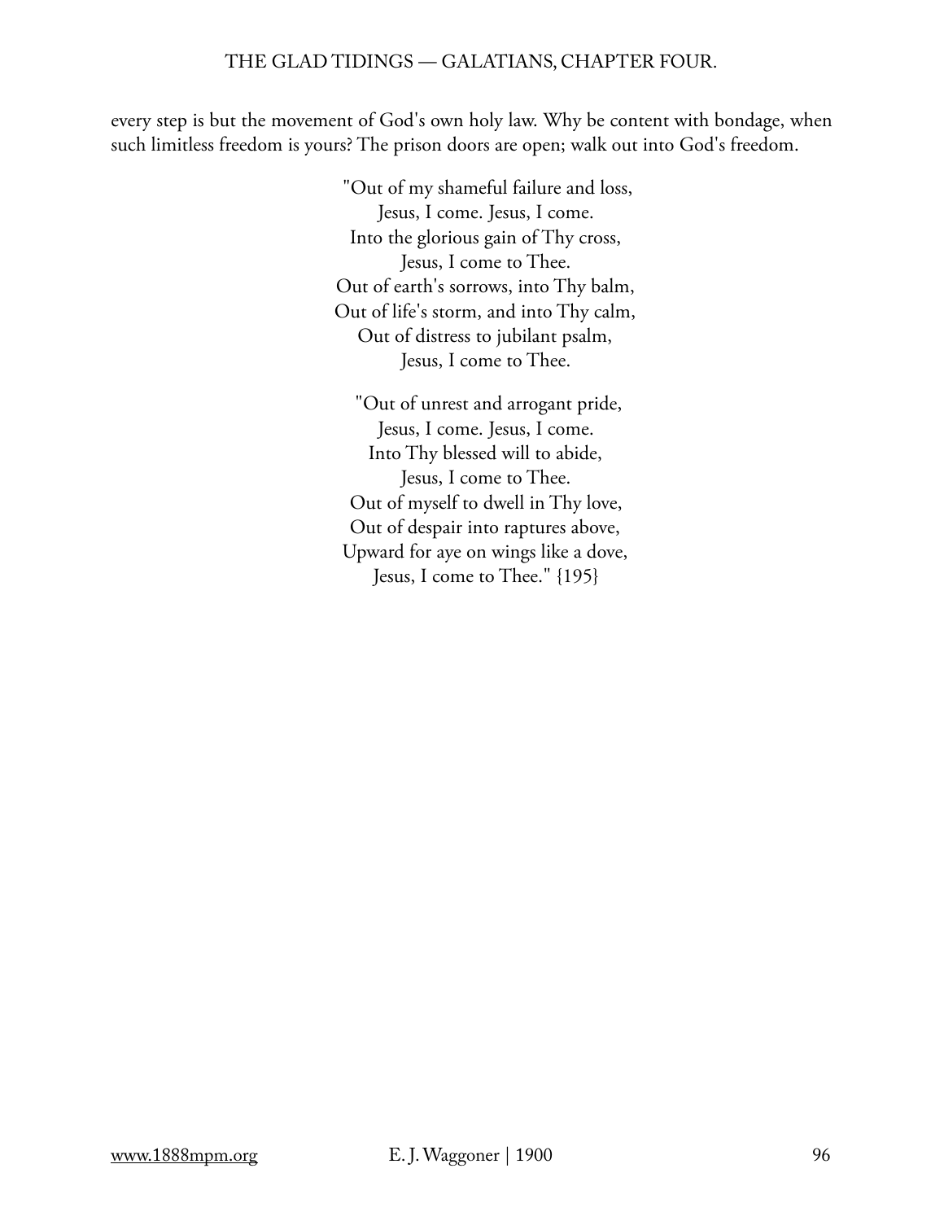every step is but the movement of God's own holy law. Why be content with bondage, when such limitless freedom is yours? The prison doors are open; walk out into God's freedom.

"Out of my shameful failure and loss,
Jesus, I come. Jesus, I come.
Into the glorious gain of Thy cross,
Jesus, I come to Thee.
Out of earth's sorrows, into Thy balm,
Out of life's storm, and into Thy calm,
Out of distress to jubilant psalm,
Jesus, I come to Thee.

"Out of unrest and arrogant pride,
Jesus, I come. Jesus, I come.
Into Thy blessed will to abide,
Jesus, I come to Thee.
Out of myself to dwell in Thy love,
Out of despair into raptures above,
Upward for aye on wings like a dove,
Jesus, I come to Thee." {195}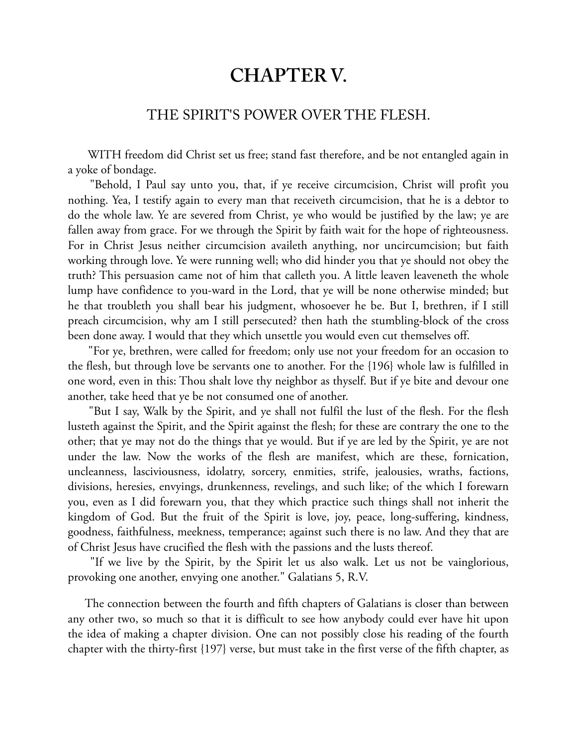# CHAPTER V.

## THE SPIRIT'S POWER OVER THE FLESH.

WITH freedom did Christ set us free; stand fast therefore, and be not entangled again in a yoke of bondage.

"Behold, I Paul say unto you, that, if ye receive circumcision, Christ will profit you nothing. Yea, I testify again to every man that receiveth circumcision, that he is a debtor to do the whole law. Ye are severed from Christ, ye who would be justified by the law; ye are fallen away from grace. For we through the Spirit by faith wait for the hope of righteousness. For in Christ Jesus neither circumcision availeth anything, nor uncircumcision; but faith working through love. Ye were running well; who did hinder you that ye should not obey the truth? This persuasion came not of him that calleth you. A little leaven leaveneth the whole lump have confidence to you-ward in the Lord, that ye will be none otherwise minded; but he that troubleth you shall bear his judgment, whosoever he be. But I, brethren, if I still preach circumcision, why am I still persecuted? then hath the stumbling-block of the cross been done away. I would that they which unsettle you would even cut themselves off.

"For ye, brethren, were called for freedom; only use not your freedom for an occasion to the flesh, but through love be servants one to another. For the {196} whole law is fulfilled in one word, even in this: Thou shalt love thy neighbor as thyself. But if ye bite and devour one another, take heed that ye be not consumed one of another.

"But I say, Walk by the Spirit, and ye shall not fulfil the lust of the flesh. For the flesh lusteth against the Spirit, and the Spirit against the flesh; for these are contrary the one to the other; that ye may not do the things that ye would. But if ye are led by the Spirit, ye are not under the law. Now the works of the flesh are manifest, which are these, fornication, uncleanness, lasciviousness, idolatry, sorcery, enmities, strife, jealousies, wraths, factions, divisions, heresies, envyings, drunkenness, revelings, and such like; of the which I forewarn you, even as I did forewarn you, that they which practice such things shall not inherit the kingdom of God. But the fruit of the Spirit is love, joy, peace, long-suffering, kindness, goodness, faithfulness, meekness, temperance; against such there is no law. And they that are of Christ Jesus have crucified the flesh with the passions and the lusts thereof.

"If we live by the Spirit, by the Spirit let us also walk. Let us not be vainglorious, provoking one another, envying one another." Galatians 5, R.V.

The connection between the fourth and fifth chapters of Galatians is closer than between any other two, so much so that it is difficult to see how anybody could ever have hit upon the idea of making a chapter division. One can not possibly close his reading of the fourth chapter with the thirty-first {197} verse, but must take in the first verse of the fifth chapter, as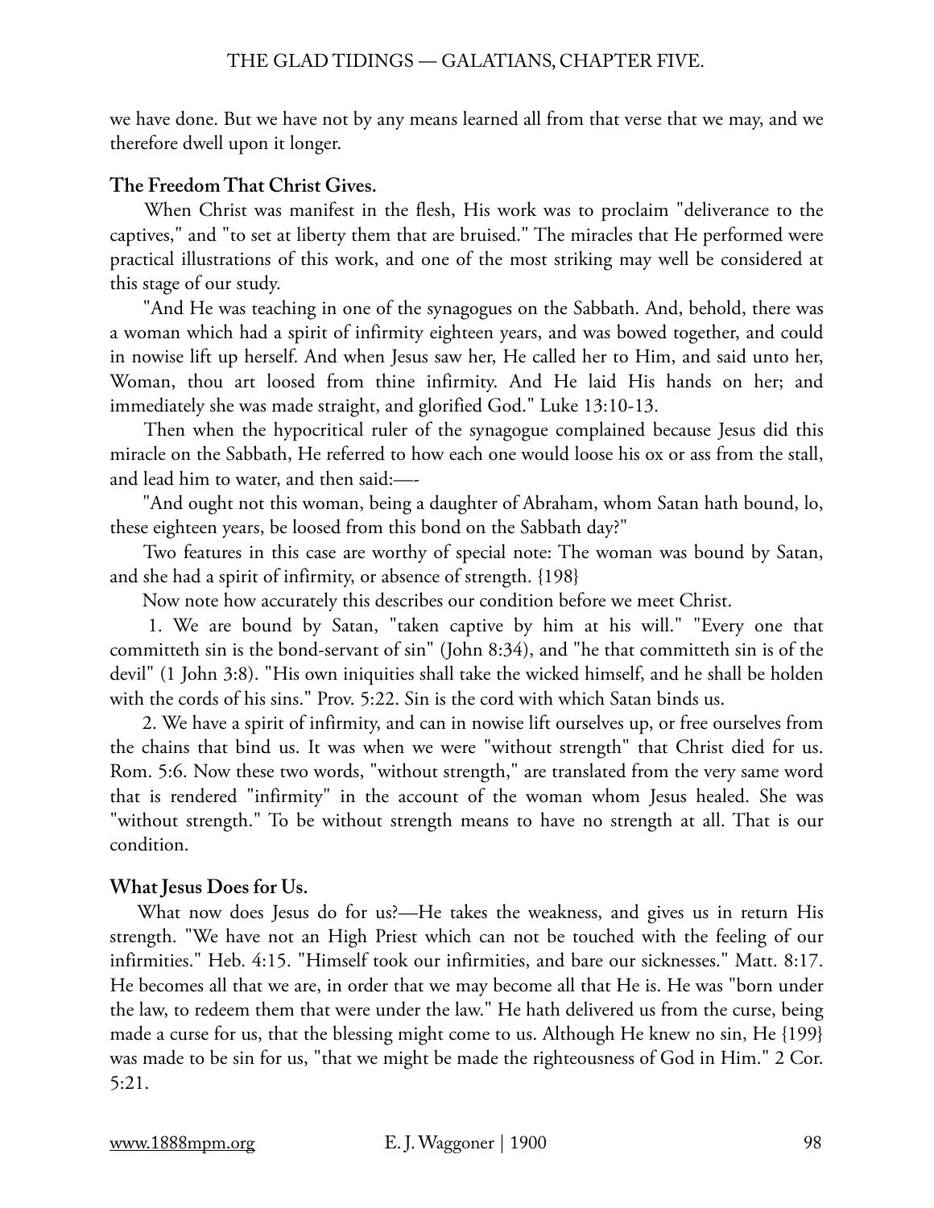we have done. But we have not by any means learned all from that verse that we may, and we therefore dwell upon it longer.

**The Freedom That Christ Gives.**

When Christ was manifest in the flesh, His work was to proclaim "deliverance to the captives," and "to set at liberty them that are bruised." The miracles that He performed were practical illustrations of this work, and one of the most striking may well be considered at this stage of our study.

"And He was teaching in one of the synagogues on the Sabbath. And, behold, there was a woman which had a spirit of infirmity eighteen years, and was bowed together, and could in nowise lift up herself. And when Jesus saw her, He called her to Him, and said unto her, Woman, thou art loosed from thine infirmity. And He laid His hands on her; and immediately she was made straight, and glorified God." Luke 13:10-13.

Then when the hypocritical ruler of the synagogue complained because Jesus did this miracle on the Sabbath, He referred to how each one would loose his ox or ass from the stall, and lead him to water, and then said:—-

"And ought not this woman, being a daughter of Abraham, whom Satan hath bound, lo, these eighteen years, be loosed from this bond on the Sabbath day?"

Two features in this case are worthy of special note: The woman was bound by Satan, and she had a spirit of infirmity, or absence of strength. {198}

Now note how accurately this describes our condition before we meet Christ.

1. We are bound by Satan, "taken captive by him at his will." "Every one that committeth sin is the bond-servant of sin" (John 8:34), and "he that committeth sin is of the devil" (1 John 3:8). "His own iniquities shall take the wicked himself, and he shall be holden with the cords of his sins." Prov. 5:22. Sin is the cord with which Satan binds us.

2. We have a spirit of infirmity, and can in nowise lift ourselves up, or free ourselves from the chains that bind us. It was when we were "without strength" that Christ died for us. Rom. 5:6. Now these two words, "without strength," are translated from the very same word that is rendered "infirmity" in the account of the woman whom Jesus healed. She was "without strength." To be without strength means to have no strength at all. That is our condition.

**What Jesus Does for Us.**

What now does Jesus do for us?—He takes the weakness, and gives us in return His strength. "We have not an High Priest which can not be touched with the feeling of our infirmities." Heb. 4:15. "Himself took our infirmities, and bare our sicknesses." Matt. 8:17. He becomes all that we are, in order that we may become all that He is. He was "born under the law, to redeem them that were under the law." He hath delivered us from the curse, being made a curse for us, that the blessing might come to us. Although He knew no sin, He {199} was made to be sin for us, "that we might be made the righteousness of God in Him." 2 Cor. 5:21.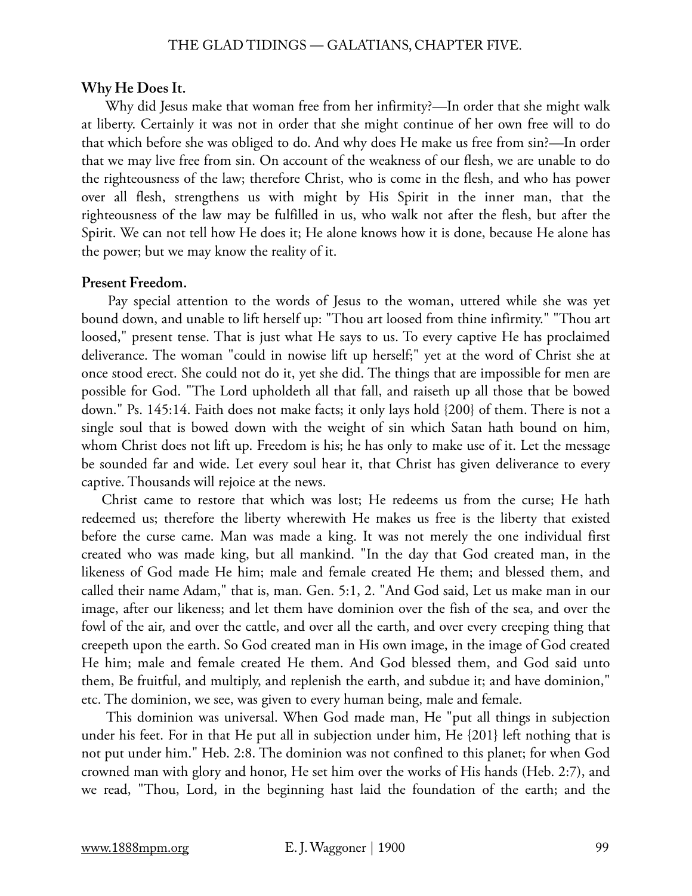**Why He Does It.**

Why did Jesus make that woman free from her infirmity?—In order that she might walk at liberty. Certainly it was not in order that she might continue of her own free will to do that which before she was obliged to do. And why does He make us free from sin?—In order that we may live free from sin. On account of the weakness of our flesh, we are unable to do the righteousness of the law; therefore Christ, who is come in the flesh, and who has power over all flesh, strengthens us with might by His Spirit in the inner man, that the righteousness of the law may be fulfilled in us, who walk not after the flesh, but after the Spirit. We can not tell how He does it; He alone knows how it is done, because He alone has the power; but we may know the reality of it.

**Present Freedom.**

Pay special attention to the words of Jesus to the woman, uttered while she was yet bound down, and unable to lift herself up: "Thou art loosed from thine infirmity." "Thou art loosed," present tense. That is just what He says to us. To every captive He has proclaimed deliverance. The woman "could in nowise lift up herself;" yet at the word of Christ she at once stood erect. She could not do it, yet she did. The things that are impossible for men are possible for God. "The Lord upholdeth all that fall, and raiseth up all those that be bowed down." Ps. 145:14. Faith does not make facts; it only lays hold {200} of them. There is not a single soul that is bowed down with the weight of sin which Satan hath bound on him, whom Christ does not lift up. Freedom is his; he has only to make use of it. Let the message be sounded far and wide. Let every soul hear it, that Christ has given deliverance to every captive. Thousands will rejoice at the news.

Christ came to restore that which was lost; He redeems us from the curse; He hath redeemed us; therefore the liberty wherewith He makes us free is the liberty that existed before the curse came. Man was made a king. It was not merely the one individual first created who was made king, but all mankind. "In the day that God created man, in the likeness of God made He him; male and female created He them; and blessed them, and called their name Adam," that is, man. Gen. 5:1, 2. "And God said, Let us make man in our image, after our likeness; and let them have dominion over the fish of the sea, and over the fowl of the air, and over the cattle, and over all the earth, and over every creeping thing that creepeth upon the earth. So God created man in His own image, in the image of God created He him; male and female created He them. And God blessed them, and God said unto them, Be fruitful, and multiply, and replenish the earth, and subdue it; and have dominion," etc. The dominion, we see, was given to every human being, male and female.

This dominion was universal. When God made man, He "put all things in subjection under his feet. For in that He put all in subjection under him, He {201} left nothing that is not put under him." Heb. 2:8. The dominion was not confined to this planet; for when God crowned man with glory and honor, He set him over the works of His hands (Heb. 2:7), and we read, "Thou, Lord, in the beginning hast laid the foundation of the earth; and the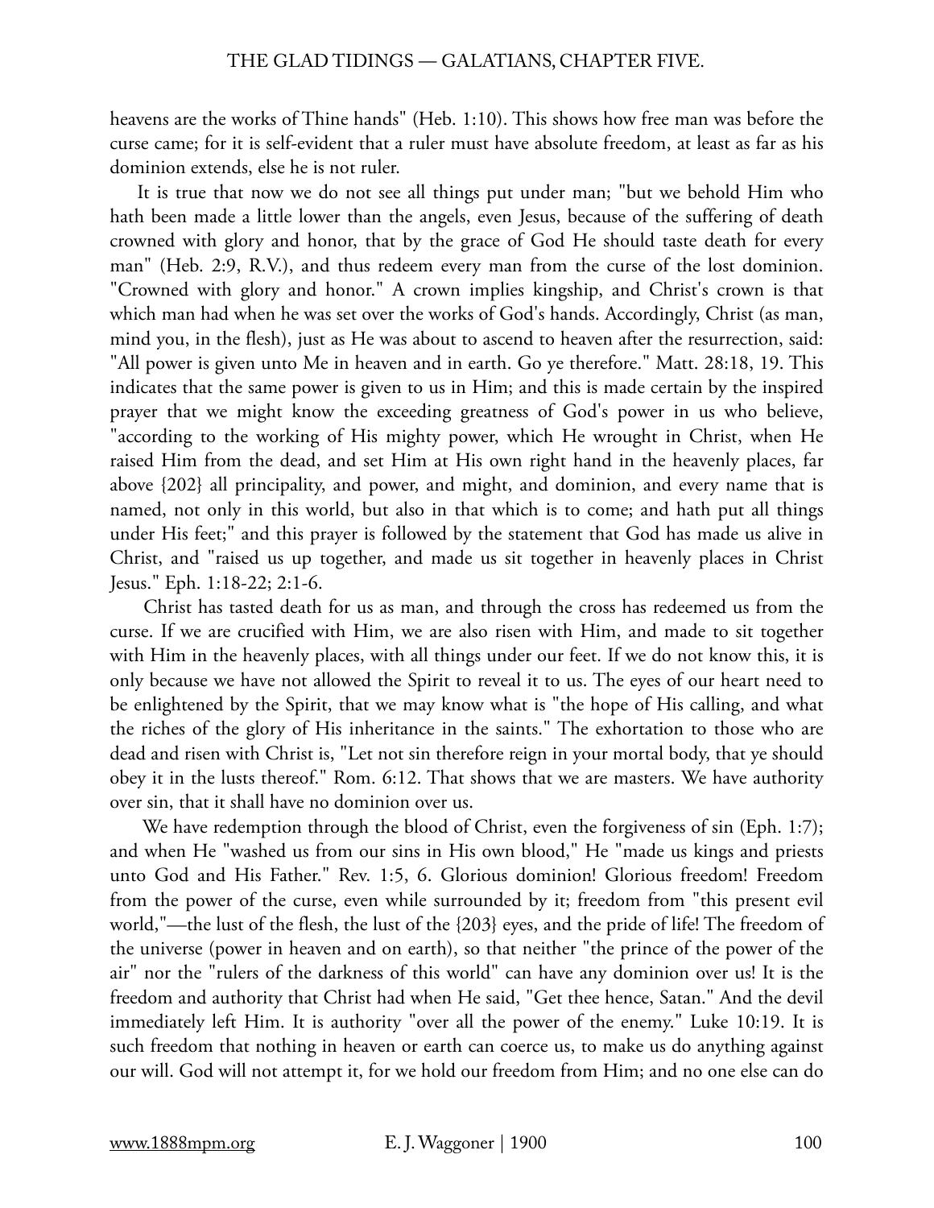heavens are the works of Thine hands" (Heb. 1:10). This shows how free man was before the curse came; for it is self-evident that a ruler must have absolute freedom, at least as far as his dominion extends, else he is not ruler.

It is true that now we do not see all things put under man; "but we behold Him who hath been made a little lower than the angels, even Jesus, because of the suffering of death crowned with glory and honor, that by the grace of God He should taste death for every man" (Heb. 2:9, R.V.), and thus redeem every man from the curse of the lost dominion. "Crowned with glory and honor." A crown implies kingship, and Christ's crown is that which man had when he was set over the works of God's hands. Accordingly, Christ (as man, mind you, in the flesh), just as He was about to ascend to heaven after the resurrection, said: "All power is given unto Me in heaven and in earth. Go ye therefore." Matt. 28:18, 19. This indicates that the same power is given to us in Him; and this is made certain by the inspired prayer that we might know the exceeding greatness of God's power in us who believe, "according to the working of His mighty power, which He wrought in Christ, when He raised Him from the dead, and set Him at His own right hand in the heavenly places, far above {202} all principality, and power, and might, and dominion, and every name that is named, not only in this world, but also in that which is to come; and hath put all things under His feet;" and this prayer is followed by the statement that God has made us alive in Christ, and "raised us up together, and made us sit together in heavenly places in Christ Jesus." Eph. 1:18-22; 2:1-6.

Christ has tasted death for us as man, and through the cross has redeemed us from the curse. If we are crucified with Him, we are also risen with Him, and made to sit together with Him in the heavenly places, with all things under our feet. If we do not know this, it is only because we have not allowed the Spirit to reveal it to us. The eyes of our heart need to be enlightened by the Spirit, that we may know what is "the hope of His calling, and what the riches of the glory of His inheritance in the saints." The exhortation to those who are dead and risen with Christ is, "Let not sin therefore reign in your mortal body, that ye should obey it in the lusts thereof." Rom. 6:12. That shows that we are masters. We have authority over sin, that it shall have no dominion over us.

We have redemption through the blood of Christ, even the forgiveness of sin (Eph. 1:7); and when He "washed us from our sins in His own blood," He "made us kings and priests unto God and His Father." Rev. 1:5, 6. Glorious dominion! Glorious freedom! Freedom from the power of the curse, even while surrounded by it; freedom from "this present evil world,"—the lust of the flesh, the lust of the {203} eyes, and the pride of life! The freedom of the universe (power in heaven and on earth), so that neither "the prince of the power of the air" nor the "rulers of the darkness of this world" can have any dominion over us! It is the freedom and authority that Christ had when He said, "Get thee hence, Satan." And the devil immediately left Him. It is authority "over all the power of the enemy." Luke 10:19. It is such freedom that nothing in heaven or earth can coerce us, to make us do anything against our will. God will not attempt it, for we hold our freedom from Him; and no one else can do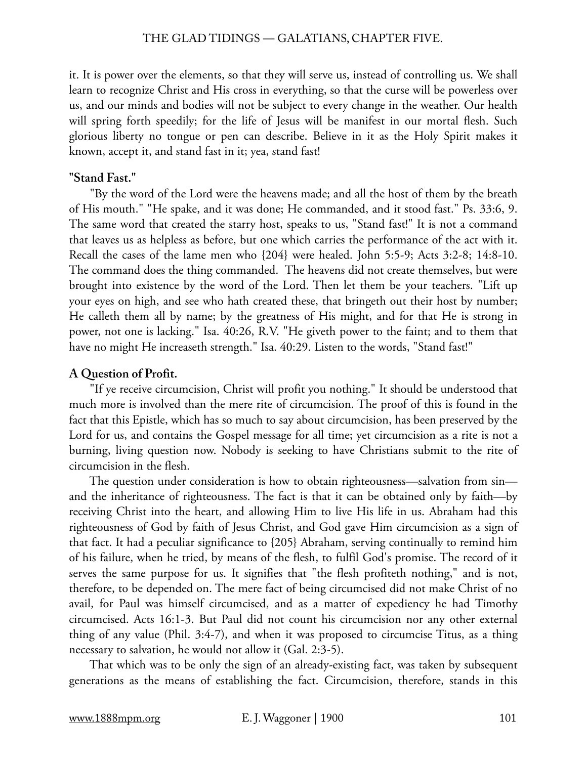it. It is power over the elements, so that they will serve us, instead of controlling us. We shall learn to recognize Christ and His cross in everything, so that the curse will be powerless over us, and our minds and bodies will not be subject to every change in the weather. Our health will spring forth speedily; for the life of Jesus will be manifest in our mortal flesh. Such glorious liberty no tongue or pen can describe. Believe in it as the Holy Spirit makes it known, accept it, and stand fast in it; yea, stand fast!

**"Stand Fast."**

"By the word of the Lord were the heavens made; and all the host of them by the breath of His mouth." "He spake, and it was done; He commanded, and it stood fast." Ps. 33:6, 9. The same word that created the starry host, speaks to us, "Stand fast!" It is not a command that leaves us as helpless as before, but one which carries the performance of the act with it. Recall the cases of the lame men who {204} were healed. John 5:5-9; Acts 3:2-8; 14:8-10. The command does the thing commanded. The heavens did not create themselves, but were brought into existence by the word of the Lord. Then let them be your teachers. "Lift up your eyes on high, and see who hath created these, that bringeth out their host by number; He calleth them all by name; by the greatness of His might, and for that He is strong in power, not one is lacking." Isa. 40:26, R.V. "He giveth power to the faint; and to them that have no might He increaseth strength." Isa. 40:29. Listen to the words, "Stand fast!"

**A Question of Profit.**

"If ye receive circumcision, Christ will profit you nothing." It should be understood that much more is involved than the mere rite of circumcision. The proof of this is found in the fact that this Epistle, which has so much to say about circumcision, has been preserved by the Lord for us, and contains the Gospel message for all time; yet circumcision as a rite is not a burning, living question now. Nobody is seeking to have Christians submit to the rite of circumcision in the flesh.

The question under consideration is how to obtain righteousness—salvation from sin—and the inheritance of righteousness. The fact is that it can be obtained only by faith—by receiving Christ into the heart, and allowing Him to live His life in us. Abraham had this righteousness of God by faith of Jesus Christ, and God gave Him circumcision as a sign of that fact. It had a peculiar significance to {205} Abraham, serving continually to remind him of his failure, when he tried, by means of the flesh, to fulfil God's promise. The record of it serves the same purpose for us. It signifies that "the flesh profiteth nothing," and is not, therefore, to be depended on. The mere fact of being circumcised did not make Christ of no avail, for Paul was himself circumcised, and as a matter of expediency he had Timothy circumcised. Acts 16:1-3. But Paul did not count his circumcision nor any other external thing of any value (Phil. 3:4-7), and when it was proposed to circumcise Titus, as a thing necessary to salvation, he would not allow it (Gal. 2:3-5).

That which was to be only the sign of an already-existing fact, was taken by subsequent generations as the means of establishing the fact. Circumcision, therefore, stands in this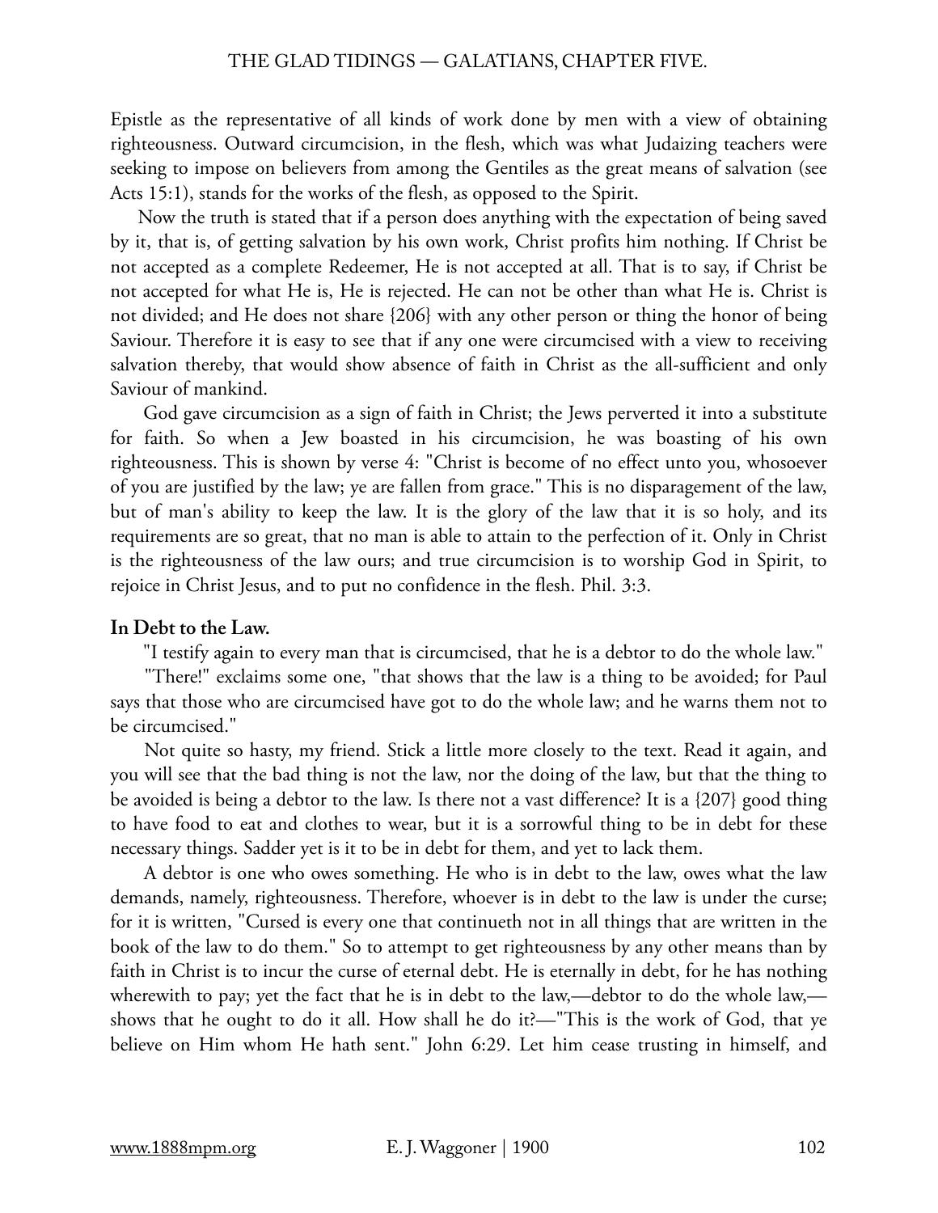Epistle as the representative of all kinds of work done by men with a view of obtaining righteousness. Outward circumcision, in the flesh, which was what Judaizing teachers were seeking to impose on believers from among the Gentiles as the great means of salvation (see Acts 15:1), stands for the works of the flesh, as opposed to the Spirit.

Now the truth is stated that if a person does anything with the expectation of being saved by it, that is, of getting salvation by his own work, Christ profits him nothing. If Christ be not accepted as a complete Redeemer, He is not accepted at all. That is to say, if Christ be not accepted for what He is, He is rejected. He can not be other than what He is. Christ is not divided; and He does not share {206} with any other person or thing the honor of being Saviour. Therefore it is easy to see that if any one were circumcised with a view to receiving salvation thereby, that would show absence of faith in Christ as the all-sufficient and only Saviour of mankind.

God gave circumcision as a sign of faith in Christ; the Jews perverted it into a substitute for faith. So when a Jew boasted in his circumcision, he was boasting of his own righteousness. This is shown by verse 4: "Christ is become of no effect unto you, whosoever of you are justified by the law; ye are fallen from grace." This is no disparagement of the law, but of man's ability to keep the law. It is the glory of the law that it is so holy, and its requirements are so great, that no man is able to attain to the perfection of it. Only in Christ is the righteousness of the law ours; and true circumcision is to worship God in Spirit, to rejoice in Christ Jesus, and to put no confidence in the flesh. Phil. 3:3.

**In Debt to the Law.**

"I testify again to every man that is circumcised, that he is a debtor to do the whole law."

"There!" exclaims some one, "that shows that the law is a thing to be avoided; for Paul says that those who are circumcised have got to do the whole law; and he warns them not to be circumcised."

Not quite so hasty, my friend. Stick a little more closely to the text. Read it again, and you will see that the bad thing is not the law, nor the doing of the law, but that the thing to be avoided is being a debtor to the law. Is there not a vast difference? It is a {207} good thing to have food to eat and clothes to wear, but it is a sorrowful thing to be in debt for these necessary things. Sadder yet is it to be in debt for them, and yet to lack them.

A debtor is one who owes something. He who is in debt to the law, owes what the law demands, namely, righteousness. Therefore, whoever is in debt to the law is under the curse; for it is written, "Cursed is every one that continueth not in all things that are written in the book of the law to do them." So to attempt to get righteousness by any other means than by faith in Christ is to incur the curse of eternal debt. He is eternally in debt, for he has nothing wherewith to pay; yet the fact that he is in debt to the law,—debtor to do the whole law,—shows that he ought to do it all. How shall he do it?—"This is the work of God, that ye believe on Him whom He hath sent." John 6:29. Let him cease trusting in himself, and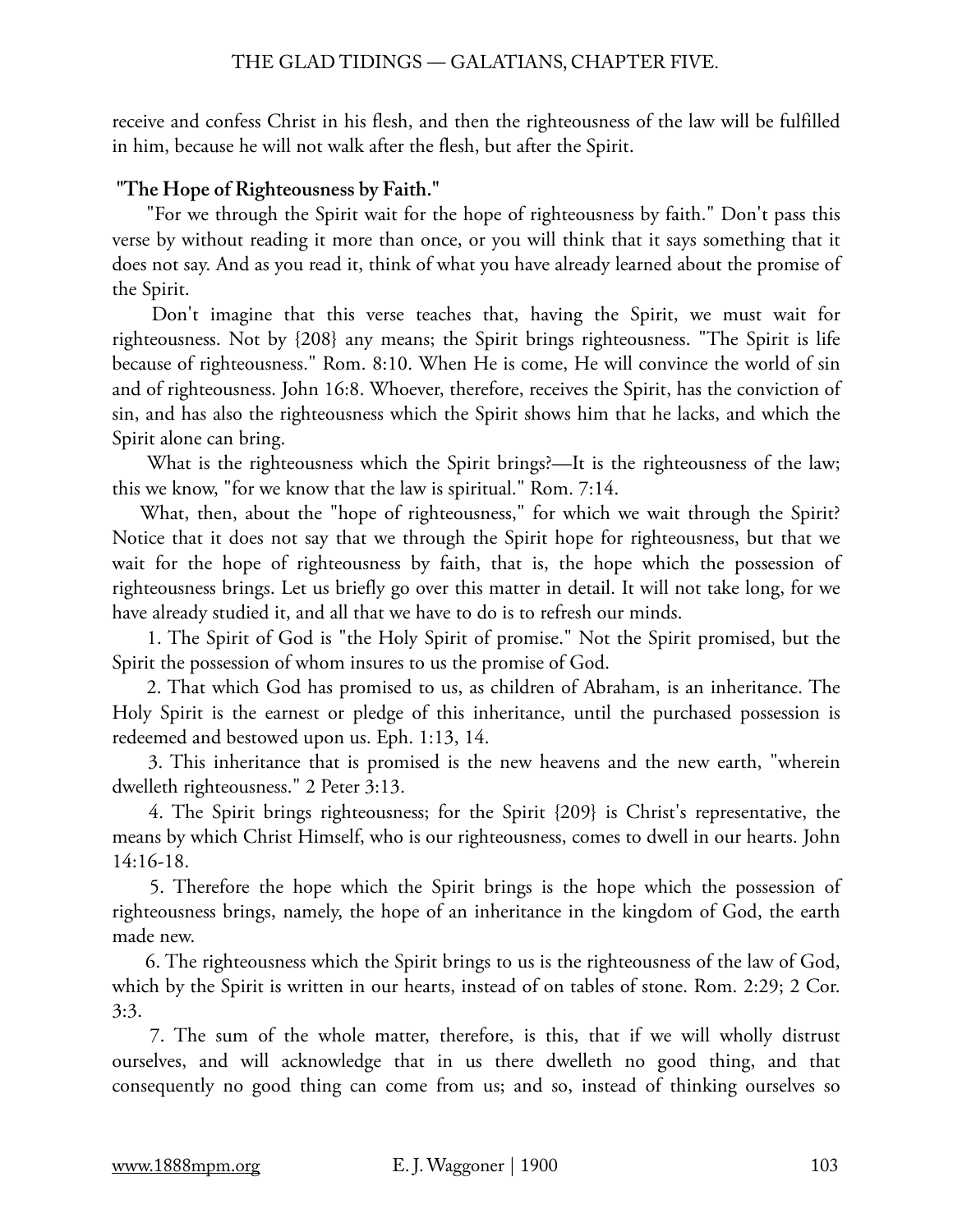receive and confess Christ in his flesh, and then the righteousness of the law will be fulfilled in him, because he will not walk after the flesh, but after the Spirit.

### "The Hope of Righteousness by Faith."

"For we through the Spirit wait for the hope of righteousness by faith." Don't pass this verse by without reading it more than once, or you will think that it says something that it does not say. And as you read it, think of what you have already learned about the promise of the Spirit.

Don't imagine that this verse teaches that, having the Spirit, we must wait for righteousness. Not by {208} any means; the Spirit brings righteousness. "The Spirit is life because of righteousness." Rom. 8:10. When He is come, He will convince the world of sin and of righteousness. John 16:8. Whoever, therefore, receives the Spirit, has the conviction of sin, and has also the righteousness which the Spirit shows him that he lacks, and which the Spirit alone can bring.

What is the righteousness which the Spirit brings?—It is the righteousness of the law; this we know, "for we know that the law is spiritual." Rom. 7:14.

What, then, about the "hope of righteousness," for which we wait through the Spirit? Notice that it does not say that we through the Spirit hope for righteousness, but that we wait for the hope of righteousness by faith, that is, the hope which the possession of righteousness brings. Let us briefly go over this matter in detail. It will not take long, for we have already studied it, and all that we have to do is to refresh our minds.

1. The Spirit of God is "the Holy Spirit of promise." Not the Spirit promised, but the Spirit the possession of whom insures to us the promise of God.

2. That which God has promised to us, as children of Abraham, is an inheritance. The Holy Spirit is the earnest or pledge of this inheritance, until the purchased possession is redeemed and bestowed upon us. Eph. 1:13, 14.

3. This inheritance that is promised is the new heavens and the new earth, "wherein dwelleth righteousness." 2 Peter 3:13.

4. The Spirit brings righteousness; for the Spirit {209} is Christ's representative, the means by which Christ Himself, who is our righteousness, comes to dwell in our hearts. John 14:16-18.

5. Therefore the hope which the Spirit brings is the hope which the possession of righteousness brings, namely, the hope of an inheritance in the kingdom of God, the earth made new.

6. The righteousness which the Spirit brings to us is the righteousness of the law of God, which by the Spirit is written in our hearts, instead of on tables of stone. Rom. 2:29; 2 Cor. 3:3.

7. The sum of the whole matter, therefore, is this, that if we will wholly distrust ourselves, and will acknowledge that in us there dwelleth no good thing, and that consequently no good thing can come from us; and so, instead of thinking ourselves so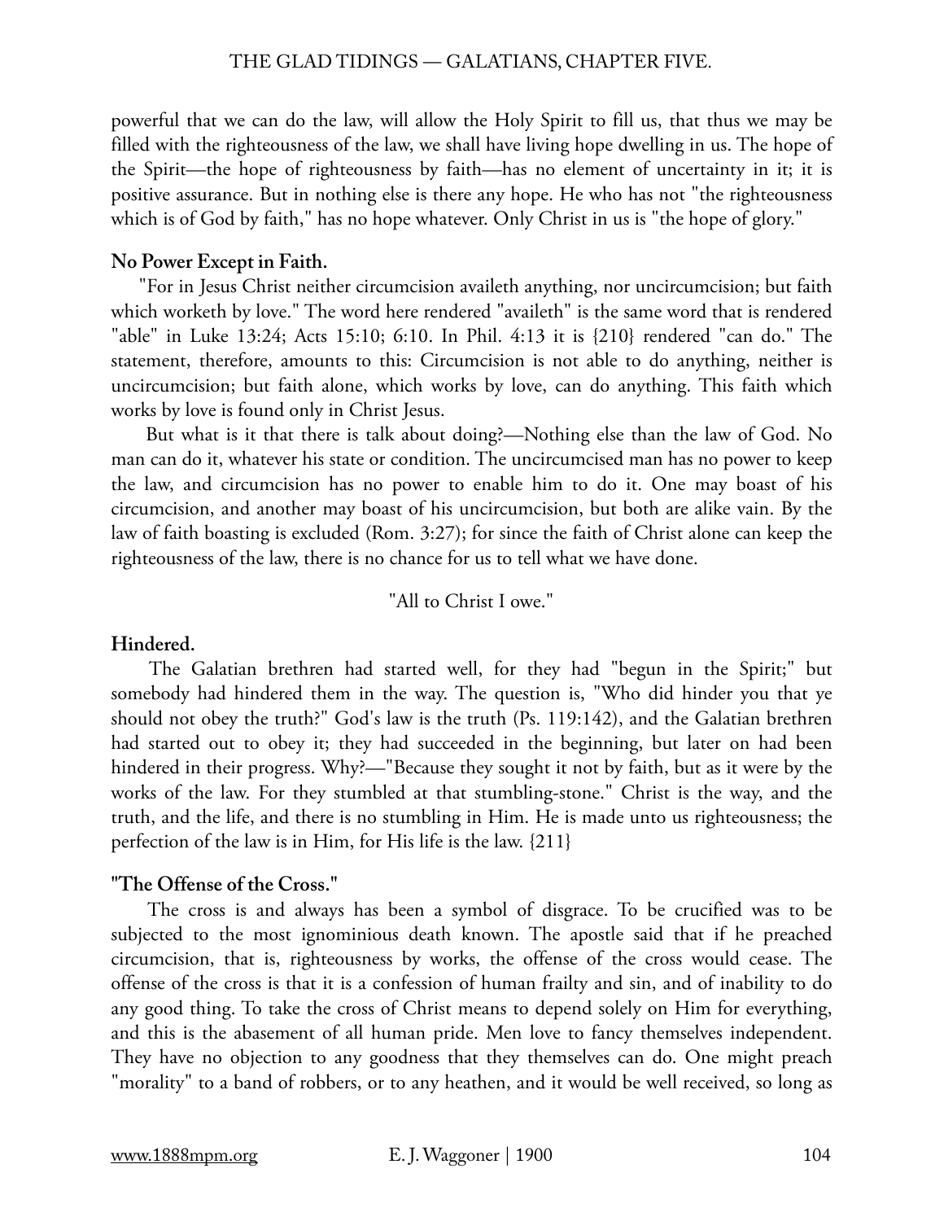powerful that we can do the law, will allow the Holy Spirit to fill us, that thus we may be filled with the righteousness of the law, we shall have living hope dwelling in us. The hope of the Spirit—the hope of righteousness by faith—has no element of uncertainty in it; it is positive assurance. But in nothing else is there any hope. He who has not "the righteousness which is of God by faith," has no hope whatever. Only Christ in us is "the hope of glory."

**No Power Except in Faith.**

"For in Jesus Christ neither circumcision availeth anything, nor uncircumcision; but faith which worketh by love." The word here rendered "availeth" is the same word that is rendered "able" in Luke 13:24; Acts 15:10; 6:10. In Phil. 4:13 it is {210} rendered "can do." The statement, therefore, amounts to this: Circumcision is not able to do anything, neither is uncircumcision; but faith alone, which works by love, can do anything. This faith which works by love is found only in Christ Jesus.

But what is it that there is talk about doing?—Nothing else than the law of God. No man can do it, whatever his state or condition. The uncircumcised man has no power to keep the law, and circumcision has no power to enable him to do it. One may boast of his circumcision, and another may boast of his uncircumcision, but both are alike vain. By the law of faith boasting is excluded (Rom. 3:27); for since the faith of Christ alone can keep the righteousness of the law, there is no chance for us to tell what we have done.

"All to Christ I owe."

**Hindered.**

The Galatian brethren had started well, for they had "begun in the Spirit;" but somebody had hindered them in the way. The question is, "Who did hinder you that ye should not obey the truth?" God's law is the truth (Ps. 119:142), and the Galatian brethren had started out to obey it; they had succeeded in the beginning, but later on had been hindered in their progress. Why?—"Because they sought it not by faith, but as it were by the works of the law. For they stumbled at that stumbling-stone." Christ is the way, and the truth, and the life, and there is no stumbling in Him. He is made unto us righteousness; the perfection of the law is in Him, for His life is the law. {211}

**"The Offense of the Cross."**

The cross is and always has been a symbol of disgrace. To be crucified was to be subjected to the most ignominious death known. The apostle said that if he preached circumcision, that is, righteousness by works, the offense of the cross would cease. The offense of the cross is that it is a confession of human frailty and sin, and of inability to do any good thing. To take the cross of Christ means to depend solely on Him for everything, and this is the abasement of all human pride. Men love to fancy themselves independent. They have no objection to any goodness that they themselves can do. One might preach "morality" to a band of robbers, or to any heathen, and it would be well received, so long as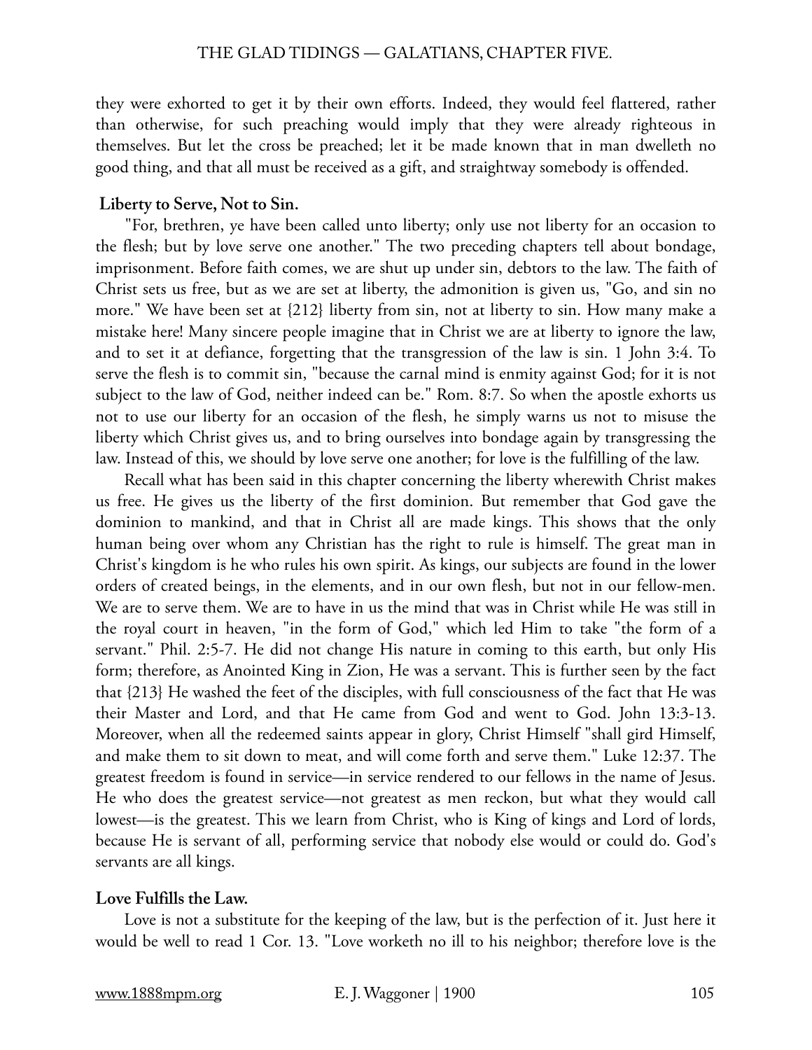they were exhorted to get it by their own efforts. Indeed, they would feel flattered, rather than otherwise, for such preaching would imply that they were already righteous in themselves. But let the cross be preached; let it be made known that in man dwelleth no good thing, and that all must be received as a gift, and straightway somebody is offended.

**Liberty to Serve, Not to Sin.**

"For, brethren, ye have been called unto liberty; only use not liberty for an occasion to the flesh; but by love serve one another." The two preceding chapters tell about bondage, imprisonment. Before faith comes, we are shut up under sin, debtors to the law. The faith of Christ sets us free, but as we are set at liberty, the admonition is given us, "Go, and sin no more." We have been set at {212} liberty from sin, not at liberty to sin. How many make a mistake here! Many sincere people imagine that in Christ we are at liberty to ignore the law, and to set it at defiance, forgetting that the transgression of the law is sin. 1 John 3:4. To serve the flesh is to commit sin, "because the carnal mind is enmity against God; for it is not subject to the law of God, neither indeed can be." Rom. 8:7. So when the apostle exhorts us not to use our liberty for an occasion of the flesh, he simply warns us not to misuse the liberty which Christ gives us, and to bring ourselves into bondage again by transgressing the law. Instead of this, we should by love serve one another; for love is the fulfilling of the law.

Recall what has been said in this chapter concerning the liberty wherewith Christ makes us free. He gives us the liberty of the first dominion. But remember that God gave the dominion to mankind, and that in Christ all are made kings. This shows that the only human being over whom any Christian has the right to rule is himself. The great man in Christ's kingdom is he who rules his own spirit. As kings, our subjects are found in the lower orders of created beings, in the elements, and in our own flesh, but not in our fellow-men. We are to serve them. We are to have in us the mind that was in Christ while He was still in the royal court in heaven, "in the form of God," which led Him to take "the form of a servant." Phil. 2:5-7. He did not change His nature in coming to this earth, but only His form; therefore, as Anointed King in Zion, He was a servant. This is further seen by the fact that {213} He washed the feet of the disciples, with full consciousness of the fact that He was their Master and Lord, and that He came from God and went to God. John 13:3-13. Moreover, when all the redeemed saints appear in glory, Christ Himself "shall gird Himself, and make them to sit down to meat, and will come forth and serve them." Luke 12:37. The greatest freedom is found in service—in service rendered to our fellows in the name of Jesus. He who does the greatest service—not greatest as men reckon, but what they would call lowest—is the greatest. This we learn from Christ, who is King of kings and Lord of lords, because He is servant of all, performing service that nobody else would or could do. God's servants are all kings.

**Love Fulfills the Law.**

Love is not a substitute for the keeping of the law, but is the perfection of it. Just here it would be well to read 1 Cor. 13. "Love worketh no ill to his neighbor; therefore love is the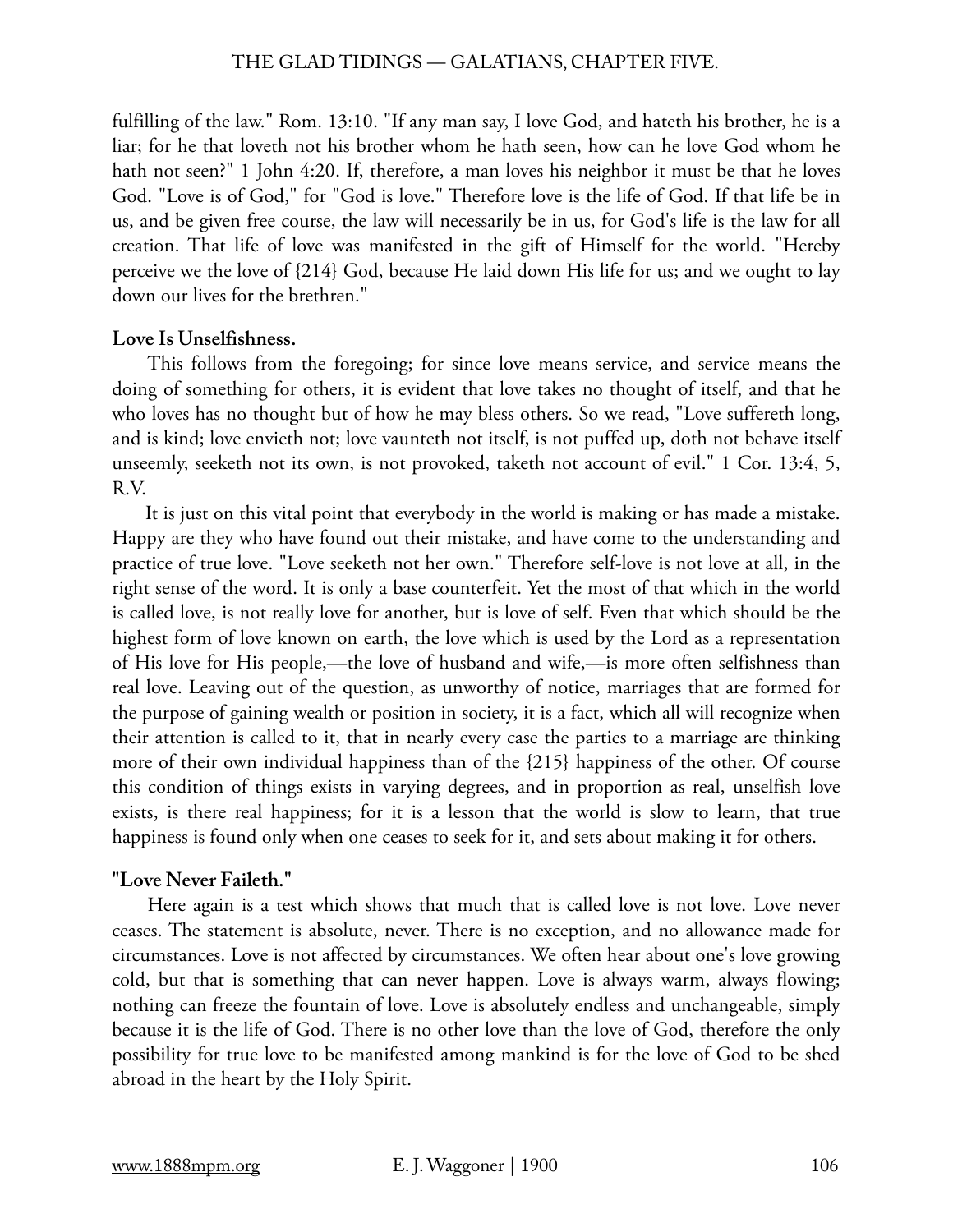fulfilling of the law." Rom. 13:10. "If any man say, I love God, and hateth his brother, he is a liar; for he that loveth not his brother whom he hath seen, how can he love God whom he hath not seen?" 1 John 4:20. If, therefore, a man loves his neighbor it must be that he loves God. "Love is of God," for "God is love." Therefore love is the life of God. If that life be in us, and be given free course, the law will necessarily be in us, for God's life is the law for all creation. That life of love was manifested in the gift of Himself for the world. "Hereby perceive we the love of {214} God, because He laid down His life for us; and we ought to lay down our lives for the brethren."

**Love Is Unselfishness.**

This follows from the foregoing; for since love means service, and service means the doing of something for others, it is evident that love takes no thought of itself, and that he who loves has no thought but of how he may bless others. So we read, "Love suffereth long, and is kind; love envieth not; love vaunteth not itself, is not puffed up, doth not behave itself unseemly, seeketh not its own, is not provoked, taketh not account of evil." 1 Cor. 13:4, 5, R.V.

It is just on this vital point that everybody in the world is making or has made a mistake. Happy are they who have found out their mistake, and have come to the understanding and practice of true love. "Love seeketh not her own." Therefore self-love is not love at all, in the right sense of the word. It is only a base counterfeit. Yet the most of that which in the world is called love, is not really love for another, but is love of self. Even that which should be the highest form of love known on earth, the love which is used by the Lord as a representation of His love for His people,—the love of husband and wife,—is more often selfishness than real love. Leaving out of the question, as unworthy of notice, marriages that are formed for the purpose of gaining wealth or position in society, it is a fact, which all will recognize when their attention is called to it, that in nearly every case the parties to a marriage are thinking more of their own individual happiness than of the {215} happiness of the other. Of course this condition of things exists in varying degrees, and in proportion as real, unselfish love exists, is there real happiness; for it is a lesson that the world is slow to learn, that true happiness is found only when one ceases to seek for it, and sets about making it for others.

**"Love Never Faileth."**

Here again is a test which shows that much that is called love is not love. Love never ceases. The statement is absolute, never. There is no exception, and no allowance made for circumstances. Love is not affected by circumstances. We often hear about one's love growing cold, but that is something that can never happen. Love is always warm, always flowing; nothing can freeze the fountain of love. Love is absolutely endless and unchangeable, simply because it is the life of God. There is no other love than the love of God, therefore the only possibility for true love to be manifested among mankind is for the love of God to be shed abroad in the heart by the Holy Spirit.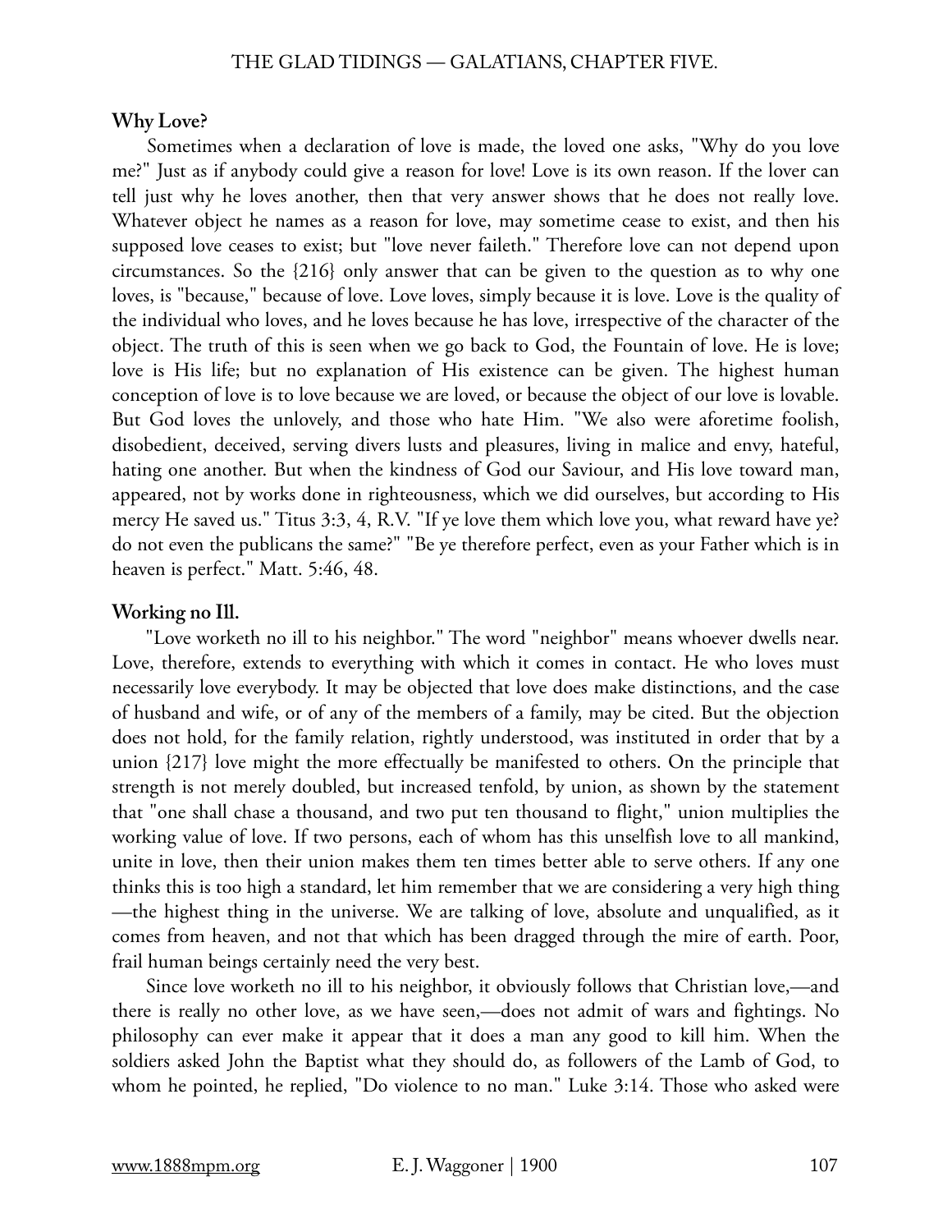**Why Love?**

Sometimes when a declaration of love is made, the loved one asks, "Why do you love me?" Just as if anybody could give a reason for love! Love is its own reason. If the lover can tell just why he loves another, then that very answer shows that he does not really love. Whatever object he names as a reason for love, may sometime cease to exist, and then his supposed love ceases to exist; but "love never faileth." Therefore love can not depend upon circumstances. So the {216} only answer that can be given to the question as to why one loves, is "because," because of love. Love loves, simply because it is love. Love is the quality of the individual who loves, and he loves because he has love, irrespective of the character of the object. The truth of this is seen when we go back to God, the Fountain of love. He is love; love is His life; but no explanation of His existence can be given. The highest human conception of love is to love because we are loved, or because the object of our love is lovable. But God loves the unlovely, and those who hate Him. "We also were aforetime foolish, disobedient, deceived, serving divers lusts and pleasures, living in malice and envy, hateful, hating one another. But when the kindness of God our Saviour, and His love toward man, appeared, not by works done in righteousness, which we did ourselves, but according to His mercy He saved us." Titus 3:3, 4, R.V. "If ye love them which love you, what reward have ye? do not even the publicans the same?" "Be ye therefore perfect, even as your Father which is in heaven is perfect." Matt. 5:46, 48.

**Working no Ill.**

"Love worketh no ill to his neighbor." The word "neighbor" means whoever dwells near. Love, therefore, extends to everything with which it comes in contact. He who loves must necessarily love everybody. It may be objected that love does make distinctions, and the case of husband and wife, or of any of the members of a family, may be cited. But the objection does not hold, for the family relation, rightly understood, was instituted in order that by a union {217} love might the more effectually be manifested to others. On the principle that strength is not merely doubled, but increased tenfold, by union, as shown by the statement that "one shall chase a thousand, and two put ten thousand to flight," union multiplies the working value of love. If two persons, each of whom has this unselfish love to all mankind, unite in love, then their union makes them ten times better able to serve others. If any one thinks this is too high a standard, let him remember that we are considering a very high thing—the highest thing in the universe. We are talking of love, absolute and unqualified, as it comes from heaven, and not that which has been dragged through the mire of earth. Poor, frail human beings certainly need the very best.

Since love worketh no ill to his neighbor, it obviously follows that Christian love,—and there is really no other love, as we have seen,—does not admit of wars and fightings. No philosophy can ever make it appear that it does a man any good to kill him. When the soldiers asked John the Baptist what they should do, as followers of the Lamb of God, to whom he pointed, he replied, "Do violence to no man." Luke 3:14. Those who asked were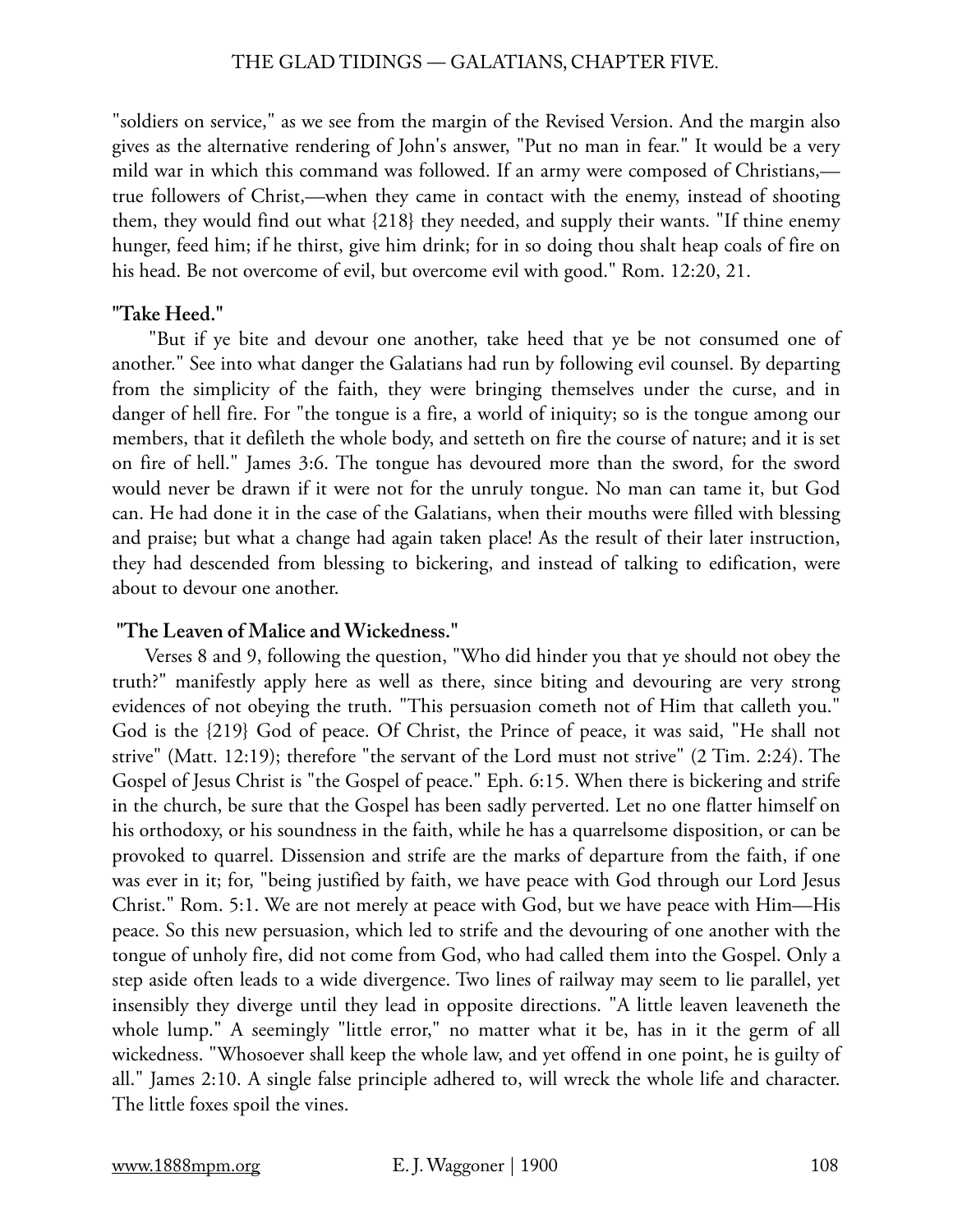"soldiers on service," as we see from the margin of the Revised Version. And the margin also gives as the alternative rendering of John's answer, "Put no man in fear." It would be a very mild war in which this command was followed. If an army were composed of Christians,—true followers of Christ,—when they came in contact with the enemy, instead of shooting them, they would find out what {218} they needed, and supply their wants. "If thine enemy hunger, feed him; if he thirst, give him drink; for in so doing thou shalt heap coals of fire on his head. Be not overcome of evil, but overcome evil with good." Rom. 12:20, 21.

**"Take Heed."**

"But if ye bite and devour one another, take heed that ye be not consumed one of another." See into what danger the Galatians had run by following evil counsel. By departing from the simplicity of the faith, they were bringing themselves under the curse, and in danger of hell fire. For "the tongue is a fire, a world of iniquity; so is the tongue among our members, that it defileth the whole body, and setteth on fire the course of nature; and it is set on fire of hell." James 3:6. The tongue has devoured more than the sword, for the sword would never be drawn if it were not for the unruly tongue. No man can tame it, but God can. He had done it in the case of the Galatians, when their mouths were filled with blessing and praise; but what a change had again taken place! As the result of their later instruction, they had descended from blessing to bickering, and instead of talking to edification, were about to devour one another.

**"The Leaven of Malice and Wickedness."**

Verses 8 and 9, following the question, "Who did hinder you that ye should not obey the truth?" manifestly apply here as well as there, since biting and devouring are very strong evidences of not obeying the truth. "This persuasion cometh not of Him that calleth you." God is the {219} God of peace. Of Christ, the Prince of peace, it was said, "He shall not strive" (Matt. 12:19); therefore "the servant of the Lord must not strive" (2 Tim. 2:24). The Gospel of Jesus Christ is "the Gospel of peace." Eph. 6:15. When there is bickering and strife in the church, be sure that the Gospel has been sadly perverted. Let no one flatter himself on his orthodoxy, or his soundness in the faith, while he has a quarrelsome disposition, or can be provoked to quarrel. Dissension and strife are the marks of departure from the faith, if one was ever in it; for, "being justified by faith, we have peace with God through our Lord Jesus Christ." Rom. 5:1. We are not merely at peace with God, but we have peace with Him—His peace. So this new persuasion, which led to strife and the devouring of one another with the tongue of unholy fire, did not come from God, who had called them into the Gospel. Only a step aside often leads to a wide divergence. Two lines of railway may seem to lie parallel, yet insensibly they diverge until they lead in opposite directions. "A little leaven leaveneth the whole lump." A seemingly "little error," no matter what it be, has in it the germ of all wickedness. "Whosoever shall keep the whole law, and yet offend in one point, he is guilty of all." James 2:10. A single false principle adhered to, will wreck the whole life and character. The little foxes spoil the vines.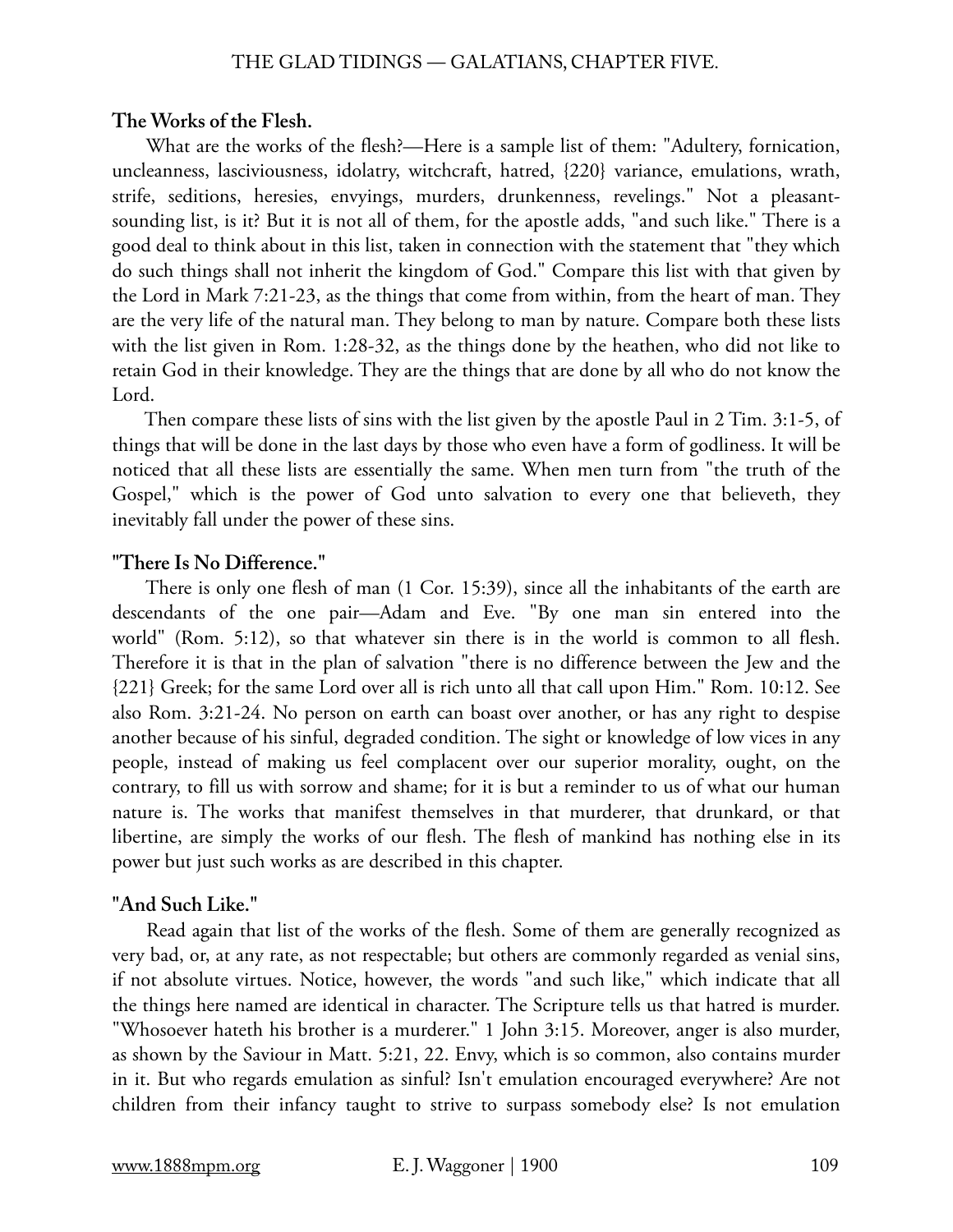**The Works of the Flesh.**

What are the works of the flesh?—Here is a sample list of them: "Adultery, fornication, uncleanness, lasciviousness, idolatry, witchcraft, hatred, {220} variance, emulations, wrath, strife, seditions, heresies, envyings, murders, drunkenness, revelings." Not a pleasant-sounding list, is it? But it is not all of them, for the apostle adds, "and such like." There is a good deal to think about in this list, taken in connection with the statement that "they which do such things shall not inherit the kingdom of God." Compare this list with that given by the Lord in Mark 7:21-23, as the things that come from within, from the heart of man. They are the very life of the natural man. They belong to man by nature. Compare both these lists with the list given in Rom. 1:28-32, as the things done by the heathen, who did not like to retain God in their knowledge. They are the things that are done by all who do not know the Lord.

Then compare these lists of sins with the list given by the apostle Paul in 2 Tim. 3:1-5, of things that will be done in the last days by those who even have a form of godliness. It will be noticed that all these lists are essentially the same. When men turn from "the truth of the Gospel," which is the power of God unto salvation to every one that believeth, they inevitably fall under the power of these sins.

**"There Is No Difference."**

There is only one flesh of man (1 Cor. 15:39), since all the inhabitants of the earth are descendants of the one pair—Adam and Eve. "By one man sin entered into the world" (Rom. 5:12), so that whatever sin there is in the world is common to all flesh. Therefore it is that in the plan of salvation "there is no difference between the Jew and the {221} Greek; for the same Lord over all is rich unto all that call upon Him." Rom. 10:12. See also Rom. 3:21-24. No person on earth can boast over another, or has any right to despise another because of his sinful, degraded condition. The sight or knowledge of low vices in any people, instead of making us feel complacent over our superior morality, ought, on the contrary, to fill us with sorrow and shame; for it is but a reminder to us of what our human nature is. The works that manifest themselves in that murderer, that drunkard, or that libertine, are simply the works of our flesh. The flesh of mankind has nothing else in its power but just such works as are described in this chapter.

**"And Such Like."**

Read again that list of the works of the flesh. Some of them are generally recognized as very bad, or, at any rate, as not respectable; but others are commonly regarded as venial sins, if not absolute virtues. Notice, however, the words "and such like," which indicate that all the things here named are identical in character. The Scripture tells us that hatred is murder. "Whosoever hateth his brother is a murderer." 1 John 3:15. Moreover, anger is also murder, as shown by the Saviour in Matt. 5:21, 22. Envy, which is so common, also contains murder in it. But who regards emulation as sinful? Isn't emulation encouraged everywhere? Are not children from their infancy taught to strive to surpass somebody else? Is not emulation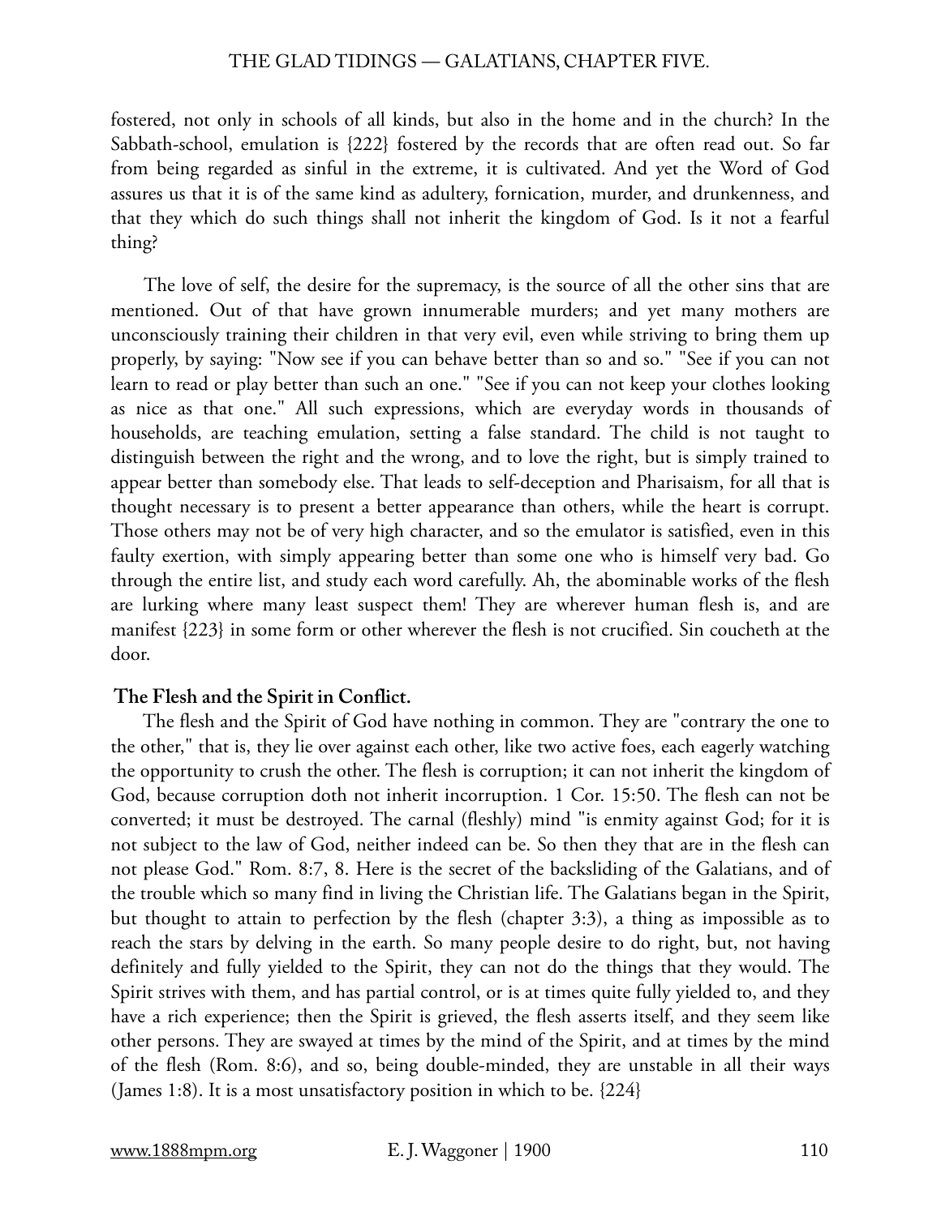fostered, not only in schools of all kinds, but also in the home and in the church? In the Sabbath-school, emulation is {222} fostered by the records that are often read out. So far from being regarded as sinful in the extreme, it is cultivated. And yet the Word of God assures us that it is of the same kind as adultery, fornication, murder, and drunkenness, and that they which do such things shall not inherit the kingdom of God. Is it not a fearful thing?

The love of self, the desire for the supremacy, is the source of all the other sins that are mentioned. Out of that have grown innumerable murders; and yet many mothers are unconsciously training their children in that very evil, even while striving to bring them up properly, by saying: "Now see if you can behave better than so and so." "See if you can not learn to read or play better than such an one." "See if you can not keep your clothes looking as nice as that one." All such expressions, which are everyday words in thousands of households, are teaching emulation, setting a false standard. The child is not taught to distinguish between the right and the wrong, and to love the right, but is simply trained to appear better than somebody else. That leads to self-deception and Pharisaism, for all that is thought necessary is to present a better appearance than others, while the heart is corrupt. Those others may not be of very high character, and so the emulator is satisfied, even in this faulty exertion, with simply appearing better than some one who is himself very bad. Go through the entire list, and study each word carefully. Ah, the abominable works of the flesh are lurking where many least suspect them! They are wherever human flesh is, and are manifest {223} in some form or other wherever the flesh is not crucified. Sin coucheth at the door.

**The Flesh and the Spirit in Conflict.**

The flesh and the Spirit of God have nothing in common. They are "contrary the one to the other," that is, they lie over against each other, like two active foes, each eagerly watching the opportunity to crush the other. The flesh is corruption; it can not inherit the kingdom of God, because corruption doth not inherit incorruption. 1 Cor. 15:50. The flesh can not be converted; it must be destroyed. The carnal (fleshly) mind "is enmity against God; for it is not subject to the law of God, neither indeed can be. So then they that are in the flesh can not please God." Rom. 8:7, 8. Here is the secret of the backsliding of the Galatians, and of the trouble which so many find in living the Christian life. The Galatians began in the Spirit, but thought to attain to perfection by the flesh (chapter 3:3), a thing as impossible as to reach the stars by delving in the earth. So many people desire to do right, but, not having definitely and fully yielded to the Spirit, they can not do the things that they would. The Spirit strives with them, and has partial control, or is at times quite fully yielded to, and they have a rich experience; then the Spirit is grieved, the flesh asserts itself, and they seem like other persons. They are swayed at times by the mind of the Spirit, and at times by the mind of the flesh (Rom. 8:6), and so, being double-minded, they are unstable in all their ways (James 1:8). It is a most unsatisfactory position in which to be. {224}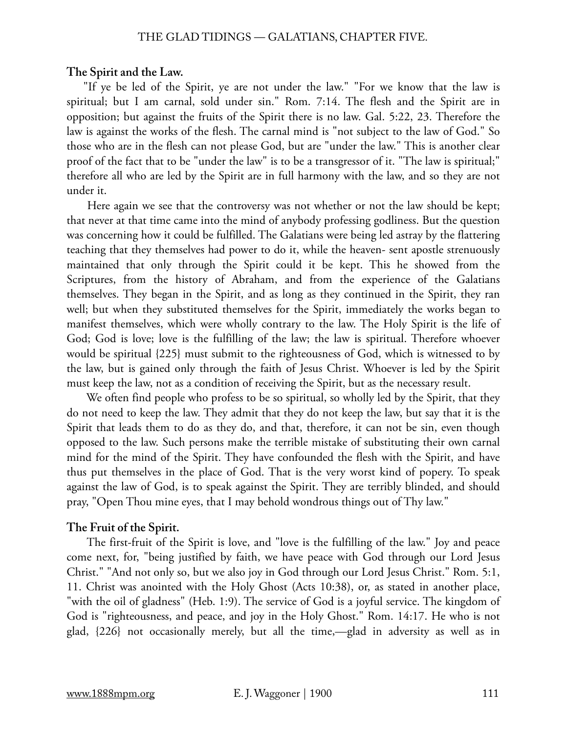### The Spirit and the Law.

"If ye be led of the Spirit, ye are not under the law." "For we know that the law is spiritual; but I am carnal, sold under sin." Rom. 7:14. The flesh and the Spirit are in opposition; but against the fruits of the Spirit there is no law. Gal. 5:22, 23. Therefore the law is against the works of the flesh. The carnal mind is "not subject to the law of God." So those who are in the flesh can not please God, but are "under the law." This is another clear proof of the fact that to be "under the law" is to be a transgressor of it. "The law is spiritual;" therefore all who are led by the Spirit are in full harmony with the law, and so they are not under it.

Here again we see that the controversy was not whether or not the law should be kept; that never at that time came into the mind of anybody professing godliness. But the question was concerning how it could be fulfilled. The Galatians were being led astray by the flattering teaching that they themselves had power to do it, while the heaven- sent apostle strenuously maintained that only through the Spirit could it be kept. This he showed from the Scriptures, from the history of Abraham, and from the experience of the Galatians themselves. They began in the Spirit, and as long as they continued in the Spirit, they ran well; but when they substituted themselves for the Spirit, immediately the works began to manifest themselves, which were wholly contrary to the law. The Holy Spirit is the life of God; God is love; love is the fulfilling of the law; the law is spiritual. Therefore whoever would be spiritual {225} must submit to the righteousness of God, which is witnessed to by the law, but is gained only through the faith of Jesus Christ. Whoever is led by the Spirit must keep the law, not as a condition of receiving the Spirit, but as the necessary result.

We often find people who profess to be so spiritual, so wholly led by the Spirit, that they do not need to keep the law. They admit that they do not keep the law, but say that it is the Spirit that leads them to do as they do, and that, therefore, it can not be sin, even though opposed to the law. Such persons make the terrible mistake of substituting their own carnal mind for the mind of the Spirit. They have confounded the flesh with the Spirit, and have thus put themselves in the place of God. That is the very worst kind of popery. To speak against the law of God, is to speak against the Spirit. They are terribly blinded, and should pray, "Open Thou mine eyes, that I may behold wondrous things out of Thy law."

### The Fruit of the Spirit.

The first-fruit of the Spirit is love, and "love is the fulfilling of the law." Joy and peace come next, for, "being justified by faith, we have peace with God through our Lord Jesus Christ." "And not only so, but we also joy in God through our Lord Jesus Christ." Rom. 5:1, 11. Christ was anointed with the Holy Ghost (Acts 10:38), or, as stated in another place, "with the oil of gladness" (Heb. 1:9). The service of God is a joyful service. The kingdom of God is "righteousness, and peace, and joy in the Holy Ghost." Rom. 14:17. He who is not glad, {226} not occasionally merely, but all the time,—glad in adversity as well as in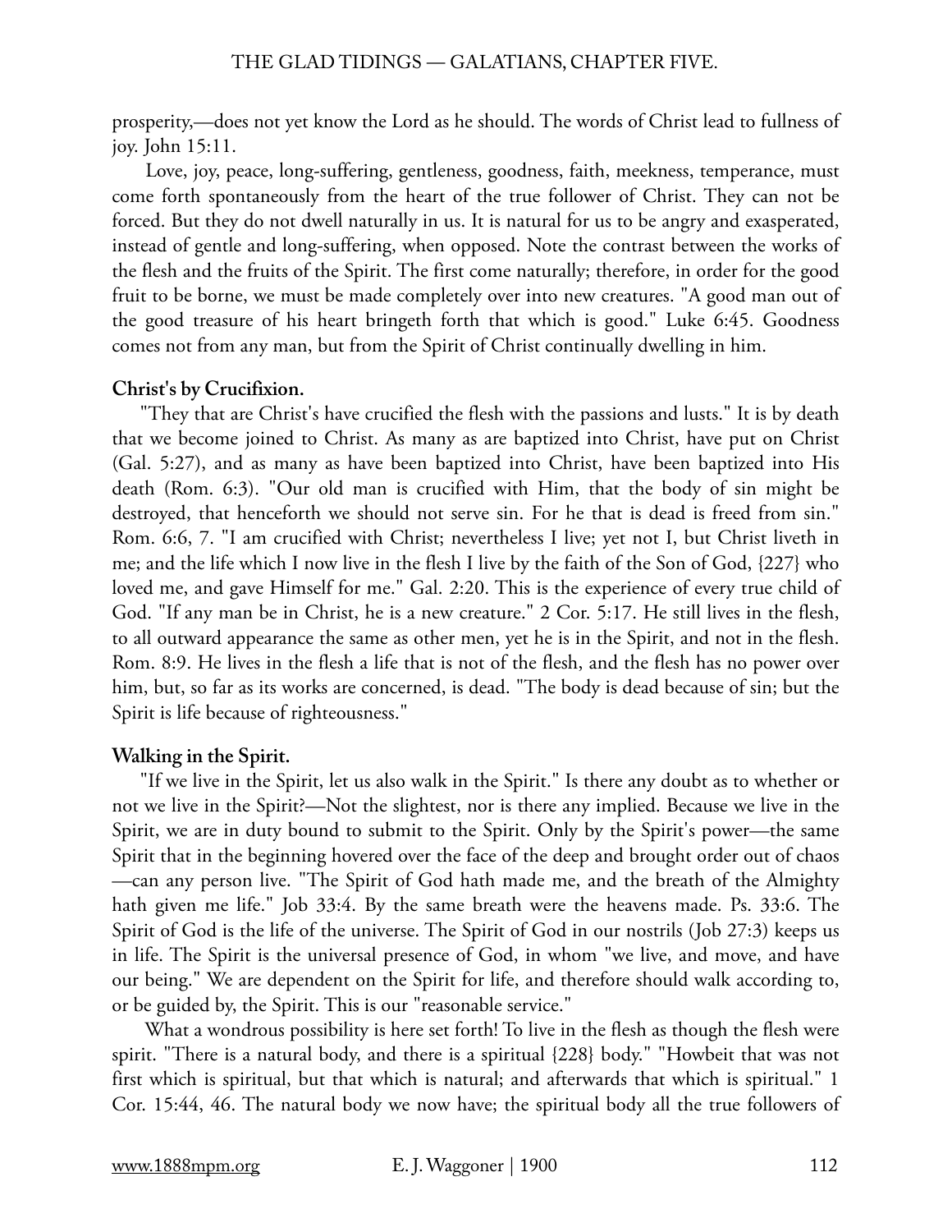prosperity,—does not yet know the Lord as he should. The words of Christ lead to fullness of joy. John 15:11.

Love, joy, peace, long-suffering, gentleness, goodness, faith, meekness, temperance, must come forth spontaneously from the heart of the true follower of Christ. They can not be forced. But they do not dwell naturally in us. It is natural for us to be angry and exasperated, instead of gentle and long-suffering, when opposed. Note the contrast between the works of the flesh and the fruits of the Spirit. The first come naturally; therefore, in order for the good fruit to be borne, we must be made completely over into new creatures. "A good man out of the good treasure of his heart bringeth forth that which is good." Luke 6:45. Goodness comes not from any man, but from the Spirit of Christ continually dwelling in him.

**Christ's by Crucifixion.**

"They that are Christ's have crucified the flesh with the passions and lusts." It is by death that we become joined to Christ. As many as are baptized into Christ, have put on Christ (Gal. 5:27), and as many as have been baptized into Christ, have been baptized into His death (Rom. 6:3). "Our old man is crucified with Him, that the body of sin might be destroyed, that henceforth we should not serve sin. For he that is dead is freed from sin." Rom. 6:6, 7. "I am crucified with Christ; nevertheless I live; yet not I, but Christ liveth in me; and the life which I now live in the flesh I live by the faith of the Son of God, {227} who loved me, and gave Himself for me." Gal. 2:20. This is the experience of every true child of God. "If any man be in Christ, he is a new creature." 2 Cor. 5:17. He still lives in the flesh, to all outward appearance the same as other men, yet he is in the Spirit, and not in the flesh. Rom. 8:9. He lives in the flesh a life that is not of the flesh, and the flesh has no power over him, but, so far as its works are concerned, is dead. "The body is dead because of sin; but the Spirit is life because of righteousness."

**Walking in the Spirit.**

"If we live in the Spirit, let us also walk in the Spirit." Is there any doubt as to whether or not we live in the Spirit?—Not the slightest, nor is there any implied. Because we live in the Spirit, we are in duty bound to submit to the Spirit. Only by the Spirit's power—the same Spirit that in the beginning hovered over the face of the deep and brought order out of chaos—can any person live. "The Spirit of God hath made me, and the breath of the Almighty hath given me life." Job 33:4. By the same breath were the heavens made. Ps. 33:6. The Spirit of God is the life of the universe. The Spirit of God in our nostrils (Job 27:3) keeps us in life. The Spirit is the universal presence of God, in whom "we live, and move, and have our being." We are dependent on the Spirit for life, and therefore should walk according to, or be guided by, the Spirit. This is our "reasonable service."

What a wondrous possibility is here set forth! To live in the flesh as though the flesh were spirit. "There is a natural body, and there is a spiritual {228} body." "Howbeit that was not first which is spiritual, but that which is natural; and afterwards that which is spiritual." 1 Cor. 15:44, 46. The natural body we now have; the spiritual body all the true followers of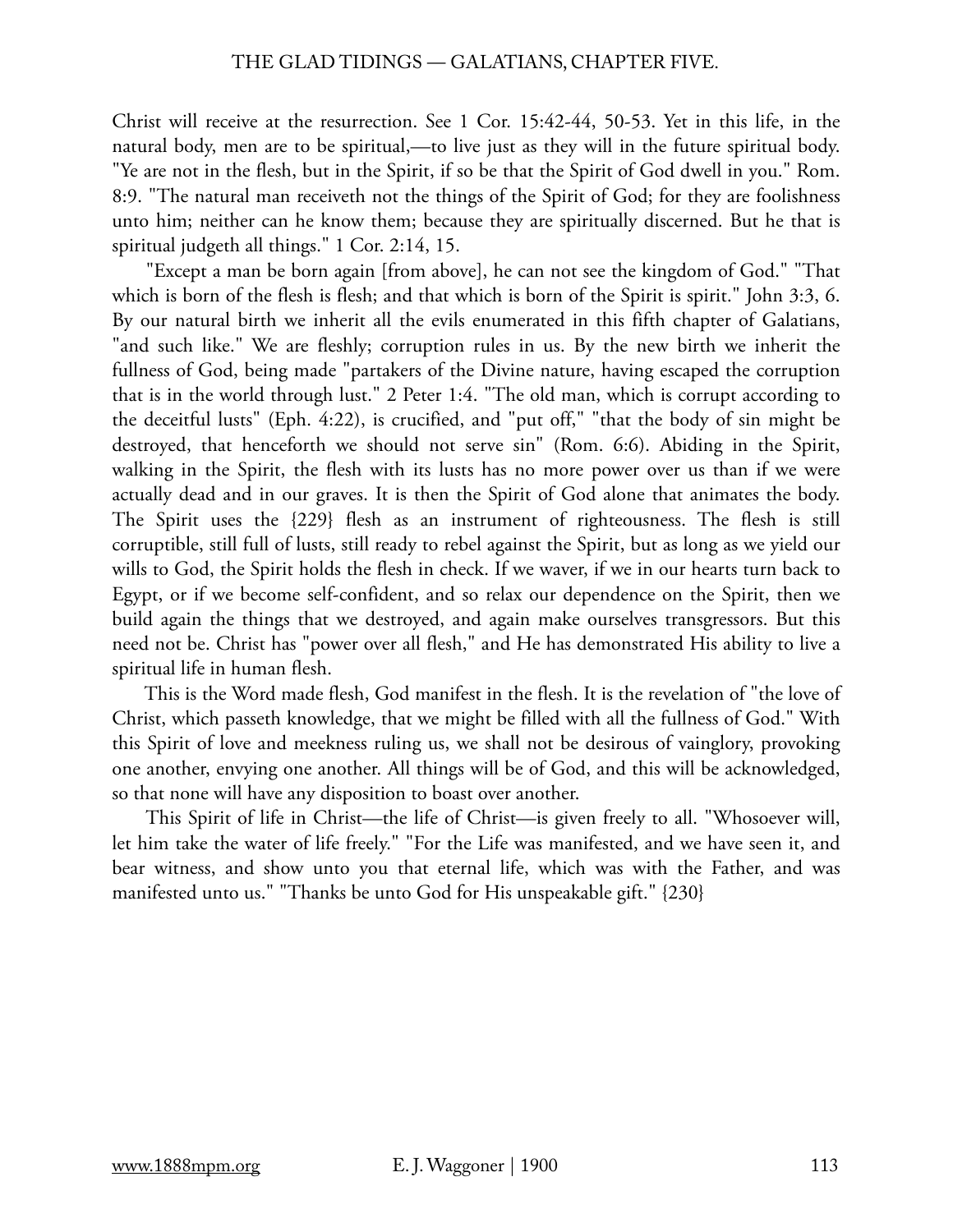Christ will receive at the resurrection. See 1 Cor. 15:42-44, 50-53. Yet in this life, in the natural body, men are to be spiritual,—to live just as they will in the future spiritual body. "Ye are not in the flesh, but in the Spirit, if so be that the Spirit of God dwell in you." Rom. 8:9. "The natural man receiveth not the things of the Spirit of God; for they are foolishness unto him; neither can he know them; because they are spiritually discerned. But he that is spiritual judgeth all things." 1 Cor. 2:14, 15.

"Except a man be born again [from above], he can not see the kingdom of God." "That which is born of the flesh is flesh; and that which is born of the Spirit is spirit." John 3:3, 6. By our natural birth we inherit all the evils enumerated in this fifth chapter of Galatians, "and such like." We are fleshly; corruption rules in us. By the new birth we inherit the fullness of God, being made "partakers of the Divine nature, having escaped the corruption that is in the world through lust." 2 Peter 1:4. "The old man, which is corrupt according to the deceitful lusts" (Eph. 4:22), is crucified, and "put off," "that the body of sin might be destroyed, that henceforth we should not serve sin" (Rom. 6:6). Abiding in the Spirit, walking in the Spirit, the flesh with its lusts has no more power over us than if we were actually dead and in our graves. It is then the Spirit of God alone that animates the body. The Spirit uses the {229} flesh as an instrument of righteousness. The flesh is still corruptible, still full of lusts, still ready to rebel against the Spirit, but as long as we yield our wills to God, the Spirit holds the flesh in check. If we waver, if we in our hearts turn back to Egypt, or if we become self-confident, and so relax our dependence on the Spirit, then we build again the things that we destroyed, and again make ourselves transgressors. But this need not be. Christ has "power over all flesh," and He has demonstrated His ability to live a spiritual life in human flesh.

This is the Word made flesh, God manifest in the flesh. It is the revelation of "the love of Christ, which passeth knowledge, that we might be filled with all the fullness of God." With this Spirit of love and meekness ruling us, we shall not be desirous of vainglory, provoking one another, envying one another. All things will be of God, and this will be acknowledged, so that none will have any disposition to boast over another.

This Spirit of life in Christ—the life of Christ—is given freely to all. "Whosoever will, let him take the water of life freely." "For the Life was manifested, and we have seen it, and bear witness, and show unto you that eternal life, which was with the Father, and was manifested unto us." "Thanks be unto God for His unspeakable gift." {230}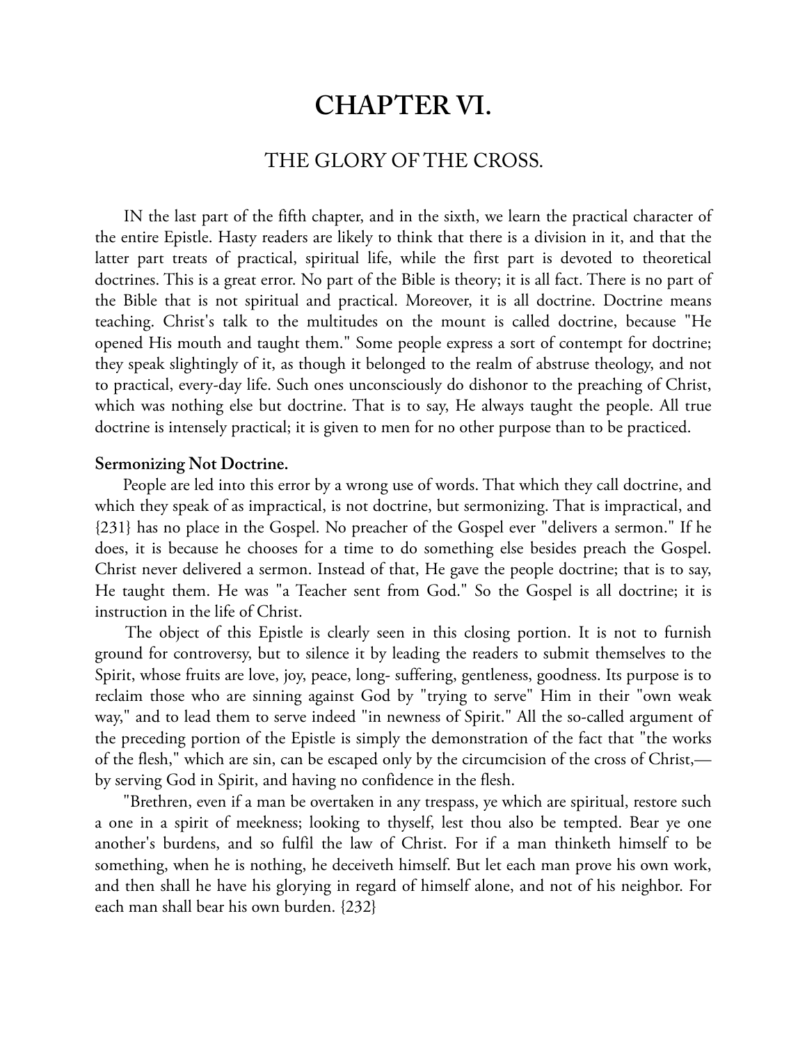# CHAPTER VI.

## THE GLORY OF THE CROSS.

IN the last part of the fifth chapter, and in the sixth, we learn the practical character of the entire Epistle. Hasty readers are likely to think that there is a division in it, and that the latter part treats of practical, spiritual life, while the first part is devoted to theoretical doctrines. This is a great error. No part of the Bible is theory; it is all fact. There is no part of the Bible that is not spiritual and practical. Moreover, it is all doctrine. Doctrine means teaching. Christ's talk to the multitudes on the mount is called doctrine, because "He opened His mouth and taught them." Some people express a sort of contempt for doctrine; they speak slightingly of it, as though it belonged to the realm of abstruse theology, and not to practical, every-day life. Such ones unconsciously do dishonor to the preaching of Christ, which was nothing else but doctrine. That is to say, He always taught the people. All true doctrine is intensely practical; it is given to men for no other purpose than to be practiced.

**Sermonizing Not Doctrine.**

People are led into this error by a wrong use of words. That which they call doctrine, and which they speak of as impractical, is not doctrine, but sermonizing. That is impractical, and {231} has no place in the Gospel. No preacher of the Gospel ever "delivers a sermon." If he does, it is because he chooses for a time to do something else besides preach the Gospel. Christ never delivered a sermon. Instead of that, He gave the people doctrine; that is to say, He taught them. He was "a Teacher sent from God." So the Gospel is all doctrine; it is instruction in the life of Christ.

The object of this Epistle is clearly seen in this closing portion. It is not to furnish ground for controversy, but to silence it by leading the readers to submit themselves to the Spirit, whose fruits are love, joy, peace, long- suffering, gentleness, goodness. Its purpose is to reclaim those who are sinning against God by "trying to serve" Him in their "own weak way," and to lead them to serve indeed "in newness of Spirit." All the so-called argument of the preceding portion of the Epistle is simply the demonstration of the fact that "the works of the flesh," which are sin, can be escaped only by the circumcision of the cross of Christ,—by serving God in Spirit, and having no confidence in the flesh.

"Brethren, even if a man be overtaken in any trespass, ye which are spiritual, restore such a one in a spirit of meekness; looking to thyself, lest thou also be tempted. Bear ye one another's burdens, and so fulfil the law of Christ. For if a man thinketh himself to be something, when he is nothing, he deceiveth himself. But let each man prove his own work, and then shall he have his glorying in regard of himself alone, and not of his neighbor. For each man shall bear his own burden. {232}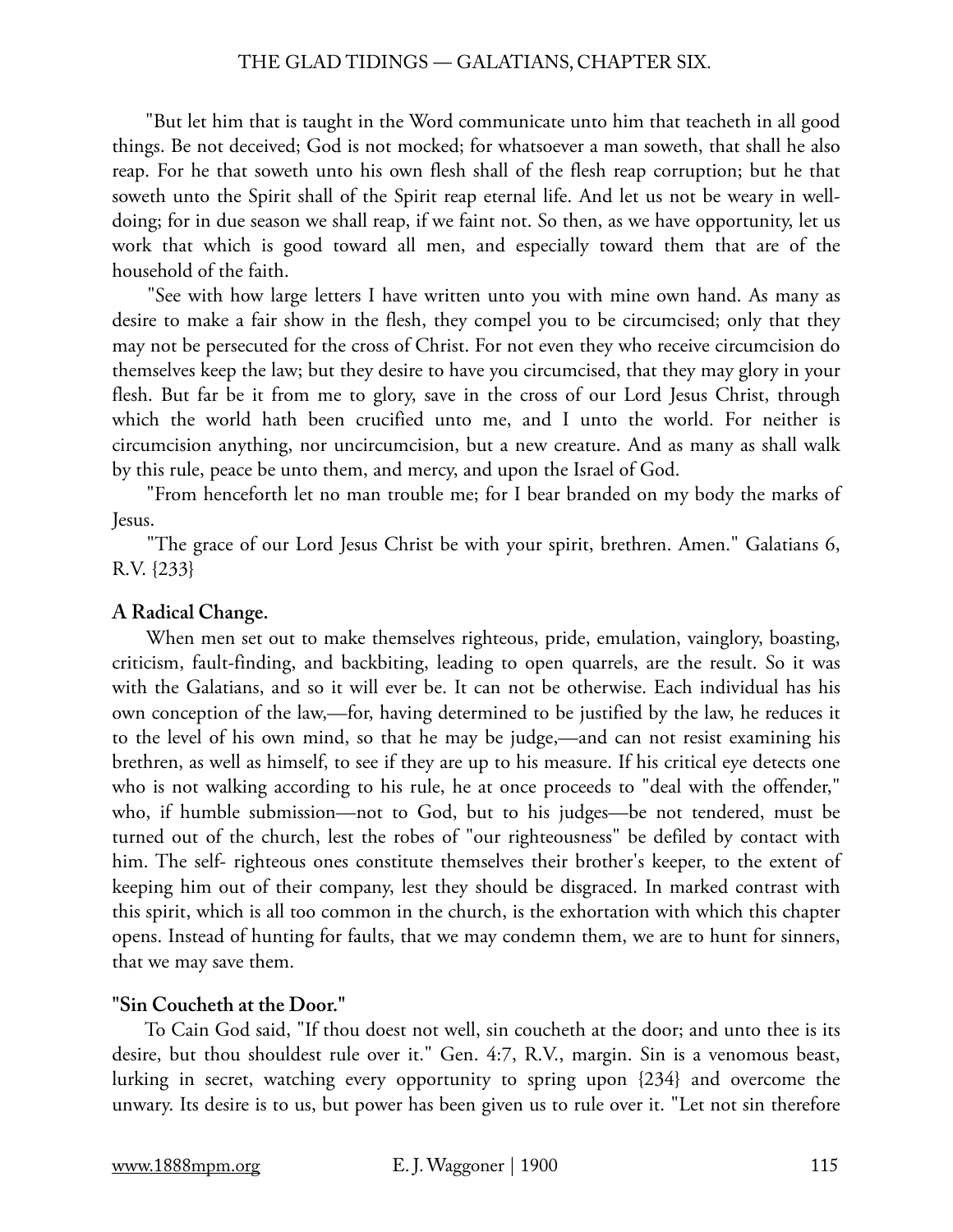"But let him that is taught in the Word communicate unto him that teacheth in all good things. Be not deceived; God is not mocked; for whatsoever a man soweth, that shall he also reap. For he that soweth unto his own flesh shall of the flesh reap corruption; but he that soweth unto the Spirit shall of the Spirit reap eternal life. And let us not be weary in well-doing; for in due season we shall reap, if we faint not. So then, as we have opportunity, let us work that which is good toward all men, and especially toward them that are of the household of the faith.

"See with how large letters I have written unto you with mine own hand. As many as desire to make a fair show in the flesh, they compel you to be circumcised; only that they may not be persecuted for the cross of Christ. For not even they who receive circumcision do themselves keep the law; but they desire to have you circumcised, that they may glory in your flesh. But far be it from me to glory, save in the cross of our Lord Jesus Christ, through which the world hath been crucified unto me, and I unto the world. For neither is circumcision anything, nor uncircumcision, but a new creature. And as many as shall walk by this rule, peace be unto them, and mercy, and upon the Israel of God.

"From henceforth let no man trouble me; for I bear branded on my body the marks of Jesus.

"The grace of our Lord Jesus Christ be with your spirit, brethren. Amen." Galatians 6, R.V. {233}

**A Radical Change.**

When men set out to make themselves righteous, pride, emulation, vainglory, boasting, criticism, fault-finding, and backbiting, leading to open quarrels, are the result. So it was with the Galatians, and so it will ever be. It can not be otherwise. Each individual has his own conception of the law,—for, having determined to be justified by the law, he reduces it to the level of his own mind, so that he may be judge,—and can not resist examining his brethren, as well as himself, to see if they are up to his measure. If his critical eye detects one who is not walking according to his rule, he at once proceeds to "deal with the offender," who, if humble submission—not to God, but to his judges—be not tendered, must be turned out of the church, lest the robes of "our righteousness" be defiled by contact with him. The self- righteous ones constitute themselves their brother's keeper, to the extent of keeping him out of their company, lest they should be disgraced. In marked contrast with this spirit, which is all too common in the church, is the exhortation with which this chapter opens. Instead of hunting for faults, that we may condemn them, we are to hunt for sinners, that we may save them.

**"Sin Coucheth at the Door."**

To Cain God said, "If thou doest not well, sin coucheth at the door; and unto thee is its desire, but thou shouldest rule over it." Gen. 4:7, R.V., margin. Sin is a venomous beast, lurking in secret, watching every opportunity to spring upon {234} and overcome the unwary. Its desire is to us, but power has been given us to rule over it. "Let not sin therefore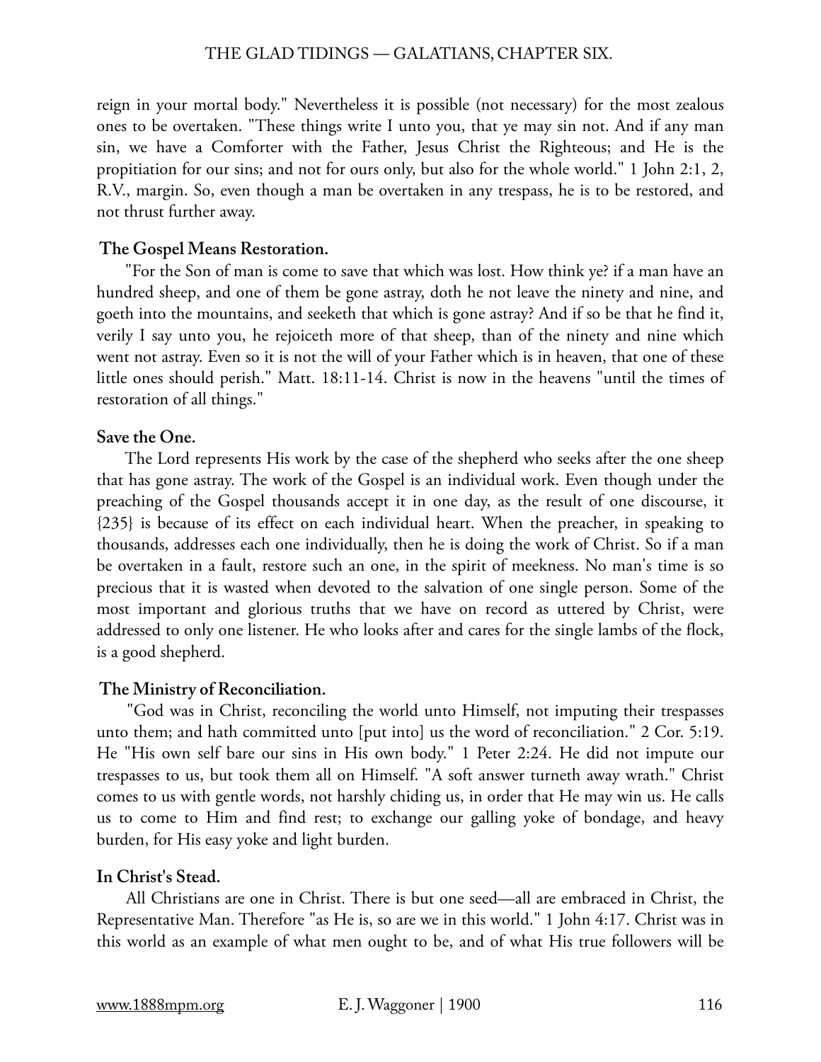reign in your mortal body." Nevertheless it is possible (not necessary) for the most zealous ones to be overtaken. "These things write I unto you, that ye may sin not. And if any man sin, we have a Comforter with the Father, Jesus Christ the Righteous; and He is the propitiation for our sins; and not for ours only, but also for the whole world." 1 John 2:1, 2, R.V., margin. So, even though a man be overtaken in any trespass, he is to be restored, and not thrust further away.

### The Gospel Means Restoration.

"For the Son of man is come to save that which was lost. How think ye? if a man have an hundred sheep, and one of them be gone astray, doth he not leave the ninety and nine, and goeth into the mountains, and seeketh that which is gone astray? And if so be that he find it, verily I say unto you, he rejoiceth more of that sheep, than of the ninety and nine which went not astray. Even so it is not the will of your Father which is in heaven, that one of these little ones should perish." Matt. 18:11-14. Christ is now in the heavens "until the times of restoration of all things."

### Save the One.

The Lord represents His work by the case of the shepherd who seeks after the one sheep that has gone astray. The work of the Gospel is an individual work. Even though under the preaching of the Gospel thousands accept it in one day, as the result of one discourse, it {235} is because of its effect on each individual heart. When the preacher, in speaking to thousands, addresses each one individually, then he is doing the work of Christ. So if a man be overtaken in a fault, restore such an one, in the spirit of meekness. No man's time is so precious that it is wasted when devoted to the salvation of one single person. Some of the most important and glorious truths that we have on record as uttered by Christ, were addressed to only one listener. He who looks after and cares for the single lambs of the flock, is a good shepherd.

### The Ministry of Reconciliation.

"God was in Christ, reconciling the world unto Himself, not imputing their trespasses unto them; and hath committed unto [put into] us the word of reconciliation." 2 Cor. 5:19. He "His own self bare our sins in His own body." 1 Peter 2:24. He did not impute our trespasses to us, but took them all on Himself. "A soft answer turneth away wrath." Christ comes to us with gentle words, not harshly chiding us, in order that He may win us. He calls us to come to Him and find rest; to exchange our galling yoke of bondage, and heavy burden, for His easy yoke and light burden.

### In Christ's Stead.

All Christians are one in Christ. There is but one seed—all are embraced in Christ, the Representative Man. Therefore "as He is, so are we in this world." 1 John 4:17. Christ was in this world as an example of what men ought to be, and of what His true followers will be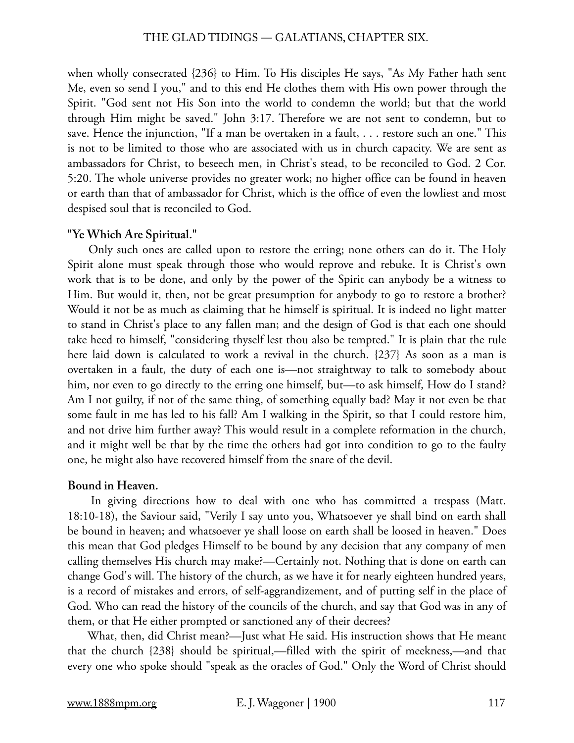when wholly consecrated {236} to Him. To His disciples He says, "As My Father hath sent Me, even so send I you," and to this end He clothes them with His own power through the Spirit. "God sent not His Son into the world to condemn the world; but that the world through Him might be saved." John 3:17. Therefore we are not sent to condemn, but to save. Hence the injunction, "If a man be overtaken in a fault, . . . restore such an one." This is not to be limited to those who are associated with us in church capacity. We are sent as ambassadors for Christ, to beseech men, in Christ's stead, to be reconciled to God. 2 Cor. 5:20. The whole universe provides no greater work; no higher office can be found in heaven or earth than that of ambassador for Christ, which is the office of even the lowliest and most despised soul that is reconciled to God.

### "Ye Which Are Spiritual."

Only such ones are called upon to restore the erring; none others can do it. The Holy Spirit alone must speak through those who would reprove and rebuke. It is Christ's own work that is to be done, and only by the power of the Spirit can anybody be a witness to Him. But would it, then, not be great presumption for anybody to go to restore a brother? Would it not be as much as claiming that he himself is spiritual. It is indeed no light matter to stand in Christ's place to any fallen man; and the design of God is that each one should take heed to himself, "considering thyself lest thou also be tempted." It is plain that the rule here laid down is calculated to work a revival in the church. {237} As soon as a man is overtaken in a fault, the duty of each one is—not straightway to talk to somebody about him, nor even to go directly to the erring one himself, but—to ask himself, How do I stand? Am I not guilty, if not of the same thing, of something equally bad? May it not even be that some fault in me has led to his fall? Am I walking in the Spirit, so that I could restore him, and not drive him further away? This would result in a complete reformation in the church, and it might well be that by the time the others had got into condition to go to the faulty one, he might also have recovered himself from the snare of the devil.

### Bound in Heaven.

In giving directions how to deal with one who has committed a trespass (Matt. 18:10-18), the Saviour said, "Verily I say unto you, Whatsoever ye shall bind on earth shall be bound in heaven; and whatsoever ye shall loose on earth shall be loosed in heaven." Does this mean that God pledges Himself to be bound by any decision that any company of men calling themselves His church may make?—Certainly not. Nothing that is done on earth can change God's will. The history of the church, as we have it for nearly eighteen hundred years, is a record of mistakes and errors, of self-aggrandizement, and of putting self in the place of God. Who can read the history of the councils of the church, and say that God was in any of them, or that He either prompted or sanctioned any of their decrees?

What, then, did Christ mean?—Just what He said. His instruction shows that He meant that the church {238} should be spiritual,—filled with the spirit of meekness,—and that every one who spoke should "speak as the oracles of God." Only the Word of Christ should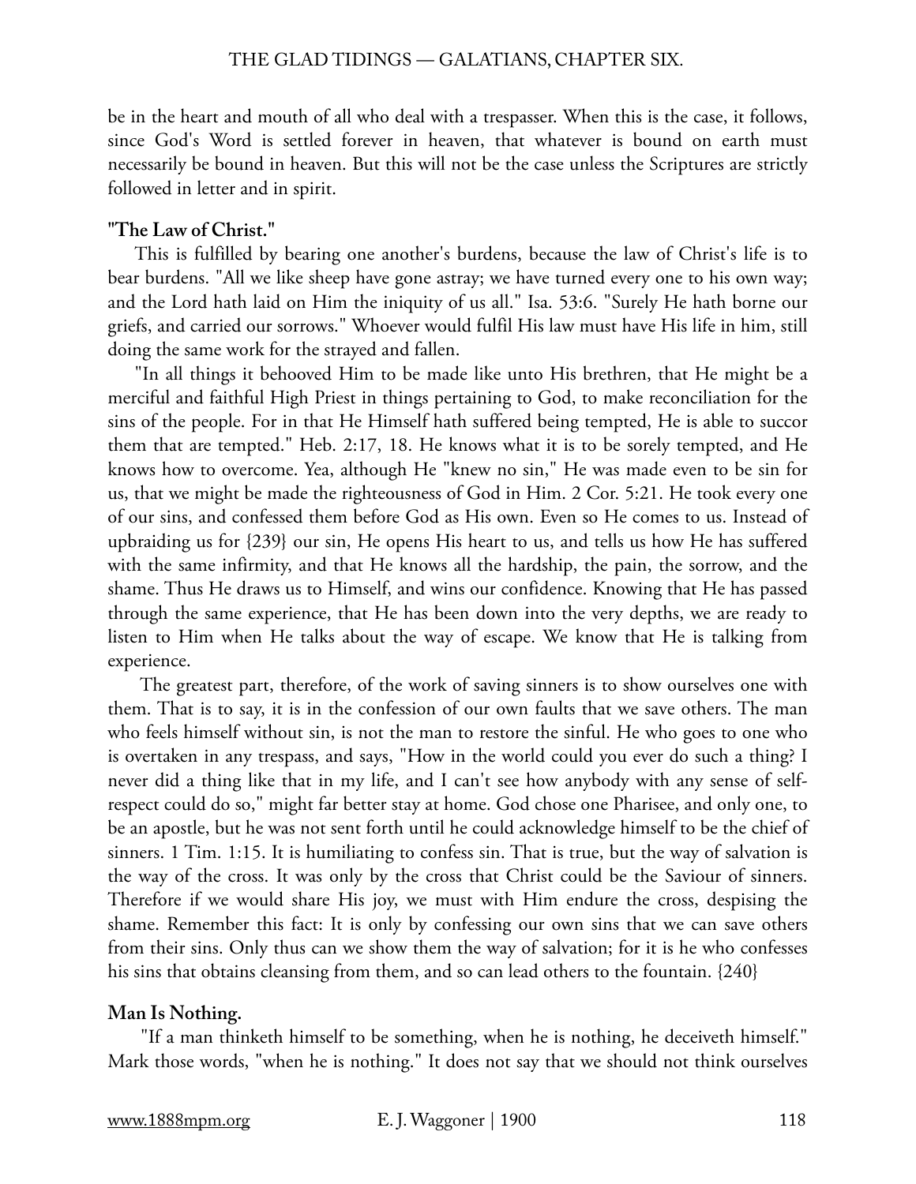be in the heart and mouth of all who deal with a trespasser. When this is the case, it follows, since God's Word is settled forever in heaven, that whatever is bound on earth must necessarily be bound in heaven. But this will not be the case unless the Scriptures are strictly followed in letter and in spirit.

**"The Law of Christ."**

This is fulfilled by bearing one another's burdens, because the law of Christ's life is to bear burdens. "All we like sheep have gone astray; we have turned every one to his own way; and the Lord hath laid on Him the iniquity of us all." Isa. 53:6. "Surely He hath borne our griefs, and carried our sorrows." Whoever would fulfil His law must have His life in him, still doing the same work for the strayed and fallen.

"In all things it behooved Him to be made like unto His brethren, that He might be a merciful and faithful High Priest in things pertaining to God, to make reconciliation for the sins of the people. For in that He Himself hath suffered being tempted, He is able to succor them that are tempted." Heb. 2:17, 18. He knows what it is to be sorely tempted, and He knows how to overcome. Yea, although He "knew no sin," He was made even to be sin for us, that we might be made the righteousness of God in Him. 2 Cor. 5:21. He took every one of our sins, and confessed them before God as His own. Even so He comes to us. Instead of upbraiding us for {239} our sin, He opens His heart to us, and tells us how He has suffered with the same infirmity, and that He knows all the hardship, the pain, the sorrow, and the shame. Thus He draws us to Himself, and wins our confidence. Knowing that He has passed through the same experience, that He has been down into the very depths, we are ready to listen to Him when He talks about the way of escape. We know that He is talking from experience.

The greatest part, therefore, of the work of saving sinners is to show ourselves one with them. That is to say, it is in the confession of our own faults that we save others. The man who feels himself without sin, is not the man to restore the sinful. He who goes to one who is overtaken in any trespass, and says, "How in the world could you ever do such a thing? I never did a thing like that in my life, and I can't see how anybody with any sense of self-respect could do so," might far better stay at home. God chose one Pharisee, and only one, to be an apostle, but he was not sent forth until he could acknowledge himself to be the chief of sinners. 1 Tim. 1:15. It is humiliating to confess sin. That is true, but the way of salvation is the way of the cross. It was only by the cross that Christ could be the Saviour of sinners. Therefore if we would share His joy, we must with Him endure the cross, despising the shame. Remember this fact: It is only by confessing our own sins that we can save others from their sins. Only thus can we show them the way of salvation; for it is he who confesses his sins that obtains cleansing from them, and so can lead others to the fountain. {240}

**Man Is Nothing.**

"If a man thinketh himself to be something, when he is nothing, he deceiveth himself." Mark those words, "when he is nothing." It does not say that we should not think ourselves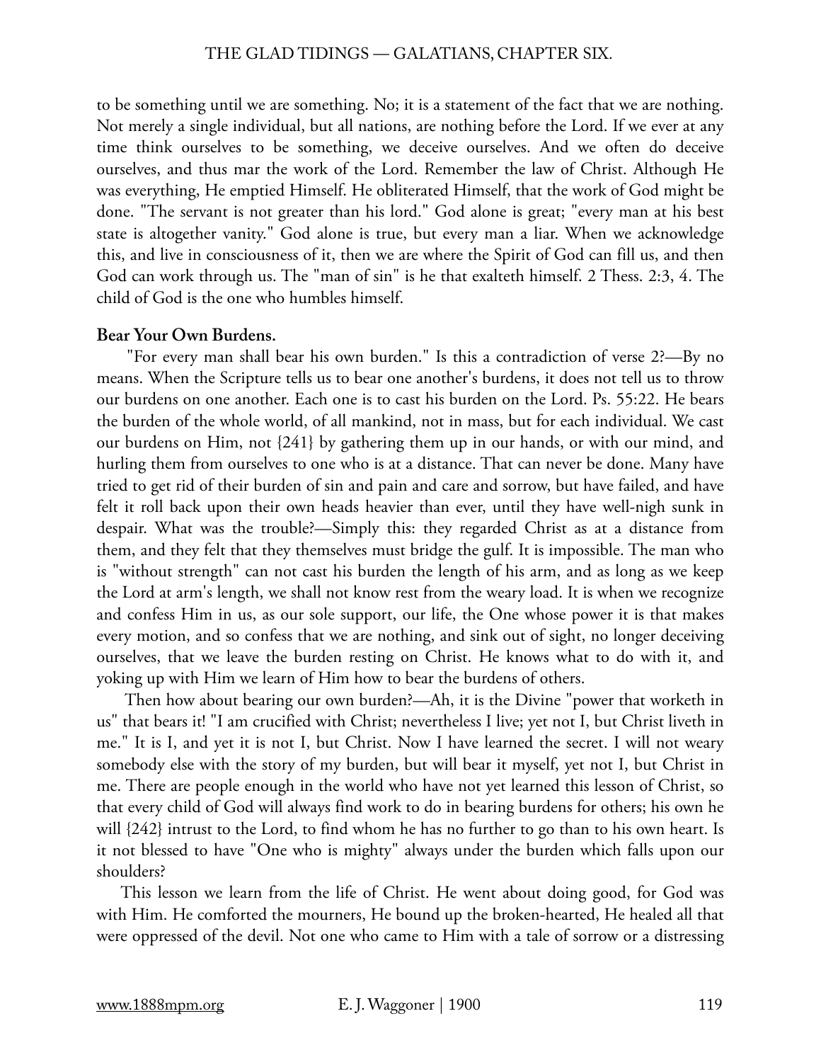to be something until we are something. No; it is a statement of the fact that we are nothing. Not merely a single individual, but all nations, are nothing before the Lord. If we ever at any time think ourselves to be something, we deceive ourselves. And we often do deceive ourselves, and thus mar the work of the Lord. Remember the law of Christ. Although He was everything, He emptied Himself. He obliterated Himself, that the work of God might be done. "The servant is not greater than his lord." God alone is great; "every man at his best state is altogether vanity." God alone is true, but every man a liar. When we acknowledge this, and live in consciousness of it, then we are where the Spirit of God can fill us, and then God can work through us. The "man of sin" is he that exalteth himself. 2 Thess. 2:3, 4. The child of God is the one who humbles himself.

**Bear Your Own Burdens.**

"For every man shall bear his own burden." Is this a contradiction of verse 2?—By no means. When the Scripture tells us to bear one another's burdens, it does not tell us to throw our burdens on one another. Each one is to cast his burden on the Lord. Ps. 55:22. He bears the burden of the whole world, of all mankind, not in mass, but for each individual. We cast our burdens on Him, not {241} by gathering them up in our hands, or with our mind, and hurling them from ourselves to one who is at a distance. That can never be done. Many have tried to get rid of their burden of sin and pain and care and sorrow, but have failed, and have felt it roll back upon their own heads heavier than ever, until they have well-nigh sunk in despair. What was the trouble?—Simply this: they regarded Christ as at a distance from them, and they felt that they themselves must bridge the gulf. It is impossible. The man who is "without strength" can not cast his burden the length of his arm, and as long as we keep the Lord at arm's length, we shall not know rest from the weary load. It is when we recognize and confess Him in us, as our sole support, our life, the One whose power it is that makes every motion, and so confess that we are nothing, and sink out of sight, no longer deceiving ourselves, that we leave the burden resting on Christ. He knows what to do with it, and yoking up with Him we learn of Him how to bear the burdens of others.

Then how about bearing our own burden?—Ah, it is the Divine "power that worketh in us" that bears it! "I am crucified with Christ; nevertheless I live; yet not I, but Christ liveth in me." It is I, and yet it is not I, but Christ. Now I have learned the secret. I will not weary somebody else with the story of my burden, but will bear it myself, yet not I, but Christ in me. There are people enough in the world who have not yet learned this lesson of Christ, so that every child of God will always find work to do in bearing burdens for others; his own he will {242} intrust to the Lord, to find whom he has no further to go than to his own heart. Is it not blessed to have "One who is mighty" always under the burden which falls upon our shoulders?

This lesson we learn from the life of Christ. He went about doing good, for God was with Him. He comforted the mourners, He bound up the broken-hearted, He healed all that were oppressed of the devil. Not one who came to Him with a tale of sorrow or a distressing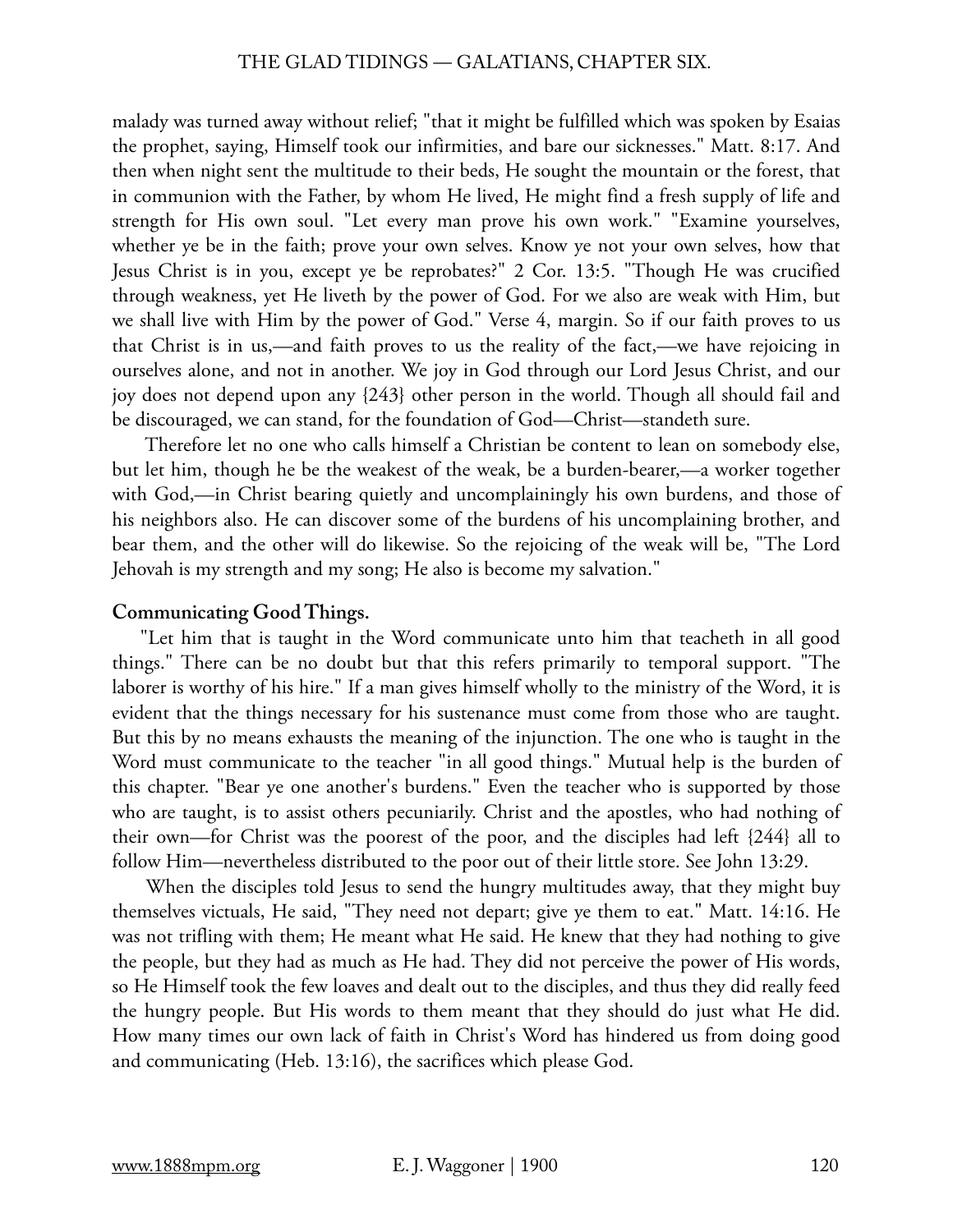malady was turned away without relief; "that it might be fulfilled which was spoken by Esaias the prophet, saying, Himself took our infirmities, and bare our sicknesses." Matt. 8:17. And then when night sent the multitude to their beds, He sought the mountain or the forest, that in communion with the Father, by whom He lived, He might find a fresh supply of life and strength for His own soul. "Let every man prove his own work." "Examine yourselves, whether ye be in the faith; prove your own selves. Know ye not your own selves, how that Jesus Christ is in you, except ye be reprobates?" 2 Cor. 13:5. "Though He was crucified through weakness, yet He liveth by the power of God. For we also are weak with Him, but we shall live with Him by the power of God." Verse 4, margin. So if our faith proves to us that Christ is in us,—and faith proves to us the reality of the fact,—we have rejoicing in ourselves alone, and not in another. We joy in God through our Lord Jesus Christ, and our joy does not depend upon any {243} other person in the world. Though all should fail and be discouraged, we can stand, for the foundation of God—Christ—standeth sure.

Therefore let no one who calls himself a Christian be content to lean on somebody else, but let him, though he be the weakest of the weak, be a burden-bearer,—a worker together with God,—in Christ bearing quietly and uncomplainingly his own burdens, and those of his neighbors also. He can discover some of the burdens of his uncomplaining brother, and bear them, and the other will do likewise. So the rejoicing of the weak will be, "The Lord Jehovah is my strength and my song; He also is become my salvation."

**Communicating Good Things.**

"Let him that is taught in the Word communicate unto him that teacheth in all good things." There can be no doubt but that this refers primarily to temporal support. "The laborer is worthy of his hire." If a man gives himself wholly to the ministry of the Word, it is evident that the things necessary for his sustenance must come from those who are taught. But this by no means exhausts the meaning of the injunction. The one who is taught in the Word must communicate to the teacher "in all good things." Mutual help is the burden of this chapter. "Bear ye one another's burdens." Even the teacher who is supported by those who are taught, is to assist others pecuniarily. Christ and the apostles, who had nothing of their own—for Christ was the poorest of the poor, and the disciples had left {244} all to follow Him—nevertheless distributed to the poor out of their little store. See John 13:29.

When the disciples told Jesus to send the hungry multitudes away, that they might buy themselves victuals, He said, "They need not depart; give ye them to eat." Matt. 14:16. He was not trifling with them; He meant what He said. He knew that they had nothing to give the people, but they had as much as He had. They did not perceive the power of His words, so He Himself took the few loaves and dealt out to the disciples, and thus they did really feed the hungry people. But His words to them meant that they should do just what He did. How many times our own lack of faith in Christ's Word has hindered us from doing good and communicating (Heb. 13:16), the sacrifices which please God.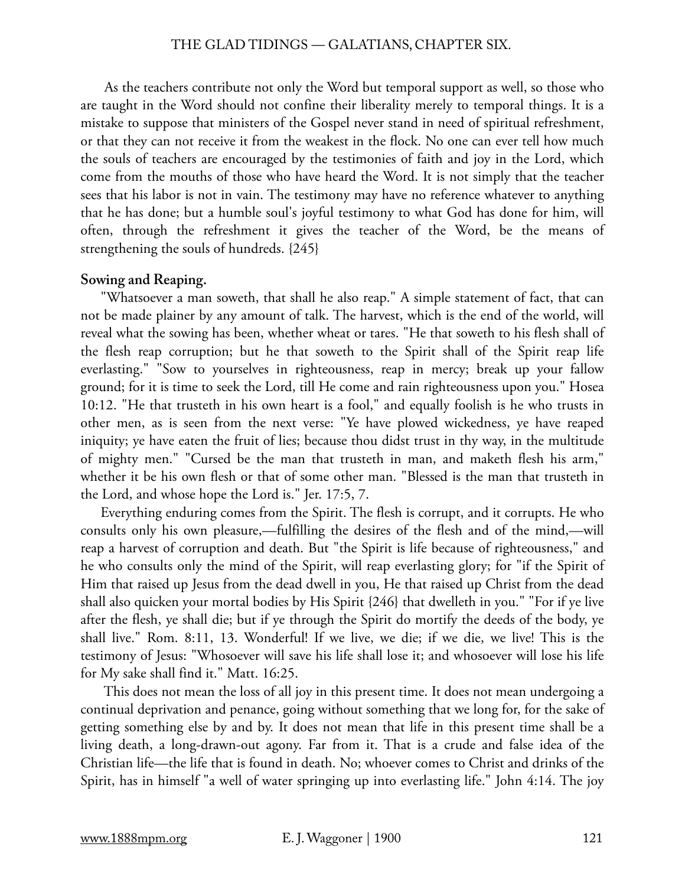As the teachers contribute not only the Word but temporal support as well, so those who are taught in the Word should not confine their liberality merely to temporal things. It is a mistake to suppose that ministers of the Gospel never stand in need of spiritual refreshment, or that they can not receive it from the weakest in the flock. No one can ever tell how much the souls of teachers are encouraged by the testimonies of faith and joy in the Lord, which come from the mouths of those who have heard the Word. It is not simply that the teacher sees that his labor is not in vain. The testimony may have no reference whatever to anything that he has done; but a humble soul's joyful testimony to what God has done for him, will often, through the refreshment it gives the teacher of the Word, be the means of strengthening the souls of hundreds. {245}

**Sowing and Reaping.**

"Whatsoever a man soweth, that shall he also reap." A simple statement of fact, that can not be made plainer by any amount of talk. The harvest, which is the end of the world, will reveal what the sowing has been, whether wheat or tares. "He that soweth to his flesh shall of the flesh reap corruption; but he that soweth to the Spirit shall of the Spirit reap life everlasting." "Sow to yourselves in righteousness, reap in mercy; break up your fallow ground; for it is time to seek the Lord, till He come and rain righteousness upon you." Hosea 10:12. "He that trusteth in his own heart is a fool," and equally foolish is he who trusts in other men, as is seen from the next verse: "Ye have plowed wickedness, ye have reaped iniquity; ye have eaten the fruit of lies; because thou didst trust in thy way, in the multitude of mighty men." "Cursed be the man that trusteth in man, and maketh flesh his arm," whether it be his own flesh or that of some other man. "Blessed is the man that trusteth in the Lord, and whose hope the Lord is." Jer. 17:5, 7.

Everything enduring comes from the Spirit. The flesh is corrupt, and it corrupts. He who consults only his own pleasure,—fulfilling the desires of the flesh and of the mind,—will reap a harvest of corruption and death. But "the Spirit is life because of righteousness," and he who consults only the mind of the Spirit, will reap everlasting glory; for "if the Spirit of Him that raised up Jesus from the dead dwell in you, He that raised up Christ from the dead shall also quicken your mortal bodies by His Spirit {246} that dwelleth in you." "For if ye live after the flesh, ye shall die; but if ye through the Spirit do mortify the deeds of the body, ye shall live." Rom. 8:11, 13. Wonderful! If we live, we die; if we die, we live! This is the testimony of Jesus: "Whosoever will save his life shall lose it; and whosoever will lose his life for My sake shall find it." Matt. 16:25.

This does not mean the loss of all joy in this present time. It does not mean undergoing a continual deprivation and penance, going without something that we long for, for the sake of getting something else by and by. It does not mean that life in this present time shall be a living death, a long-drawn-out agony. Far from it. That is a crude and false idea of the Christian life—the life that is found in death. No; whoever comes to Christ and drinks of the Spirit, has in himself "a well of water springing up into everlasting life." John 4:14. The joy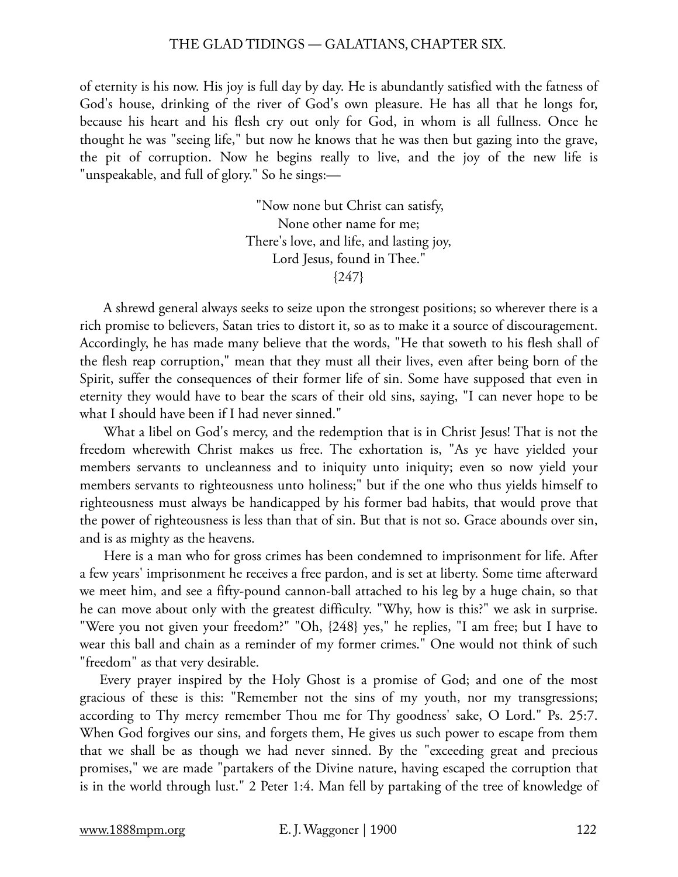of eternity is his now. His joy is full day by day. He is abundantly satisfied with the fatness of God's house, drinking of the river of God's own pleasure. He has all that he longs for, because his heart and his flesh cry out only for God, in whom is all fullness. Once he thought he was "seeing life," but now he knows that he was then but gazing into the grave, the pit of corruption. Now he begins really to live, and the joy of the new life is "unspeakable, and full of glory." So he sings:—

"Now none but Christ can satisfy,  
None other name for me;  
There's love, and life, and lasting joy,  
Lord Jesus, found in Thee."  
{247}

A shrewd general always seeks to seize upon the strongest positions; so wherever there is a rich promise to believers, Satan tries to distort it, so as to make it a source of discouragement. Accordingly, he has made many believe that the words, "He that soweth to his flesh shall of the flesh reap corruption," mean that they must all their lives, even after being born of the Spirit, suffer the consequences of their former life of sin. Some have supposed that even in eternity they would have to bear the scars of their old sins, saying, "I can never hope to be what I should have been if I had never sinned."

What a libel on God's mercy, and the redemption that is in Christ Jesus! That is not the freedom wherewith Christ makes us free. The exhortation is, "As ye have yielded your members servants to uncleanness and to iniquity unto iniquity; even so now yield your members servants to righteousness unto holiness;" but if the one who thus yields himself to righteousness must always be handicapped by his former bad habits, that would prove that the power of righteousness is less than that of sin. But that is not so. Grace abounds over sin, and is as mighty as the heavens.

Here is a man who for gross crimes has been condemned to imprisonment for life. After a few years' imprisonment he receives a free pardon, and is set at liberty. Some time afterward we meet him, and see a fifty-pound cannon-ball attached to his leg by a huge chain, so that he can move about only with the greatest difficulty. "Why, how is this?" we ask in surprise. "Were you not given your freedom?" "Oh, {248} yes," he replies, "I am free; but I have to wear this ball and chain as a reminder of my former crimes." One would not think of such "freedom" as that very desirable.

Every prayer inspired by the Holy Ghost is a promise of God; and one of the most gracious of these is this: "Remember not the sins of my youth, nor my transgressions; according to Thy mercy remember Thou me for Thy goodness' sake, O Lord." Ps. 25:7. When God forgives our sins, and forgets them, He gives us such power to escape from them that we shall be as though we had never sinned. By the "exceeding great and precious promises," we are made "partakers of the Divine nature, having escaped the corruption that is in the world through lust." 2 Peter 1:4. Man fell by partaking of the tree of knowledge of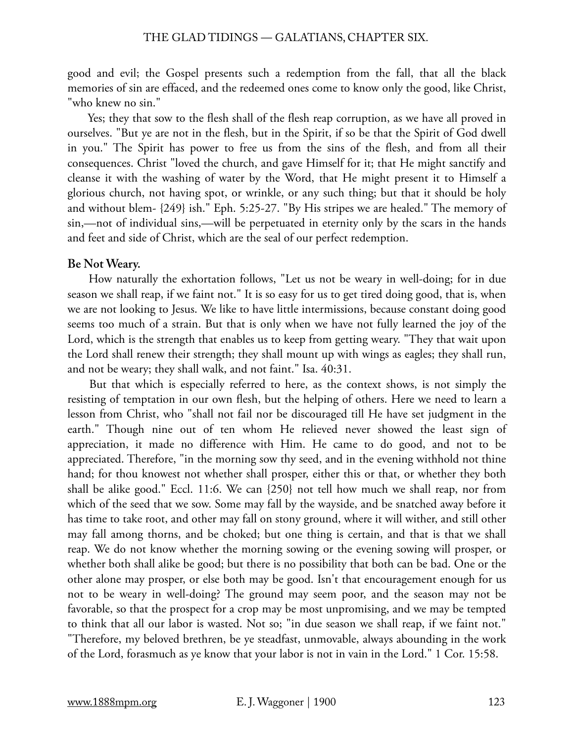good and evil; the Gospel presents such a redemption from the fall, that all the black memories of sin are effaced, and the redeemed ones come to know only the good, like Christ, "who knew no sin."

Yes; they that sow to the flesh shall of the flesh reap corruption, as we have all proved in ourselves. "But ye are not in the flesh, but in the Spirit, if so be that the Spirit of God dwell in you." The Spirit has power to free us from the sins of the flesh, and from all their consequences. Christ "loved the church, and gave Himself for it; that He might sanctify and cleanse it with the washing of water by the Word, that He might present it to Himself a glorious church, not having spot, or wrinkle, or any such thing; but that it should be holy and without blem- {249} ish." Eph. 5:25-27. "By His stripes we are healed." The memory of sin,—not of individual sins,—will be perpetuated in eternity only by the scars in the hands and feet and side of Christ, which are the seal of our perfect redemption.

**Be Not Weary.**

How naturally the exhortation follows, "Let us not be weary in well-doing; for in due season we shall reap, if we faint not." It is so easy for us to get tired doing good, that is, when we are not looking to Jesus. We like to have little intermissions, because constant doing good seems too much of a strain. But that is only when we have not fully learned the joy of the Lord, which is the strength that enables us to keep from getting weary. "They that wait upon the Lord shall renew their strength; they shall mount up with wings as eagles; they shall run, and not be weary; they shall walk, and not faint." Isa. 40:31.

But that which is especially referred to here, as the context shows, is not simply the resisting of temptation in our own flesh, but the helping of others. Here we need to learn a lesson from Christ, who "shall not fail nor be discouraged till He have set judgment in the earth." Though nine out of ten whom He relieved never showed the least sign of appreciation, it made no difference with Him. He came to do good, and not to be appreciated. Therefore, "in the morning sow thy seed, and in the evening withhold not thine hand; for thou knowest not whether shall prosper, either this or that, or whether they both shall be alike good." Eccl. 11:6. We can {250} not tell how much we shall reap, nor from which of the seed that we sow. Some may fall by the wayside, and be snatched away before it has time to take root, and other may fall on stony ground, where it will wither, and still other may fall among thorns, and be choked; but one thing is certain, and that is that we shall reap. We do not know whether the morning sowing or the evening sowing will prosper, or whether both shall alike be good; but there is no possibility that both can be bad. One or the other alone may prosper, or else both may be good. Isn't that encouragement enough for us not to be weary in well-doing? The ground may seem poor, and the season may not be favorable, so that the prospect for a crop may be most unpromising, and we may be tempted to think that all our labor is wasted. Not so; "in due season we shall reap, if we faint not." "Therefore, my beloved brethren, be ye steadfast, unmovable, always abounding in the work of the Lord, forasmuch as ye know that your labor is not in vain in the Lord." 1 Cor. 15:58.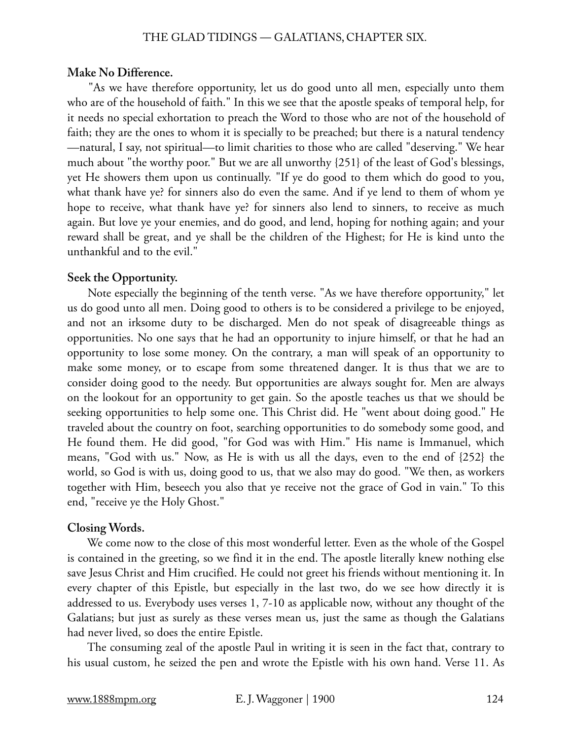**Make No Difference.**

"As we have therefore opportunity, let us do good unto all men, especially unto them who are of the household of faith." In this we see that the apostle speaks of temporal help, for it needs no special exhortation to preach the Word to those who are not of the household of faith; they are the ones to whom it is specially to be preached; but there is a natural tendency—natural, I say, not spiritual—to limit charities to those who are called "deserving." We hear much about "the worthy poor." But we are all unworthy {251} of the least of God's blessings, yet He showers them upon us continually. "If ye do good to them which do good to you, what thank have ye? for sinners also do even the same. And if ye lend to them of whom ye hope to receive, what thank have ye? for sinners also lend to sinners, to receive as much again. But love ye your enemies, and do good, and lend, hoping for nothing again; and your reward shall be great, and ye shall be the children of the Highest; for He is kind unto the unthankful and to the evil."

**Seek the Opportunity.**

Note especially the beginning of the tenth verse. "As we have therefore opportunity," let us do good unto all men. Doing good to others is to be considered a privilege to be enjoyed, and not an irksome duty to be discharged. Men do not speak of disagreeable things as opportunities. No one says that he had an opportunity to injure himself, or that he had an opportunity to lose some money. On the contrary, a man will speak of an opportunity to make some money, or to escape from some threatened danger. It is thus that we are to consider doing good to the needy. But opportunities are always sought for. Men are always on the lookout for an opportunity to get gain. So the apostle teaches us that we should be seeking opportunities to help some one. This Christ did. He "went about doing good." He traveled about the country on foot, searching opportunities to do somebody some good, and He found them. He did good, "for God was with Him." His name is Immanuel, which means, "God with us." Now, as He is with us all the days, even to the end of {252} the world, so God is with us, doing good to us, that we also may do good. "We then, as workers together with Him, beseech you also that ye receive not the grace of God in vain." To this end, "receive ye the Holy Ghost."

**Closing Words.**

We come now to the close of this most wonderful letter. Even as the whole of the Gospel is contained in the greeting, so we find it in the end. The apostle literally knew nothing else save Jesus Christ and Him crucified. He could not greet his friends without mentioning it. In every chapter of this Epistle, but especially in the last two, do we see how directly it is addressed to us. Everybody uses verses 1, 7-10 as applicable now, without any thought of the Galatians; but just as surely as these verses mean us, just the same as though the Galatians had never lived, so does the entire Epistle.

The consuming zeal of the apostle Paul in writing it is seen in the fact that, contrary to his usual custom, he seized the pen and wrote the Epistle with his own hand. Verse 11. As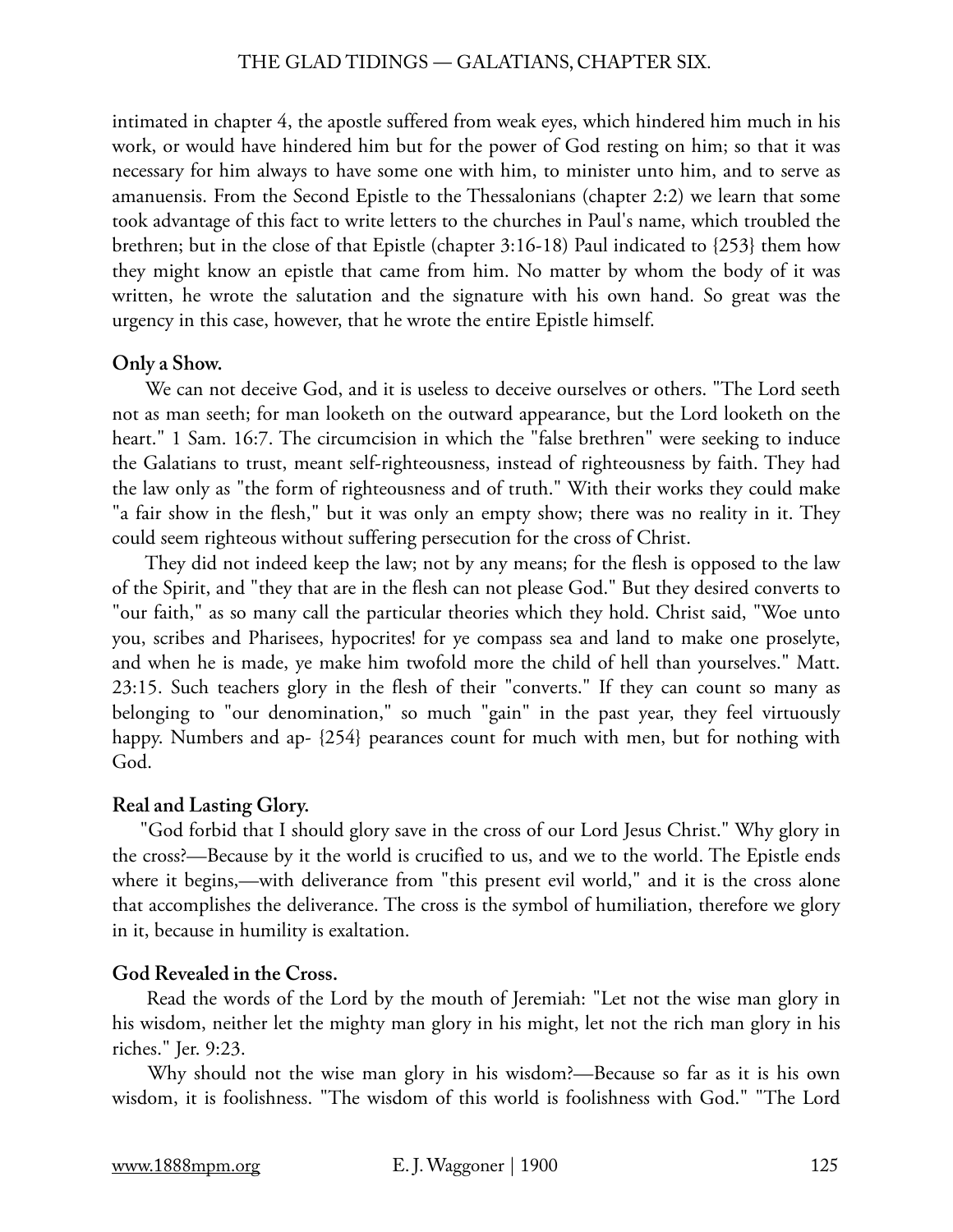intimated in chapter 4, the apostle suffered from weak eyes, which hindered him much in his work, or would have hindered him but for the power of God resting on him; so that it was necessary for him always to have some one with him, to minister unto him, and to serve as amanuensis. From the Second Epistle to the Thessalonians (chapter 2:2) we learn that some took advantage of this fact to write letters to the churches in Paul's name, which troubled the brethren; but in the close of that Epistle (chapter 3:16-18) Paul indicated to {253} them how they might know an epistle that came from him. No matter by whom the body of it was written, he wrote the salutation and the signature with his own hand. So great was the urgency in this case, however, that he wrote the entire Epistle himself.

**Only a Show.**

We can not deceive God, and it is useless to deceive ourselves or others. "The Lord seeth not as man seeth; for man looketh on the outward appearance, but the Lord looketh on the heart." 1 Sam. 16:7. The circumcision in which the "false brethren" were seeking to induce the Galatians to trust, meant self-righteousness, instead of righteousness by faith. They had the law only as "the form of righteousness and of truth." With their works they could make "a fair show in the flesh," but it was only an empty show; there was no reality in it. They could seem righteous without suffering persecution for the cross of Christ.

They did not indeed keep the law; not by any means; for the flesh is opposed to the law of the Spirit, and "they that are in the flesh can not please God." But they desired converts to "our faith," as so many call the particular theories which they hold. Christ said, "Woe unto you, scribes and Pharisees, hypocrites! for ye compass sea and land to make one proselyte, and when he is made, ye make him twofold more the child of hell than yourselves." Matt. 23:15. Such teachers glory in the flesh of their "converts." If they can count so many as belonging to "our denomination," so much "gain" in the past year, they feel virtuously happy. Numbers and ap- {254} pearances count for much with men, but for nothing with God.

**Real and Lasting Glory.**

"God forbid that I should glory save in the cross of our Lord Jesus Christ." Why glory in the cross?—Because by it the world is crucified to us, and we to the world. The Epistle ends where it begins,—with deliverance from "this present evil world," and it is the cross alone that accomplishes the deliverance. The cross is the symbol of humiliation, therefore we glory in it, because in humility is exaltation.

**God Revealed in the Cross.**

Read the words of the Lord by the mouth of Jeremiah: "Let not the wise man glory in his wisdom, neither let the mighty man glory in his might, let not the rich man glory in his riches." Jer. 9:23.

Why should not the wise man glory in his wisdom?—Because so far as it is his own wisdom, it is foolishness. "The wisdom of this world is foolishness with God." "The Lord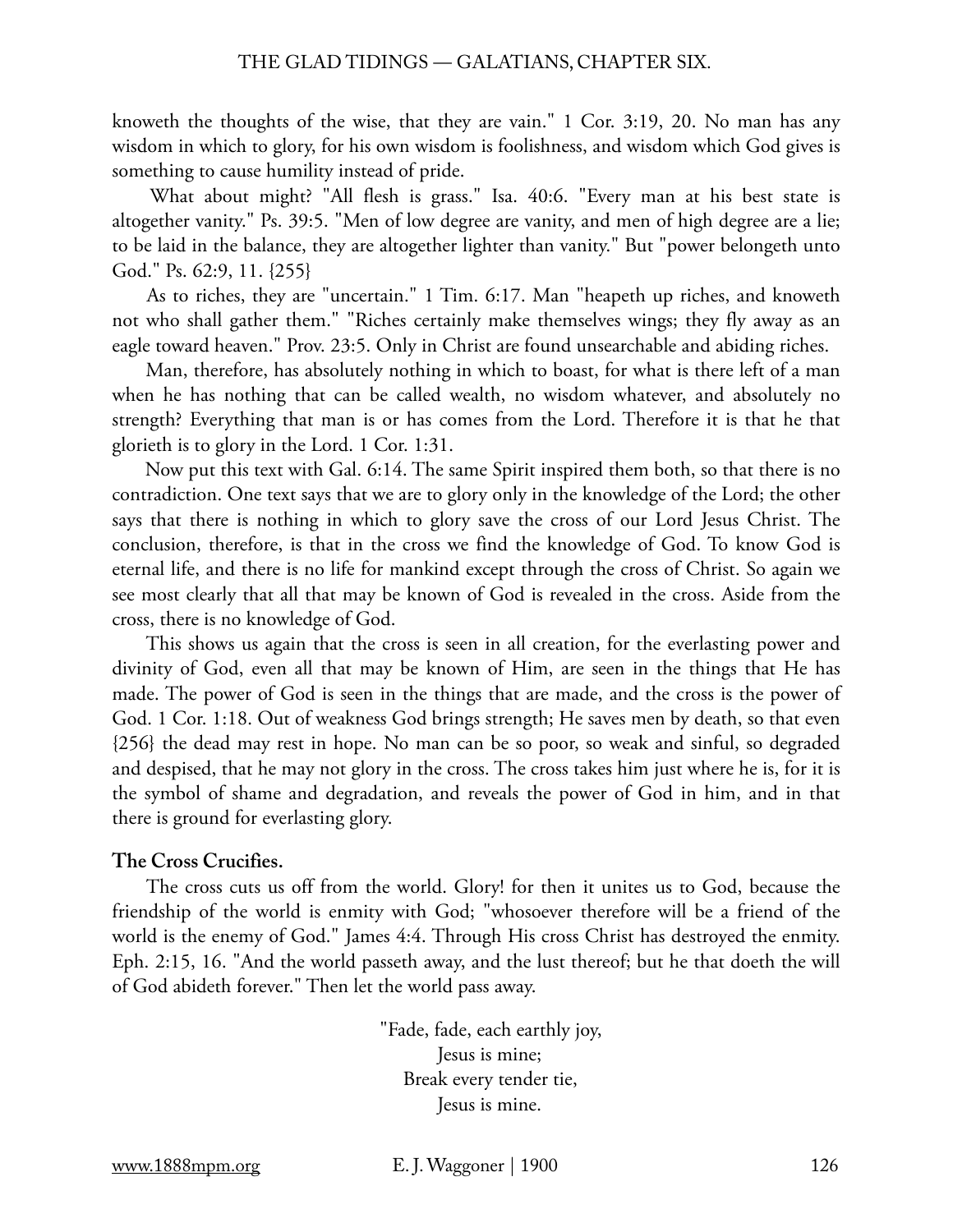knoweth the thoughts of the wise, that they are vain." 1 Cor. 3:19, 20. No man has any wisdom in which to glory, for his own wisdom is foolishness, and wisdom which God gives is something to cause humility instead of pride.

What about might? "All flesh is grass." Isa. 40:6. "Every man at his best state is altogether vanity." Ps. 39:5. "Men of low degree are vanity, and men of high degree are a lie; to be laid in the balance, they are altogether lighter than vanity." But "power belongeth unto God." Ps. 62:9, 11. {255}

As to riches, they are "uncertain." 1 Tim. 6:17. Man "heapeth up riches, and knoweth not who shall gather them." "Riches certainly make themselves wings; they fly away as an eagle toward heaven." Prov. 23:5. Only in Christ are found unsearchable and abiding riches.

Man, therefore, has absolutely nothing in which to boast, for what is there left of a man when he has nothing that can be called wealth, no wisdom whatever, and absolutely no strength? Everything that man is or has comes from the Lord. Therefore it is that he that glorieth is to glory in the Lord. 1 Cor. 1:31.

Now put this text with Gal. 6:14. The same Spirit inspired them both, so that there is no contradiction. One text says that we are to glory only in the knowledge of the Lord; the other says that there is nothing in which to glory save the cross of our Lord Jesus Christ. The conclusion, therefore, is that in the cross we find the knowledge of God. To know God is eternal life, and there is no life for mankind except through the cross of Christ. So again we see most clearly that all that may be known of God is revealed in the cross. Aside from the cross, there is no knowledge of God.

This shows us again that the cross is seen in all creation, for the everlasting power and divinity of God, even all that may be known of Him, are seen in the things that He has made. The power of God is seen in the things that are made, and the cross is the power of God. 1 Cor. 1:18. Out of weakness God brings strength; He saves men by death, so that even {256} the dead may rest in hope. No man can be so poor, so weak and sinful, so degraded and despised, that he may not glory in the cross. The cross takes him just where he is, for it is the symbol of shame and degradation, and reveals the power of God in him, and in that there is ground for everlasting glory.

**The Cross Crucifies.**

The cross cuts us off from the world. Glory! for then it unites us to God, because the friendship of the world is enmity with God; "whosoever therefore will be a friend of the world is the enemy of God." James 4:4. Through His cross Christ has destroyed the enmity. Eph. 2:15, 16. "And the world passeth away, and the lust thereof; but he that doeth the will of God abideth forever." Then let the world pass away.

"Fade, fade, each earthly joy,  
Jesus is mine;  
Break every tender tie,  
Jesus is mine.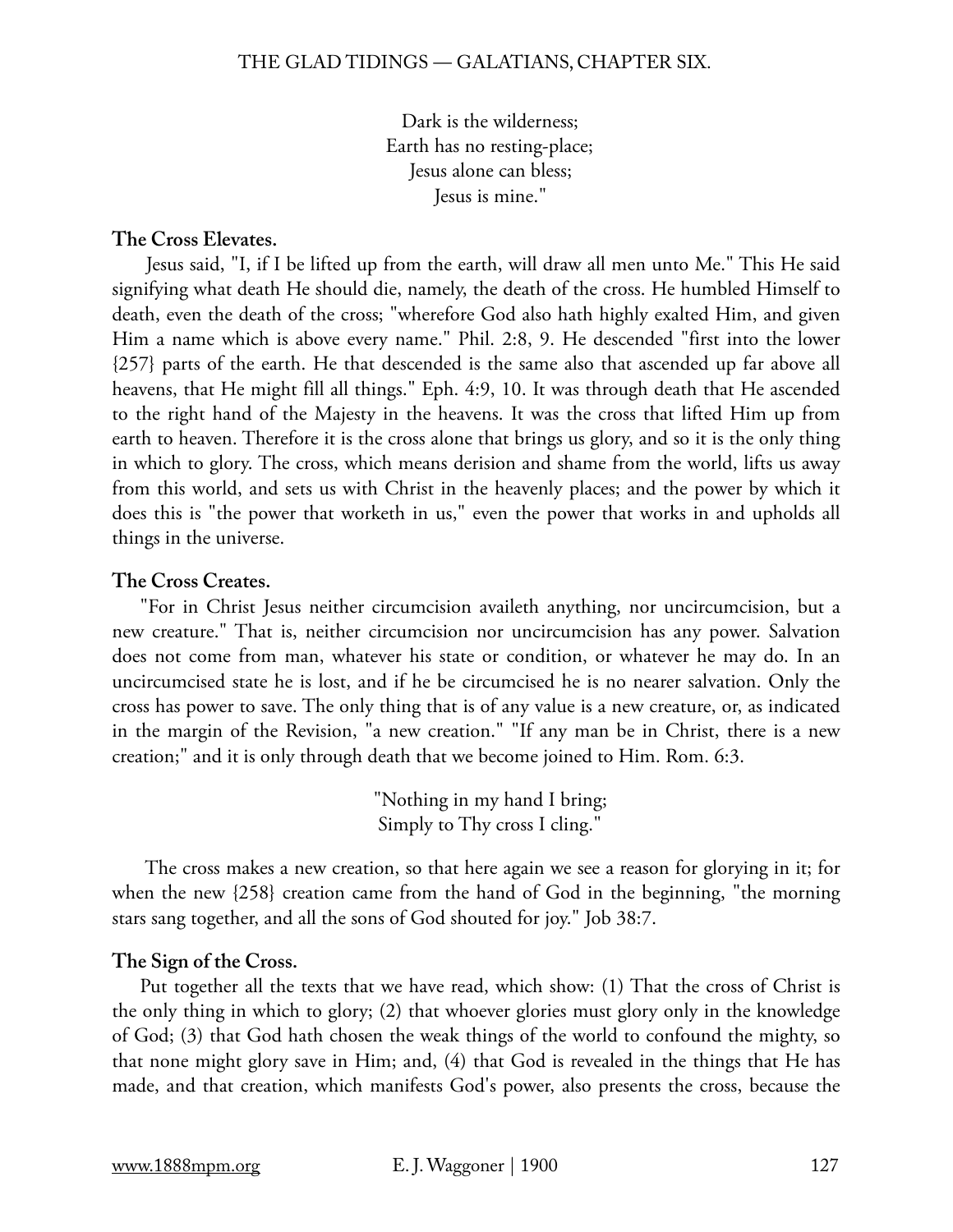Dark is the wilderness;  
Earth has no resting-place;  
Jesus alone can bless;  
Jesus is mine."

**The Cross Elevates.**

Jesus said, "I, if I be lifted up from the earth, will draw all men unto Me." This He said signifying what death He should die, namely, the death of the cross. He humbled Himself to death, even the death of the cross; "wherefore God also hath highly exalted Him, and given Him a name which is above every name." Phil. 2:8, 9. He descended "first into the lower {257} parts of the earth. He that descended is the same also that ascended up far above all heavens, that He might fill all things." Eph. 4:9, 10. It was through death that He ascended to the right hand of the Majesty in the heavens. It was the cross that lifted Him up from earth to heaven. Therefore it is the cross alone that brings us glory, and so it is the only thing in which to glory. The cross, which means derision and shame from the world, lifts us away from this world, and sets us with Christ in the heavenly places; and the power by which it does this is "the power that worketh in us," even the power that works in and upholds all things in the universe.

**The Cross Creates.**

"For in Christ Jesus neither circumcision availeth anything, nor uncircumcision, but a new creature." That is, neither circumcision nor uncircumcision has any power. Salvation does not come from man, whatever his state or condition, or whatever he may do. In an uncircumcised state he is lost, and if he be circumcised he is no nearer salvation. Only the cross has power to save. The only thing that is of any value is a new creature, or, as indicated in the margin of the Revision, "a new creation." "If any man be in Christ, there is a new creation;" and it is only through death that we become joined to Him. Rom. 6:3.

"Nothing in my hand I bring;  
Simply to Thy cross I cling."

The cross makes a new creation, so that here again we see a reason for glorying in it; for when the new {258} creation came from the hand of God in the beginning, "the morning stars sang together, and all the sons of God shouted for joy." Job 38:7.

**The Sign of the Cross.**

Put together all the texts that we have read, which show: (1) That the cross of Christ is the only thing in which to glory; (2) that whoever glories must glory only in the knowledge of God; (3) that God hath chosen the weak things of the world to confound the mighty, so that none might glory save in Him; and, (4) that God is revealed in the things that He has made, and that creation, which manifests God's power, also presents the cross, because the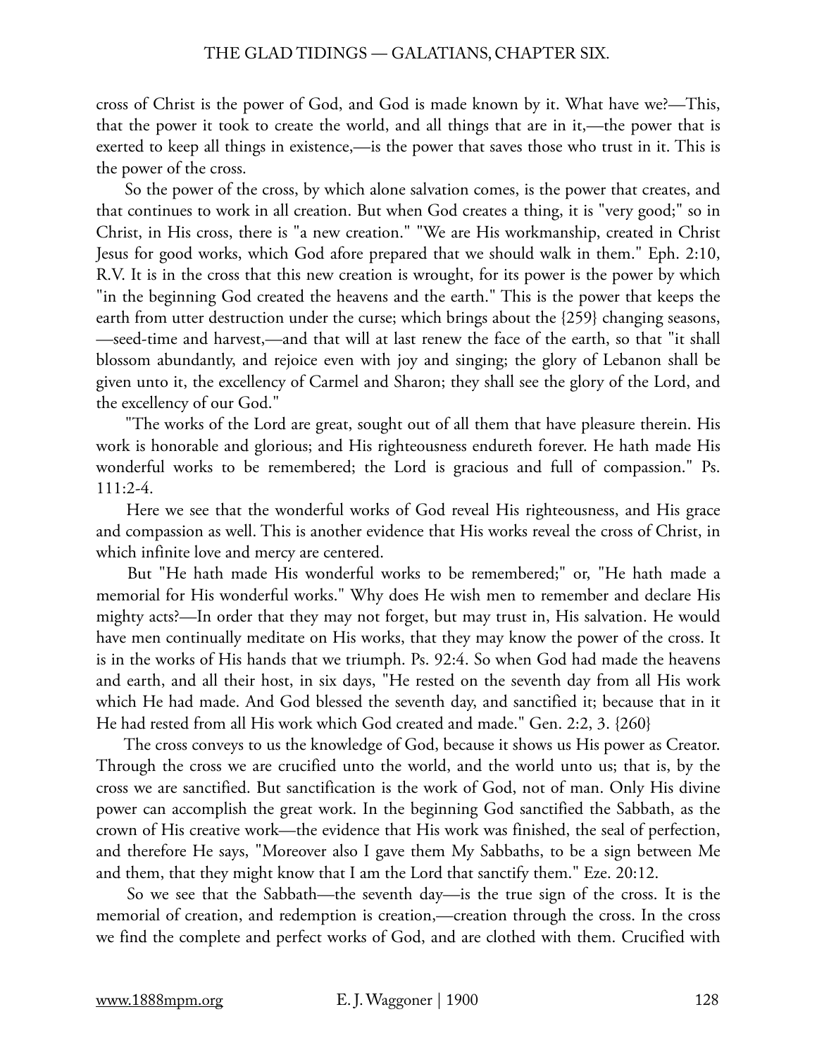cross of Christ is the power of God, and God is made known by it. What have we?—This, that the power it took to create the world, and all things that are in it,—the power that is exerted to keep all things in existence,—is the power that saves those who trust in it. This is the power of the cross.

So the power of the cross, by which alone salvation comes, is the power that creates, and that continues to work in all creation. But when God creates a thing, it is "very good;" so in Christ, in His cross, there is "a new creation." "We are His workmanship, created in Christ Jesus for good works, which God afore prepared that we should walk in them." Eph. 2:10, R.V. It is in the cross that this new creation is wrought, for its power is the power by which "in the beginning God created the heavens and the earth." This is the power that keeps the earth from utter destruction under the curse; which brings about the {259} changing seasons, —seed-time and harvest,—and that will at last renew the face of the earth, so that "it shall blossom abundantly, and rejoice even with joy and singing; the glory of Lebanon shall be given unto it, the excellency of Carmel and Sharon; they shall see the glory of the Lord, and the excellency of our God."

"The works of the Lord are great, sought out of all them that have pleasure therein. His work is honorable and glorious; and His righteousness endureth forever. He hath made His wonderful works to be remembered; the Lord is gracious and full of compassion." Ps. 111:2-4.

Here we see that the wonderful works of God reveal His righteousness, and His grace and compassion as well. This is another evidence that His works reveal the cross of Christ, in which infinite love and mercy are centered.

But "He hath made His wonderful works to be remembered;" or, "He hath made a memorial for His wonderful works." Why does He wish men to remember and declare His mighty acts?—In order that they may not forget, but may trust in, His salvation. He would have men continually meditate on His works, that they may know the power of the cross. It is in the works of His hands that we triumph. Ps. 92:4. So when God had made the heavens and earth, and all their host, in six days, "He rested on the seventh day from all His work which He had made. And God blessed the seventh day, and sanctified it; because that in it He had rested from all His work which God created and made." Gen. 2:2, 3. {260}

The cross conveys to us the knowledge of God, because it shows us His power as Creator. Through the cross we are crucified unto the world, and the world unto us; that is, by the cross we are sanctified. But sanctification is the work of God, not of man. Only His divine power can accomplish the great work. In the beginning God sanctified the Sabbath, as the crown of His creative work—the evidence that His work was finished, the seal of perfection, and therefore He says, "Moreover also I gave them My Sabbaths, to be a sign between Me and them, that they might know that I am the Lord that sanctify them." Eze. 20:12.

So we see that the Sabbath—the seventh day—is the true sign of the cross. It is the memorial of creation, and redemption is creation,—creation through the cross. In the cross we find the complete and perfect works of God, and are clothed with them. Crucified with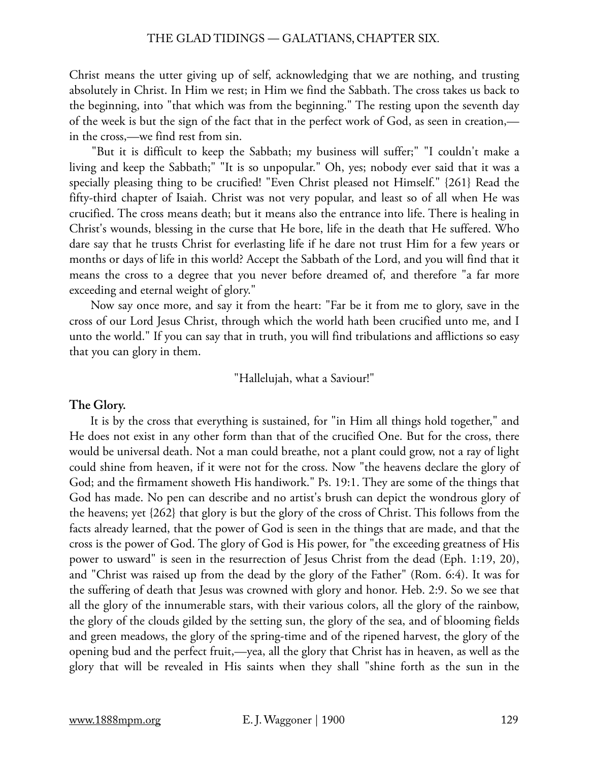Christ means the utter giving up of self, acknowledging that we are nothing, and trusting absolutely in Christ. In Him we rest; in Him we find the Sabbath. The cross takes us back to the beginning, into "that which was from the beginning." The resting upon the seventh day of the week is but the sign of the fact that in the perfect work of God, as seen in creation,—in the cross,—we find rest from sin.

"But it is difficult to keep the Sabbath; my business will suffer;" "I couldn't make a living and keep the Sabbath;" "It is so unpopular." Oh, yes; nobody ever said that it was a specially pleasing thing to be crucified! "Even Christ pleased not Himself." {261} Read the fifty-third chapter of Isaiah. Christ was not very popular, and least so of all when He was crucified. The cross means death; but it means also the entrance into life. There is healing in Christ's wounds, blessing in the curse that He bore, life in the death that He suffered. Who dare say that he trusts Christ for everlasting life if he dare not trust Him for a few years or months or days of life in this world? Accept the Sabbath of the Lord, and you will find that it means the cross to a degree that you never before dreamed of, and therefore "a far more exceeding and eternal weight of glory."

Now say once more, and say it from the heart: "Far be it from me to glory, save in the cross of our Lord Jesus Christ, through which the world hath been crucified unto me, and I unto the world." If you can say that in truth, you will find tribulations and afflictions so easy that you can glory in them.

"Hallelujah, what a Saviour!"

**The Glory.**

It is by the cross that everything is sustained, for "in Him all things hold together," and He does not exist in any other form than that of the crucified One. But for the cross, there would be universal death. Not a man could breathe, not a plant could grow, not a ray of light could shine from heaven, if it were not for the cross. Now "the heavens declare the glory of God; and the firmament showeth His handiwork." Ps. 19:1. They are some of the things that God has made. No pen can describe and no artist's brush can depict the wondrous glory of the heavens; yet {262} that glory is but the glory of the cross of Christ. This follows from the facts already learned, that the power of God is seen in the things that are made, and that the cross is the power of God. The glory of God is His power, for "the exceeding greatness of His power to usward" is seen in the resurrection of Jesus Christ from the dead (Eph. 1:19, 20), and "Christ was raised up from the dead by the glory of the Father" (Rom. 6:4). It was for the suffering of death that Jesus was crowned with glory and honor. Heb. 2:9. So we see that all the glory of the innumerable stars, with their various colors, all the glory of the rainbow, the glory of the clouds gilded by the setting sun, the glory of the sea, and of blooming fields and green meadows, the glory of the spring-time and of the ripened harvest, the glory of the opening bud and the perfect fruit,—yea, all the glory that Christ has in heaven, as well as the glory that will be revealed in His saints when they shall "shine forth as the sun in the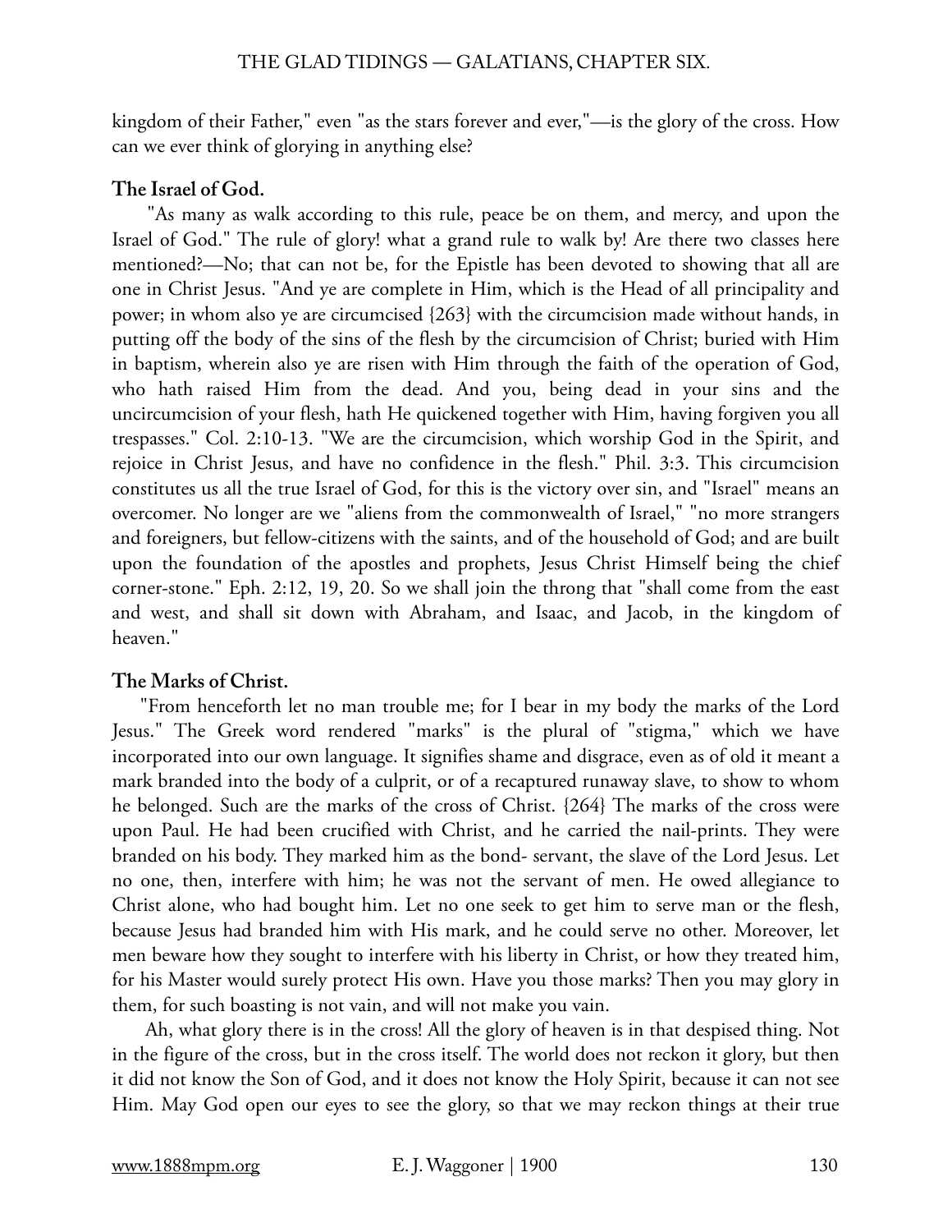kingdom of their Father," even "as the stars forever and ever,"—is the glory of the cross. How can we ever think of glorying in anything else?

### The Israel of God.

"As many as walk according to this rule, peace be on them, and mercy, and upon the Israel of God." The rule of glory! what a grand rule to walk by! Are there two classes here mentioned?—No; that can not be, for the Epistle has been devoted to showing that all are one in Christ Jesus. "And ye are complete in Him, which is the Head of all principality and power; in whom also ye are circumcised {263} with the circumcision made without hands, in putting off the body of the sins of the flesh by the circumcision of Christ; buried with Him in baptism, wherein also ye are risen with Him through the faith of the operation of God, who hath raised Him from the dead. And you, being dead in your sins and the uncircumcision of your flesh, hath He quickened together with Him, having forgiven you all trespasses." Col. 2:10-13. "We are the circumcision, which worship God in the Spirit, and rejoice in Christ Jesus, and have no confidence in the flesh." Phil. 3:3. This circumcision constitutes us all the true Israel of God, for this is the victory over sin, and "Israel" means an overcomer. No longer are we "aliens from the commonwealth of Israel," "no more strangers and foreigners, but fellow-citizens with the saints, and of the household of God; and are built upon the foundation of the apostles and prophets, Jesus Christ Himself being the chief corner-stone." Eph. 2:12, 19, 20. So we shall join the throng that "shall come from the east and west, and shall sit down with Abraham, and Isaac, and Jacob, in the kingdom of heaven."

### The Marks of Christ.

"From henceforth let no man trouble me; for I bear in my body the marks of the Lord Jesus." The Greek word rendered "marks" is the plural of "stigma," which we have incorporated into our own language. It signifies shame and disgrace, even as of old it meant a mark branded into the body of a culprit, or of a recaptured runaway slave, to show to whom he belonged. Such are the marks of the cross of Christ. {264} The marks of the cross were upon Paul. He had been crucified with Christ, and he carried the nail-prints. They were branded on his body. They marked him as the bond- servant, the slave of the Lord Jesus. Let no one, then, interfere with him; he was not the servant of men. He owed allegiance to Christ alone, who had bought him. Let no one seek to get him to serve man or the flesh, because Jesus had branded him with His mark, and he could serve no other. Moreover, let men beware how they sought to interfere with his liberty in Christ, or how they treated him, for his Master would surely protect His own. Have you those marks? Then you may glory in them, for such boasting is not vain, and will not make you vain.

Ah, what glory there is in the cross! All the glory of heaven is in that despised thing. Not in the figure of the cross, but in the cross itself. The world does not reckon it glory, but then it did not know the Son of God, and it does not know the Holy Spirit, because it can not see Him. May God open our eyes to see the glory, so that we may reckon things at their true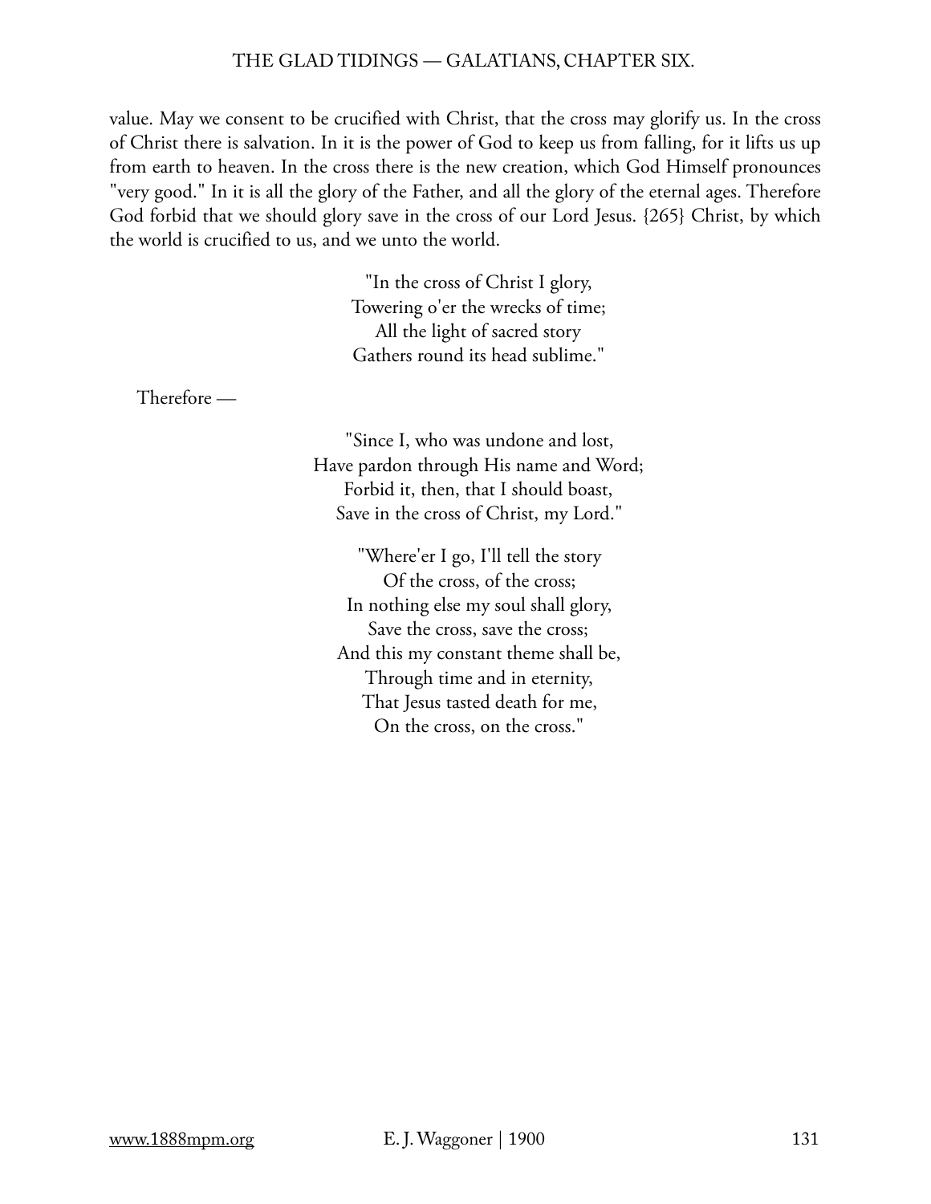value. May we consent to be crucified with Christ, that the cross may glorify us. In the cross of Christ there is salvation. In it is the power of God to keep us from falling, for it lifts us up from earth to heaven. In the cross there is the new creation, which God Himself pronounces "very good." In it is all the glory of the Father, and all the glory of the eternal ages. Therefore God forbid that we should glory save in the cross of our Lord Jesus. {265} Christ, by which the world is crucified to us, and we unto the world.

"In the cross of Christ I glory,  
Towering o'er the wrecks of time;  
All the light of sacred story  
Gathers round its head sublime."

Therefore —

"Since I, who was undone and lost,  
Have pardon through His name and Word;  
Forbid it, then, that I should boast,  
Save in the cross of Christ, my Lord."

"Where'er I go, I'll tell the story  
Of the cross, of the cross;  
In nothing else my soul shall glory,  
Save the cross, save the cross;  
And this my constant theme shall be,  
Through time and in eternity,  
That Jesus tasted death for me,  
On the cross, on the cross."